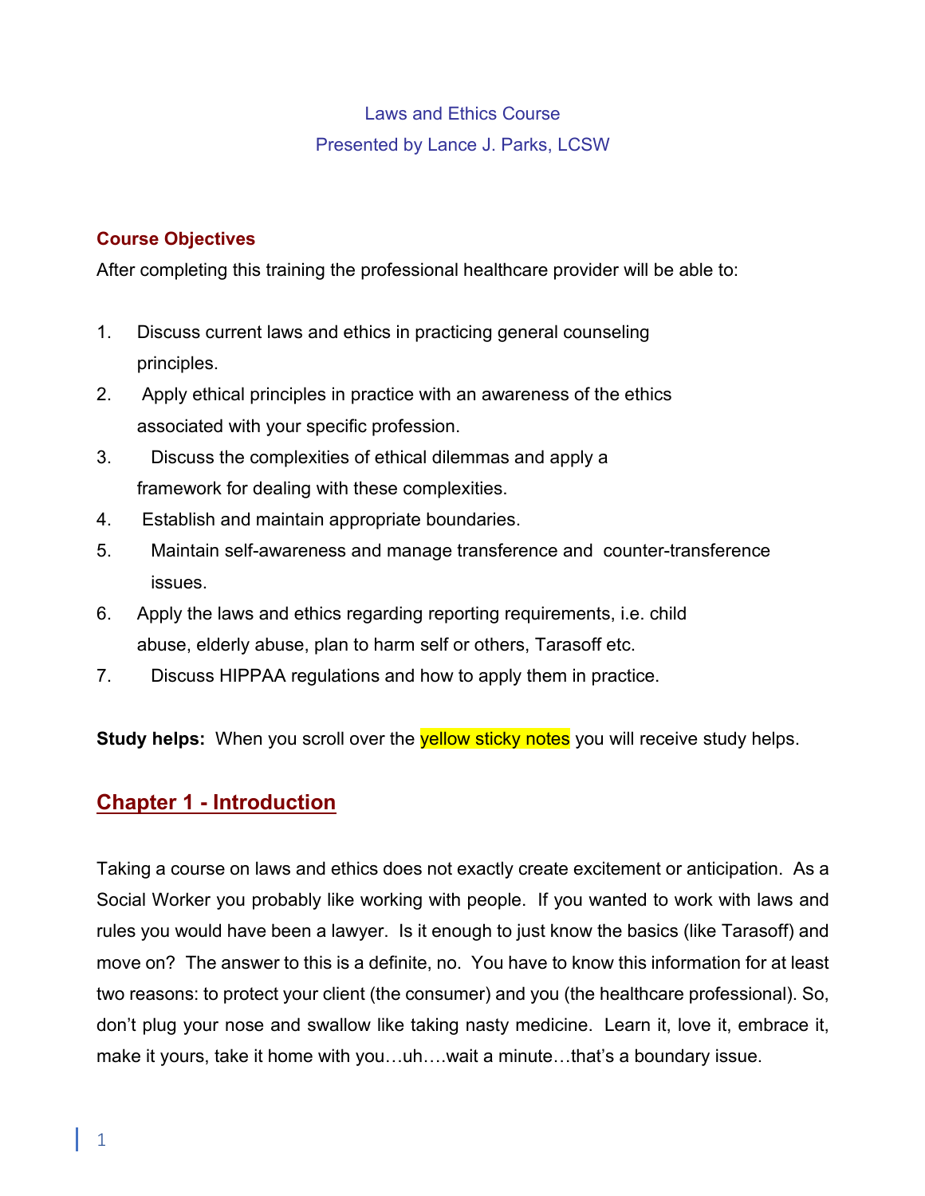# Laws and Ethics Course

Presented by Lance J. Parks, LCSW

**Course Objectives**

After completing this training the professional healthcare provider will be able to:

1. Discuss current laws and ethics in practicing general counseling principles.
2. Apply ethical principles in practice with an awareness of the ethics associated with your specific profession.
3. Discuss the complexities of ethical dilemmas and apply a framework for dealing with these complexities.
4. Establish and maintain appropriate boundaries.
5. Maintain self-awareness and manage transference and counter-transference issues.
6. Apply the laws and ethics regarding reporting requirements, i.e. child abuse, elderly abuse, plan to harm self or others, Tarasoff etc.
7. Discuss HIPPAA regulations and how to apply them in practice.

**Study helps:** When you scroll over the yellow sticky notes you will receive study helps.

## Chapter 1 - Introduction

Taking a course on laws and ethics does not exactly create excitement or anticipation. As a Social Worker you probably like working with people. If you wanted to work with laws and rules you would have been a lawyer. Is it enough to just know the basics (like Tarasoff) and move on? The answer to this is a definite, no. You have to know this information for at least two reasons: to protect your client (the consumer) and you (the healthcare professional). So, don't plug your nose and swallow like taking nasty medicine. Learn it, love it, embrace it, make it yours, take it home with you…uh….wait a minute…that's a boundary issue.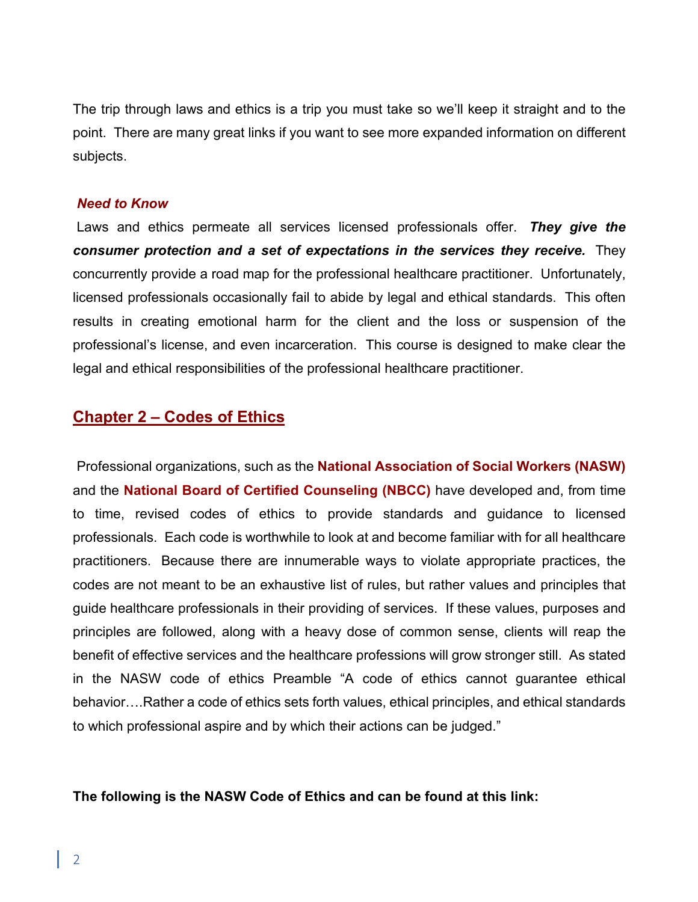The trip through laws and ethics is a trip you must take so we'll keep it straight and to the point. There are many great links if you want to see more expanded information on different subjects.

***Need to Know***

Laws and ethics permeate all services licensed professionals offer. ***They give the consumer protection and a set of expectations in the services they receive.*** They concurrently provide a road map for the professional healthcare practitioner. Unfortunately, licensed professionals occasionally fail to abide by legal and ethical standards. This often results in creating emotional harm for the client and the loss or suspension of the professional's license, and even incarceration. This course is designed to make clear the legal and ethical responsibilities of the professional healthcare practitioner.

## Chapter 2 – Codes of Ethics

Professional organizations, such as the **National Association of Social Workers (NASW)** and the **National Board of Certified Counseling (NBCC)** have developed and, from time to time, revised codes of ethics to provide standards and guidance to licensed professionals. Each code is worthwhile to look at and become familiar with for all healthcare practitioners. Because there are innumerable ways to violate appropriate practices, the codes are not meant to be an exhaustive list of rules, but rather values and principles that guide healthcare professionals in their providing of services. If these values, purposes and principles are followed, along with a heavy dose of common sense, clients will reap the benefit of effective services and the healthcare professions will grow stronger still. As stated in the NASW code of ethics Preamble "A code of ethics cannot guarantee ethical behavior….Rather a code of ethics sets forth values, ethical principles, and ethical standards to which professional aspire and by which their actions can be judged."

**The following is the NASW Code of Ethics and can be found at this link:**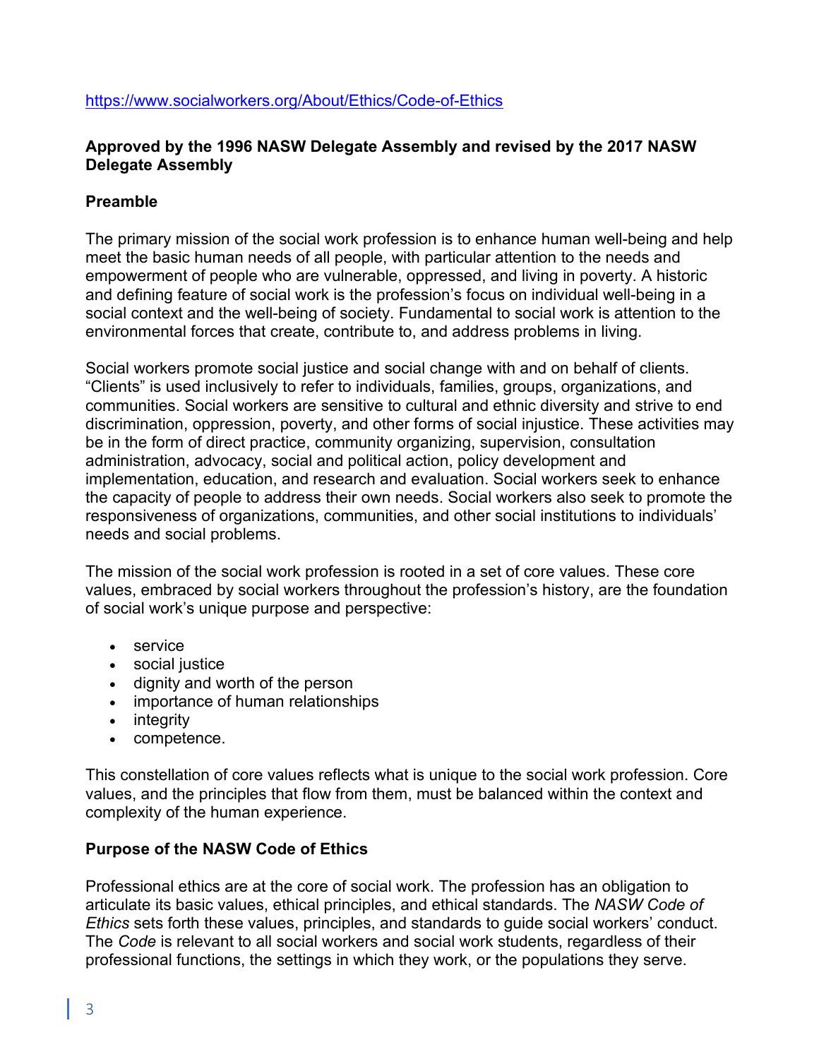https://www.socialworkers.org/About/Ethics/Code-of-Ethics

**Approved by the 1996 NASW Delegate Assembly and revised by the 2017 NASW Delegate Assembly**

## Preamble

The primary mission of the social work profession is to enhance human well-being and help meet the basic human needs of all people, with particular attention to the needs and empowerment of people who are vulnerable, oppressed, and living in poverty. A historic and defining feature of social work is the profession's focus on individual well-being in a social context and the well-being of society. Fundamental to social work is attention to the environmental forces that create, contribute to, and address problems in living.

Social workers promote social justice and social change with and on behalf of clients. "Clients" is used inclusively to refer to individuals, families, groups, organizations, and communities. Social workers are sensitive to cultural and ethnic diversity and strive to end discrimination, oppression, poverty, and other forms of social injustice. These activities may be in the form of direct practice, community organizing, supervision, consultation administration, advocacy, social and political action, policy development and implementation, education, and research and evaluation. Social workers seek to enhance the capacity of people to address their own needs. Social workers also seek to promote the responsiveness of organizations, communities, and other social institutions to individuals' needs and social problems.

The mission of the social work profession is rooted in a set of core values. These core values, embraced by social workers throughout the profession's history, are the foundation of social work's unique purpose and perspective:

- service
- social justice
- dignity and worth of the person
- importance of human relationships
- integrity
- competence.

This constellation of core values reflects what is unique to the social work profession. Core values, and the principles that flow from them, must be balanced within the context and complexity of the human experience.

## Purpose of the NASW Code of Ethics

Professional ethics are at the core of social work. The profession has an obligation to articulate its basic values, ethical principles, and ethical standards. The *NASW Code of Ethics* sets forth these values, principles, and standards to guide social workers' conduct. The *Code* is relevant to all social workers and social work students, regardless of their professional functions, the settings in which they work, or the populations they serve.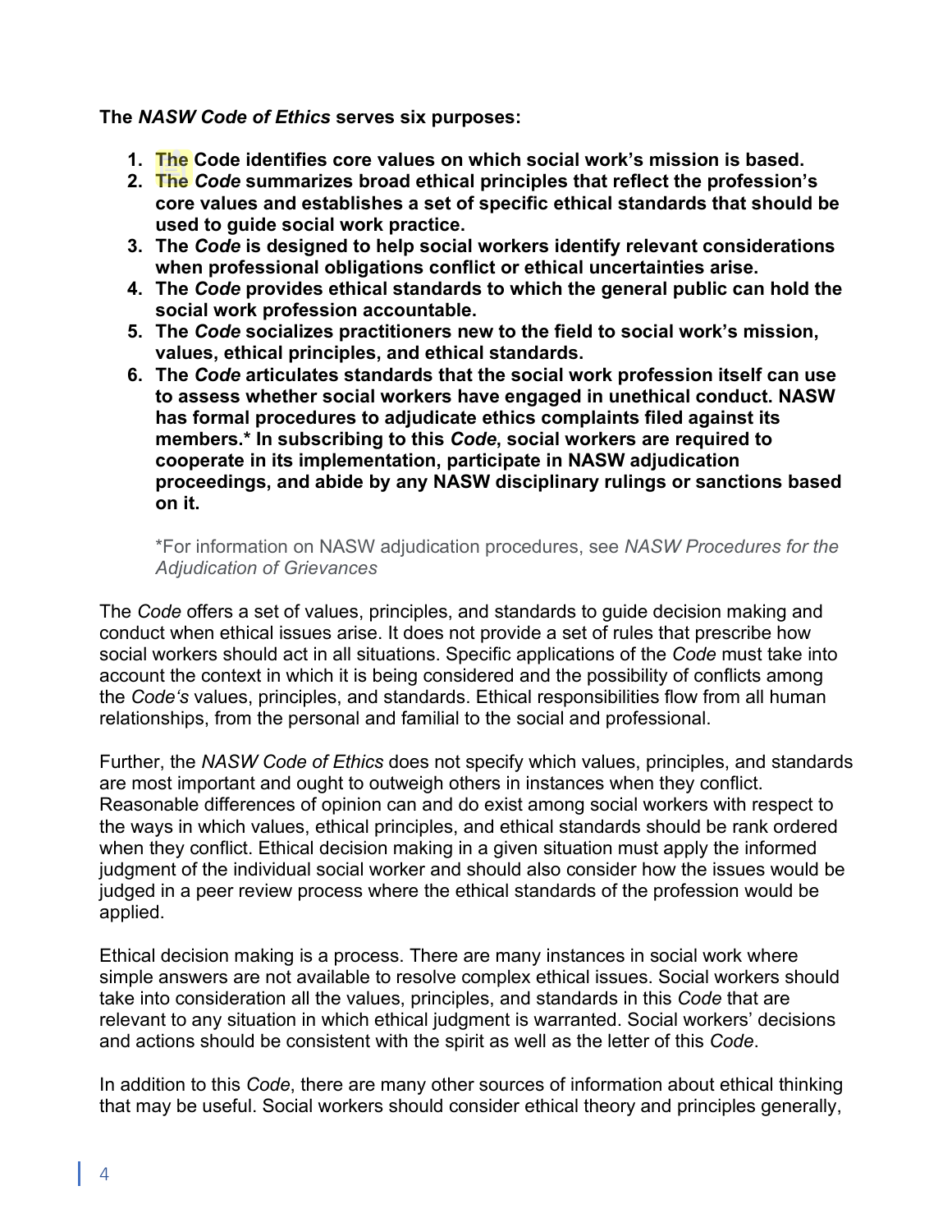**The *NASW Code of Ethics* serves six purposes:**

1. **The Code identifies core values on which social work's mission is based.**
2. **The *Code* summarizes broad ethical principles that reflect the profession's core values and establishes a set of specific ethical standards that should be used to guide social work practice.**
3. **The *Code* is designed to help social workers identify relevant considerations when professional obligations conflict or ethical uncertainties arise.**
4. **The *Code* provides ethical standards to which the general public can hold the social work profession accountable.**
5. **The *Code* socializes practitioners new to the field to social work's mission, values, ethical principles, and ethical standards.**
6. **The *Code* articulates standards that the social work profession itself can use to assess whether social workers have engaged in unethical conduct. NASW has formal procedures to adjudicate ethics complaints filed against its members.* In subscribing to this *Code*, social workers are required to cooperate in its implementation, participate in NASW adjudication proceedings, and abide by any NASW disciplinary rulings or sanctions based on it.**

   *For information on NASW adjudication procedures, see *NASW Procedures for the Adjudication of Grievances*

The *Code* offers a set of values, principles, and standards to guide decision making and conduct when ethical issues arise. It does not provide a set of rules that prescribe how social workers should act in all situations. Specific applications of the *Code* must take into account the context in which it is being considered and the possibility of conflicts among the *Code's* values, principles, and standards. Ethical responsibilities flow from all human relationships, from the personal and familial to the social and professional.

Further, the *NASW Code of Ethics* does not specify which values, principles, and standards are most important and ought to outweigh others in instances when they conflict. Reasonable differences of opinion can and do exist among social workers with respect to the ways in which values, ethical principles, and ethical standards should be rank ordered when they conflict. Ethical decision making in a given situation must apply the informed judgment of the individual social worker and should also consider how the issues would be judged in a peer review process where the ethical standards of the profession would be applied.

Ethical decision making is a process. There are many instances in social work where simple answers are not available to resolve complex ethical issues. Social workers should take into consideration all the values, principles, and standards in this *Code* that are relevant to any situation in which ethical judgment is warranted. Social workers' decisions and actions should be consistent with the spirit as well as the letter of this *Code*.

In addition to this *Code*, there are many other sources of information about ethical thinking that may be useful. Social workers should consider ethical theory and principles generally,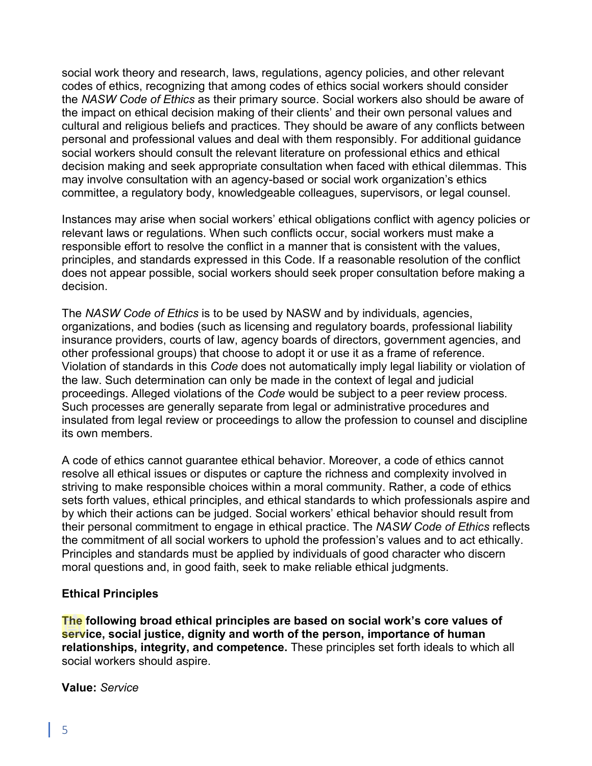social work theory and research, laws, regulations, agency policies, and other relevant codes of ethics, recognizing that among codes of ethics social workers should consider the *NASW Code of Ethics* as their primary source. Social workers also should be aware of the impact on ethical decision making of their clients' and their own personal values and cultural and religious beliefs and practices. They should be aware of any conflicts between personal and professional values and deal with them responsibly. For additional guidance social workers should consult the relevant literature on professional ethics and ethical decision making and seek appropriate consultation when faced with ethical dilemmas. This may involve consultation with an agency-based or social work organization's ethics committee, a regulatory body, knowledgeable colleagues, supervisors, or legal counsel.

Instances may arise when social workers' ethical obligations conflict with agency policies or relevant laws or regulations. When such conflicts occur, social workers must make a responsible effort to resolve the conflict in a manner that is consistent with the values, principles, and standards expressed in this Code. If a reasonable resolution of the conflict does not appear possible, social workers should seek proper consultation before making a decision.

The *NASW Code of Ethics* is to be used by NASW and by individuals, agencies, organizations, and bodies (such as licensing and regulatory boards, professional liability insurance providers, courts of law, agency boards of directors, government agencies, and other professional groups) that choose to adopt it or use it as a frame of reference. Violation of standards in this *Code* does not automatically imply legal liability or violation of the law. Such determination can only be made in the context of legal and judicial proceedings. Alleged violations of the *Code* would be subject to a peer review process. Such processes are generally separate from legal or administrative procedures and insulated from legal review or proceedings to allow the profession to counsel and discipline its own members.

A code of ethics cannot guarantee ethical behavior. Moreover, a code of ethics cannot resolve all ethical issues or disputes or capture the richness and complexity involved in striving to make responsible choices within a moral community. Rather, a code of ethics sets forth values, ethical principles, and ethical standards to which professionals aspire and by which their actions can be judged. Social workers' ethical behavior should result from their personal commitment to engage in ethical practice. The *NASW Code of Ethics* reflects the commitment of all social workers to uphold the profession's values and to act ethically. Principles and standards must be applied by individuals of good character who discern moral questions and, in good faith, seek to make reliable ethical judgments.

**Ethical Principles**

**The following broad ethical principles are based on social work's core values of service, social justice, dignity and worth of the person, importance of human relationships, integrity, and competence.** These principles set forth ideals to which all social workers should aspire.

**Value:** *Service*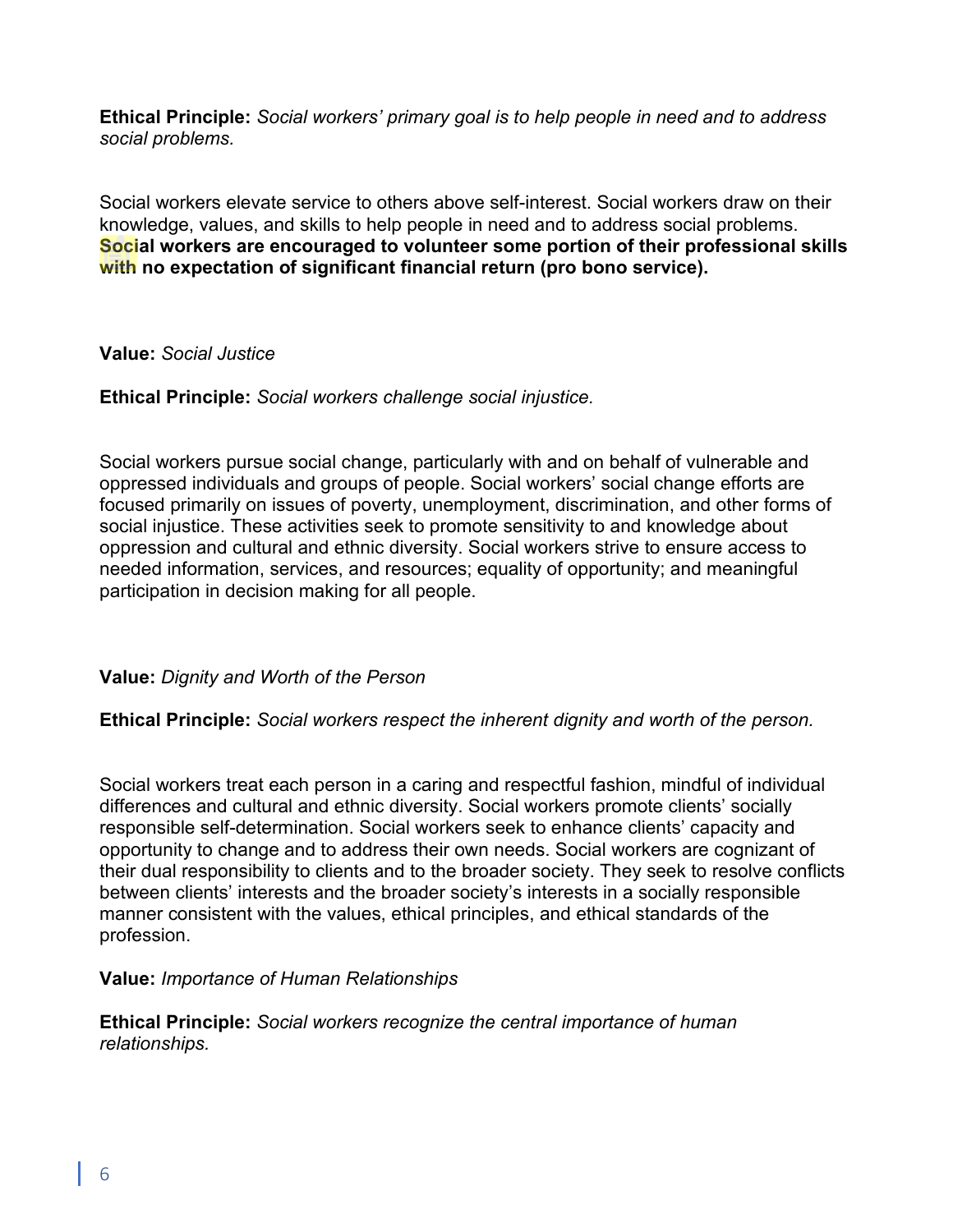**Ethical Principle:** *Social workers' primary goal is to help people in need and to address social problems.*

Social workers elevate service to others above self-interest. Social workers draw on their knowledge, values, and skills to help people in need and to address social problems. **Social workers are encouraged to volunteer some portion of their professional skills with no expectation of significant financial return (pro bono service).**

**Value:** *Social Justice*

**Ethical Principle:** *Social workers challenge social injustice.*

Social workers pursue social change, particularly with and on behalf of vulnerable and oppressed individuals and groups of people. Social workers' social change efforts are focused primarily on issues of poverty, unemployment, discrimination, and other forms of social injustice. These activities seek to promote sensitivity to and knowledge about oppression and cultural and ethnic diversity. Social workers strive to ensure access to needed information, services, and resources; equality of opportunity; and meaningful participation in decision making for all people.

**Value:** *Dignity and Worth of the Person*

**Ethical Principle:** *Social workers respect the inherent dignity and worth of the person.*

Social workers treat each person in a caring and respectful fashion, mindful of individual differences and cultural and ethnic diversity. Social workers promote clients' socially responsible self-determination. Social workers seek to enhance clients' capacity and opportunity to change and to address their own needs. Social workers are cognizant of their dual responsibility to clients and to the broader society. They seek to resolve conflicts between clients' interests and the broader society's interests in a socially responsible manner consistent with the values, ethical principles, and ethical standards of the profession.

**Value:** *Importance of Human Relationships*

**Ethical Principle:** *Social workers recognize the central importance of human relationships.*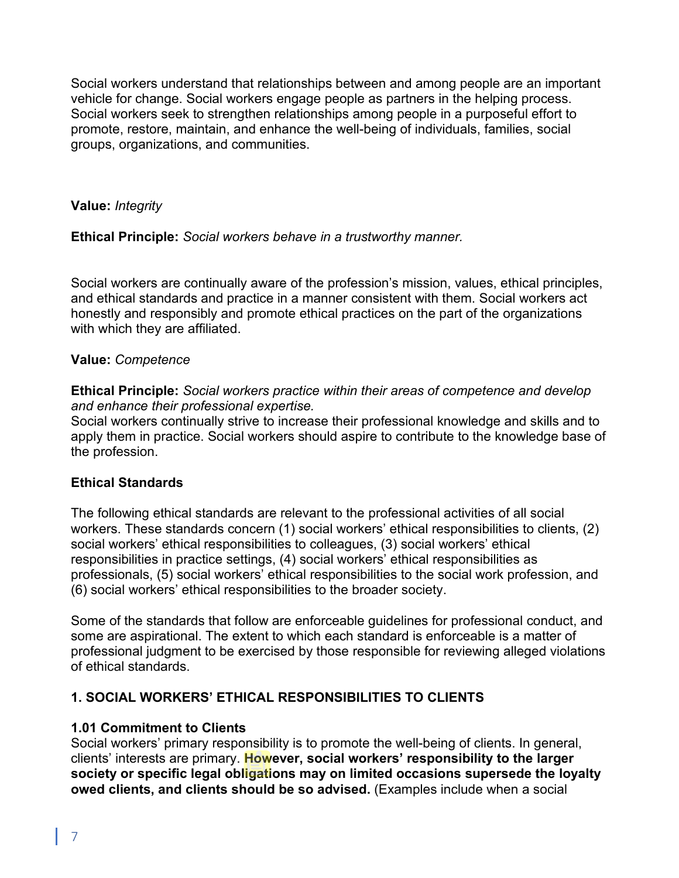Social workers understand that relationships between and among people are an important vehicle for change. Social workers engage people as partners in the helping process. Social workers seek to strengthen relationships among people in a purposeful effort to promote, restore, maintain, and enhance the well-being of individuals, families, social groups, organizations, and communities.

**Value:** *Integrity*

**Ethical Principle:** *Social workers behave in a trustworthy manner.*

Social workers are continually aware of the profession's mission, values, ethical principles, and ethical standards and practice in a manner consistent with them. Social workers act honestly and responsibly and promote ethical practices on the part of the organizations with which they are affiliated.

**Value:** *Competence*

**Ethical Principle:** *Social workers practice within their areas of competence and develop and enhance their professional expertise.*

Social workers continually strive to increase their professional knowledge and skills and to apply them in practice. Social workers should aspire to contribute to the knowledge base of the profession.

## Ethical Standards

The following ethical standards are relevant to the professional activities of all social workers. These standards concern (1) social workers' ethical responsibilities to clients, (2) social workers' ethical responsibilities to colleagues, (3) social workers' ethical responsibilities in practice settings, (4) social workers' ethical responsibilities as professionals, (5) social workers' ethical responsibilities to the social work profession, and (6) social workers' ethical responsibilities to the broader society.

Some of the standards that follow are enforceable guidelines for professional conduct, and some are aspirational. The extent to which each standard is enforceable is a matter of professional judgment to be exercised by those responsible for reviewing alleged violations of ethical standards.

## 1. SOCIAL WORKERS' ETHICAL RESPONSIBILITIES TO CLIENTS

### 1.01 Commitment to Clients

Social workers' primary responsibility is to promote the well-being of clients. In general, clients' interests are primary. **However, social workers' responsibility to the larger society or specific legal obligations may on limited occasions supersede the loyalty owed clients, and clients should be so advised.** (Examples include when a social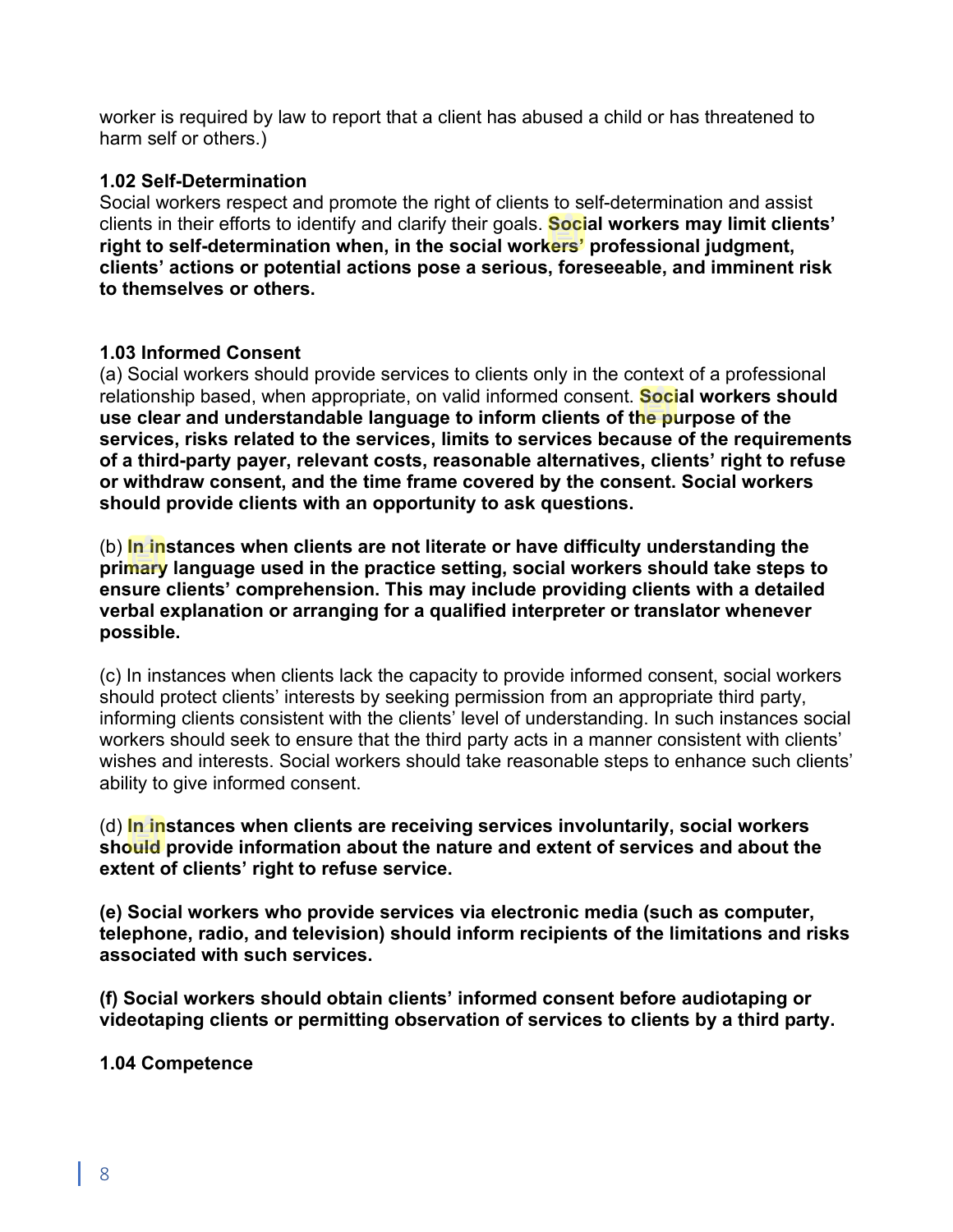worker is required by law to report that a client has abused a child or has threatened to harm self or others.)

### 1.02 Self-Determination

Social workers respect and promote the right of clients to self-determination and assist clients in their efforts to identify and clarify their goals. **Social workers may limit clients' right to self-determination when, in the social workers' professional judgment, clients' actions or potential actions pose a serious, foreseeable, and imminent risk to themselves or others.**

### 1.03 Informed Consent

(a) Social workers should provide services to clients only in the context of a professional relationship based, when appropriate, on valid informed consent. **Social workers should use clear and understandable language to inform clients of the purpose of the services, risks related to the services, limits to services because of the requirements of a third-party payer, relevant costs, reasonable alternatives, clients' right to refuse or withdraw consent, and the time frame covered by the consent. Social workers should provide clients with an opportunity to ask questions.**

(b) **In instances when clients are not literate or have difficulty understanding the primary language used in the practice setting, social workers should take steps to ensure clients' comprehension. This may include providing clients with a detailed verbal explanation or arranging for a qualified interpreter or translator whenever possible.**

(c) In instances when clients lack the capacity to provide informed consent, social workers should protect clients' interests by seeking permission from an appropriate third party, informing clients consistent with the clients' level of understanding. In such instances social workers should seek to ensure that the third party acts in a manner consistent with clients' wishes and interests. Social workers should take reasonable steps to enhance such clients' ability to give informed consent.

(d) **In instances when clients are receiving services involuntarily, social workers should provide information about the nature and extent of services and about the extent of clients' right to refuse service.**

**(e) Social workers who provide services via electronic media (such as computer, telephone, radio, and television) should inform recipients of the limitations and risks associated with such services.**

**(f) Social workers should obtain clients' informed consent before audiotaping or videotaping clients or permitting observation of services to clients by a third party.**

### 1.04 Competence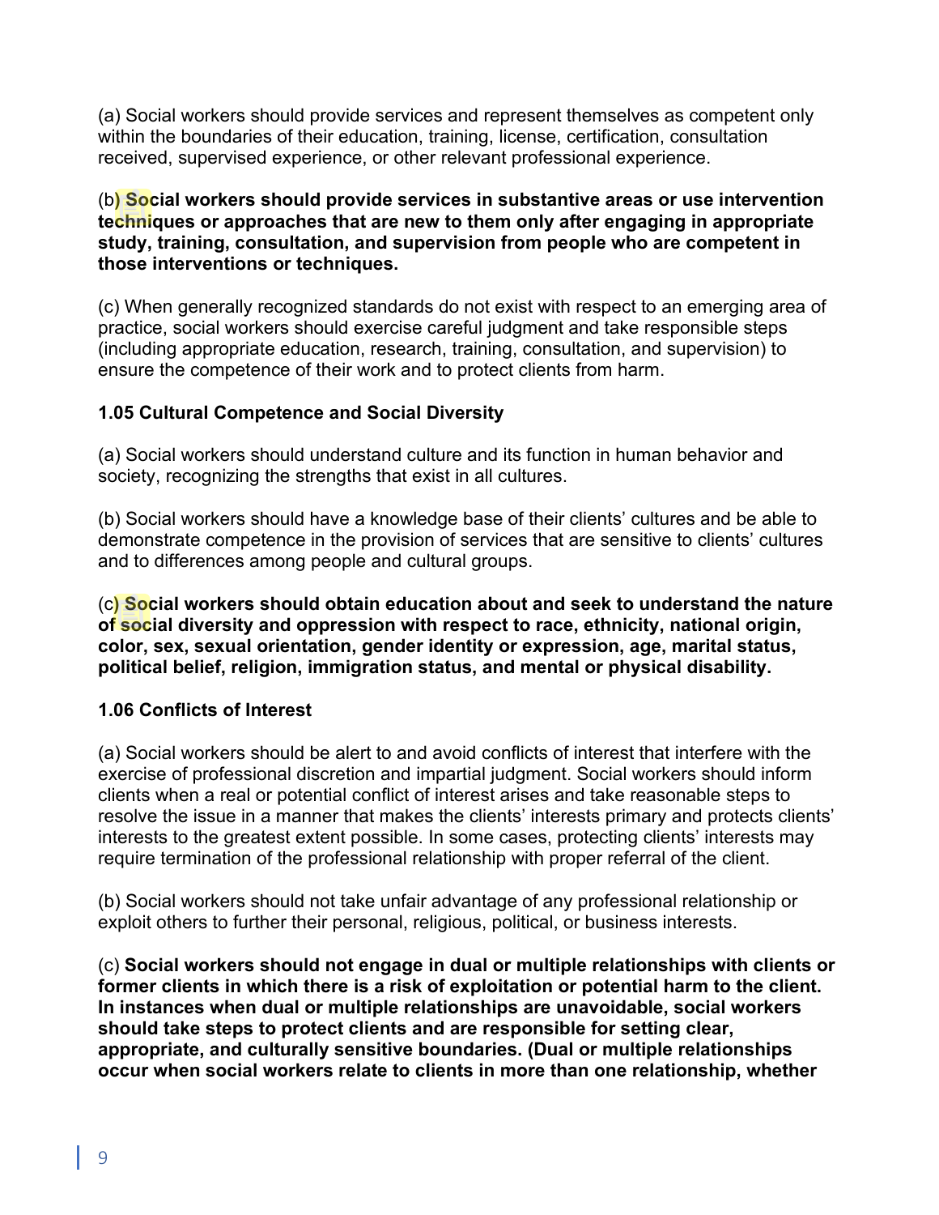(a) Social workers should provide services and represent themselves as competent only within the boundaries of their education, training, license, certification, consultation received, supervised experience, or other relevant professional experience.

(b) **Social workers should provide services in substantive areas or use intervention techniques or approaches that are new to them only after engaging in appropriate study, training, consultation, and supervision from people who are competent in those interventions or techniques.**

(c) When generally recognized standards do not exist with respect to an emerging area of practice, social workers should exercise careful judgment and take responsible steps (including appropriate education, research, training, consultation, and supervision) to ensure the competence of their work and to protect clients from harm.

### 1.05 Cultural Competence and Social Diversity

(a) Social workers should understand culture and its function in human behavior and society, recognizing the strengths that exist in all cultures.

(b) Social workers should have a knowledge base of their clients' cultures and be able to demonstrate competence in the provision of services that are sensitive to clients' cultures and to differences among people and cultural groups.

(c) **Social workers should obtain education about and seek to understand the nature of social diversity and oppression with respect to race, ethnicity, national origin, color, sex, sexual orientation, gender identity or expression, age, marital status, political belief, religion, immigration status, and mental or physical disability.**

### 1.06 Conflicts of Interest

(a) Social workers should be alert to and avoid conflicts of interest that interfere with the exercise of professional discretion and impartial judgment. Social workers should inform clients when a real or potential conflict of interest arises and take reasonable steps to resolve the issue in a manner that makes the clients' interests primary and protects clients' interests to the greatest extent possible. In some cases, protecting clients' interests may require termination of the professional relationship with proper referral of the client.

(b) Social workers should not take unfair advantage of any professional relationship or exploit others to further their personal, religious, political, or business interests.

(c) **Social workers should not engage in dual or multiple relationships with clients or former clients in which there is a risk of exploitation or potential harm to the client. In instances when dual or multiple relationships are unavoidable, social workers should take steps to protect clients and are responsible for setting clear, appropriate, and culturally sensitive boundaries. (Dual or multiple relationships occur when social workers relate to clients in more than one relationship, whether**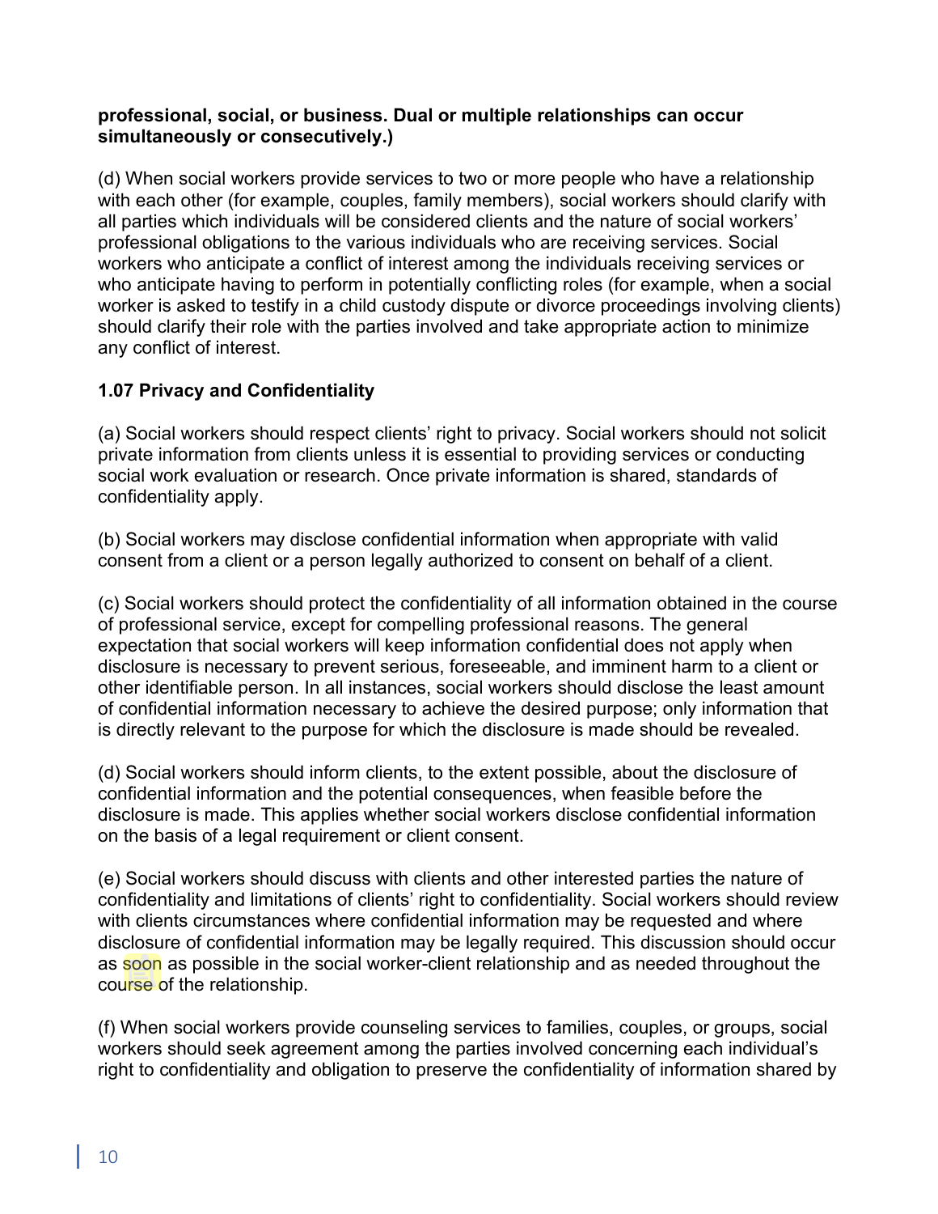**professional, social, or business. Dual or multiple relationships can occur simultaneously or consecutively.)**

(d) When social workers provide services to two or more people who have a relationship with each other (for example, couples, family members), social workers should clarify with all parties which individuals will be considered clients and the nature of social workers' professional obligations to the various individuals who are receiving services. Social workers who anticipate a conflict of interest among the individuals receiving services or who anticipate having to perform in potentially conflicting roles (for example, when a social worker is asked to testify in a child custody dispute or divorce proceedings involving clients) should clarify their role with the parties involved and take appropriate action to minimize any conflict of interest.

### 1.07 Privacy and Confidentiality

(a) Social workers should respect clients' right to privacy. Social workers should not solicit private information from clients unless it is essential to providing services or conducting social work evaluation or research. Once private information is shared, standards of confidentiality apply.

(b) Social workers may disclose confidential information when appropriate with valid consent from a client or a person legally authorized to consent on behalf of a client.

(c) Social workers should protect the confidentiality of all information obtained in the course of professional service, except for compelling professional reasons. The general expectation that social workers will keep information confidential does not apply when disclosure is necessary to prevent serious, foreseeable, and imminent harm to a client or other identifiable person. In all instances, social workers should disclose the least amount of confidential information necessary to achieve the desired purpose; only information that is directly relevant to the purpose for which the disclosure is made should be revealed.

(d) Social workers should inform clients, to the extent possible, about the disclosure of confidential information and the potential consequences, when feasible before the disclosure is made. This applies whether social workers disclose confidential information on the basis of a legal requirement or client consent.

(e) Social workers should discuss with clients and other interested parties the nature of confidentiality and limitations of clients' right to confidentiality. Social workers should review with clients circumstances where confidential information may be requested and where disclosure of confidential information may be legally required. This discussion should occur as soon as possible in the social worker-client relationship and as needed throughout the course of the relationship.

(f) When social workers provide counseling services to families, couples, or groups, social workers should seek agreement among the parties involved concerning each individual's right to confidentiality and obligation to preserve the confidentiality of information shared by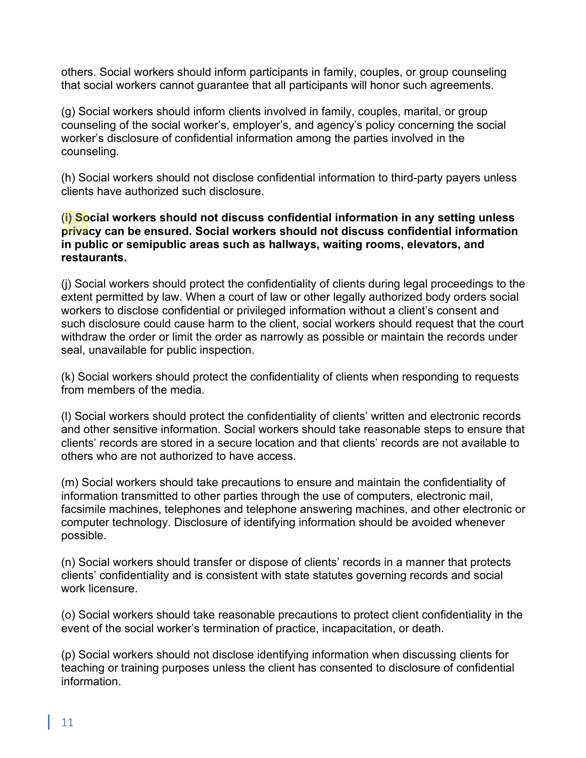others. Social workers should inform participants in family, couples, or group counseling that social workers cannot guarantee that all participants will honor such agreements.

(g) Social workers should inform clients involved in family, couples, marital, or group counseling of the social worker's, employer's, and agency's policy concerning the social worker's disclosure of confidential information among the parties involved in the counseling.

(h) Social workers should not disclose confidential information to third-party payers unless clients have authorized such disclosure.

**(i) Social workers should not discuss confidential information in any setting unless privacy can be ensured. Social workers should not discuss confidential information in public or semipublic areas such as hallways, waiting rooms, elevators, and restaurants.**

(j) Social workers should protect the confidentiality of clients during legal proceedings to the extent permitted by law. When a court of law or other legally authorized body orders social workers to disclose confidential or privileged information without a client's consent and such disclosure could cause harm to the client, social workers should request that the court withdraw the order or limit the order as narrowly as possible or maintain the records under seal, unavailable for public inspection.

(k) Social workers should protect the confidentiality of clients when responding to requests from members of the media.

(l) Social workers should protect the confidentiality of clients' written and electronic records and other sensitive information. Social workers should take reasonable steps to ensure that clients' records are stored in a secure location and that clients' records are not available to others who are not authorized to have access.

(m) Social workers should take precautions to ensure and maintain the confidentiality of information transmitted to other parties through the use of computers, electronic mail, facsimile machines, telephones and telephone answering machines, and other electronic or computer technology. Disclosure of identifying information should be avoided whenever possible.

(n) Social workers should transfer or dispose of clients' records in a manner that protects clients' confidentiality and is consistent with state statutes governing records and social work licensure.

(o) Social workers should take reasonable precautions to protect client confidentiality in the event of the social worker's termination of practice, incapacitation, or death.

(p) Social workers should not disclose identifying information when discussing clients for teaching or training purposes unless the client has consented to disclosure of confidential information.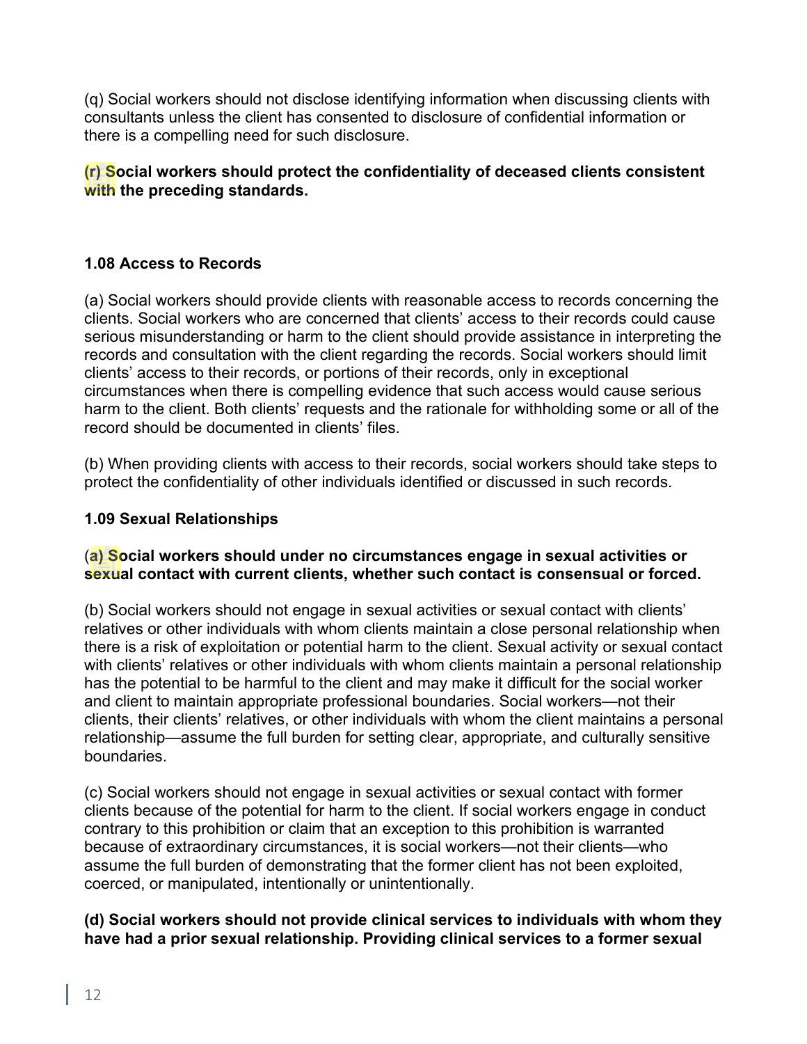(q) Social workers should not disclose identifying information when discussing clients with consultants unless the client has consented to disclosure of confidential information or there is a compelling need for such disclosure.

**(r) Social workers should protect the confidentiality of deceased clients consistent with the preceding standards.**

### 1.08 Access to Records

(a) Social workers should provide clients with reasonable access to records concerning the clients. Social workers who are concerned that clients' access to their records could cause serious misunderstanding or harm to the client should provide assistance in interpreting the records and consultation with the client regarding the records. Social workers should limit clients' access to their records, or portions of their records, only in exceptional circumstances when there is compelling evidence that such access would cause serious harm to the client. Both clients' requests and the rationale for withholding some or all of the record should be documented in clients' files.

(b) When providing clients with access to their records, social workers should take steps to protect the confidentiality of other individuals identified or discussed in such records.

### 1.09 Sexual Relationships

**(a) Social workers should under no circumstances engage in sexual activities or sexual contact with current clients, whether such contact is consensual or forced.**

(b) Social workers should not engage in sexual activities or sexual contact with clients' relatives or other individuals with whom clients maintain a close personal relationship when there is a risk of exploitation or potential harm to the client. Sexual activity or sexual contact with clients' relatives or other individuals with whom clients maintain a personal relationship has the potential to be harmful to the client and may make it difficult for the social worker and client to maintain appropriate professional boundaries. Social workers—not their clients, their clients' relatives, or other individuals with whom the client maintains a personal relationship—assume the full burden for setting clear, appropriate, and culturally sensitive boundaries.

(c) Social workers should not engage in sexual activities or sexual contact with former clients because of the potential for harm to the client. If social workers engage in conduct contrary to this prohibition or claim that an exception to this prohibition is warranted because of extraordinary circumstances, it is social workers—not their clients—who assume the full burden of demonstrating that the former client has not been exploited, coerced, or manipulated, intentionally or unintentionally.

**(d) Social workers should not provide clinical services to individuals with whom they have had a prior sexual relationship. Providing clinical services to a former sexual**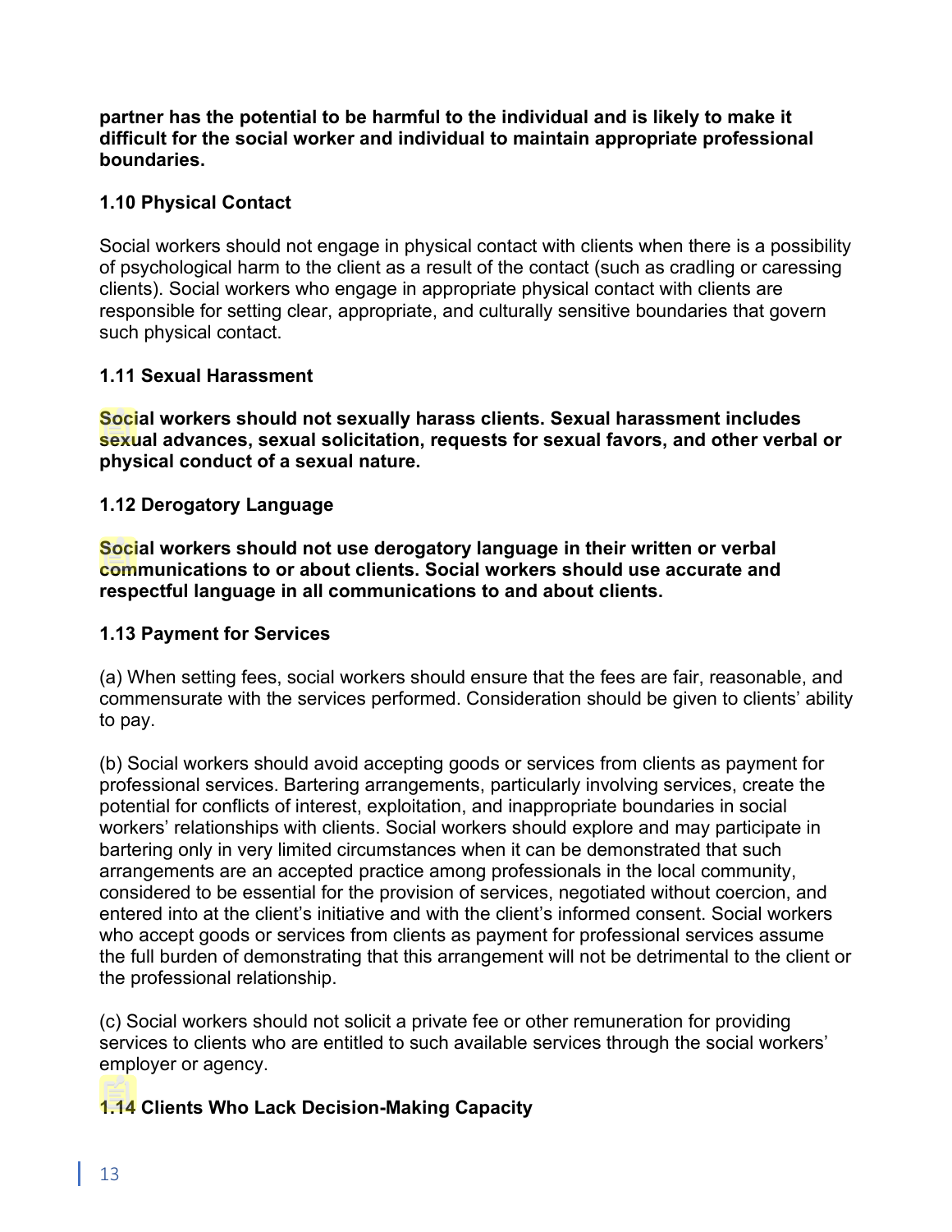**partner has the potential to be harmful to the individual and is likely to make it difficult for the social worker and individual to maintain appropriate professional boundaries.**

### 1.10 Physical Contact

Social workers should not engage in physical contact with clients when there is a possibility of psychological harm to the client as a result of the contact (such as cradling or caressing clients). Social workers who engage in appropriate physical contact with clients are responsible for setting clear, appropriate, and culturally sensitive boundaries that govern such physical contact.

### 1.11 Sexual Harassment

**Social workers should not sexually harass clients. Sexual harassment includes sexual advances, sexual solicitation, requests for sexual favors, and other verbal or physical conduct of a sexual nature.**

### 1.12 Derogatory Language

**Social workers should not use derogatory language in their written or verbal communications to or about clients. Social workers should use accurate and respectful language in all communications to and about clients.**

### 1.13 Payment for Services

(a) When setting fees, social workers should ensure that the fees are fair, reasonable, and commensurate with the services performed. Consideration should be given to clients' ability to pay.

(b) Social workers should avoid accepting goods or services from clients as payment for professional services. Bartering arrangements, particularly involving services, create the potential for conflicts of interest, exploitation, and inappropriate boundaries in social workers' relationships with clients. Social workers should explore and may participate in bartering only in very limited circumstances when it can be demonstrated that such arrangements are an accepted practice among professionals in the local community, considered to be essential for the provision of services, negotiated without coercion, and entered into at the client's initiative and with the client's informed consent. Social workers who accept goods or services from clients as payment for professional services assume the full burden of demonstrating that this arrangement will not be detrimental to the client or the professional relationship.

(c) Social workers should not solicit a private fee or other remuneration for providing services to clients who are entitled to such available services through the social workers' employer or agency.

### 1.14 Clients Who Lack Decision-Making Capacity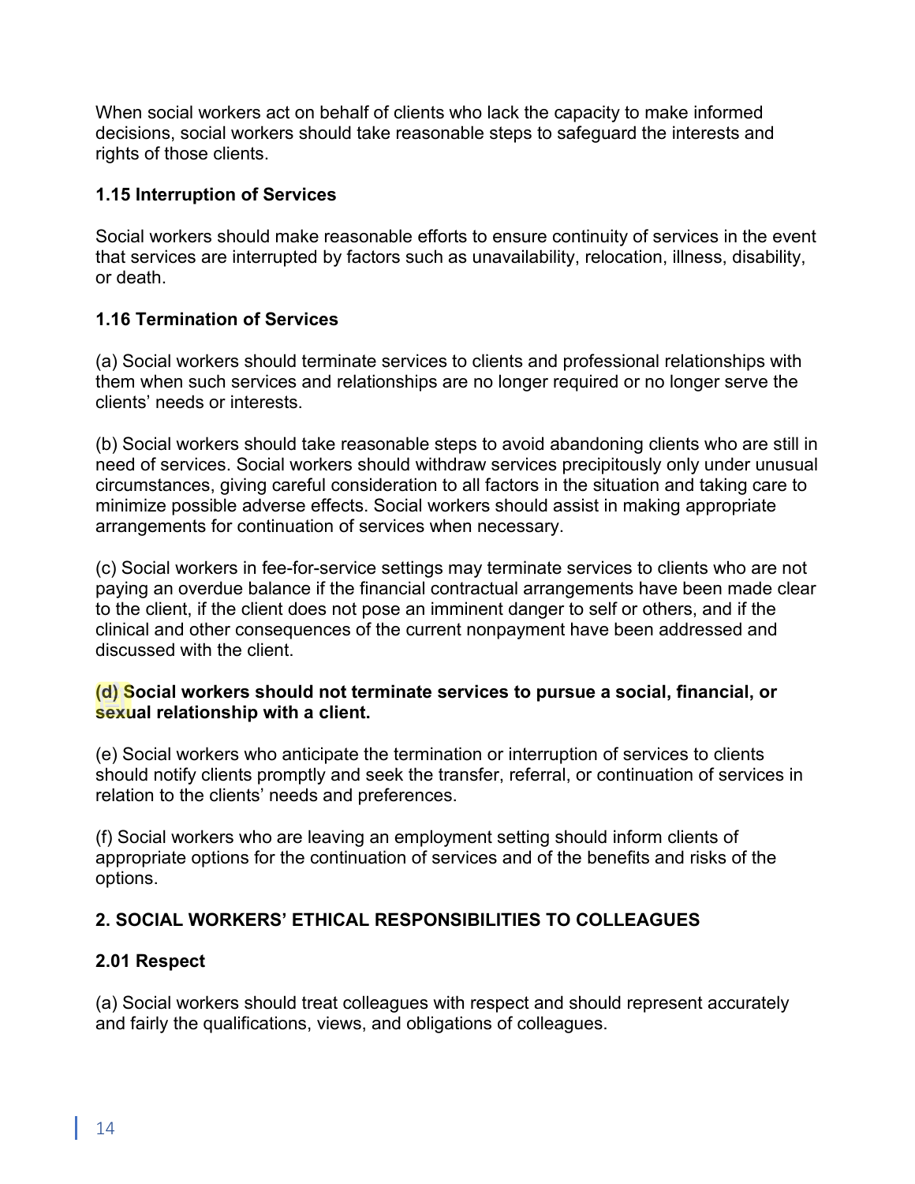When social workers act on behalf of clients who lack the capacity to make informed decisions, social workers should take reasonable steps to safeguard the interests and rights of those clients.

### 1.15 Interruption of Services

Social workers should make reasonable efforts to ensure continuity of services in the event that services are interrupted by factors such as unavailability, relocation, illness, disability, or death.

### 1.16 Termination of Services

(a) Social workers should terminate services to clients and professional relationships with them when such services and relationships are no longer required or no longer serve the clients' needs or interests.

(b) Social workers should take reasonable steps to avoid abandoning clients who are still in need of services. Social workers should withdraw services precipitously only under unusual circumstances, giving careful consideration to all factors in the situation and taking care to minimize possible adverse effects. Social workers should assist in making appropriate arrangements for continuation of services when necessary.

(c) Social workers in fee-for-service settings may terminate services to clients who are not paying an overdue balance if the financial contractual arrangements have been made clear to the client, if the client does not pose an imminent danger to self or others, and if the clinical and other consequences of the current nonpayment have been addressed and discussed with the client.

**(d) Social workers should not terminate services to pursue a social, financial, or sexual relationship with a client.**

(e) Social workers who anticipate the termination or interruption of services to clients should notify clients promptly and seek the transfer, referral, or continuation of services in relation to the clients' needs and preferences.

(f) Social workers who are leaving an employment setting should inform clients of appropriate options for the continuation of services and of the benefits and risks of the options.

## 2. SOCIAL WORKERS' ETHICAL RESPONSIBILITIES TO COLLEAGUES

### 2.01 Respect

(a) Social workers should treat colleagues with respect and should represent accurately and fairly the qualifications, views, and obligations of colleagues.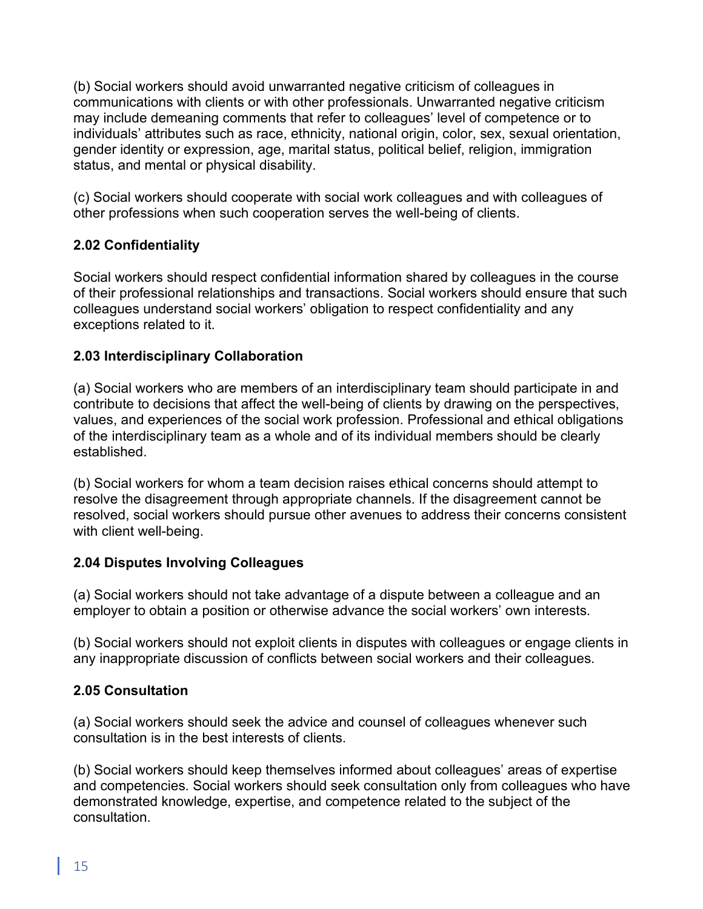(b) Social workers should avoid unwarranted negative criticism of colleagues in communications with clients or with other professionals. Unwarranted negative criticism may include demeaning comments that refer to colleagues' level of competence or to individuals' attributes such as race, ethnicity, national origin, color, sex, sexual orientation, gender identity or expression, age, marital status, political belief, religion, immigration status, and mental or physical disability.

(c) Social workers should cooperate with social work colleagues and with colleagues of other professions when such cooperation serves the well-being of clients.

### 2.02 Confidentiality

Social workers should respect confidential information shared by colleagues in the course of their professional relationships and transactions. Social workers should ensure that such colleagues understand social workers' obligation to respect confidentiality and any exceptions related to it.

### 2.03 Interdisciplinary Collaboration

(a) Social workers who are members of an interdisciplinary team should participate in and contribute to decisions that affect the well-being of clients by drawing on the perspectives, values, and experiences of the social work profession. Professional and ethical obligations of the interdisciplinary team as a whole and of its individual members should be clearly established.

(b) Social workers for whom a team decision raises ethical concerns should attempt to resolve the disagreement through appropriate channels. If the disagreement cannot be resolved, social workers should pursue other avenues to address their concerns consistent with client well-being.

### 2.04 Disputes Involving Colleagues

(a) Social workers should not take advantage of a dispute between a colleague and an employer to obtain a position or otherwise advance the social workers' own interests.

(b) Social workers should not exploit clients in disputes with colleagues or engage clients in any inappropriate discussion of conflicts between social workers and their colleagues.

### 2.05 Consultation

(a) Social workers should seek the advice and counsel of colleagues whenever such consultation is in the best interests of clients.

(b) Social workers should keep themselves informed about colleagues' areas of expertise and competencies. Social workers should seek consultation only from colleagues who have demonstrated knowledge, expertise, and competence related to the subject of the consultation.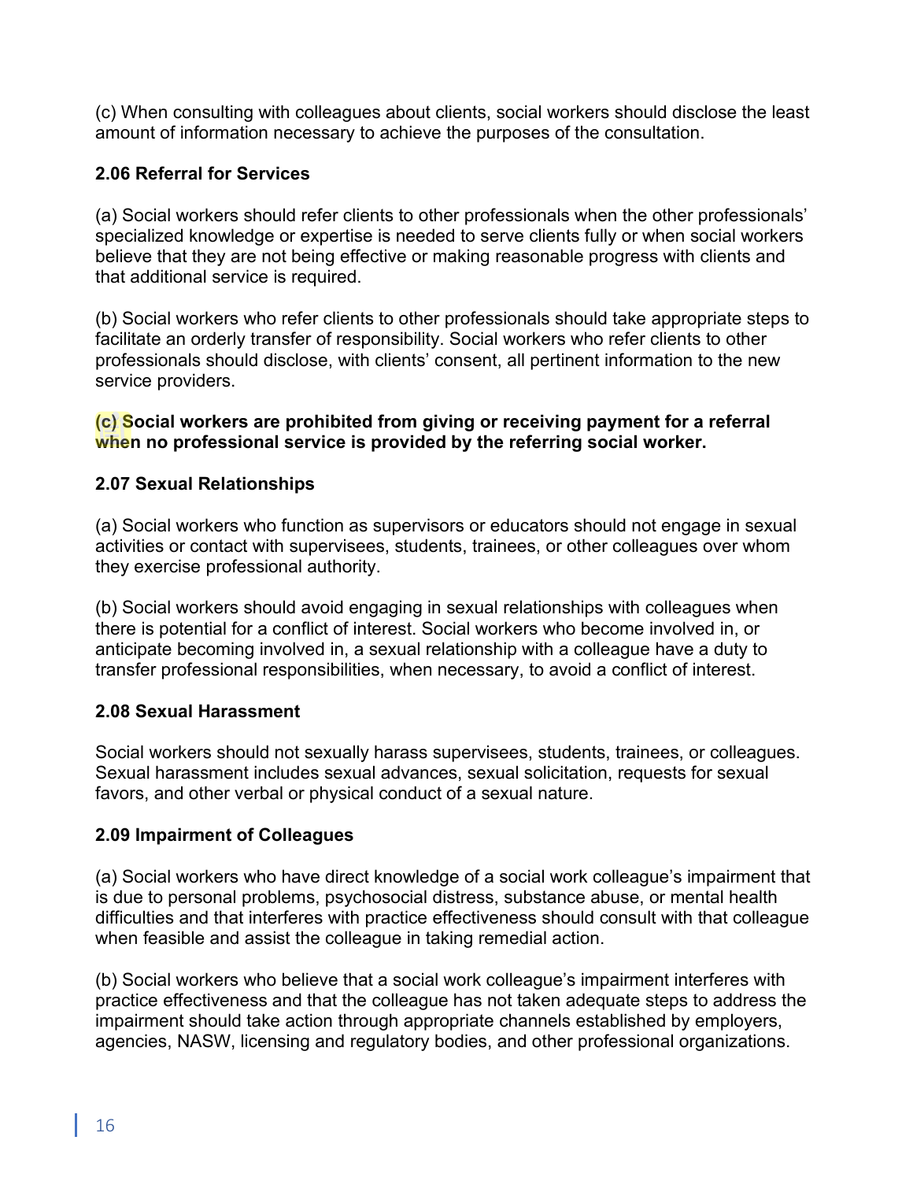(c) When consulting with colleagues about clients, social workers should disclose the least amount of information necessary to achieve the purposes of the consultation.

### 2.06 Referral for Services

(a) Social workers should refer clients to other professionals when the other professionals' specialized knowledge or expertise is needed to serve clients fully or when social workers believe that they are not being effective or making reasonable progress with clients and that additional service is required.

(b) Social workers who refer clients to other professionals should take appropriate steps to facilitate an orderly transfer of responsibility. Social workers who refer clients to other professionals should disclose, with clients' consent, all pertinent information to the new service providers.

**(c) Social workers are prohibited from giving or receiving payment for a referral when no professional service is provided by the referring social worker.**

### 2.07 Sexual Relationships

(a) Social workers who function as supervisors or educators should not engage in sexual activities or contact with supervisees, students, trainees, or other colleagues over whom they exercise professional authority.

(b) Social workers should avoid engaging in sexual relationships with colleagues when there is potential for a conflict of interest. Social workers who become involved in, or anticipate becoming involved in, a sexual relationship with a colleague have a duty to transfer professional responsibilities, when necessary, to avoid a conflict of interest.

### 2.08 Sexual Harassment

Social workers should not sexually harass supervisees, students, trainees, or colleagues. Sexual harassment includes sexual advances, sexual solicitation, requests for sexual favors, and other verbal or physical conduct of a sexual nature.

### 2.09 Impairment of Colleagues

(a) Social workers who have direct knowledge of a social work colleague's impairment that is due to personal problems, psychosocial distress, substance abuse, or mental health difficulties and that interferes with practice effectiveness should consult with that colleague when feasible and assist the colleague in taking remedial action.

(b) Social workers who believe that a social work colleague's impairment interferes with practice effectiveness and that the colleague has not taken adequate steps to address the impairment should take action through appropriate channels established by employers, agencies, NASW, licensing and regulatory bodies, and other professional organizations.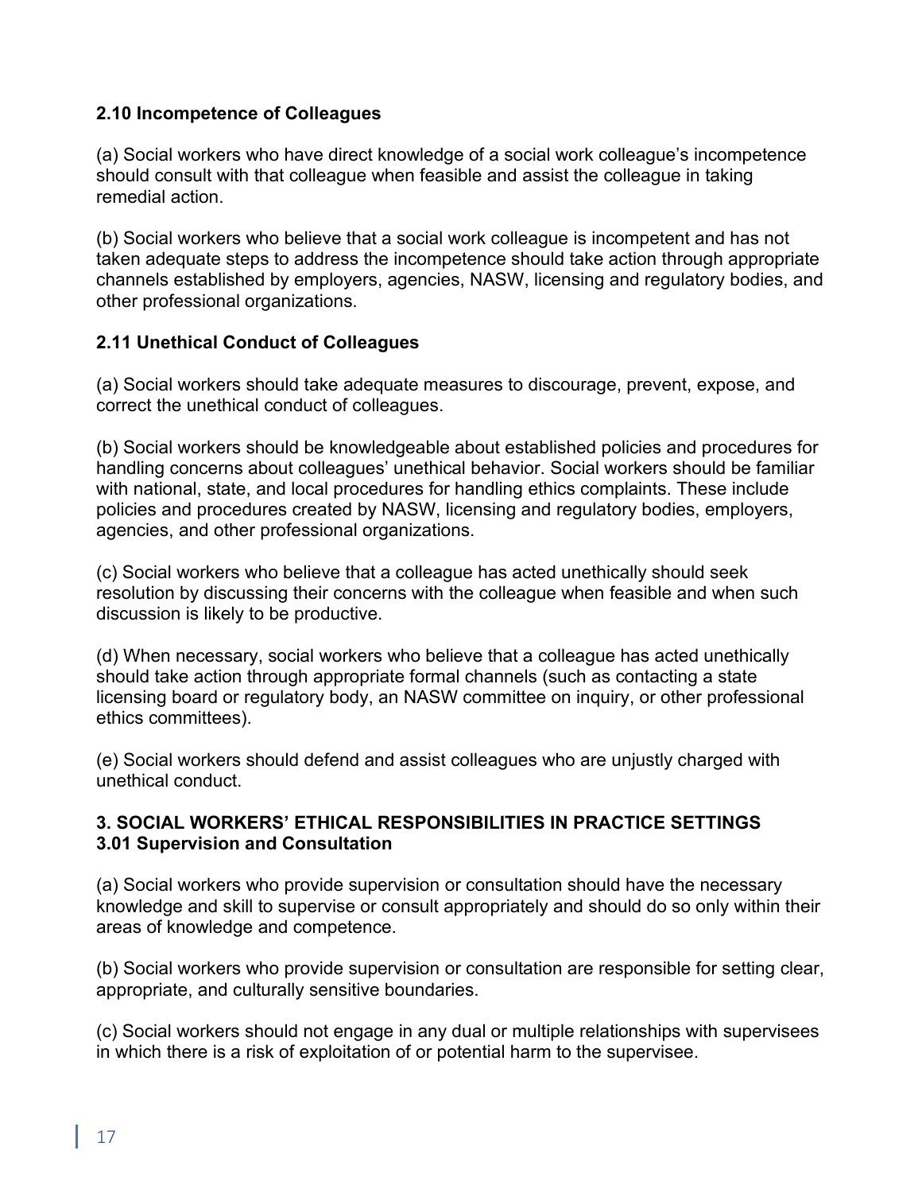### 2.10 Incompetence of Colleagues

(a) Social workers who have direct knowledge of a social work colleague's incompetence should consult with that colleague when feasible and assist the colleague in taking remedial action.

(b) Social workers who believe that a social work colleague is incompetent and has not taken adequate steps to address the incompetence should take action through appropriate channels established by employers, agencies, NASW, licensing and regulatory bodies, and other professional organizations.

### 2.11 Unethical Conduct of Colleagues

(a) Social workers should take adequate measures to discourage, prevent, expose, and correct the unethical conduct of colleagues.

(b) Social workers should be knowledgeable about established policies and procedures for handling concerns about colleagues' unethical behavior. Social workers should be familiar with national, state, and local procedures for handling ethics complaints. These include policies and procedures created by NASW, licensing and regulatory bodies, employers, agencies, and other professional organizations.

(c) Social workers who believe that a colleague has acted unethically should seek resolution by discussing their concerns with the colleague when feasible and when such discussion is likely to be productive.

(d) When necessary, social workers who believe that a colleague has acted unethically should take action through appropriate formal channels (such as contacting a state licensing board or regulatory body, an NASW committee on inquiry, or other professional ethics committees).

(e) Social workers should defend and assist colleagues who are unjustly charged with unethical conduct.

## 3. SOCIAL WORKERS' ETHICAL RESPONSIBILITIES IN PRACTICE SETTINGS

### 3.01 Supervision and Consultation

(a) Social workers who provide supervision or consultation should have the necessary knowledge and skill to supervise or consult appropriately and should do so only within their areas of knowledge and competence.

(b) Social workers who provide supervision or consultation are responsible for setting clear, appropriate, and culturally sensitive boundaries.

(c) Social workers should not engage in any dual or multiple relationships with supervisees in which there is a risk of exploitation of or potential harm to the supervisee.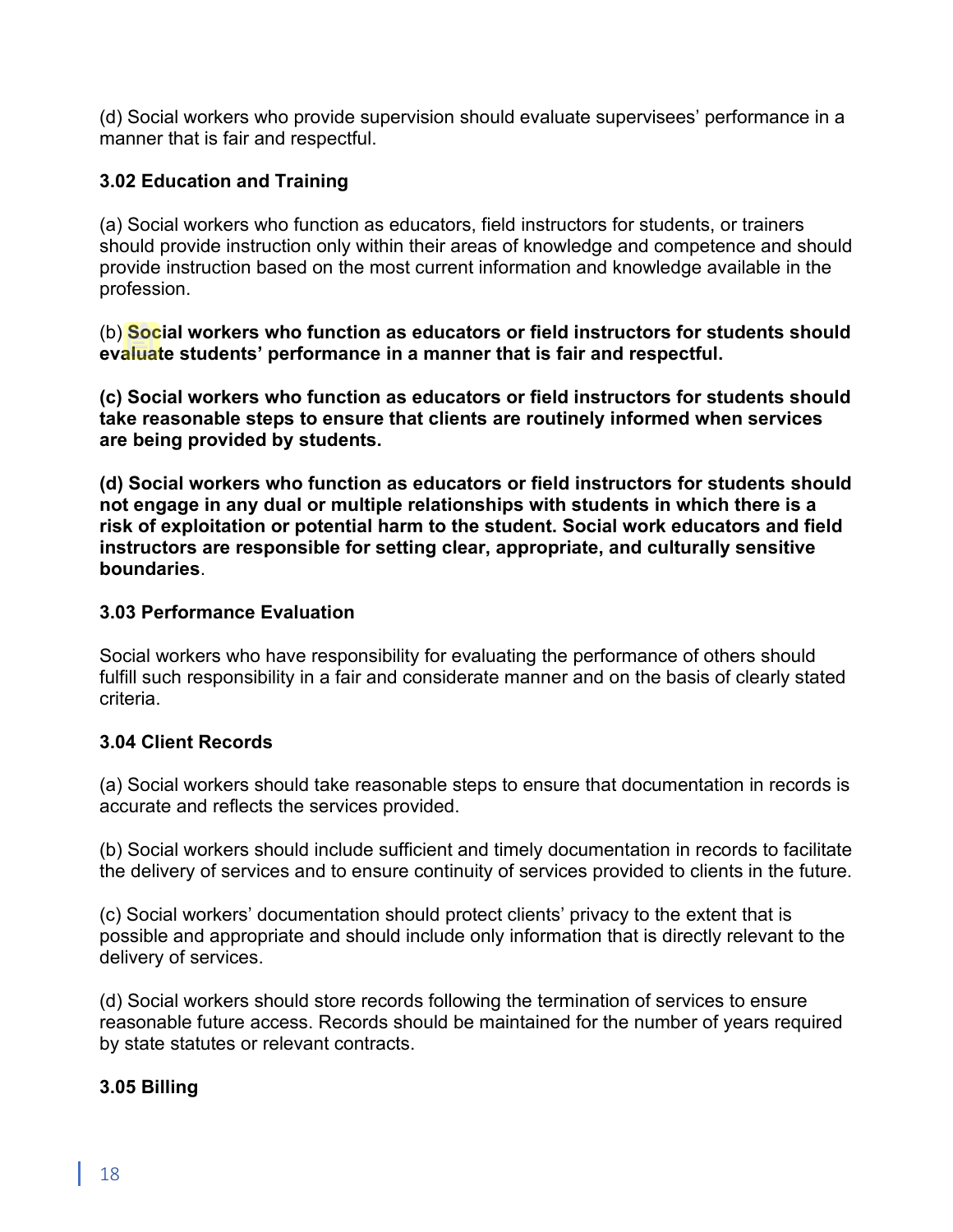(d) Social workers who provide supervision should evaluate supervisees' performance in a manner that is fair and respectful.

### 3.02 Education and Training

(a) Social workers who function as educators, field instructors for students, or trainers should provide instruction only within their areas of knowledge and competence and should provide instruction based on the most current information and knowledge available in the profession.

(b) **Social workers who function as educators or field instructors for students should evaluate students' performance in a manner that is fair and respectful.**

**(c) Social workers who function as educators or field instructors for students should take reasonable steps to ensure that clients are routinely informed when services are being provided by students.**

**(d) Social workers who function as educators or field instructors for students should not engage in any dual or multiple relationships with students in which there is a risk of exploitation or potential harm to the student. Social work educators and field instructors are responsible for setting clear, appropriate, and culturally sensitive boundaries**.

### 3.03 Performance Evaluation

Social workers who have responsibility for evaluating the performance of others should fulfill such responsibility in a fair and considerate manner and on the basis of clearly stated criteria.

### 3.04 Client Records

(a) Social workers should take reasonable steps to ensure that documentation in records is accurate and reflects the services provided.

(b) Social workers should include sufficient and timely documentation in records to facilitate the delivery of services and to ensure continuity of services provided to clients in the future.

(c) Social workers' documentation should protect clients' privacy to the extent that is possible and appropriate and should include only information that is directly relevant to the delivery of services.

(d) Social workers should store records following the termination of services to ensure reasonable future access. Records should be maintained for the number of years required by state statutes or relevant contracts.

### 3.05 Billing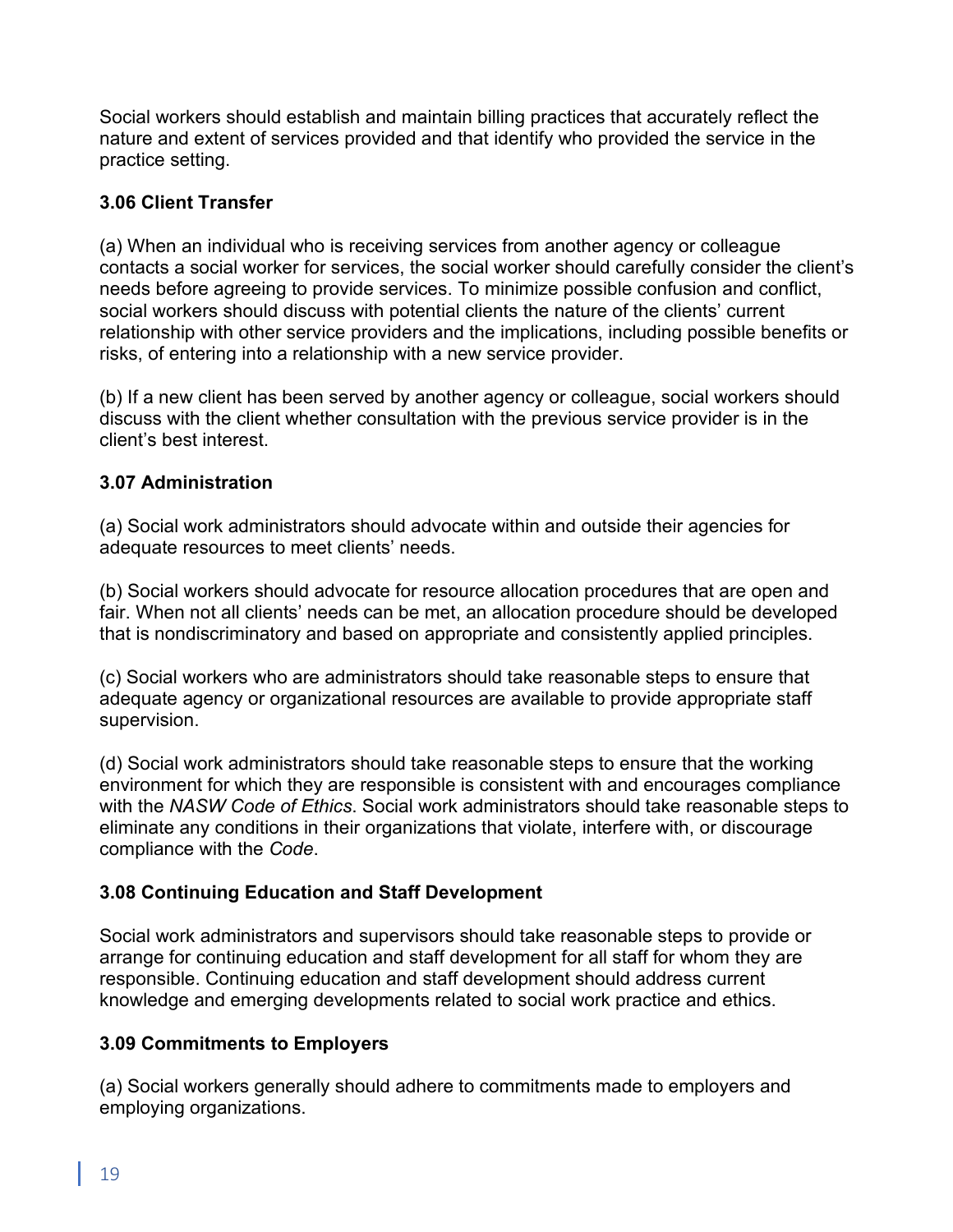Social workers should establish and maintain billing practices that accurately reflect the nature and extent of services provided and that identify who provided the service in the practice setting.

### 3.06 Client Transfer

(a) When an individual who is receiving services from another agency or colleague contacts a social worker for services, the social worker should carefully consider the client's needs before agreeing to provide services. To minimize possible confusion and conflict, social workers should discuss with potential clients the nature of the clients' current relationship with other service providers and the implications, including possible benefits or risks, of entering into a relationship with a new service provider.

(b) If a new client has been served by another agency or colleague, social workers should discuss with the client whether consultation with the previous service provider is in the client's best interest.

### 3.07 Administration

(a) Social work administrators should advocate within and outside their agencies for adequate resources to meet clients' needs.

(b) Social workers should advocate for resource allocation procedures that are open and fair. When not all clients' needs can be met, an allocation procedure should be developed that is nondiscriminatory and based on appropriate and consistently applied principles.

(c) Social workers who are administrators should take reasonable steps to ensure that adequate agency or organizational resources are available to provide appropriate staff supervision.

(d) Social work administrators should take reasonable steps to ensure that the working environment for which they are responsible is consistent with and encourages compliance with the *NASW Code of Ethics*. Social work administrators should take reasonable steps to eliminate any conditions in their organizations that violate, interfere with, or discourage compliance with the *Code*.

### 3.08 Continuing Education and Staff Development

Social work administrators and supervisors should take reasonable steps to provide or arrange for continuing education and staff development for all staff for whom they are responsible. Continuing education and staff development should address current knowledge and emerging developments related to social work practice and ethics.

### 3.09 Commitments to Employers

(a) Social workers generally should adhere to commitments made to employers and employing organizations.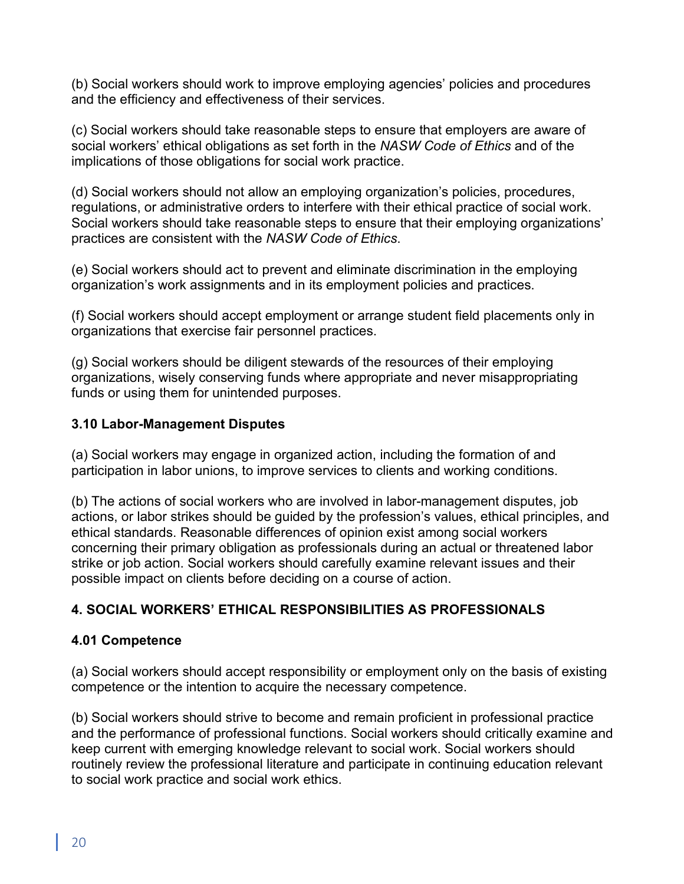(b) Social workers should work to improve employing agencies' policies and procedures and the efficiency and effectiveness of their services.

(c) Social workers should take reasonable steps to ensure that employers are aware of social workers' ethical obligations as set forth in the *NASW Code of Ethics* and of the implications of those obligations for social work practice.

(d) Social workers should not allow an employing organization's policies, procedures, regulations, or administrative orders to interfere with their ethical practice of social work. Social workers should take reasonable steps to ensure that their employing organizations' practices are consistent with the *NASW Code of Ethics*.

(e) Social workers should act to prevent and eliminate discrimination in the employing organization's work assignments and in its employment policies and practices.

(f) Social workers should accept employment or arrange student field placements only in organizations that exercise fair personnel practices.

(g) Social workers should be diligent stewards of the resources of their employing organizations, wisely conserving funds where appropriate and never misappropriating funds or using them for unintended purposes.

### 3.10 Labor-Management Disputes

(a) Social workers may engage in organized action, including the formation of and participation in labor unions, to improve services to clients and working conditions.

(b) The actions of social workers who are involved in labor-management disputes, job actions, or labor strikes should be guided by the profession's values, ethical principles, and ethical standards. Reasonable differences of opinion exist among social workers concerning their primary obligation as professionals during an actual or threatened labor strike or job action. Social workers should carefully examine relevant issues and their possible impact on clients before deciding on a course of action.

## 4. SOCIAL WORKERS' ETHICAL RESPONSIBILITIES AS PROFESSIONALS

### 4.01 Competence

(a) Social workers should accept responsibility or employment only on the basis of existing competence or the intention to acquire the necessary competence.

(b) Social workers should strive to become and remain proficient in professional practice and the performance of professional functions. Social workers should critically examine and keep current with emerging knowledge relevant to social work. Social workers should routinely review the professional literature and participate in continuing education relevant to social work practice and social work ethics.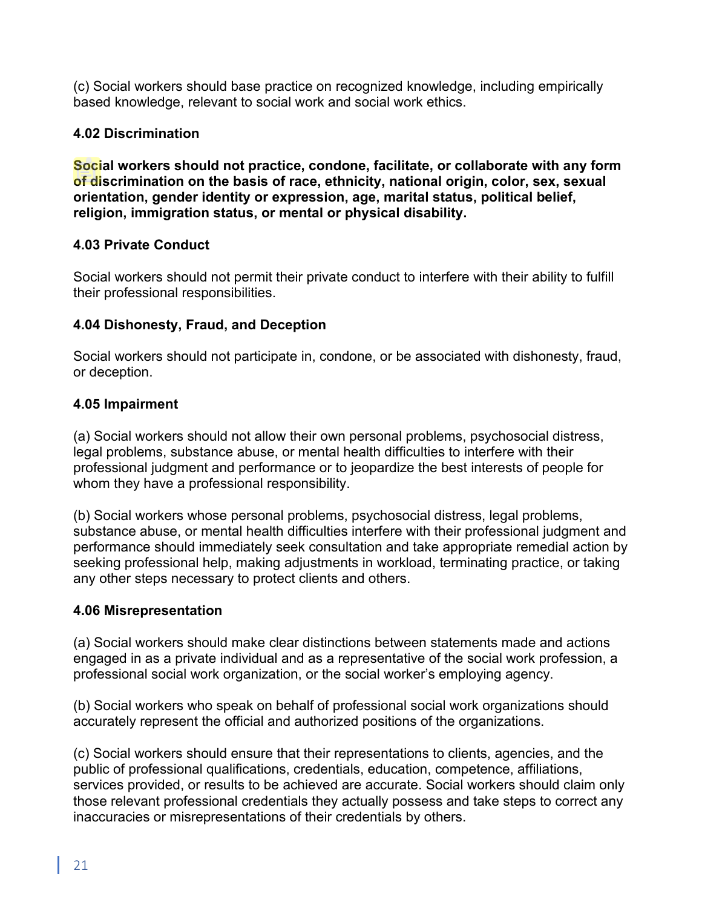(c) Social workers should base practice on recognized knowledge, including empirically based knowledge, relevant to social work and social work ethics.

### 4.02 Discrimination

**Social workers should not practice, condone, facilitate, or collaborate with any form of discrimination on the basis of race, ethnicity, national origin, color, sex, sexual orientation, gender identity or expression, age, marital status, political belief, religion, immigration status, or mental or physical disability.**

### 4.03 Private Conduct

Social workers should not permit their private conduct to interfere with their ability to fulfill their professional responsibilities.

### 4.04 Dishonesty, Fraud, and Deception

Social workers should not participate in, condone, or be associated with dishonesty, fraud, or deception.

### 4.05 Impairment

(a) Social workers should not allow their own personal problems, psychosocial distress, legal problems, substance abuse, or mental health difficulties to interfere with their professional judgment and performance or to jeopardize the best interests of people for whom they have a professional responsibility.

(b) Social workers whose personal problems, psychosocial distress, legal problems, substance abuse, or mental health difficulties interfere with their professional judgment and performance should immediately seek consultation and take appropriate remedial action by seeking professional help, making adjustments in workload, terminating practice, or taking any other steps necessary to protect clients and others.

### 4.06 Misrepresentation

(a) Social workers should make clear distinctions between statements made and actions engaged in as a private individual and as a representative of the social work profession, a professional social work organization, or the social worker's employing agency.

(b) Social workers who speak on behalf of professional social work organizations should accurately represent the official and authorized positions of the organizations.

(c) Social workers should ensure that their representations to clients, agencies, and the public of professional qualifications, credentials, education, competence, affiliations, services provided, or results to be achieved are accurate. Social workers should claim only those relevant professional credentials they actually possess and take steps to correct any inaccuracies or misrepresentations of their credentials by others.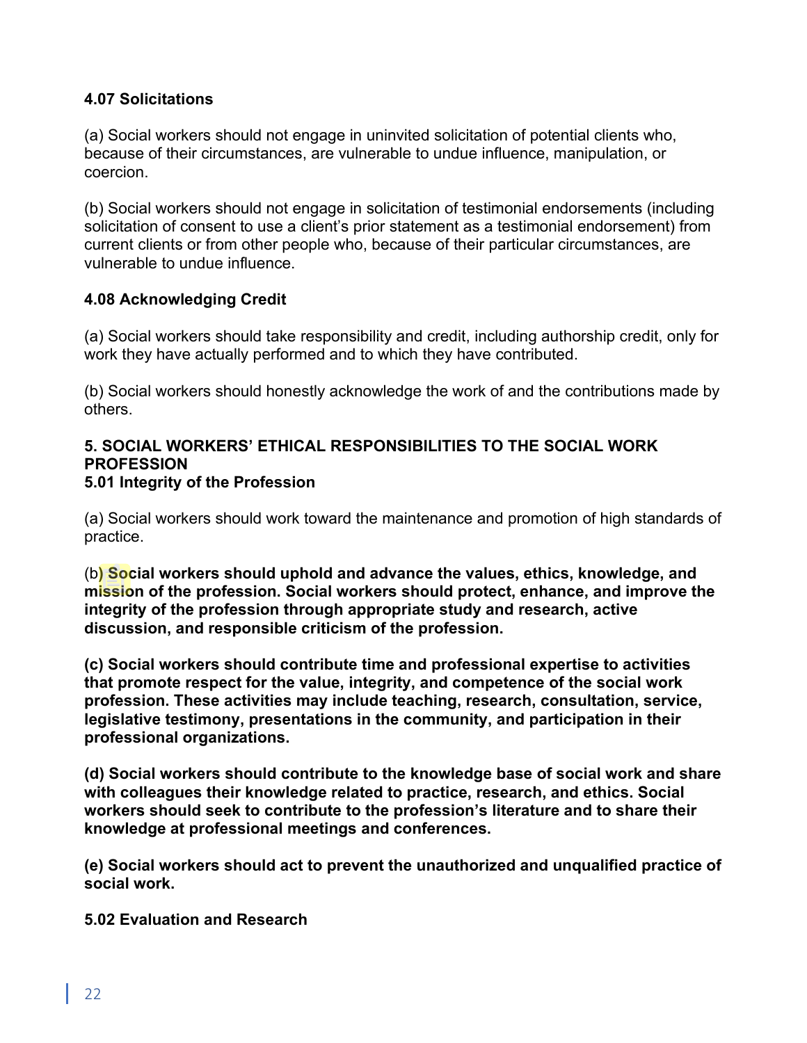**4.07 Solicitations**

(a) Social workers should not engage in uninvited solicitation of potential clients who, because of their circumstances, are vulnerable to undue influence, manipulation, or coercion.

(b) Social workers should not engage in solicitation of testimonial endorsements (including solicitation of consent to use a client's prior statement as a testimonial endorsement) from current clients or from other people who, because of their particular circumstances, are vulnerable to undue influence.

**4.08 Acknowledging Credit**

(a) Social workers should take responsibility and credit, including authorship credit, only for work they have actually performed and to which they have contributed.

(b) Social workers should honestly acknowledge the work of and the contributions made by others.

## 5. SOCIAL WORKERS' ETHICAL RESPONSIBILITIES TO THE SOCIAL WORK PROFESSION

**5.01 Integrity of the Profession**

(a) Social workers should work toward the maintenance and promotion of high standards of practice.

(b**) Social workers should uphold and advance the values, ethics, knowledge, and mission of the profession. Social workers should protect, enhance, and improve the integrity of the profession through appropriate study and research, active discussion, and responsible criticism of the profession.**

**(c) Social workers should contribute time and professional expertise to activities that promote respect for the value, integrity, and competence of the social work profession. These activities may include teaching, research, consultation, service, legislative testimony, presentations in the community, and participation in their professional organizations.**

**(d) Social workers should contribute to the knowledge base of social work and share with colleagues their knowledge related to practice, research, and ethics. Social workers should seek to contribute to the profession's literature and to share their knowledge at professional meetings and conferences.**

**(e) Social workers should act to prevent the unauthorized and unqualified practice of social work.**

**5.02 Evaluation and Research**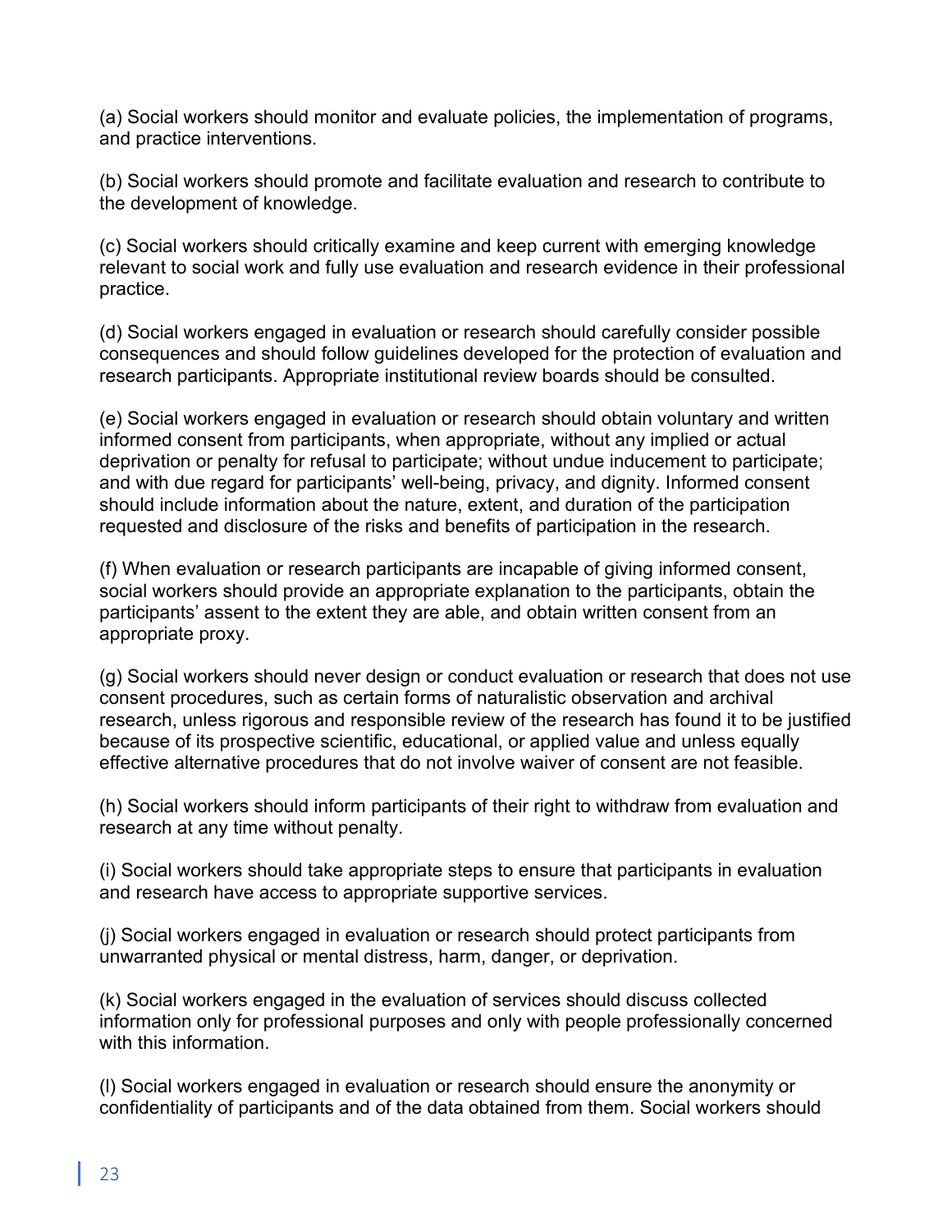(a) Social workers should monitor and evaluate policies, the implementation of programs, and practice interventions.

(b) Social workers should promote and facilitate evaluation and research to contribute to the development of knowledge.

(c) Social workers should critically examine and keep current with emerging knowledge relevant to social work and fully use evaluation and research evidence in their professional practice.

(d) Social workers engaged in evaluation or research should carefully consider possible consequences and should follow guidelines developed for the protection of evaluation and research participants. Appropriate institutional review boards should be consulted.

(e) Social workers engaged in evaluation or research should obtain voluntary and written informed consent from participants, when appropriate, without any implied or actual deprivation or penalty for refusal to participate; without undue inducement to participate; and with due regard for participants' well-being, privacy, and dignity. Informed consent should include information about the nature, extent, and duration of the participation requested and disclosure of the risks and benefits of participation in the research.

(f) When evaluation or research participants are incapable of giving informed consent, social workers should provide an appropriate explanation to the participants, obtain the participants' assent to the extent they are able, and obtain written consent from an appropriate proxy.

(g) Social workers should never design or conduct evaluation or research that does not use consent procedures, such as certain forms of naturalistic observation and archival research, unless rigorous and responsible review of the research has found it to be justified because of its prospective scientific, educational, or applied value and unless equally effective alternative procedures that do not involve waiver of consent are not feasible.

(h) Social workers should inform participants of their right to withdraw from evaluation and research at any time without penalty.

(i) Social workers should take appropriate steps to ensure that participants in evaluation and research have access to appropriate supportive services.

(j) Social workers engaged in evaluation or research should protect participants from unwarranted physical or mental distress, harm, danger, or deprivation.

(k) Social workers engaged in the evaluation of services should discuss collected information only for professional purposes and only with people professionally concerned with this information.

(l) Social workers engaged in evaluation or research should ensure the anonymity or confidentiality of participants and of the data obtained from them. Social workers should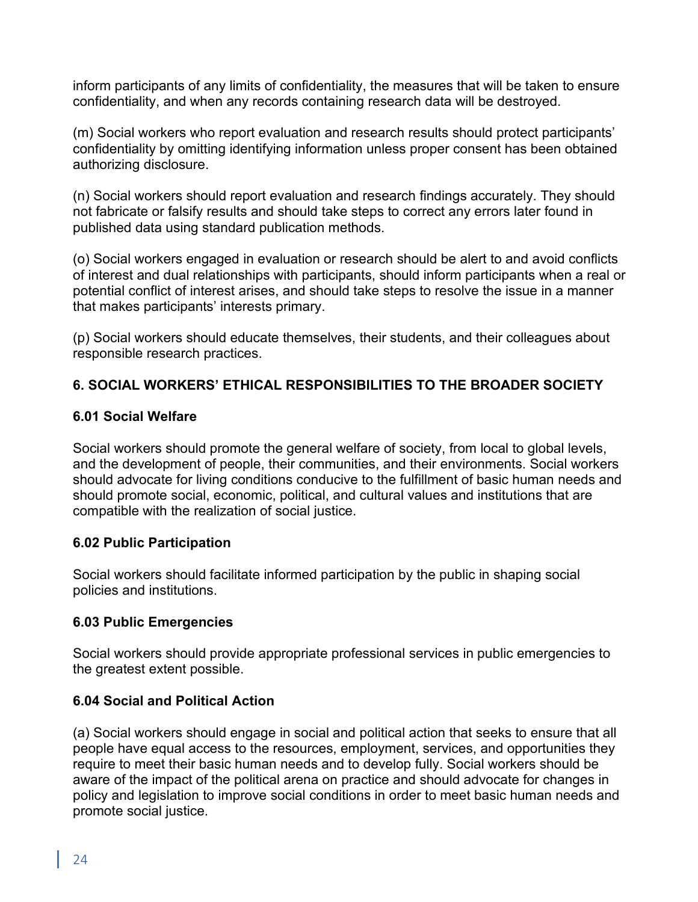inform participants of any limits of confidentiality, the measures that will be taken to ensure confidentiality, and when any records containing research data will be destroyed.

(m) Social workers who report evaluation and research results should protect participants' confidentiality by omitting identifying information unless proper consent has been obtained authorizing disclosure.

(n) Social workers should report evaluation and research findings accurately. They should not fabricate or falsify results and should take steps to correct any errors later found in published data using standard publication methods.

(o) Social workers engaged in evaluation or research should be alert to and avoid conflicts of interest and dual relationships with participants, should inform participants when a real or potential conflict of interest arises, and should take steps to resolve the issue in a manner that makes participants' interests primary.

(p) Social workers should educate themselves, their students, and their colleagues about responsible research practices.

## 6. SOCIAL WORKERS' ETHICAL RESPONSIBILITIES TO THE BROADER SOCIETY

### 6.01 Social Welfare

Social workers should promote the general welfare of society, from local to global levels, and the development of people, their communities, and their environments. Social workers should advocate for living conditions conducive to the fulfillment of basic human needs and should promote social, economic, political, and cultural values and institutions that are compatible with the realization of social justice.

### 6.02 Public Participation

Social workers should facilitate informed participation by the public in shaping social policies and institutions.

### 6.03 Public Emergencies

Social workers should provide appropriate professional services in public emergencies to the greatest extent possible.

### 6.04 Social and Political Action

(a) Social workers should engage in social and political action that seeks to ensure that all people have equal access to the resources, employment, services, and opportunities they require to meet their basic human needs and to develop fully. Social workers should be aware of the impact of the political arena on practice and should advocate for changes in policy and legislation to improve social conditions in order to meet basic human needs and promote social justice.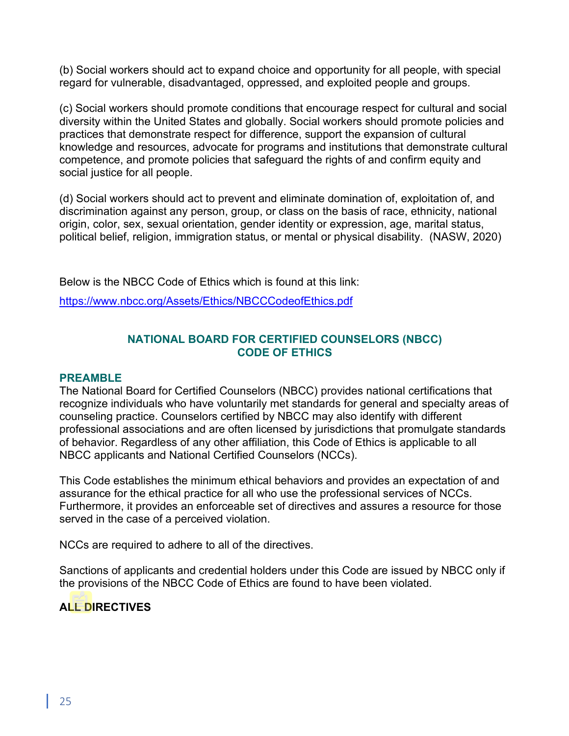(b) Social workers should act to expand choice and opportunity for all people, with special regard for vulnerable, disadvantaged, oppressed, and exploited people and groups.

(c) Social workers should promote conditions that encourage respect for cultural and social diversity within the United States and globally. Social workers should promote policies and practices that demonstrate respect for difference, support the expansion of cultural knowledge and resources, advocate for programs and institutions that demonstrate cultural competence, and promote policies that safeguard the rights of and confirm equity and social justice for all people.

(d) Social workers should act to prevent and eliminate domination of, exploitation of, and discrimination against any person, group, or class on the basis of race, ethnicity, national origin, color, sex, sexual orientation, gender identity or expression, age, marital status, political belief, religion, immigration status, or mental or physical disability. (NASW, 2020)

Below is the NBCC Code of Ethics which is found at this link:

https://www.nbcc.org/Assets/Ethics/NBCCCodeofEthics.pdf

## NATIONAL BOARD FOR CERTIFIED COUNSELORS (NBCC) CODE OF ETHICS

### PREAMBLE

The National Board for Certified Counselors (NBCC) provides national certifications that recognize individuals who have voluntarily met standards for general and specialty areas of counseling practice. Counselors certified by NBCC may also identify with different professional associations and are often licensed by jurisdictions that promulgate standards of behavior. Regardless of any other affiliation, this Code of Ethics is applicable to all NBCC applicants and National Certified Counselors (NCCs).

This Code establishes the minimum ethical behaviors and provides an expectation of and assurance for the ethical practice for all who use the professional services of NCCs. Furthermore, it provides an enforceable set of directives and assures a resource for those served in the case of a perceived violation.

NCCs are required to adhere to all of the directives.

Sanctions of applicants and credential holders under this Code are issued by NBCC only if the provisions of the NBCC Code of Ethics are found to have been violated.

**ALL DIRECTIVES**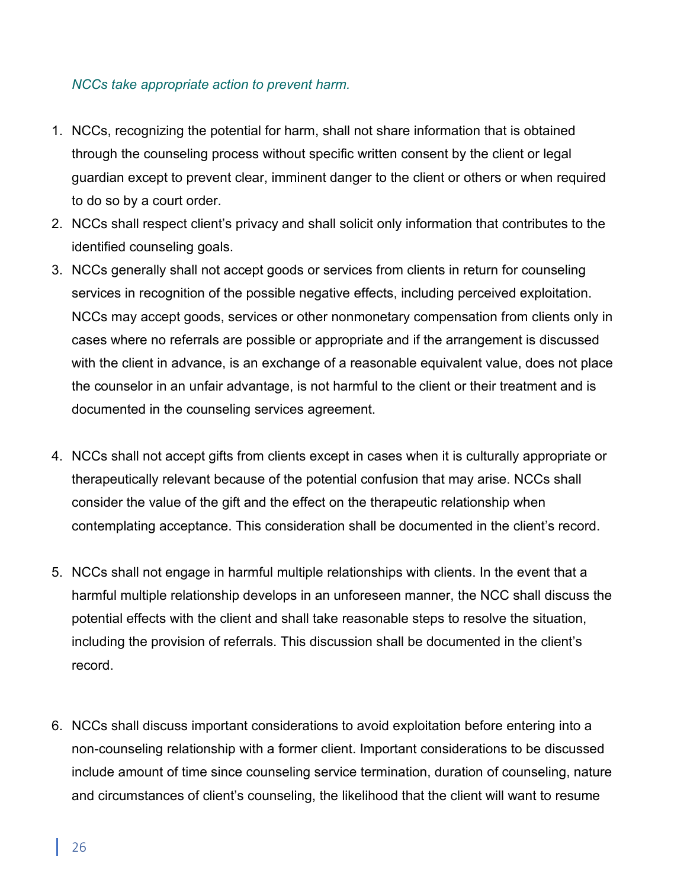*NCCs take appropriate action to prevent harm.*

1. NCCs, recognizing the potential for harm, shall not share information that is obtained through the counseling process without specific written consent by the client or legal guardian except to prevent clear, imminent danger to the client or others or when required to do so by a court order.
2. NCCs shall respect client's privacy and shall solicit only information that contributes to the identified counseling goals.
3. NCCs generally shall not accept goods or services from clients in return for counseling services in recognition of the possible negative effects, including perceived exploitation. NCCs may accept goods, services or other nonmonetary compensation from clients only in cases where no referrals are possible or appropriate and if the arrangement is discussed with the client in advance, is an exchange of a reasonable equivalent value, does not place the counselor in an unfair advantage, is not harmful to the client or their treatment and is documented in the counseling services agreement.
4. NCCs shall not accept gifts from clients except in cases when it is culturally appropriate or therapeutically relevant because of the potential confusion that may arise. NCCs shall consider the value of the gift and the effect on the therapeutic relationship when contemplating acceptance. This consideration shall be documented in the client's record.
5. NCCs shall not engage in harmful multiple relationships with clients. In the event that a harmful multiple relationship develops in an unforeseen manner, the NCC shall discuss the potential effects with the client and shall take reasonable steps to resolve the situation, including the provision of referrals. This discussion shall be documented in the client's record.
6. NCCs shall discuss important considerations to avoid exploitation before entering into a non-counseling relationship with a former client. Important considerations to be discussed include amount of time since counseling service termination, duration of counseling, nature and circumstances of client's counseling, the likelihood that the client will want to resume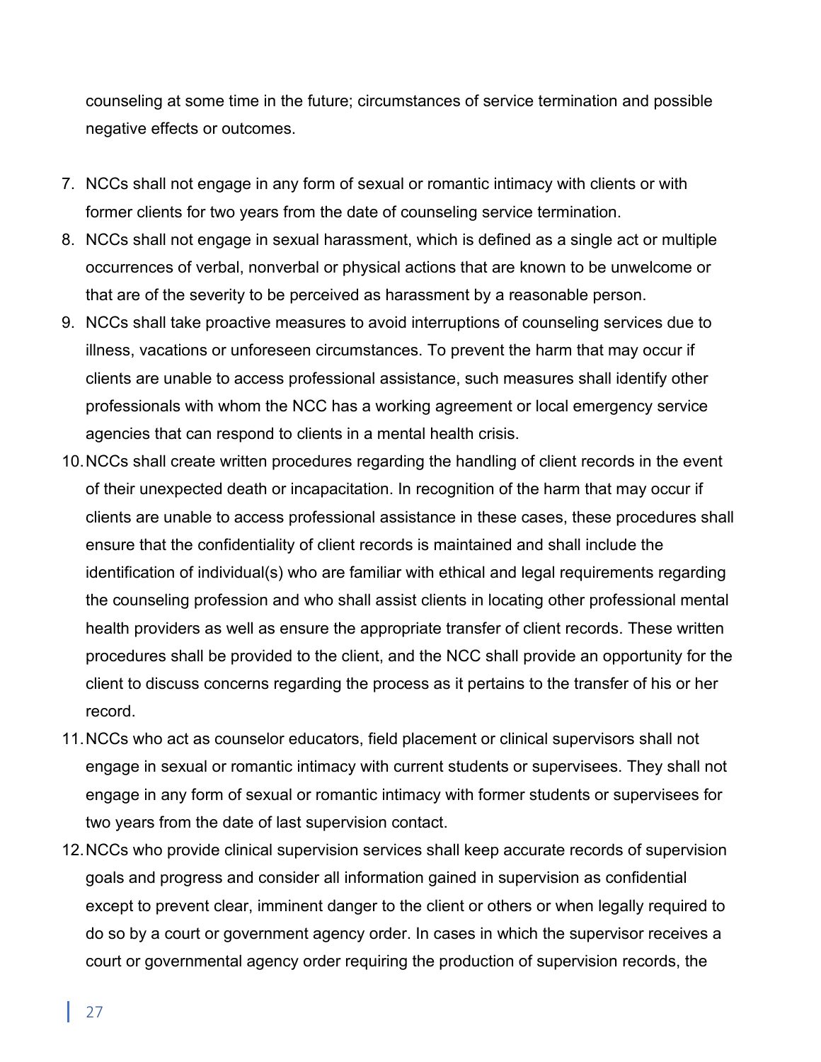counseling at some time in the future; circumstances of service termination and possible negative effects or outcomes.

7. NCCs shall not engage in any form of sexual or romantic intimacy with clients or with former clients for two years from the date of counseling service termination.
8. NCCs shall not engage in sexual harassment, which is defined as a single act or multiple occurrences of verbal, nonverbal or physical actions that are known to be unwelcome or that are of the severity to be perceived as harassment by a reasonable person.
9. NCCs shall take proactive measures to avoid interruptions of counseling services due to illness, vacations or unforeseen circumstances. To prevent the harm that may occur if clients are unable to access professional assistance, such measures shall identify other professionals with whom the NCC has a working agreement or local emergency service agencies that can respond to clients in a mental health crisis.
10. NCCs shall create written procedures regarding the handling of client records in the event of their unexpected death or incapacitation. In recognition of the harm that may occur if clients are unable to access professional assistance in these cases, these procedures shall ensure that the confidentiality of client records is maintained and shall include the identification of individual(s) who are familiar with ethical and legal requirements regarding the counseling profession and who shall assist clients in locating other professional mental health providers as well as ensure the appropriate transfer of client records. These written procedures shall be provided to the client, and the NCC shall provide an opportunity for the client to discuss concerns regarding the process as it pertains to the transfer of his or her record.
11. NCCs who act as counselor educators, field placement or clinical supervisors shall not engage in sexual or romantic intimacy with current students or supervisees. They shall not engage in any form of sexual or romantic intimacy with former students or supervisees for two years from the date of last supervision contact.
12. NCCs who provide clinical supervision services shall keep accurate records of supervision goals and progress and consider all information gained in supervision as confidential except to prevent clear, imminent danger to the client or others or when legally required to do so by a court or government agency order. In cases in which the supervisor receives a court or governmental agency order requiring the production of supervision records, the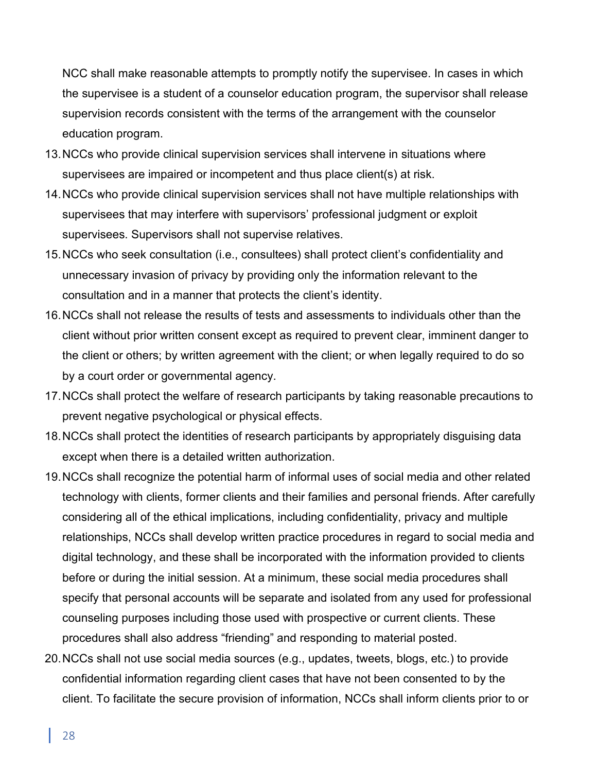NCC shall make reasonable attempts to promptly notify the supervisee. In cases in which the supervisee is a student of a counselor education program, the supervisor shall release supervision records consistent with the terms of the arrangement with the counselor education program.

13. NCCs who provide clinical supervision services shall intervene in situations where supervisees are impaired or incompetent and thus place client(s) at risk.
14. NCCs who provide clinical supervision services shall not have multiple relationships with supervisees that may interfere with supervisors' professional judgment or exploit supervisees. Supervisors shall not supervise relatives.
15. NCCs who seek consultation (i.e., consultees) shall protect client's confidentiality and unnecessary invasion of privacy by providing only the information relevant to the consultation and in a manner that protects the client's identity.
16. NCCs shall not release the results of tests and assessments to individuals other than the client without prior written consent except as required to prevent clear, imminent danger to the client or others; by written agreement with the client; or when legally required to do so by a court order or governmental agency.
17. NCCs shall protect the welfare of research participants by taking reasonable precautions to prevent negative psychological or physical effects.
18. NCCs shall protect the identities of research participants by appropriately disguising data except when there is a detailed written authorization.
19. NCCs shall recognize the potential harm of informal uses of social media and other related technology with clients, former clients and their families and personal friends. After carefully considering all of the ethical implications, including confidentiality, privacy and multiple relationships, NCCs shall develop written practice procedures in regard to social media and digital technology, and these shall be incorporated with the information provided to clients before or during the initial session. At a minimum, these social media procedures shall specify that personal accounts will be separate and isolated from any used for professional counseling purposes including those used with prospective or current clients. These procedures shall also address "friending" and responding to material posted.
20. NCCs shall not use social media sources (e.g., updates, tweets, blogs, etc.) to provide confidential information regarding client cases that have not been consented to by the client. To facilitate the secure provision of information, NCCs shall inform clients prior to or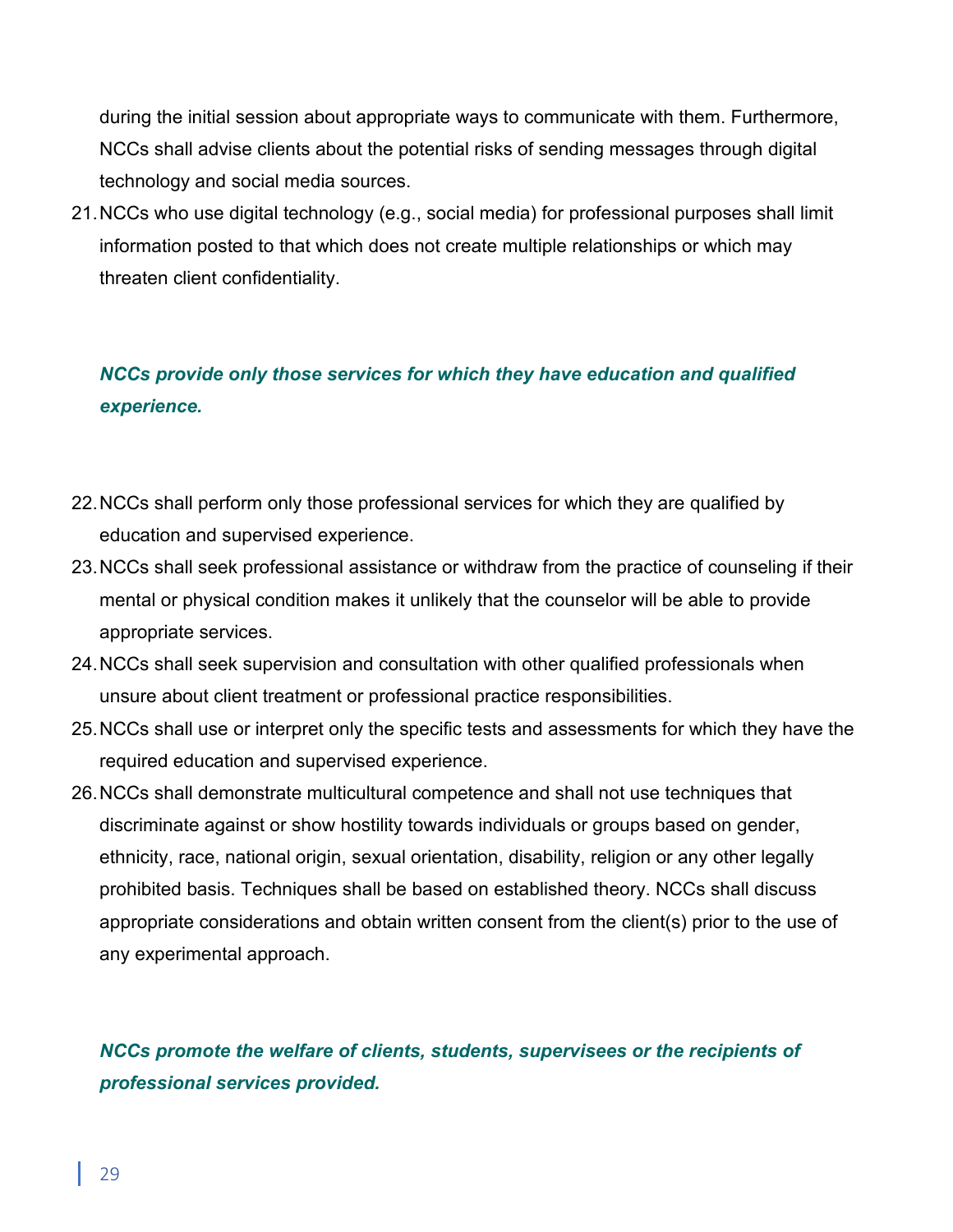during the initial session about appropriate ways to communicate with them. Furthermore, NCCs shall advise clients about the potential risks of sending messages through digital technology and social media sources.

21. NCCs who use digital technology (e.g., social media) for professional purposes shall limit information posted to that which does not create multiple relationships or which may threaten client confidentiality.

***NCCs provide only those services for which they have education and qualified experience.***

22. NCCs shall perform only those professional services for which they are qualified by education and supervised experience.
23. NCCs shall seek professional assistance or withdraw from the practice of counseling if their mental or physical condition makes it unlikely that the counselor will be able to provide appropriate services.
24. NCCs shall seek supervision and consultation with other qualified professionals when unsure about client treatment or professional practice responsibilities.
25. NCCs shall use or interpret only the specific tests and assessments for which they have the required education and supervised experience.
26. NCCs shall demonstrate multicultural competence and shall not use techniques that discriminate against or show hostility towards individuals or groups based on gender, ethnicity, race, national origin, sexual orientation, disability, religion or any other legally prohibited basis. Techniques shall be based on established theory. NCCs shall discuss appropriate considerations and obtain written consent from the client(s) prior to the use of any experimental approach.

***NCCs promote the welfare of clients, students, supervisees or the recipients of professional services provided.***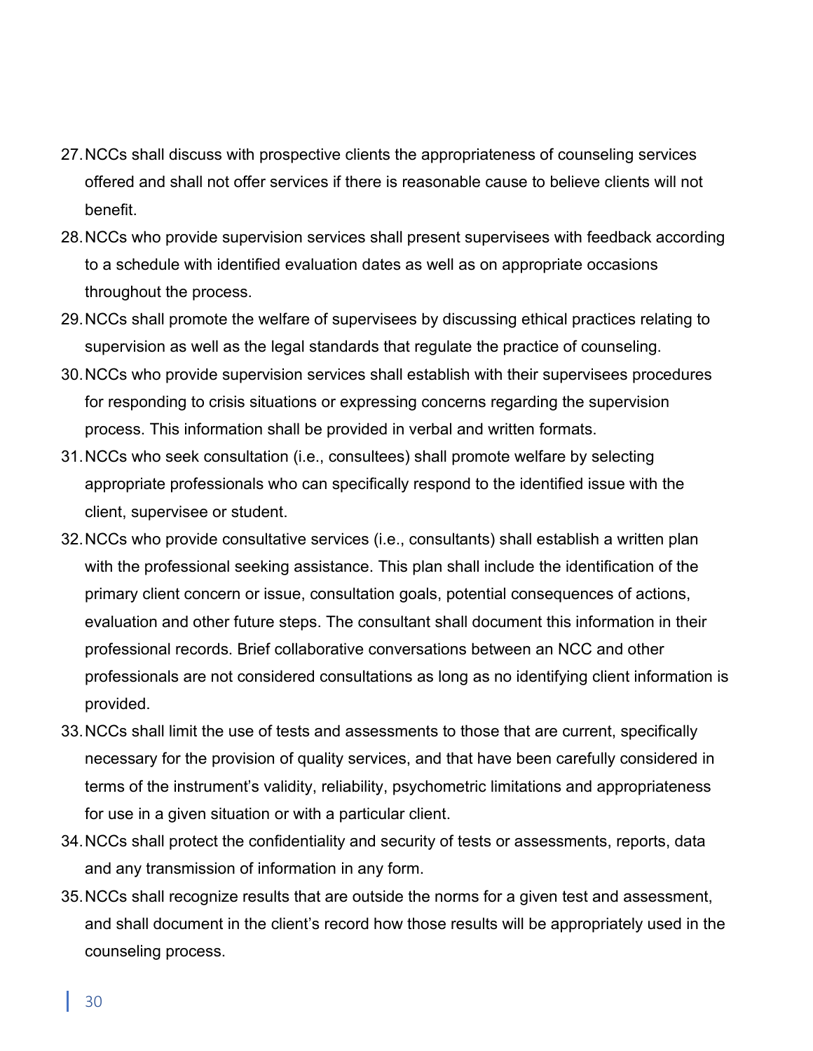27. NCCs shall discuss with prospective clients the appropriateness of counseling services offered and shall not offer services if there is reasonable cause to believe clients will not benefit.
28. NCCs who provide supervision services shall present supervisees with feedback according to a schedule with identified evaluation dates as well as on appropriate occasions throughout the process.
29. NCCs shall promote the welfare of supervisees by discussing ethical practices relating to supervision as well as the legal standards that regulate the practice of counseling.
30. NCCs who provide supervision services shall establish with their supervisees procedures for responding to crisis situations or expressing concerns regarding the supervision process. This information shall be provided in verbal and written formats.
31. NCCs who seek consultation (i.e., consultees) shall promote welfare by selecting appropriate professionals who can specifically respond to the identified issue with the client, supervisee or student.
32. NCCs who provide consultative services (i.e., consultants) shall establish a written plan with the professional seeking assistance. This plan shall include the identification of the primary client concern or issue, consultation goals, potential consequences of actions, evaluation and other future steps. The consultant shall document this information in their professional records. Brief collaborative conversations between an NCC and other professionals are not considered consultations as long as no identifying client information is provided.
33. NCCs shall limit the use of tests and assessments to those that are current, specifically necessary for the provision of quality services, and that have been carefully considered in terms of the instrument's validity, reliability, psychometric limitations and appropriateness for use in a given situation or with a particular client.
34. NCCs shall protect the confidentiality and security of tests or assessments, reports, data and any transmission of information in any form.
35. NCCs shall recognize results that are outside the norms for a given test and assessment, and shall document in the client's record how those results will be appropriately used in the counseling process.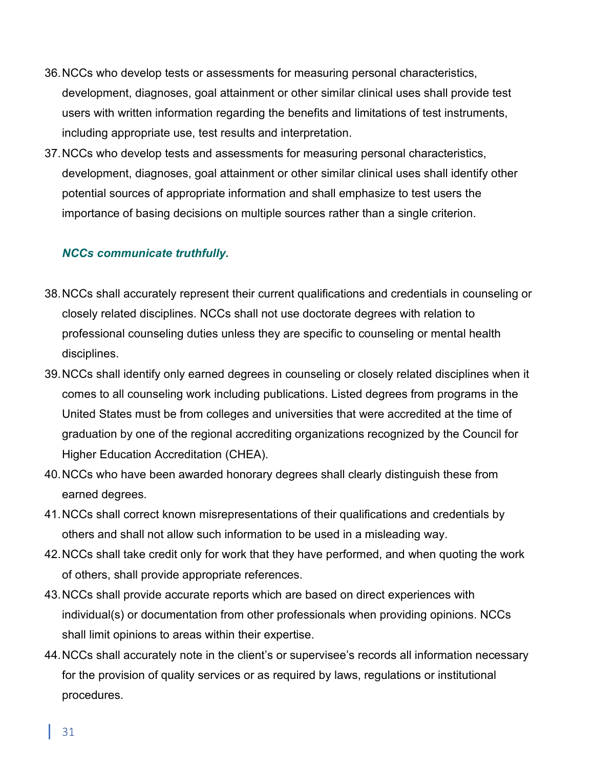36. NCCs who develop tests or assessments for measuring personal characteristics, development, diagnoses, goal attainment or other similar clinical uses shall provide test users with written information regarding the benefits and limitations of test instruments, including appropriate use, test results and interpretation.
37. NCCs who develop tests and assessments for measuring personal characteristics, development, diagnoses, goal attainment or other similar clinical uses shall identify other potential sources of appropriate information and shall emphasize to test users the importance of basing decisions on multiple sources rather than a single criterion.

***NCCs communicate truthfully.***

38. NCCs shall accurately represent their current qualifications and credentials in counseling or closely related disciplines. NCCs shall not use doctorate degrees with relation to professional counseling duties unless they are specific to counseling or mental health disciplines.
39. NCCs shall identify only earned degrees in counseling or closely related disciplines when it comes to all counseling work including publications. Listed degrees from programs in the United States must be from colleges and universities that were accredited at the time of graduation by one of the regional accrediting organizations recognized by the Council for Higher Education Accreditation (CHEA).
40. NCCs who have been awarded honorary degrees shall clearly distinguish these from earned degrees.
41. NCCs shall correct known misrepresentations of their qualifications and credentials by others and shall not allow such information to be used in a misleading way.
42. NCCs shall take credit only for work that they have performed, and when quoting the work of others, shall provide appropriate references.
43. NCCs shall provide accurate reports which are based on direct experiences with individual(s) or documentation from other professionals when providing opinions. NCCs shall limit opinions to areas within their expertise.
44. NCCs shall accurately note in the client's or supervisee's records all information necessary for the provision of quality services or as required by laws, regulations or institutional procedures.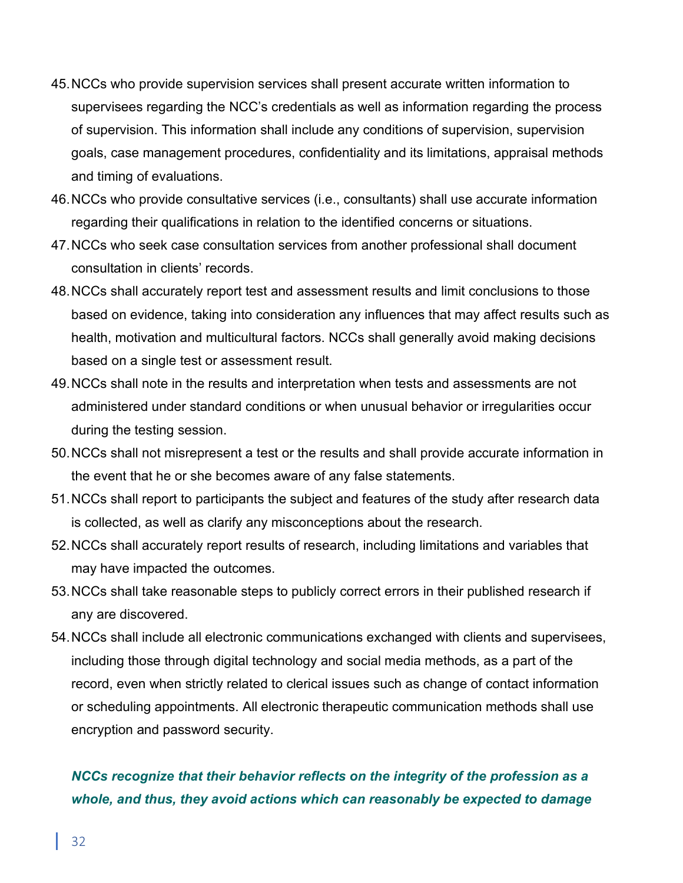45. NCCs who provide supervision services shall present accurate written information to supervisees regarding the NCC's credentials as well as information regarding the process of supervision. This information shall include any conditions of supervision, supervision goals, case management procedures, confidentiality and its limitations, appraisal methods and timing of evaluations.
46. NCCs who provide consultative services (i.e., consultants) shall use accurate information regarding their qualifications in relation to the identified concerns or situations.
47. NCCs who seek case consultation services from another professional shall document consultation in clients' records.
48. NCCs shall accurately report test and assessment results and limit conclusions to those based on evidence, taking into consideration any influences that may affect results such as health, motivation and multicultural factors. NCCs shall generally avoid making decisions based on a single test or assessment result.
49. NCCs shall note in the results and interpretation when tests and assessments are not administered under standard conditions or when unusual behavior or irregularities occur during the testing session.
50. NCCs shall not misrepresent a test or the results and shall provide accurate information in the event that he or she becomes aware of any false statements.
51. NCCs shall report to participants the subject and features of the study after research data is collected, as well as clarify any misconceptions about the research.
52. NCCs shall accurately report results of research, including limitations and variables that may have impacted the outcomes.
53. NCCs shall take reasonable steps to publicly correct errors in their published research if any are discovered.
54. NCCs shall include all electronic communications exchanged with clients and supervisees, including those through digital technology and social media methods, as a part of the record, even when strictly related to clerical issues such as change of contact information or scheduling appointments. All electronic therapeutic communication methods shall use encryption and password security.

***NCCs recognize that their behavior reflects on the integrity of the profession as a whole, and thus, they avoid actions which can reasonably be expected to damage***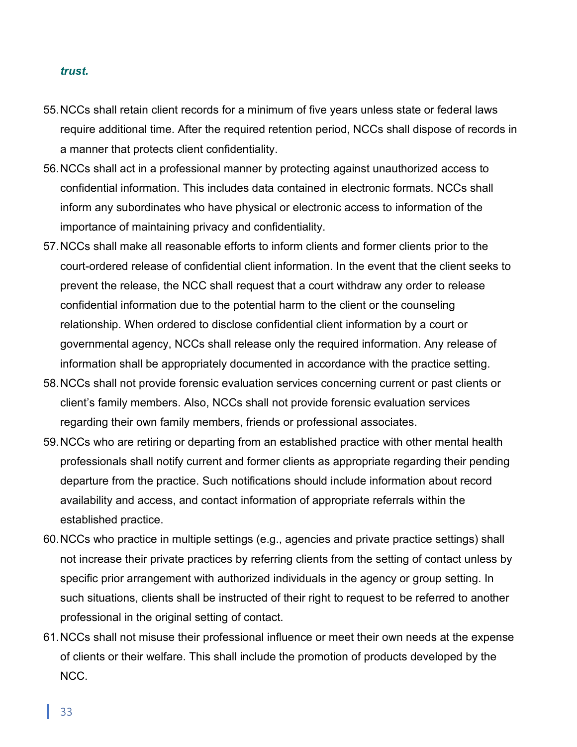***trust.***

55. NCCs shall retain client records for a minimum of five years unless state or federal laws require additional time. After the required retention period, NCCs shall dispose of records in a manner that protects client confidentiality.
56. NCCs shall act in a professional manner by protecting against unauthorized access to confidential information. This includes data contained in electronic formats. NCCs shall inform any subordinates who have physical or electronic access to information of the importance of maintaining privacy and confidentiality.
57. NCCs shall make all reasonable efforts to inform clients and former clients prior to the court-ordered release of confidential client information. In the event that the client seeks to prevent the release, the NCC shall request that a court withdraw any order to release confidential information due to the potential harm to the client or the counseling relationship. When ordered to disclose confidential client information by a court or governmental agency, NCCs shall release only the required information. Any release of information shall be appropriately documented in accordance with the practice setting.
58. NCCs shall not provide forensic evaluation services concerning current or past clients or client's family members. Also, NCCs shall not provide forensic evaluation services regarding their own family members, friends or professional associates.
59. NCCs who are retiring or departing from an established practice with other mental health professionals shall notify current and former clients as appropriate regarding their pending departure from the practice. Such notifications should include information about record availability and access, and contact information of appropriate referrals within the established practice.
60. NCCs who practice in multiple settings (e.g., agencies and private practice settings) shall not increase their private practices by referring clients from the setting of contact unless by specific prior arrangement with authorized individuals in the agency or group setting. In such situations, clients shall be instructed of their right to request to be referred to another professional in the original setting of contact.
61. NCCs shall not misuse their professional influence or meet their own needs at the expense of clients or their welfare. This shall include the promotion of products developed by the NCC.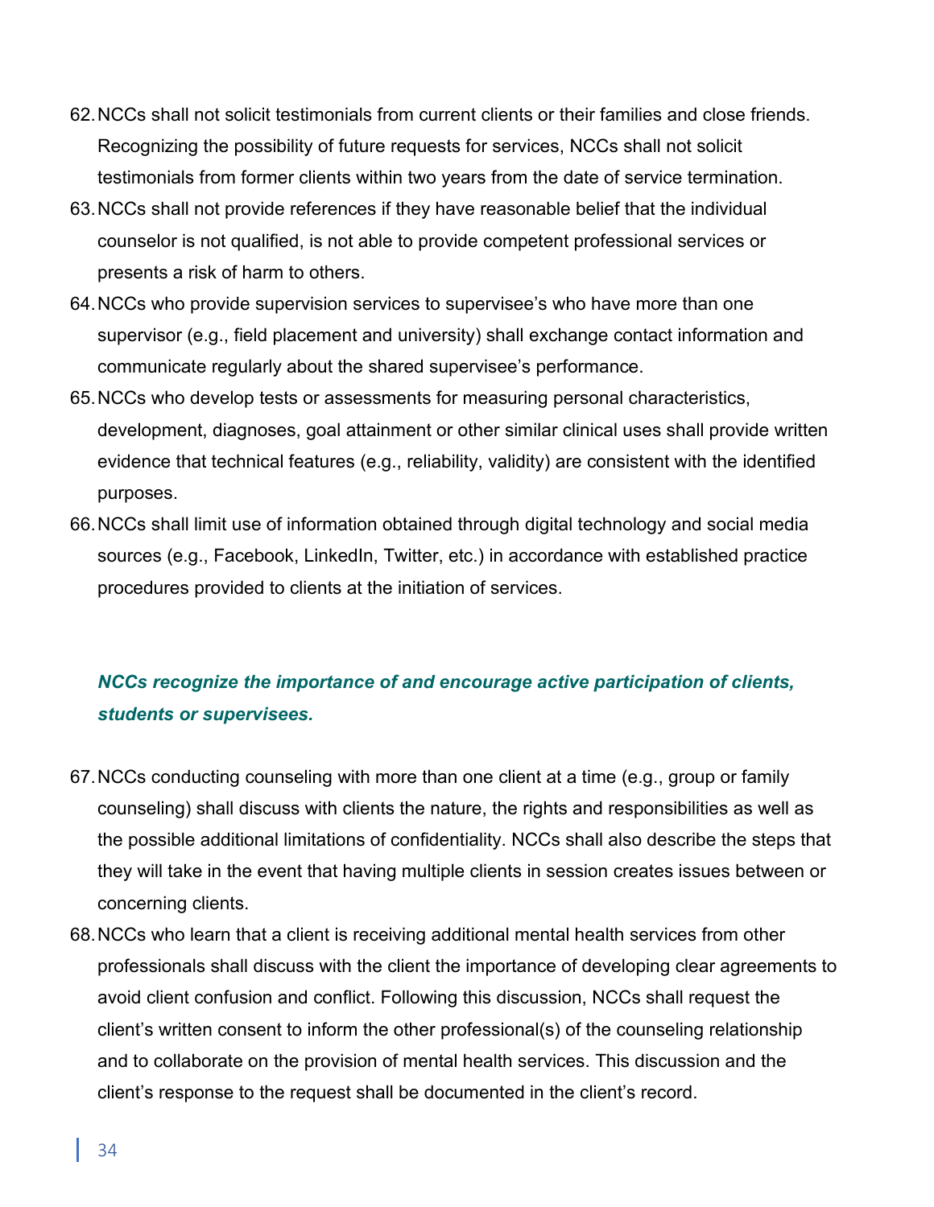62. NCCs shall not solicit testimonials from current clients or their families and close friends. Recognizing the possibility of future requests for services, NCCs shall not solicit testimonials from former clients within two years from the date of service termination.
63. NCCs shall not provide references if they have reasonable belief that the individual counselor is not qualified, is not able to provide competent professional services or presents a risk of harm to others.
64. NCCs who provide supervision services to supervisee's who have more than one supervisor (e.g., field placement and university) shall exchange contact information and communicate regularly about the shared supervisee's performance.
65. NCCs who develop tests or assessments for measuring personal characteristics, development, diagnoses, goal attainment or other similar clinical uses shall provide written evidence that technical features (e.g., reliability, validity) are consistent with the identified purposes.
66. NCCs shall limit use of information obtained through digital technology and social media sources (e.g., Facebook, LinkedIn, Twitter, etc.) in accordance with established practice procedures provided to clients at the initiation of services.

***NCCs recognize the importance of and encourage active participation of clients, students or supervisees.***

67. NCCs conducting counseling with more than one client at a time (e.g., group or family counseling) shall discuss with clients the nature, the rights and responsibilities as well as the possible additional limitations of confidentiality. NCCs shall also describe the steps that they will take in the event that having multiple clients in session creates issues between or concerning clients.
68. NCCs who learn that a client is receiving additional mental health services from other professionals shall discuss with the client the importance of developing clear agreements to avoid client confusion and conflict. Following this discussion, NCCs shall request the client's written consent to inform the other professional(s) of the counseling relationship and to collaborate on the provision of mental health services. This discussion and the client's response to the request shall be documented in the client's record.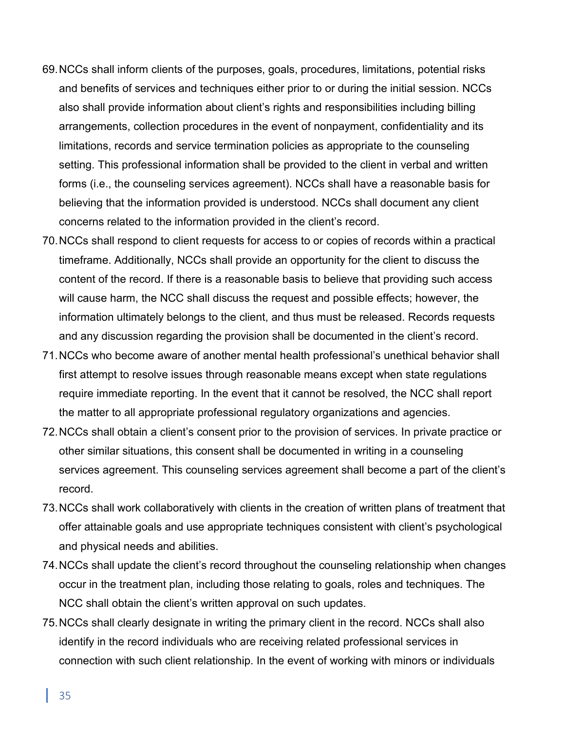69. NCCs shall inform clients of the purposes, goals, procedures, limitations, potential risks and benefits of services and techniques either prior to or during the initial session. NCCs also shall provide information about client's rights and responsibilities including billing arrangements, collection procedures in the event of nonpayment, confidentiality and its limitations, records and service termination policies as appropriate to the counseling setting. This professional information shall be provided to the client in verbal and written forms (i.e., the counseling services agreement). NCCs shall have a reasonable basis for believing that the information provided is understood. NCCs shall document any client concerns related to the information provided in the client's record.
70. NCCs shall respond to client requests for access to or copies of records within a practical timeframe. Additionally, NCCs shall provide an opportunity for the client to discuss the content of the record. If there is a reasonable basis to believe that providing such access will cause harm, the NCC shall discuss the request and possible effects; however, the information ultimately belongs to the client, and thus must be released. Records requests and any discussion regarding the provision shall be documented in the client's record.
71. NCCs who become aware of another mental health professional's unethical behavior shall first attempt to resolve issues through reasonable means except when state regulations require immediate reporting. In the event that it cannot be resolved, the NCC shall report the matter to all appropriate professional regulatory organizations and agencies.
72. NCCs shall obtain a client's consent prior to the provision of services. In private practice or other similar situations, this consent shall be documented in writing in a counseling services agreement. This counseling services agreement shall become a part of the client's record.
73. NCCs shall work collaboratively with clients in the creation of written plans of treatment that offer attainable goals and use appropriate techniques consistent with client's psychological and physical needs and abilities.
74. NCCs shall update the client's record throughout the counseling relationship when changes occur in the treatment plan, including those relating to goals, roles and techniques. The NCC shall obtain the client's written approval on such updates.
75. NCCs shall clearly designate in writing the primary client in the record. NCCs shall also identify in the record individuals who are receiving related professional services in connection with such client relationship. In the event of working with minors or individuals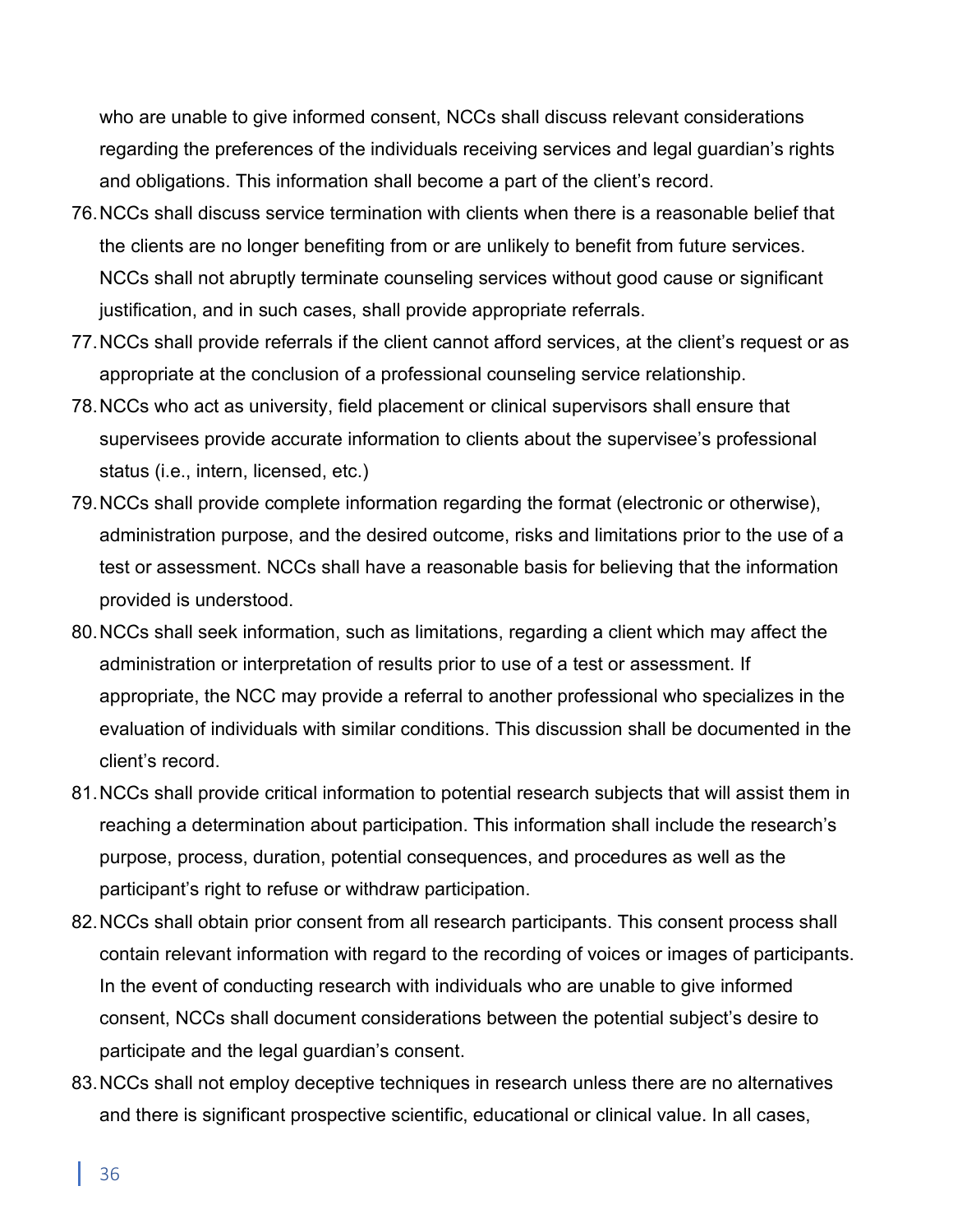who are unable to give informed consent, NCCs shall discuss relevant considerations regarding the preferences of the individuals receiving services and legal guardian's rights and obligations. This information shall become a part of the client's record.

76. NCCs shall discuss service termination with clients when there is a reasonable belief that the clients are no longer benefiting from or are unlikely to benefit from future services. NCCs shall not abruptly terminate counseling services without good cause or significant justification, and in such cases, shall provide appropriate referrals.
77. NCCs shall provide referrals if the client cannot afford services, at the client's request or as appropriate at the conclusion of a professional counseling service relationship.
78. NCCs who act as university, field placement or clinical supervisors shall ensure that supervisees provide accurate information to clients about the supervisee's professional status (i.e., intern, licensed, etc.)
79. NCCs shall provide complete information regarding the format (electronic or otherwise), administration purpose, and the desired outcome, risks and limitations prior to the use of a test or assessment. NCCs shall have a reasonable basis for believing that the information provided is understood.
80. NCCs shall seek information, such as limitations, regarding a client which may affect the administration or interpretation of results prior to use of a test or assessment. If appropriate, the NCC may provide a referral to another professional who specializes in the evaluation of individuals with similar conditions. This discussion shall be documented in the client's record.
81. NCCs shall provide critical information to potential research subjects that will assist them in reaching a determination about participation. This information shall include the research's purpose, process, duration, potential consequences, and procedures as well as the participant's right to refuse or withdraw participation.
82. NCCs shall obtain prior consent from all research participants. This consent process shall contain relevant information with regard to the recording of voices or images of participants. In the event of conducting research with individuals who are unable to give informed consent, NCCs shall document considerations between the potential subject's desire to participate and the legal guardian's consent.
83. NCCs shall not employ deceptive techniques in research unless there are no alternatives and there is significant prospective scientific, educational or clinical value. In all cases,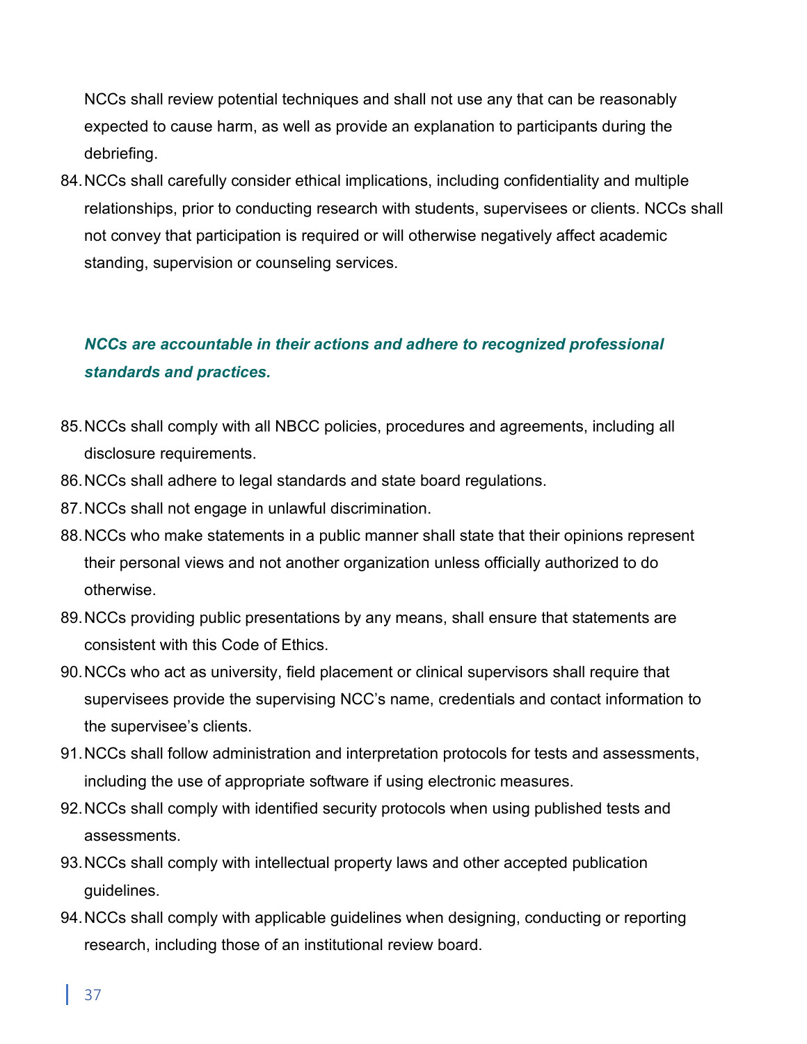NCCs shall review potential techniques and shall not use any that can be reasonably expected to cause harm, as well as provide an explanation to participants during the debriefing.

84. NCCs shall carefully consider ethical implications, including confidentiality and multiple relationships, prior to conducting research with students, supervisees or clients. NCCs shall not convey that participation is required or will otherwise negatively affect academic standing, supervision or counseling services.

***NCCs are accountable in their actions and adhere to recognized professional standards and practices.***

85. NCCs shall comply with all NBCC policies, procedures and agreements, including all disclosure requirements.
86. NCCs shall adhere to legal standards and state board regulations.
87. NCCs shall not engage in unlawful discrimination.
88. NCCs who make statements in a public manner shall state that their opinions represent their personal views and not another organization unless officially authorized to do otherwise.
89. NCCs providing public presentations by any means, shall ensure that statements are consistent with this Code of Ethics.
90. NCCs who act as university, field placement or clinical supervisors shall require that supervisees provide the supervising NCC's name, credentials and contact information to the supervisee's clients.
91. NCCs shall follow administration and interpretation protocols for tests and assessments, including the use of appropriate software if using electronic measures.
92. NCCs shall comply with identified security protocols when using published tests and assessments.
93. NCCs shall comply with intellectual property laws and other accepted publication guidelines.
94. NCCs shall comply with applicable guidelines when designing, conducting or reporting research, including those of an institutional review board.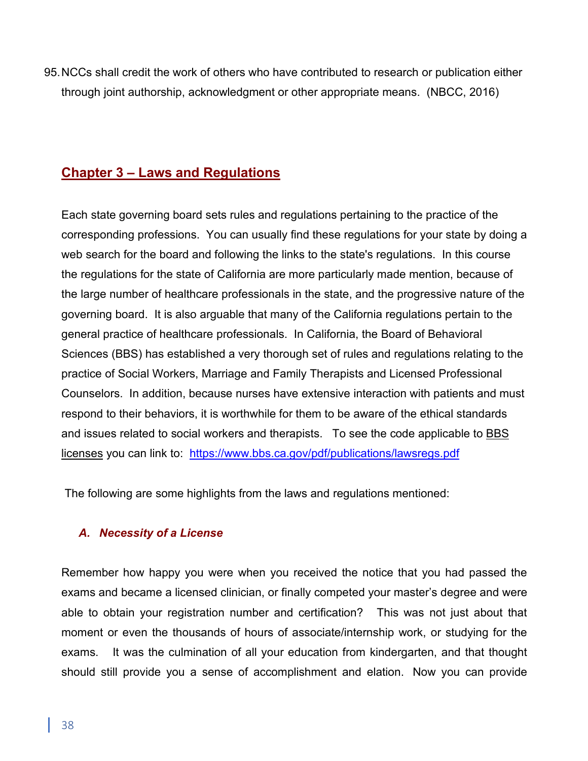95. NCCs shall credit the work of others who have contributed to research or publication either through joint authorship, acknowledgment or other appropriate means. (NBCC, 2016)

## Chapter 3 – Laws and Regulations

Each state governing board sets rules and regulations pertaining to the practice of the corresponding professions. You can usually find these regulations for your state by doing a web search for the board and following the links to the state's regulations. In this course the regulations for the state of California are more particularly made mention, because of the large number of healthcare professionals in the state, and the progressive nature of the governing board. It is also arguable that many of the California regulations pertain to the general practice of healthcare professionals. In California, the Board of Behavioral Sciences (BBS) has established a very thorough set of rules and regulations relating to the practice of Social Workers, Marriage and Family Therapists and Licensed Professional Counselors. In addition, because nurses have extensive interaction with patients and must respond to their behaviors, it is worthwhile for them to be aware of the ethical standards and issues related to social workers and therapists. To see the code applicable to BBS licenses you can link to: https://www.bbs.ca.gov/pdf/publications/lawsregs.pdf

The following are some highlights from the laws and regulations mentioned:

### *A. Necessity of a License*

Remember how happy you were when you received the notice that you had passed the exams and became a licensed clinician, or finally competed your master's degree and were able to obtain your registration number and certification? This was not just about that moment or even the thousands of hours of associate/internship work, or studying for the exams. It was the culmination of all your education from kindergarten, and that thought should still provide you a sense of accomplishment and elation. Now you can provide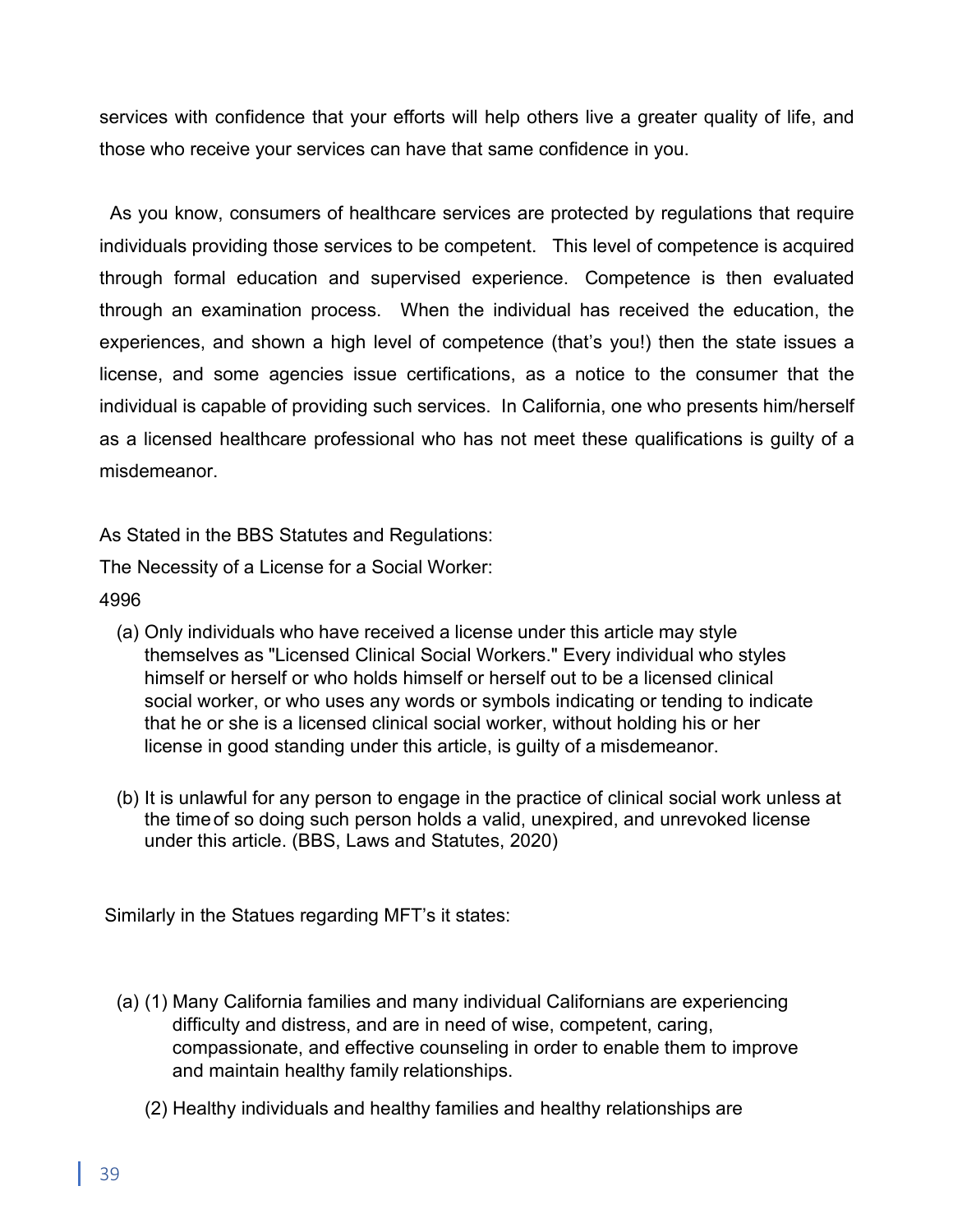services with confidence that your efforts will help others live a greater quality of life, and those who receive your services can have that same confidence in you.

As you know, consumers of healthcare services are protected by regulations that require individuals providing those services to be competent. This level of competence is acquired through formal education and supervised experience. Competence is then evaluated through an examination process. When the individual has received the education, the experiences, and shown a high level of competence (that's you!) then the state issues a license, and some agencies issue certifications, as a notice to the consumer that the individual is capable of providing such services. In California, one who presents him/herself as a licensed healthcare professional who has not meet these qualifications is guilty of a misdemeanor.

As Stated in the BBS Statutes and Regulations:

The Necessity of a License for a Social Worker:

4996

(a) Only individuals who have received a license under this article may style themselves as "Licensed Clinical Social Workers." Every individual who styles himself or herself or who holds himself or herself out to be a licensed clinical social worker, or who uses any words or symbols indicating or tending to indicate that he or she is a licensed clinical social worker, without holding his or her license in good standing under this article, is guilty of a misdemeanor.

(b) It is unlawful for any person to engage in the practice of clinical social work unless at the time of so doing such person holds a valid, unexpired, and unrevoked license under this article. (BBS, Laws and Statutes, 2020)

Similarly in the Statues regarding MFT's it states:

(a) (1) Many California families and many individual Californians are experiencing difficulty and distress, and are in need of wise, competent, caring, compassionate, and effective counseling in order to enable them to improve and maintain healthy family relationships.

(2) Healthy individuals and healthy families and healthy relationships are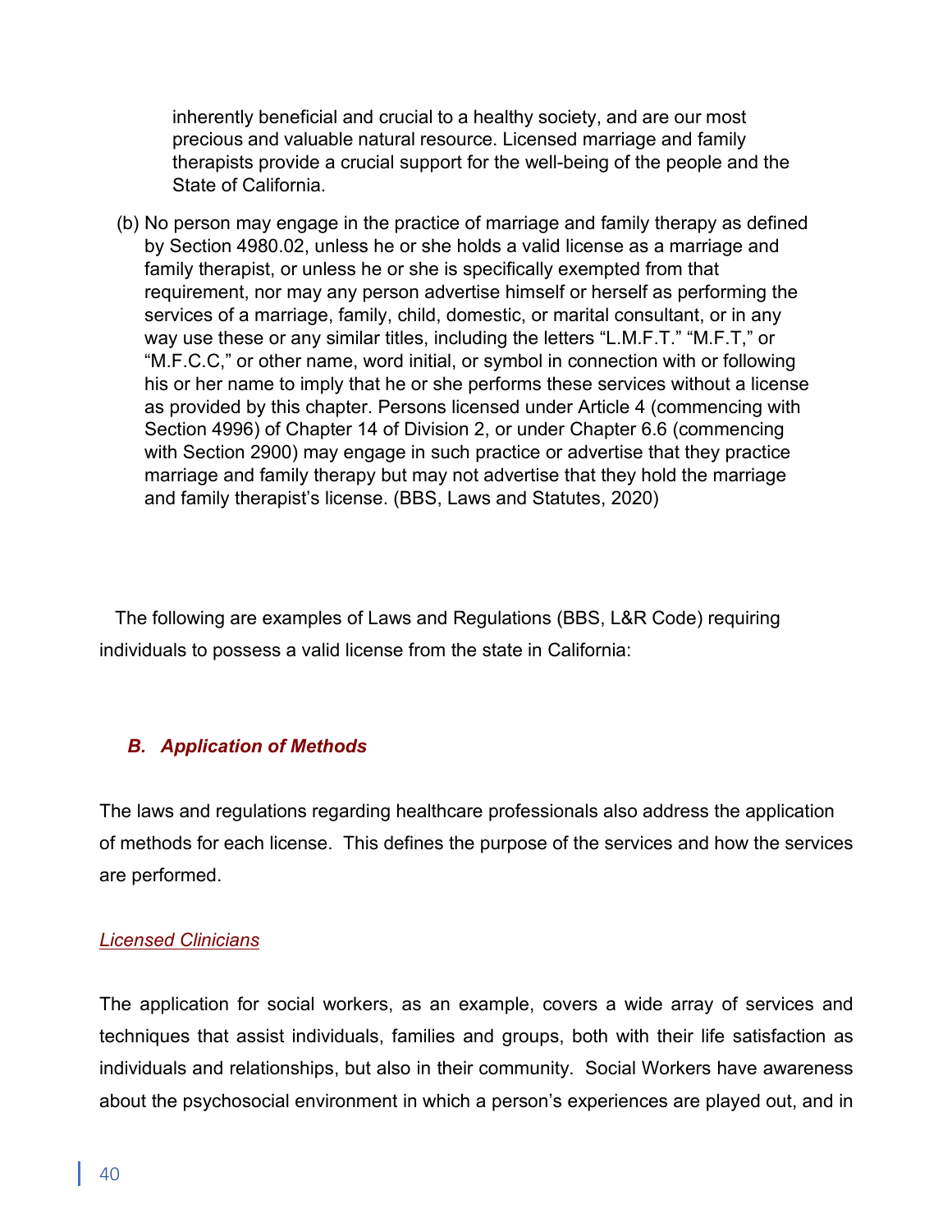inherently beneficial and crucial to a healthy society, and are our most precious and valuable natural resource. Licensed marriage and family therapists provide a crucial support for the well-being of the people and the State of California.

(b) No person may engage in the practice of marriage and family therapy as defined by Section 4980.02, unless he or she holds a valid license as a marriage and family therapist, or unless he or she is specifically exempted from that requirement, nor may any person advertise himself or herself as performing the services of a marriage, family, child, domestic, or marital consultant, or in any way use these or any similar titles, including the letters "L.M.F.T." "M.F.T," or "M.F.C.C," or other name, word initial, or symbol in connection with or following his or her name to imply that he or she performs these services without a license as provided by this chapter. Persons licensed under Article 4 (commencing with Section 4996) of Chapter 14 of Division 2, or under Chapter 6.6 (commencing with Section 2900) may engage in such practice or advertise that they practice marriage and family therapy but may not advertise that they hold the marriage and family therapist's license. (BBS, Laws and Statutes, 2020)

The following are examples of Laws and Regulations (BBS, L&R Code) requiring individuals to possess a valid license from the state in California:

### *B. Application of Methods*

The laws and regulations regarding healthcare professionals also address the application of methods for each license. This defines the purpose of the services and how the services are performed.

#### *Licensed Clinicians*

The application for social workers, as an example, covers a wide array of services and techniques that assist individuals, families and groups, both with their life satisfaction as individuals and relationships, but also in their community. Social Workers have awareness about the psychosocial environment in which a person's experiences are played out, and in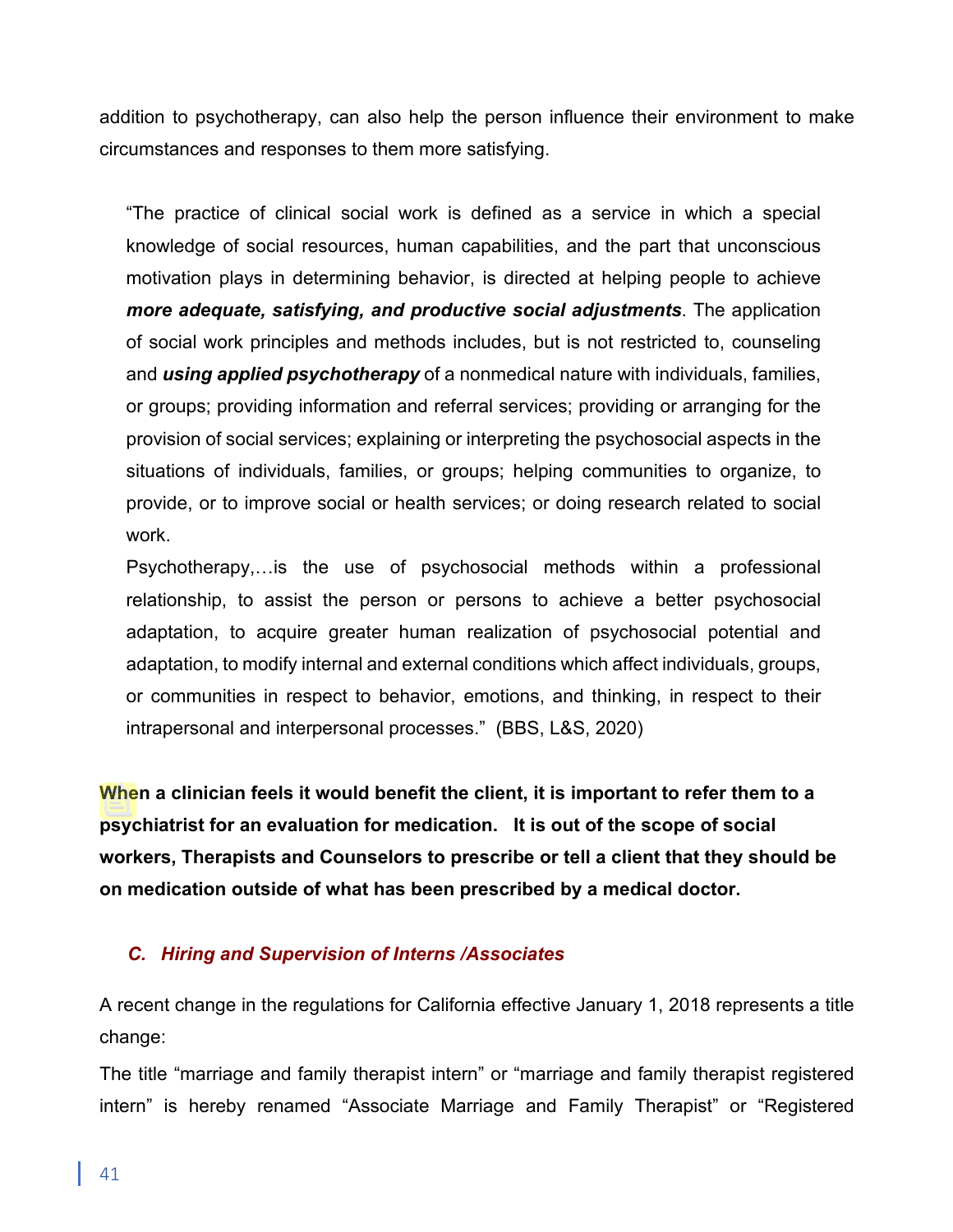addition to psychotherapy, can also help the person influence their environment to make circumstances and responses to them more satisfying.

> "The practice of clinical social work is defined as a service in which a special knowledge of social resources, human capabilities, and the part that unconscious motivation plays in determining behavior, is directed at helping people to achieve ***more adequate, satisfying, and productive social adjustments***. The application of social work principles and methods includes, but is not restricted to, counseling and ***using applied psychotherapy*** of a nonmedical nature with individuals, families, or groups; providing information and referral services; providing or arranging for the provision of social services; explaining or interpreting the psychosocial aspects in the situations of individuals, families, or groups; helping communities to organize, to provide, or to improve social or health services; or doing research related to social work.
>
> Psychotherapy,…is the use of psychosocial methods within a professional relationship, to assist the person or persons to achieve a better psychosocial adaptation, to acquire greater human realization of psychosocial potential and adaptation, to modify internal and external conditions which affect individuals, groups, or communities in respect to behavior, emotions, and thinking, in respect to their intrapersonal and interpersonal processes." (BBS, L&S, 2020)

**When a clinician feels it would benefit the client, it is important to refer them to a psychiatrist for an evaluation for medication. It is out of the scope of social workers, Therapists and Counselors to prescribe or tell a client that they should be on medication outside of what has been prescribed by a medical doctor.**

### *C. Hiring and Supervision of Interns /Associates*

A recent change in the regulations for California effective January 1, 2018 represents a title change:

The title "marriage and family therapist intern" or "marriage and family therapist registered intern" is hereby renamed "Associate Marriage and Family Therapist" or "Registered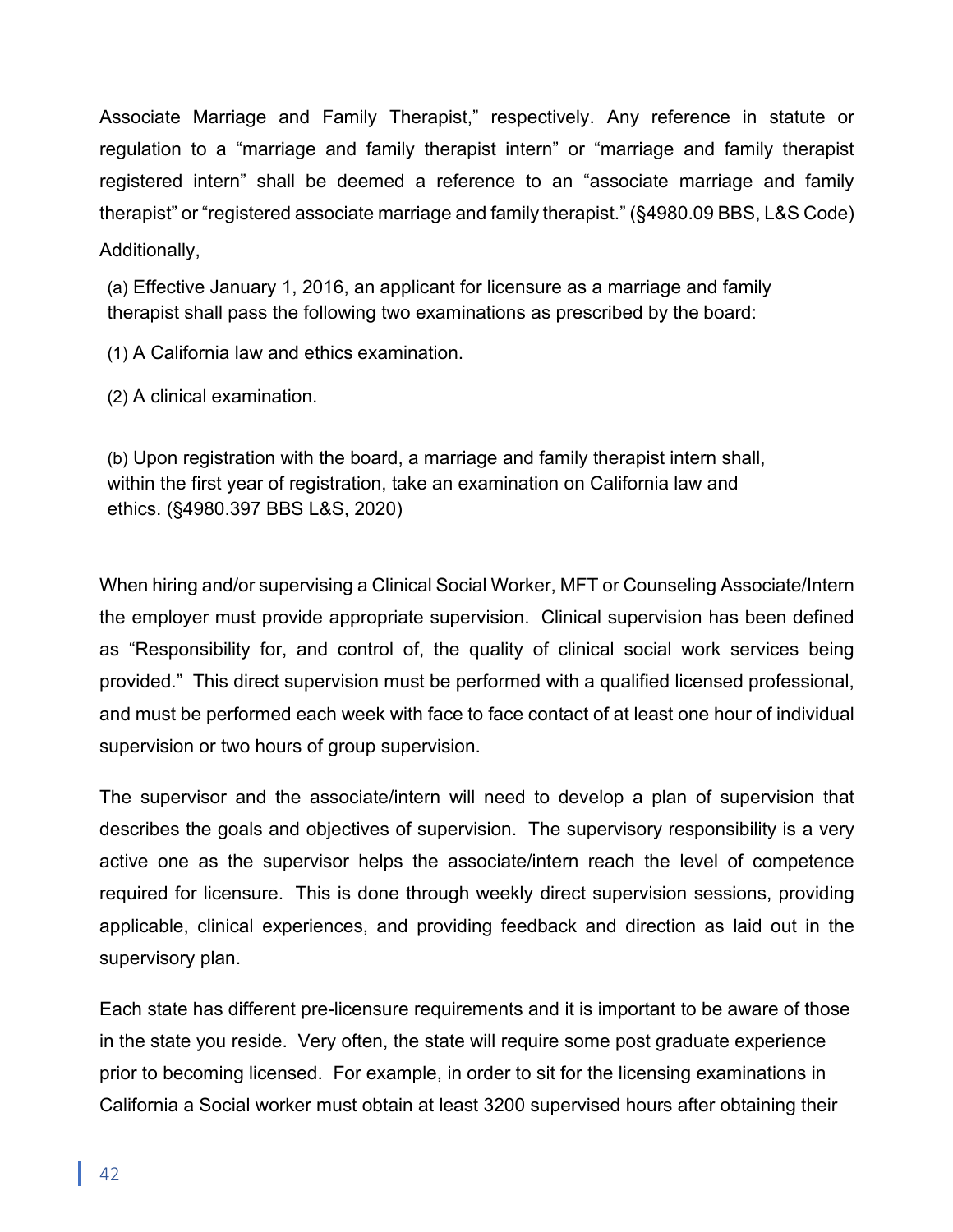Associate Marriage and Family Therapist," respectively. Any reference in statute or regulation to a "marriage and family therapist intern" or "marriage and family therapist registered intern" shall be deemed a reference to an "associate marriage and family therapist" or "registered associate marriage and family therapist." (§4980.09 BBS, L&S Code)

Additionally,

> (a) Effective January 1, 2016, an applicant for licensure as a marriage and family therapist shall pass the following two examinations as prescribed by the board:
>
> (1) A California law and ethics examination.
>
> (2) A clinical examination.
>
> (b) Upon registration with the board, a marriage and family therapist intern shall, within the first year of registration, take an examination on California law and ethics. (§4980.397 BBS L&S, 2020)

When hiring and/or supervising a Clinical Social Worker, MFT or Counseling Associate/Intern the employer must provide appropriate supervision. Clinical supervision has been defined as "Responsibility for, and control of, the quality of clinical social work services being provided." This direct supervision must be performed with a qualified licensed professional, and must be performed each week with face to face contact of at least one hour of individual supervision or two hours of group supervision.

The supervisor and the associate/intern will need to develop a plan of supervision that describes the goals and objectives of supervision. The supervisory responsibility is a very active one as the supervisor helps the associate/intern reach the level of competence required for licensure. This is done through weekly direct supervision sessions, providing applicable, clinical experiences, and providing feedback and direction as laid out in the supervisory plan.

Each state has different pre-licensure requirements and it is important to be aware of those in the state you reside. Very often, the state will require some post graduate experience prior to becoming licensed. For example, in order to sit for the licensing examinations in California a Social worker must obtain at least 3200 supervised hours after obtaining their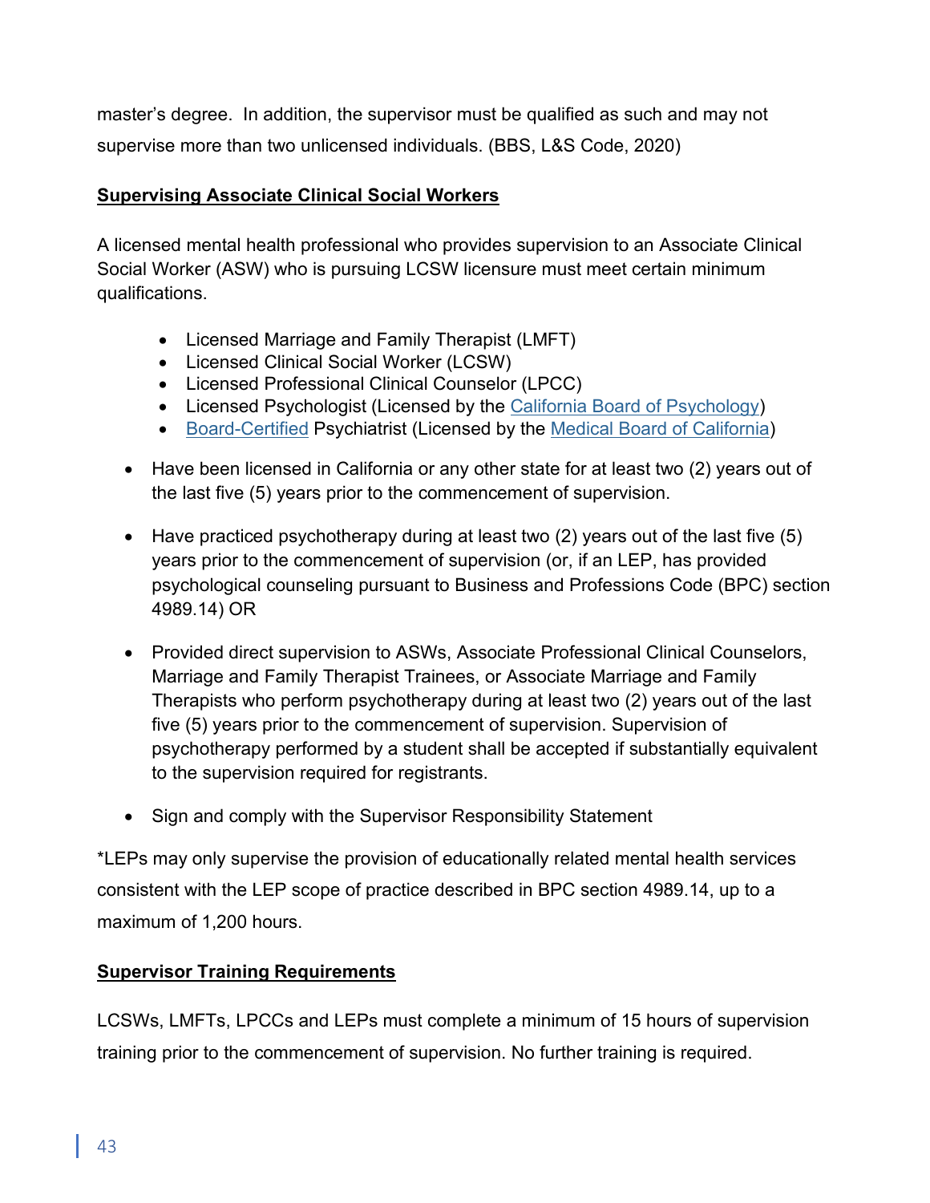master's degree. In addition, the supervisor must be qualified as such and may not supervise more than two unlicensed individuals. (BBS, L&S Code, 2020)

**Supervising Associate Clinical Social Workers**

A licensed mental health professional who provides supervision to an Associate Clinical Social Worker (ASW) who is pursuing LCSW licensure must meet certain minimum qualifications.

- Licensed Marriage and Family Therapist (LMFT)
- Licensed Clinical Social Worker (LCSW)
- Licensed Professional Clinical Counselor (LPCC)
- Licensed Psychologist (Licensed by the California Board of Psychology)
- Board-Certified Psychiatrist (Licensed by the Medical Board of California)

- Have been licensed in California or any other state for at least two (2) years out of the last five (5) years prior to the commencement of supervision.
- Have practiced psychotherapy during at least two (2) years out of the last five (5) years prior to the commencement of supervision (or, if an LEP, has provided psychological counseling pursuant to Business and Professions Code (BPC) section 4989.14) OR
- Provided direct supervision to ASWs, Associate Professional Clinical Counselors, Marriage and Family Therapist Trainees, or Associate Marriage and Family Therapists who perform psychotherapy during at least two (2) years out of the last five (5) years prior to the commencement of supervision. Supervision of psychotherapy performed by a student shall be accepted if substantially equivalent to the supervision required for registrants.
- Sign and comply with the Supervisor Responsibility Statement

*LEPs may only supervise the provision of educationally related mental health services consistent with the LEP scope of practice described in BPC section 4989.14, up to a maximum of 1,200 hours.

**Supervisor Training Requirements**

LCSWs, LMFTs, LPCCs and LEPs must complete a minimum of 15 hours of supervision training prior to the commencement of supervision. No further training is required.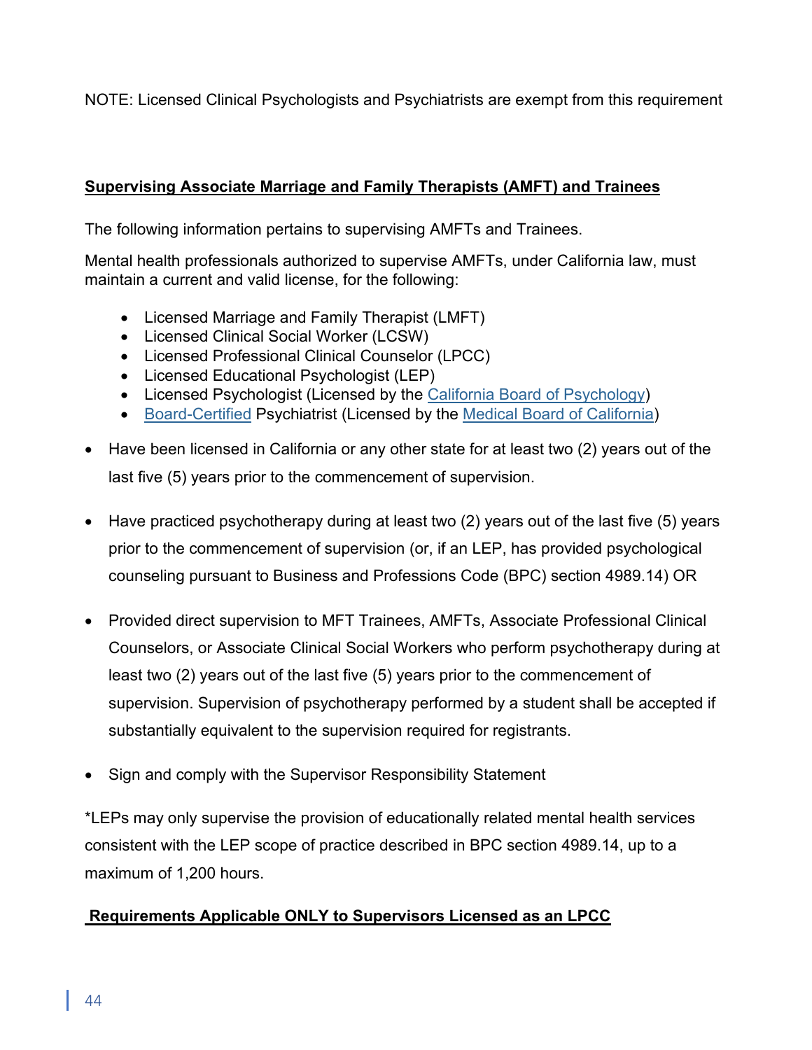NOTE: Licensed Clinical Psychologists and Psychiatrists are exempt from this requirement

## Supervising Associate Marriage and Family Therapists (AMFT) and Trainees

The following information pertains to supervising AMFTs and Trainees.

Mental health professionals authorized to supervise AMFTs, under California law, must maintain a current and valid license, for the following:

- Licensed Marriage and Family Therapist (LMFT)
- Licensed Clinical Social Worker (LCSW)
- Licensed Professional Clinical Counselor (LPCC)
- Licensed Educational Psychologist (LEP)
- Licensed Psychologist (Licensed by the California Board of Psychology)
- Board-Certified Psychiatrist (Licensed by the Medical Board of California)

- Have been licensed in California or any other state for at least two (2) years out of the last five (5) years prior to the commencement of supervision.
- Have practiced psychotherapy during at least two (2) years out of the last five (5) years prior to the commencement of supervision (or, if an LEP, has provided psychological counseling pursuant to Business and Professions Code (BPC) section 4989.14) OR
- Provided direct supervision to MFT Trainees, AMFTs, Associate Professional Clinical Counselors, or Associate Clinical Social Workers who perform psychotherapy during at least two (2) years out of the last five (5) years prior to the commencement of supervision. Supervision of psychotherapy performed by a student shall be accepted if substantially equivalent to the supervision required for registrants.
- Sign and comply with the Supervisor Responsibility Statement

*LEPs may only supervise the provision of educationally related mental health services consistent with the LEP scope of practice described in BPC section 4989.14, up to a maximum of 1,200 hours.

## Requirements Applicable ONLY to Supervisors Licensed as an LPCC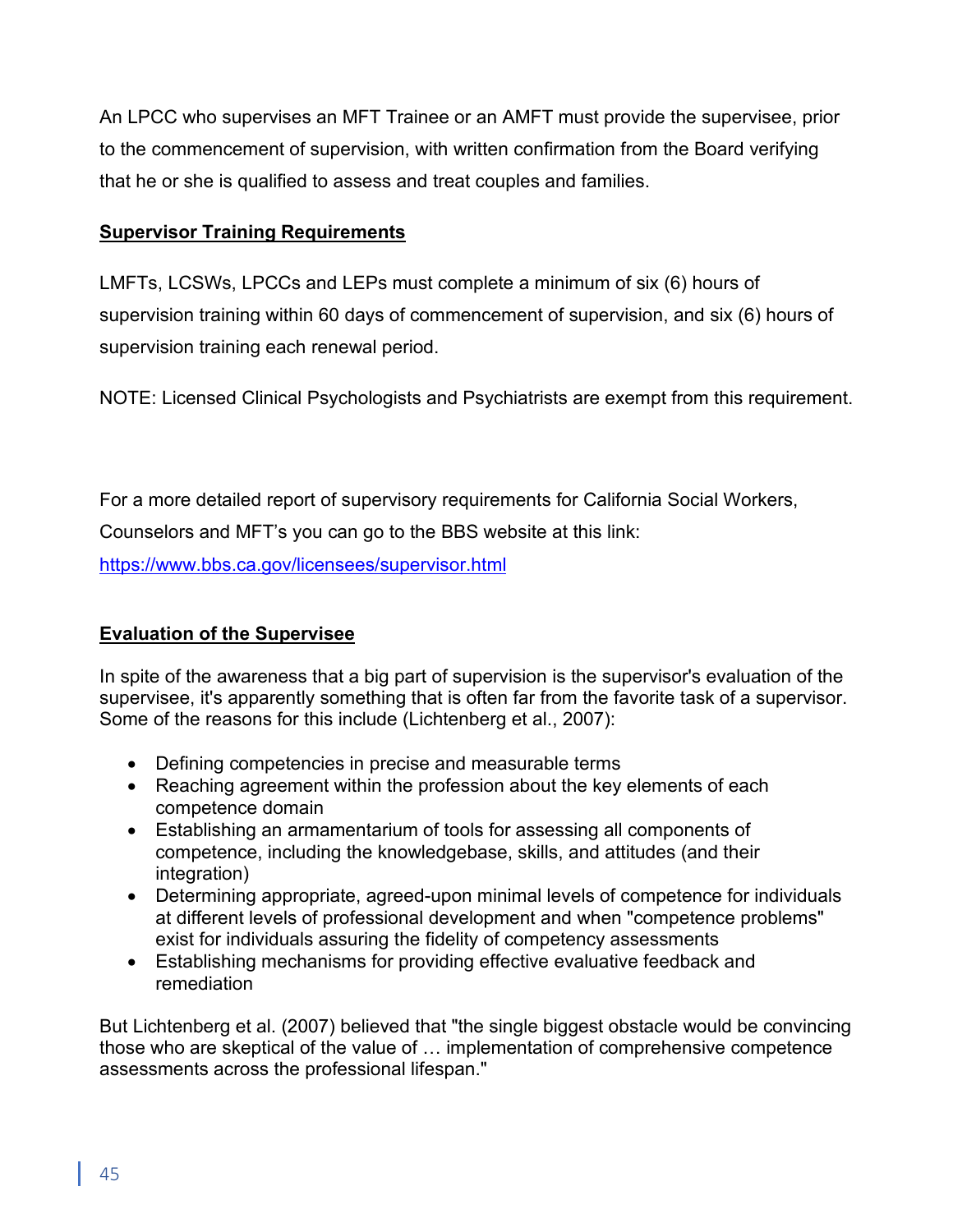An LPCC who supervises an MFT Trainee or an AMFT must provide the supervisee, prior to the commencement of supervision, with written confirmation from the Board verifying that he or she is qualified to assess and treat couples and families.

**Supervisor Training Requirements**

LMFTs, LCSWs, LPCCs and LEPs must complete a minimum of six (6) hours of supervision training within 60 days of commencement of supervision, and six (6) hours of supervision training each renewal period.

NOTE: Licensed Clinical Psychologists and Psychiatrists are exempt from this requirement.

For a more detailed report of supervisory requirements for California Social Workers, Counselors and MFT's you can go to the BBS website at this link: [https://www.bbs.ca.gov/licensees/supervisor.html](https://www.bbs.ca.gov/licensees/supervisor.html)

**Evaluation of the Supervisee**

In spite of the awareness that a big part of supervision is the supervisor's evaluation of the supervisee, it's apparently something that is often far from the favorite task of a supervisor. Some of the reasons for this include (Lichtenberg et al., 2007):

- Defining competencies in precise and measurable terms
- Reaching agreement within the profession about the key elements of each competence domain
- Establishing an armamentarium of tools for assessing all components of competence, including the knowledgebase, skills, and attitudes (and their integration)
- Determining appropriate, agreed-upon minimal levels of competence for individuals at different levels of professional development and when "competence problems" exist for individuals assuring the fidelity of competency assessments
- Establishing mechanisms for providing effective evaluative feedback and remediation

But Lichtenberg et al. (2007) believed that "the single biggest obstacle would be convincing those who are skeptical of the value of … implementation of comprehensive competence assessments across the professional lifespan."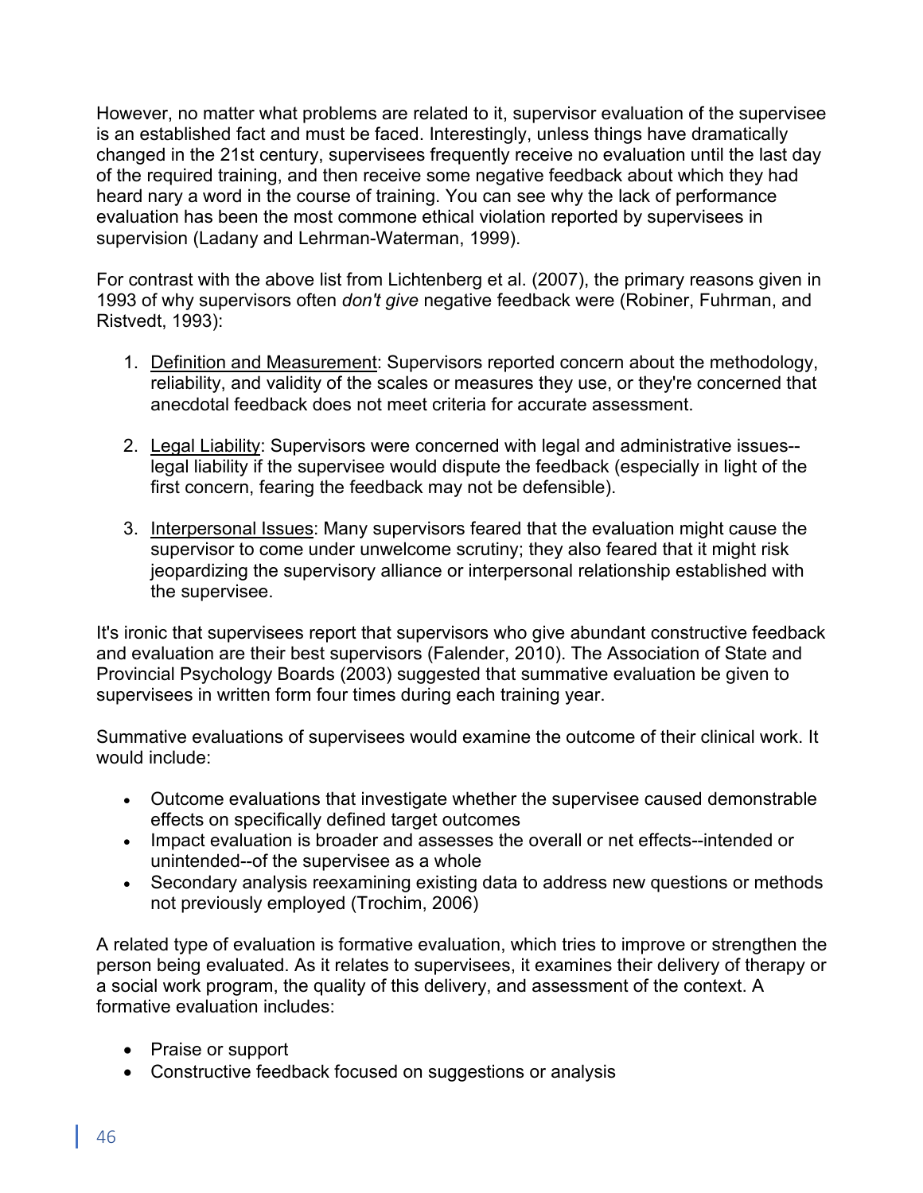However, no matter what problems are related to it, supervisor evaluation of the supervisee is an established fact and must be faced. Interestingly, unless things have dramatically changed in the 21st century, supervisees frequently receive no evaluation until the last day of the required training, and then receive some negative feedback about which they had heard nary a word in the course of training. You can see why the lack of performance evaluation has been the most commone ethical violation reported by supervisees in supervision (Ladany and Lehrman-Waterman, 1999).

For contrast with the above list from Lichtenberg et al. (2007), the primary reasons given in 1993 of why supervisors often *don't give* negative feedback were (Robiner, Fuhrman, and Ristvedt, 1993):

1. <u>Definition and Measurement</u>: Supervisors reported concern about the methodology, reliability, and validity of the scales or measures they use, or they're concerned that anecdotal feedback does not meet criteria for accurate assessment.

2. <u>Legal Liability</u>: Supervisors were concerned with legal and administrative issues--legal liability if the supervisee would dispute the feedback (especially in light of the first concern, fearing the feedback may not be defensible).

3. <u>Interpersonal Issues</u>: Many supervisors feared that the evaluation might cause the supervisor to come under unwelcome scrutiny; they also feared that it might risk jeopardizing the supervisory alliance or interpersonal relationship established with the supervisee.

It's ironic that supervisees report that supervisors who give abundant constructive feedback and evaluation are their best supervisors (Falender, 2010). The Association of State and Provincial Psychology Boards (2003) suggested that summative evaluation be given to supervisees in written form four times during each training year.

Summative evaluations of supervisees would examine the outcome of their clinical work. It would include:

- Outcome evaluations that investigate whether the supervisee caused demonstrable effects on specifically defined target outcomes
- Impact evaluation is broader and assesses the overall or net effects--intended or unintended--of the supervisee as a whole
- Secondary analysis reexamining existing data to address new questions or methods not previously employed (Trochim, 2006)

A related type of evaluation is formative evaluation, which tries to improve or strengthen the person being evaluated. As it relates to supervisees, it examines their delivery of therapy or a social work program, the quality of this delivery, and assessment of the context. A formative evaluation includes:

- Praise or support
- Constructive feedback focused on suggestions or analysis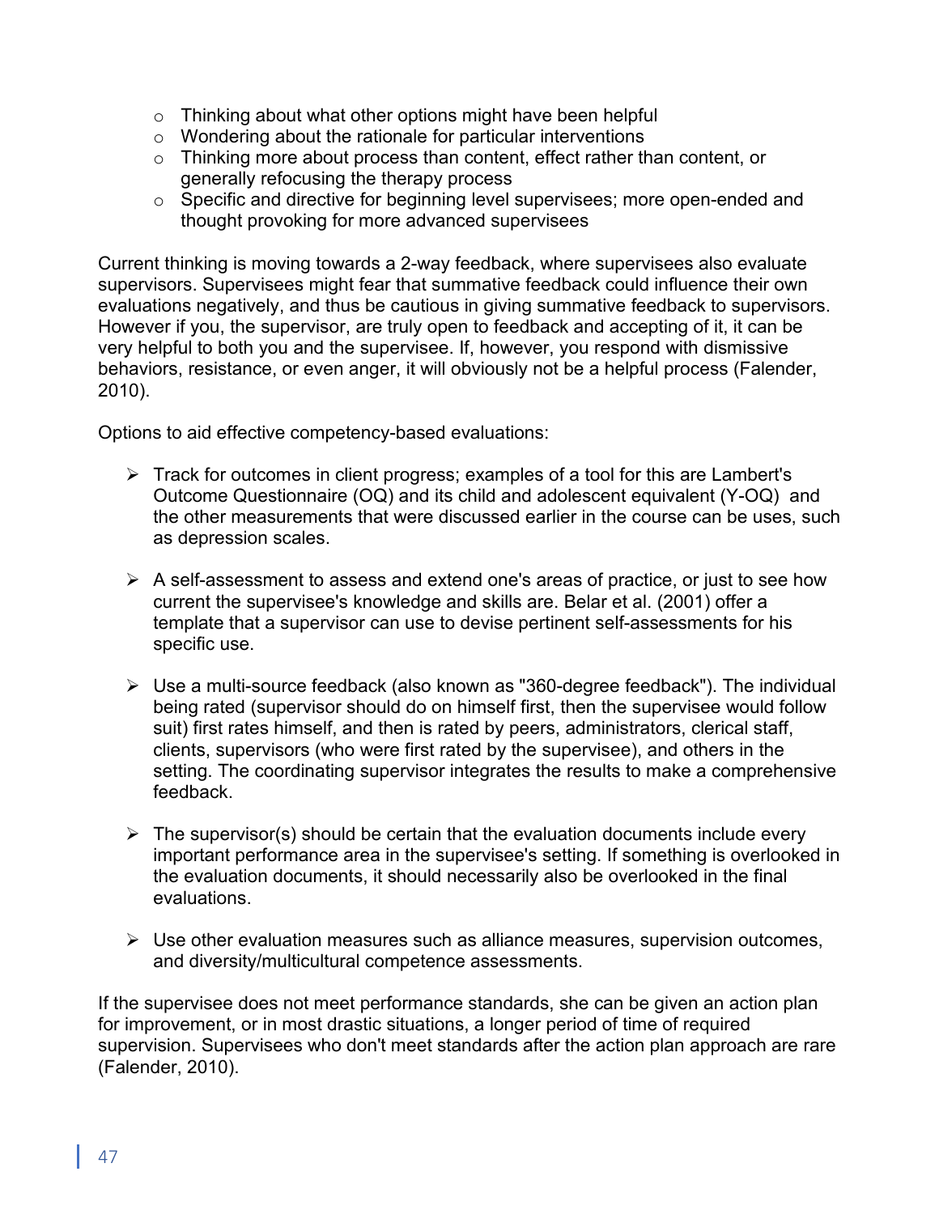- Thinking about what other options might have been helpful
- Wondering about the rationale for particular interventions
- Thinking more about process than content, effect rather than content, or generally refocusing the therapy process
- Specific and directive for beginning level supervisees; more open-ended and thought provoking for more advanced supervisees

Current thinking is moving towards a 2-way feedback, where supervisees also evaluate supervisors. Supervisees might fear that summative feedback could influence their own evaluations negatively, and thus be cautious in giving summative feedback to supervisors. However if you, the supervisor, are truly open to feedback and accepting of it, it can be very helpful to both you and the supervisee. If, however, you respond with dismissive behaviors, resistance, or even anger, it will obviously not be a helpful process (Falender, 2010).

Options to aid effective competency-based evaluations:

- Track for outcomes in client progress; examples of a tool for this are Lambert's Outcome Questionnaire (OQ) and its child and adolescent equivalent (Y-OQ) and the other measurements that were discussed earlier in the course can be uses, such as depression scales.

- A self-assessment to assess and extend one's areas of practice, or just to see how current the supervisee's knowledge and skills are. Belar et al. (2001) offer a template that a supervisor can use to devise pertinent self-assessments for his specific use.

- Use a multi-source feedback (also known as "360-degree feedback"). The individual being rated (supervisor should do on himself first, then the supervisee would follow suit) first rates himself, and then is rated by peers, administrators, clerical staff, clients, supervisors (who were first rated by the supervisee), and others in the setting. The coordinating supervisor integrates the results to make a comprehensive feedback.

- The supervisor(s) should be certain that the evaluation documents include every important performance area in the supervisee's setting. If something is overlooked in the evaluation documents, it should necessarily also be overlooked in the final evaluations.

- Use other evaluation measures such as alliance measures, supervision outcomes, and diversity/multicultural competence assessments.

If the supervisee does not meet performance standards, she can be given an action plan for improvement, or in most drastic situations, a longer period of time of required supervision. Supervisees who don't meet standards after the action plan approach are rare (Falender, 2010).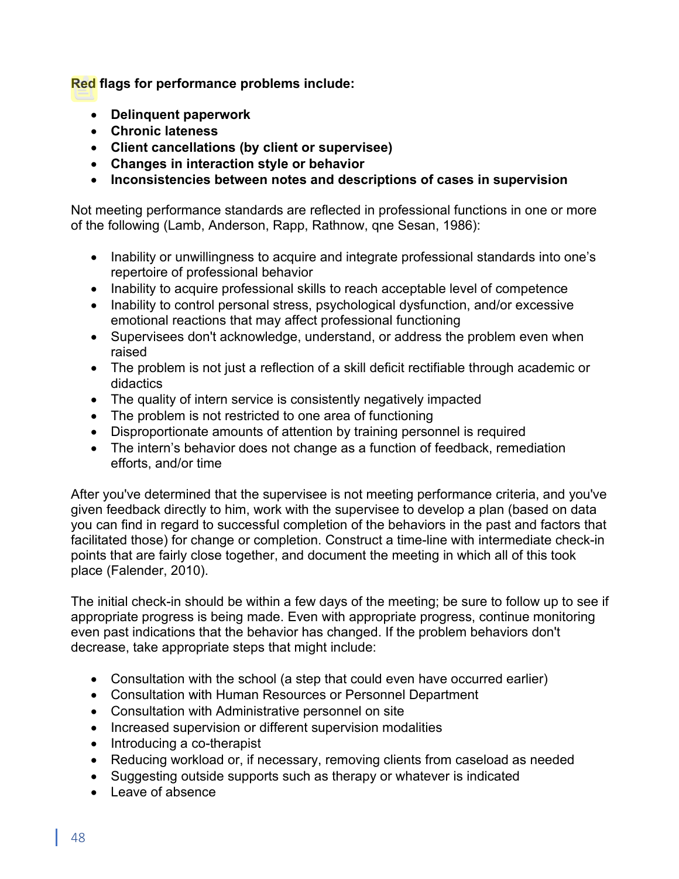**Red flags for performance problems include:**

- **Delinquent paperwork**
- **Chronic lateness**
- **Client cancellations (by client or supervisee)**
- **Changes in interaction style or behavior**
- **Inconsistencies between notes and descriptions of cases in supervision**

Not meeting performance standards are reflected in professional functions in one or more of the following (Lamb, Anderson, Rapp, Rathnow, qne Sesan, 1986):

- Inability or unwillingness to acquire and integrate professional standards into one's repertoire of professional behavior
- Inability to acquire professional skills to reach acceptable level of competence
- Inability to control personal stress, psychological dysfunction, and/or excessive emotional reactions that may affect professional functioning
- Supervisees don't acknowledge, understand, or address the problem even when raised
- The problem is not just a reflection of a skill deficit rectifiable through academic or didactics
- The quality of intern service is consistently negatively impacted
- The problem is not restricted to one area of functioning
- Disproportionate amounts of attention by training personnel is required
- The intern's behavior does not change as a function of feedback, remediation efforts, and/or time

After you've determined that the supervisee is not meeting performance criteria, and you've given feedback directly to him, work with the supervisee to develop a plan (based on data you can find in regard to successful completion of the behaviors in the past and factors that facilitated those) for change or completion. Construct a time-line with intermediate check-in points that are fairly close together, and document the meeting in which all of this took place (Falender, 2010).

The initial check-in should be within a few days of the meeting; be sure to follow up to see if appropriate progress is being made. Even with appropriate progress, continue monitoring even past indications that the behavior has changed. If the problem behaviors don't decrease, take appropriate steps that might include:

- Consultation with the school (a step that could even have occurred earlier)
- Consultation with Human Resources or Personnel Department
- Consultation with Administrative personnel on site
- Increased supervision or different supervision modalities
- Introducing a co-therapist
- Reducing workload or, if necessary, removing clients from caseload as needed
- Suggesting outside supports such as therapy or whatever is indicated
- Leave of absence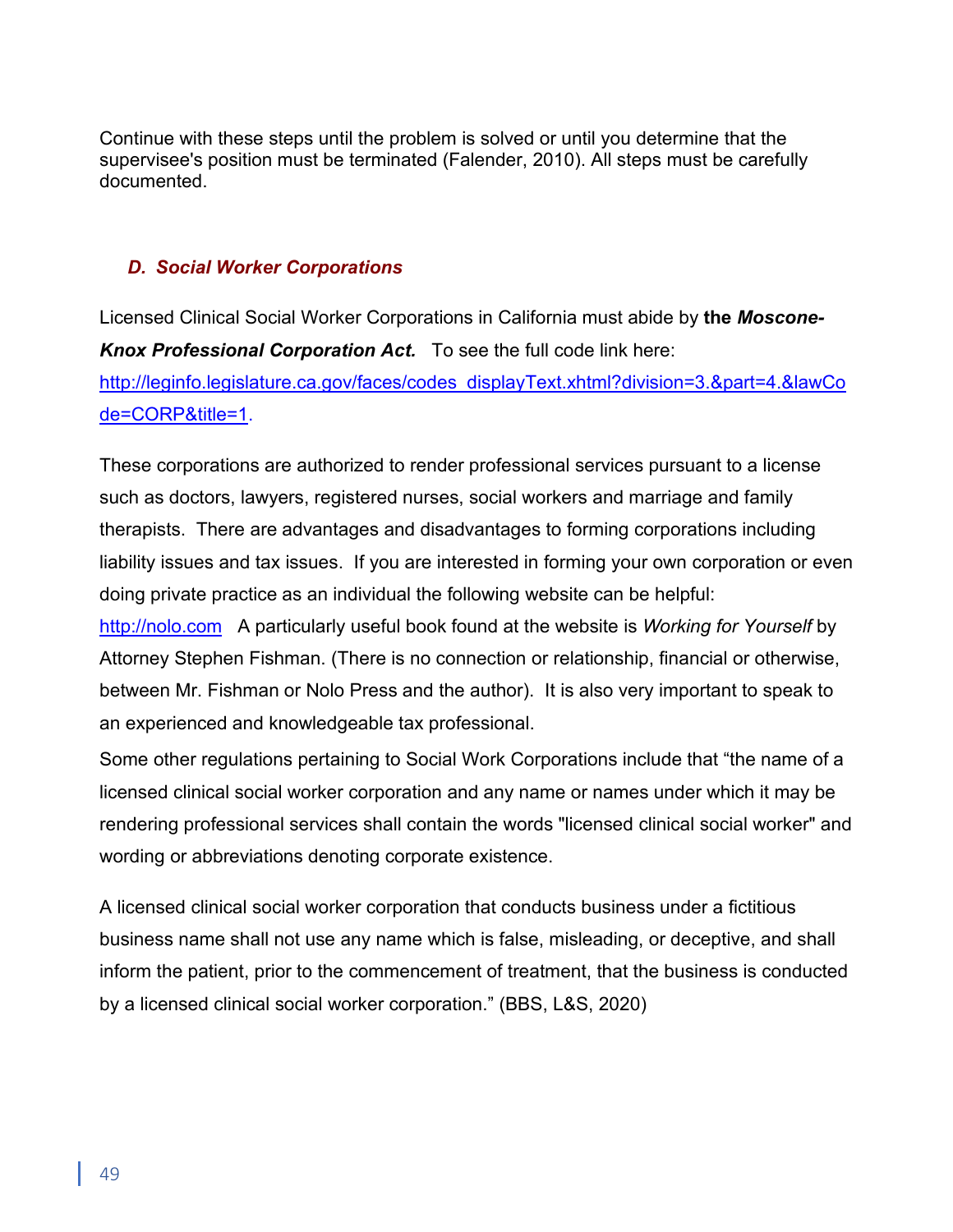Continue with these steps until the problem is solved or until you determine that the supervisee's position must be terminated (Falender, 2010). All steps must be carefully documented.

### *D. Social Worker Corporations*

Licensed Clinical Social Worker Corporations in California must abide by **the *Moscone-Knox Professional Corporation Act.*** To see the full code link here: [http://leginfo.legislature.ca.gov/faces/codes_displayText.xhtml?division=3.&part=4.&lawCode=CORP&title=1](http://leginfo.legislature.ca.gov/faces/codes_displayText.xhtml?division=3.&part=4.&lawCode=CORP&title=1).

These corporations are authorized to render professional services pursuant to a license such as doctors, lawyers, registered nurses, social workers and marriage and family therapists. There are advantages and disadvantages to forming corporations including liability issues and tax issues. If you are interested in forming your own corporation or even doing private practice as an individual the following website can be helpful: [http://nolo.com](http://nolo.com) A particularly useful book found at the website is *Working for Yourself* by Attorney Stephen Fishman. (There is no connection or relationship, financial or otherwise, between Mr. Fishman or Nolo Press and the author). It is also very important to speak to an experienced and knowledgeable tax professional.

Some other regulations pertaining to Social Work Corporations include that "the name of a licensed clinical social worker corporation and any name or names under which it may be rendering professional services shall contain the words "licensed clinical social worker" and wording or abbreviations denoting corporate existence.

A licensed clinical social worker corporation that conducts business under a fictitious business name shall not use any name which is false, misleading, or deceptive, and shall inform the patient, prior to the commencement of treatment, that the business is conducted by a licensed clinical social worker corporation." (BBS, L&S, 2020)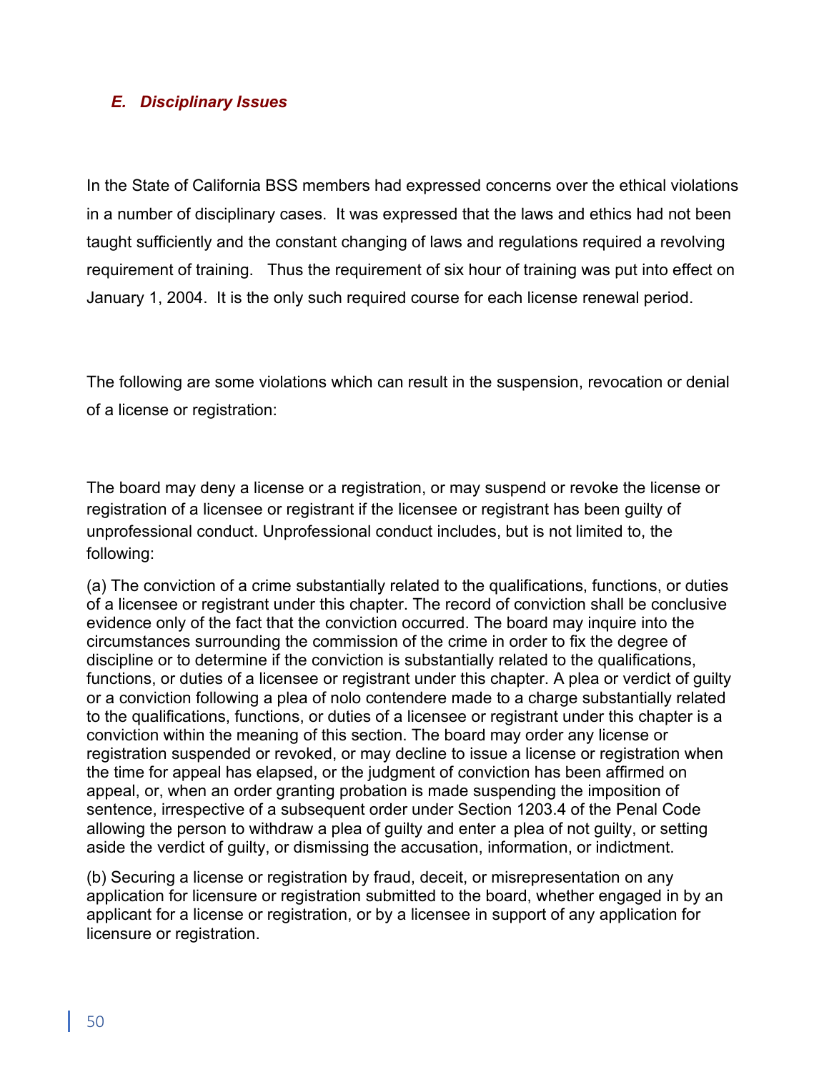### *E. Disciplinary Issues*

In the State of California BSS members had expressed concerns over the ethical violations in a number of disciplinary cases. It was expressed that the laws and ethics had not been taught sufficiently and the constant changing of laws and regulations required a revolving requirement of training. Thus the requirement of six hour of training was put into effect on January 1, 2004. It is the only such required course for each license renewal period.

The following are some violations which can result in the suspension, revocation or denial of a license or registration:

The board may deny a license or a registration, or may suspend or revoke the license or registration of a licensee or registrant if the licensee or registrant has been guilty of unprofessional conduct. Unprofessional conduct includes, but is not limited to, the following:

(a) The conviction of a crime substantially related to the qualifications, functions, or duties of a licensee or registrant under this chapter. The record of conviction shall be conclusive evidence only of the fact that the conviction occurred. The board may inquire into the circumstances surrounding the commission of the crime in order to fix the degree of discipline or to determine if the conviction is substantially related to the qualifications, functions, or duties of a licensee or registrant under this chapter. A plea or verdict of guilty or a conviction following a plea of nolo contendere made to a charge substantially related to the qualifications, functions, or duties of a licensee or registrant under this chapter is a conviction within the meaning of this section. The board may order any license or registration suspended or revoked, or may decline to issue a license or registration when the time for appeal has elapsed, or the judgment of conviction has been affirmed on appeal, or, when an order granting probation is made suspending the imposition of sentence, irrespective of a subsequent order under Section 1203.4 of the Penal Code allowing the person to withdraw a plea of guilty and enter a plea of not guilty, or setting aside the verdict of guilty, or dismissing the accusation, information, or indictment.

(b) Securing a license or registration by fraud, deceit, or misrepresentation on any application for licensure or registration submitted to the board, whether engaged in by an applicant for a license or registration, or by a licensee in support of any application for licensure or registration.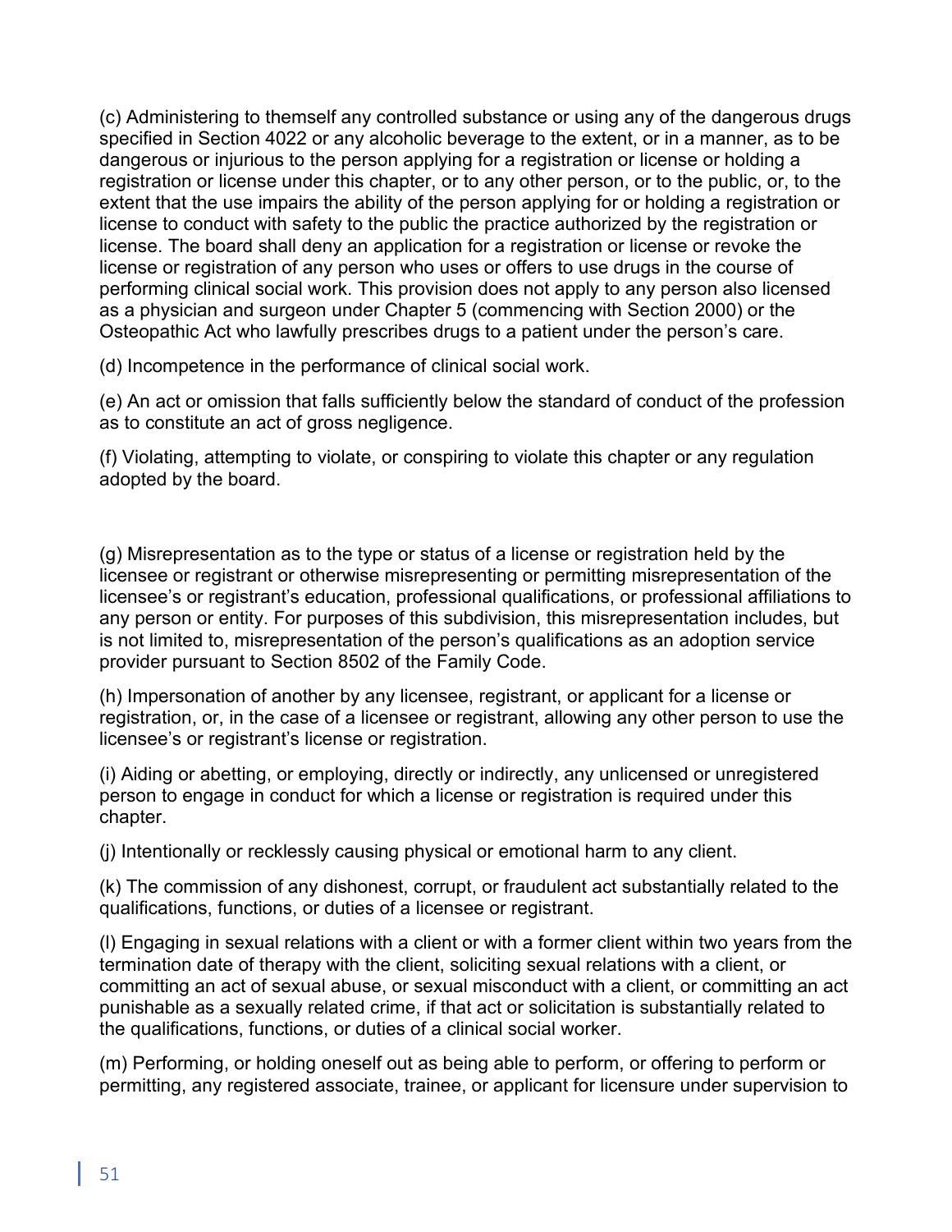(c) Administering to themself any controlled substance or using any of the dangerous drugs specified in Section 4022 or any alcoholic beverage to the extent, or in a manner, as to be dangerous or injurious to the person applying for a registration or license or holding a registration or license under this chapter, or to any other person, or to the public, or, to the extent that the use impairs the ability of the person applying for or holding a registration or license to conduct with safety to the public the practice authorized by the registration or license. The board shall deny an application for a registration or license or revoke the license or registration of any person who uses or offers to use drugs in the course of performing clinical social work. This provision does not apply to any person also licensed as a physician and surgeon under Chapter 5 (commencing with Section 2000) or the Osteopathic Act who lawfully prescribes drugs to a patient under the person's care.

(d) Incompetence in the performance of clinical social work.

(e) An act or omission that falls sufficiently below the standard of conduct of the profession as to constitute an act of gross negligence.

(f) Violating, attempting to violate, or conspiring to violate this chapter or any regulation adopted by the board.

(g) Misrepresentation as to the type or status of a license or registration held by the licensee or registrant or otherwise misrepresenting or permitting misrepresentation of the licensee's or registrant's education, professional qualifications, or professional affiliations to any person or entity. For purposes of this subdivision, this misrepresentation includes, but is not limited to, misrepresentation of the person's qualifications as an adoption service provider pursuant to Section 8502 of the Family Code.

(h) Impersonation of another by any licensee, registrant, or applicant for a license or registration, or, in the case of a licensee or registrant, allowing any other person to use the licensee's or registrant's license or registration.

(i) Aiding or abetting, or employing, directly or indirectly, any unlicensed or unregistered person to engage in conduct for which a license or registration is required under this chapter.

(j) Intentionally or recklessly causing physical or emotional harm to any client.

(k) The commission of any dishonest, corrupt, or fraudulent act substantially related to the qualifications, functions, or duties of a licensee or registrant.

(l) Engaging in sexual relations with a client or with a former client within two years from the termination date of therapy with the client, soliciting sexual relations with a client, or committing an act of sexual abuse, or sexual misconduct with a client, or committing an act punishable as a sexually related crime, if that act or solicitation is substantially related to the qualifications, functions, or duties of a clinical social worker.

(m) Performing, or holding oneself out as being able to perform, or offering to perform or permitting, any registered associate, trainee, or applicant for licensure under supervision to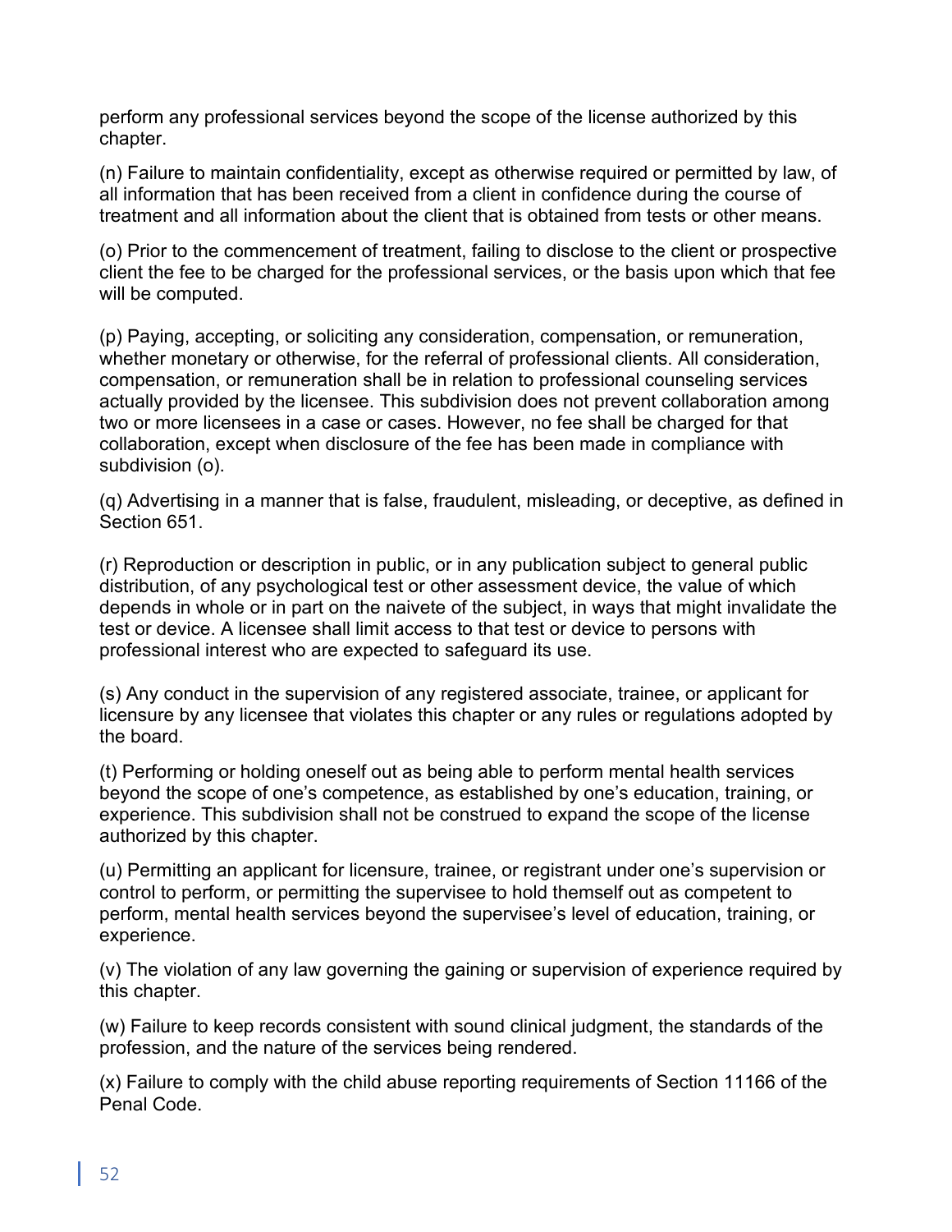perform any professional services beyond the scope of the license authorized by this chapter.

(n) Failure to maintain confidentiality, except as otherwise required or permitted by law, of all information that has been received from a client in confidence during the course of treatment and all information about the client that is obtained from tests or other means.

(o) Prior to the commencement of treatment, failing to disclose to the client or prospective client the fee to be charged for the professional services, or the basis upon which that fee will be computed.

(p) Paying, accepting, or soliciting any consideration, compensation, or remuneration, whether monetary or otherwise, for the referral of professional clients. All consideration, compensation, or remuneration shall be in relation to professional counseling services actually provided by the licensee. This subdivision does not prevent collaboration among two or more licensees in a case or cases. However, no fee shall be charged for that collaboration, except when disclosure of the fee has been made in compliance with subdivision (o).

(q) Advertising in a manner that is false, fraudulent, misleading, or deceptive, as defined in Section 651.

(r) Reproduction or description in public, or in any publication subject to general public distribution, of any psychological test or other assessment device, the value of which depends in whole or in part on the naivete of the subject, in ways that might invalidate the test or device. A licensee shall limit access to that test or device to persons with professional interest who are expected to safeguard its use.

(s) Any conduct in the supervision of any registered associate, trainee, or applicant for licensure by any licensee that violates this chapter or any rules or regulations adopted by the board.

(t) Performing or holding oneself out as being able to perform mental health services beyond the scope of one's competence, as established by one's education, training, or experience. This subdivision shall not be construed to expand the scope of the license authorized by this chapter.

(u) Permitting an applicant for licensure, trainee, or registrant under one's supervision or control to perform, or permitting the supervisee to hold themself out as competent to perform, mental health services beyond the supervisee's level of education, training, or experience.

(v) The violation of any law governing the gaining or supervision of experience required by this chapter.

(w) Failure to keep records consistent with sound clinical judgment, the standards of the profession, and the nature of the services being rendered.

(x) Failure to comply with the child abuse reporting requirements of Section 11166 of the Penal Code.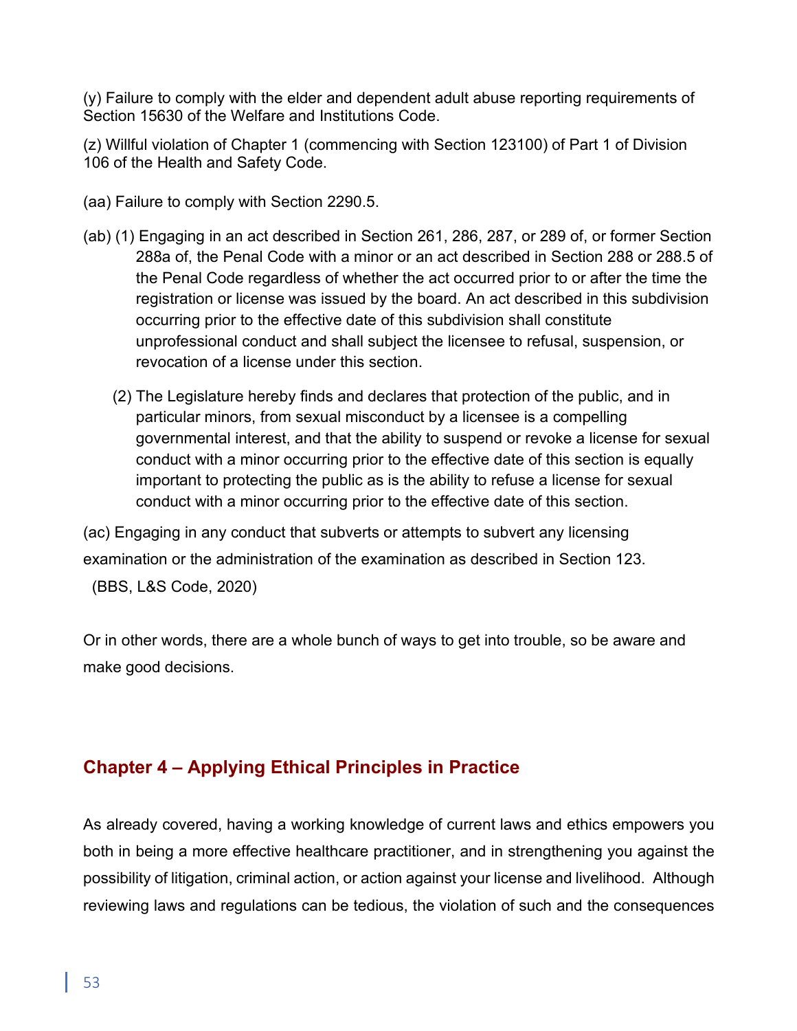(y) Failure to comply with the elder and dependent adult abuse reporting requirements of Section 15630 of the Welfare and Institutions Code.

(z) Willful violation of Chapter 1 (commencing with Section 123100) of Part 1 of Division 106 of the Health and Safety Code.

(aa) Failure to comply with Section 2290.5.

(ab) (1) Engaging in an act described in Section 261, 286, 287, or 289 of, or former Section 288a of, the Penal Code with a minor or an act described in Section 288 or 288.5 of the Penal Code regardless of whether the act occurred prior to or after the time the registration or license was issued by the board. An act described in this subdivision occurring prior to the effective date of this subdivision shall constitute unprofessional conduct and shall subject the licensee to refusal, suspension, or revocation of a license under this section.

(2) The Legislature hereby finds and declares that protection of the public, and in particular minors, from sexual misconduct by a licensee is a compelling governmental interest, and that the ability to suspend or revoke a license for sexual conduct with a minor occurring prior to the effective date of this section is equally important to protecting the public as is the ability to refuse a license for sexual conduct with a minor occurring prior to the effective date of this section.

(ac) Engaging in any conduct that subverts or attempts to subvert any licensing examination or the administration of the examination as described in Section 123.

(BBS, L&S Code, 2020)

Or in other words, there are a whole bunch of ways to get into trouble, so be aware and make good decisions.

## Chapter 4 – Applying Ethical Principles in Practice

As already covered, having a working knowledge of current laws and ethics empowers you both in being a more effective healthcare practitioner, and in strengthening you against the possibility of litigation, criminal action, or action against your license and livelihood. Although reviewing laws and regulations can be tedious, the violation of such and the consequences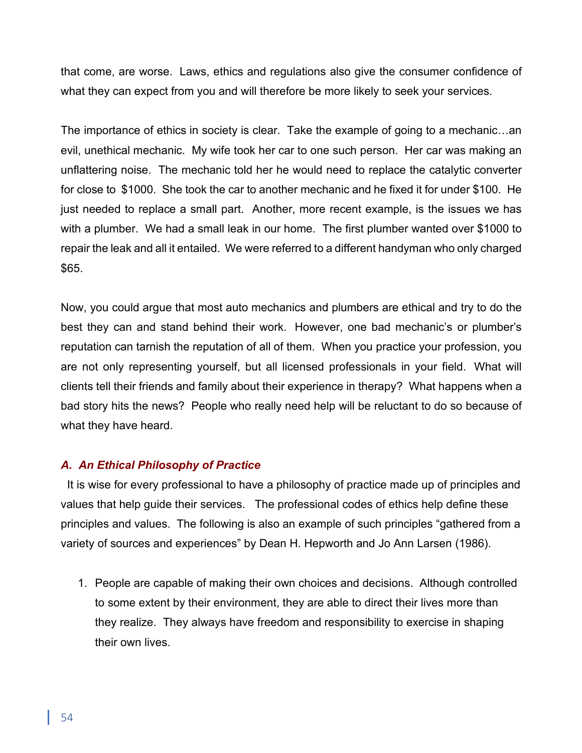that come, are worse. Laws, ethics and regulations also give the consumer confidence of what they can expect from you and will therefore be more likely to seek your services.

The importance of ethics in society is clear. Take the example of going to a mechanic…an evil, unethical mechanic. My wife took her car to one such person. Her car was making an unflattering noise. The mechanic told her he would need to replace the catalytic converter for close to $1000. She took the car to another mechanic and he fixed it for under $100. He just needed to replace a small part. Another, more recent example, is the issues we has with a plumber. We had a small leak in our home. The first plumber wanted over $1000 to repair the leak and all it entailed. We were referred to a different handyman who only charged $65.

Now, you could argue that most auto mechanics and plumbers are ethical and try to do the best they can and stand behind their work. However, one bad mechanic's or plumber's reputation can tarnish the reputation of all of them. When you practice your profession, you are not only representing yourself, but all licensed professionals in your field. What will clients tell their friends and family about their experience in therapy? What happens when a bad story hits the news? People who really need help will be reluctant to do so because of what they have heard.

### *A. An Ethical Philosophy of Practice*

It is wise for every professional to have a philosophy of practice made up of principles and values that help guide their services. The professional codes of ethics help define these principles and values. The following is also an example of such principles "gathered from a variety of sources and experiences" by Dean H. Hepworth and Jo Ann Larsen (1986).

1. People are capable of making their own choices and decisions. Although controlled to some extent by their environment, they are able to direct their lives more than they realize. They always have freedom and responsibility to exercise in shaping their own lives.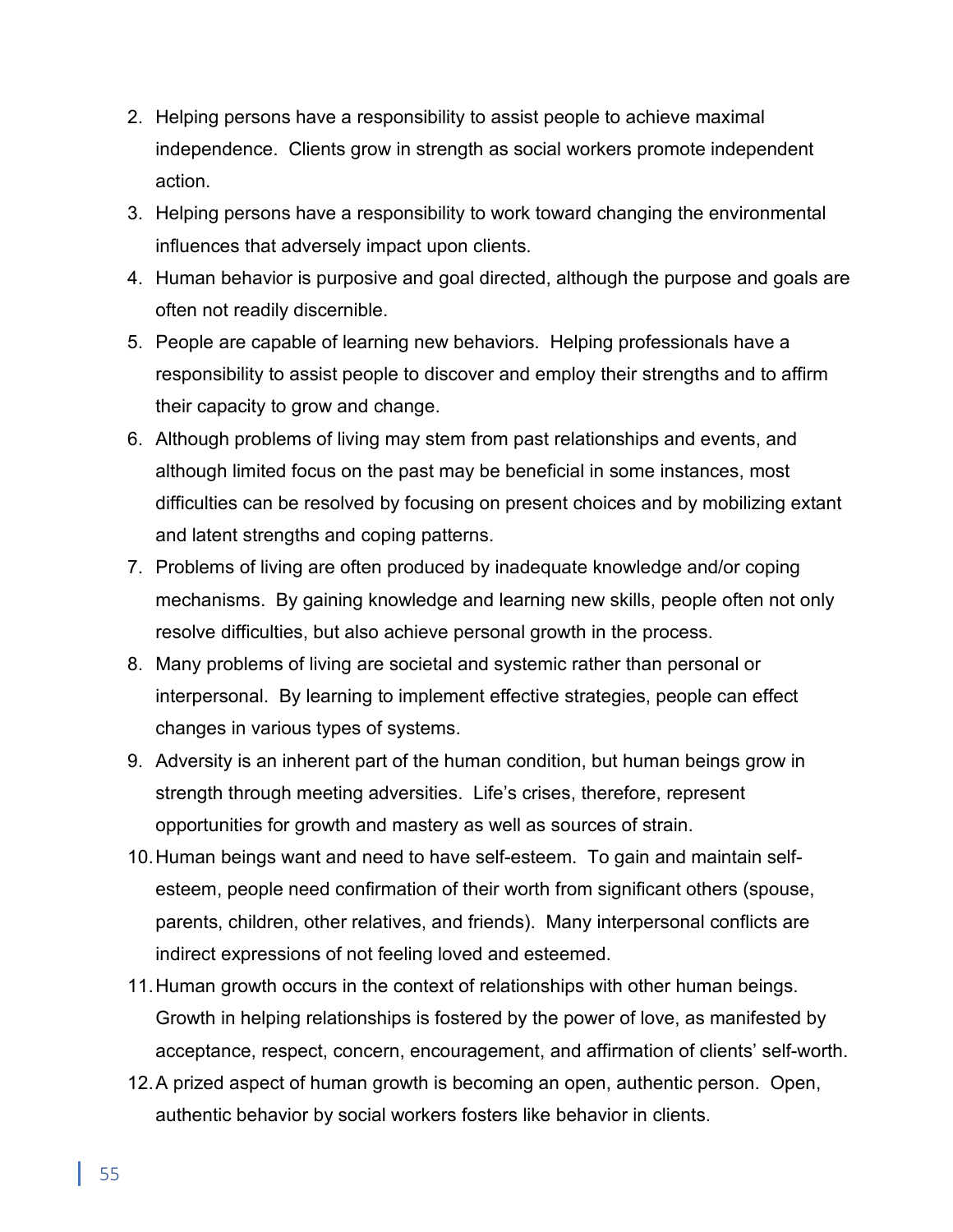2. Helping persons have a responsibility to assist people to achieve maximal independence. Clients grow in strength as social workers promote independent action.
3. Helping persons have a responsibility to work toward changing the environmental influences that adversely impact upon clients.
4. Human behavior is purposive and goal directed, although the purpose and goals are often not readily discernible.
5. People are capable of learning new behaviors. Helping professionals have a responsibility to assist people to discover and employ their strengths and to affirm their capacity to grow and change.
6. Although problems of living may stem from past relationships and events, and although limited focus on the past may be beneficial in some instances, most difficulties can be resolved by focusing on present choices and by mobilizing extant and latent strengths and coping patterns.
7. Problems of living are often produced by inadequate knowledge and/or coping mechanisms. By gaining knowledge and learning new skills, people often not only resolve difficulties, but also achieve personal growth in the process.
8. Many problems of living are societal and systemic rather than personal or interpersonal. By learning to implement effective strategies, people can effect changes in various types of systems.
9. Adversity is an inherent part of the human condition, but human beings grow in strength through meeting adversities. Life's crises, therefore, represent opportunities for growth and mastery as well as sources of strain.
10. Human beings want and need to have self-esteem. To gain and maintain self-esteem, people need confirmation of their worth from significant others (spouse, parents, children, other relatives, and friends). Many interpersonal conflicts are indirect expressions of not feeling loved and esteemed.
11. Human growth occurs in the context of relationships with other human beings. Growth in helping relationships is fostered by the power of love, as manifested by acceptance, respect, concern, encouragement, and affirmation of clients' self-worth.
12. A prized aspect of human growth is becoming an open, authentic person. Open, authentic behavior by social workers fosters like behavior in clients.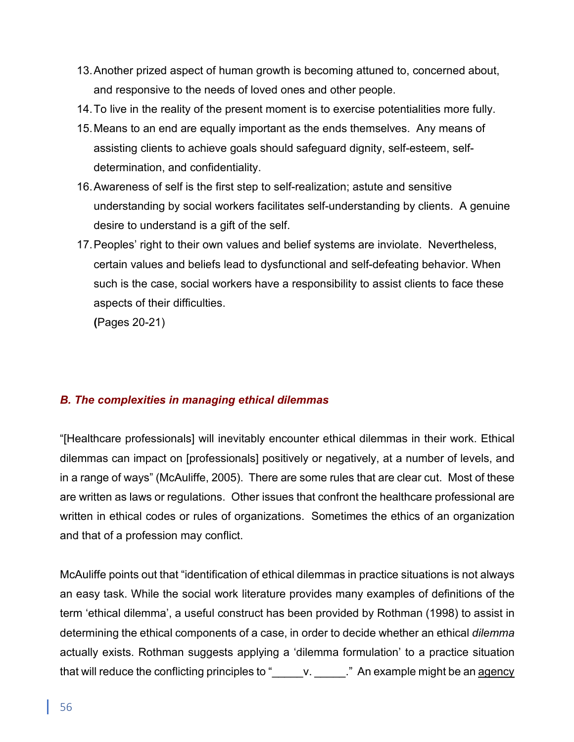13. Another prized aspect of human growth is becoming attuned to, concerned about, and responsive to the needs of loved ones and other people.
14. To live in the reality of the present moment is to exercise potentialities more fully.
15. Means to an end are equally important as the ends themselves. Any means of assisting clients to achieve goals should safeguard dignity, self-esteem, self-determination, and confidentiality.
16. Awareness of self is the first step to self-realization; astute and sensitive understanding by social workers facilitates self-understanding by clients. A genuine desire to understand is a gift of the self.
17. Peoples' right to their own values and belief systems are inviolate. Nevertheless, certain values and beliefs lead to dysfunctional and self-defeating behavior. When such is the case, social workers have a responsibility to assist clients to face these aspects of their difficulties.

    **(**Pages 20-21)

### *B. The complexities in managing ethical dilemmas*

"[Healthcare professionals] will inevitably encounter ethical dilemmas in their work. Ethical dilemmas can impact on [professionals] positively or negatively, at a number of levels, and in a range of ways" (McAuliffe, 2005). There are some rules that are clear cut. Most of these are written as laws or regulations. Other issues that confront the healthcare professional are written in ethical codes or rules of organizations. Sometimes the ethics of an organization and that of a profession may conflict.

McAuliffe points out that "identification of ethical dilemmas in practice situations is not always an easy task. While the social work literature provides many examples of definitions of the term 'ethical dilemma', a useful construct has been provided by Rothman (1998) to assist in determining the ethical components of a case, in order to decide whether an ethical *dilemma* actually exists. Rothman suggests applying a 'dilemma formulation' to a practice situation that will reduce the conflicting principles to "_____v. _____." An example might be an <u>agency</u>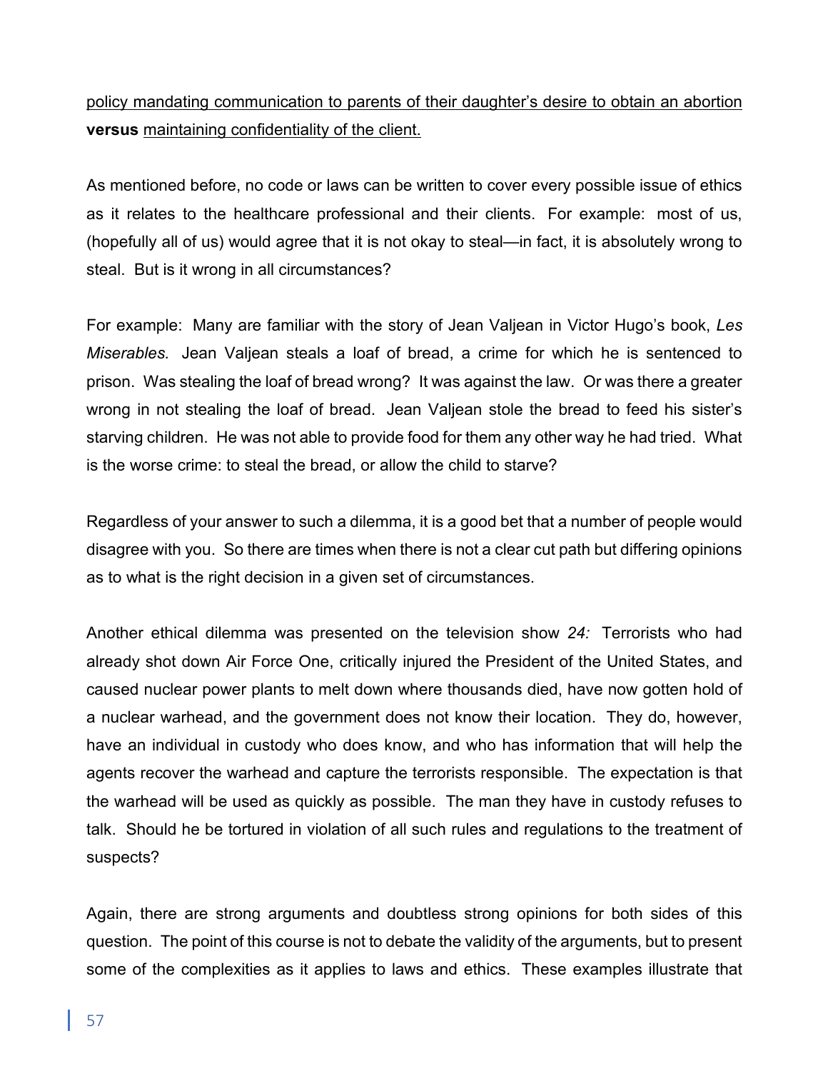<u>policy mandating communication to parents of their daughter's desire to obtain an abortion</u> **versus** <u>maintaining confidentiality of the client.</u>

As mentioned before, no code or laws can be written to cover every possible issue of ethics as it relates to the healthcare professional and their clients. For example: most of us, (hopefully all of us) would agree that it is not okay to steal—in fact, it is absolutely wrong to steal. But is it wrong in all circumstances?

For example: Many are familiar with the story of Jean Valjean in Victor Hugo's book, *Les Miserables.* Jean Valjean steals a loaf of bread, a crime for which he is sentenced to prison. Was stealing the loaf of bread wrong? It was against the law. Or was there a greater wrong in not stealing the loaf of bread. Jean Valjean stole the bread to feed his sister's starving children. He was not able to provide food for them any other way he had tried. What is the worse crime: to steal the bread, or allow the child to starve?

Regardless of your answer to such a dilemma, it is a good bet that a number of people would disagree with you. So there are times when there is not a clear cut path but differing opinions as to what is the right decision in a given set of circumstances.

Another ethical dilemma was presented on the television show *24:* Terrorists who had already shot down Air Force One, critically injured the President of the United States, and caused nuclear power plants to melt down where thousands died, have now gotten hold of a nuclear warhead, and the government does not know their location. They do, however, have an individual in custody who does know, and who has information that will help the agents recover the warhead and capture the terrorists responsible. The expectation is that the warhead will be used as quickly as possible. The man they have in custody refuses to talk. Should he be tortured in violation of all such rules and regulations to the treatment of suspects?

Again, there are strong arguments and doubtless strong opinions for both sides of this question. The point of this course is not to debate the validity of the arguments, but to present some of the complexities as it applies to laws and ethics. These examples illustrate that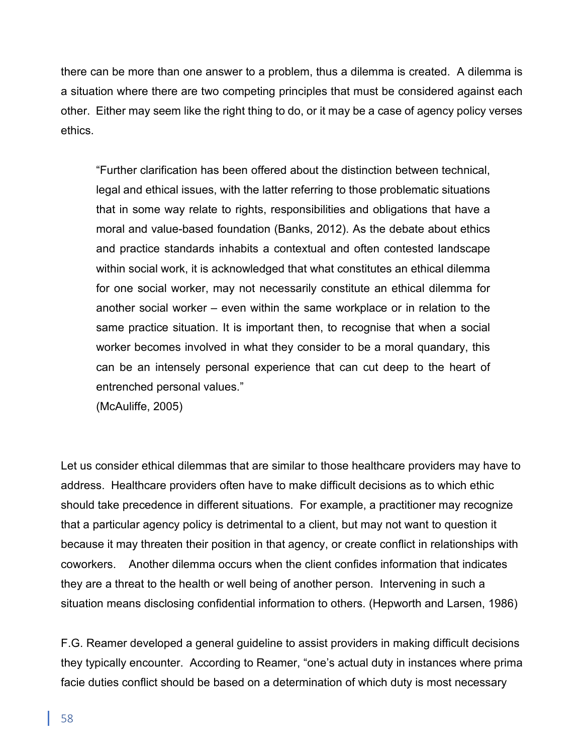there can be more than one answer to a problem, thus a dilemma is created. A dilemma is a situation where there are two competing principles that must be considered against each other. Either may seem like the right thing to do, or it may be a case of agency policy verses ethics.

> "Further clarification has been offered about the distinction between technical, legal and ethical issues, with the latter referring to those problematic situations that in some way relate to rights, responsibilities and obligations that have a moral and value-based foundation (Banks, 2012). As the debate about ethics and practice standards inhabits a contextual and often contested landscape within social work, it is acknowledged that what constitutes an ethical dilemma for one social worker, may not necessarily constitute an ethical dilemma for another social worker – even within the same workplace or in relation to the same practice situation. It is important then, to recognise that when a social worker becomes involved in what they consider to be a moral quandary, this can be an intensely personal experience that can cut deep to the heart of entrenched personal values."
> (McAuliffe, 2005)

Let us consider ethical dilemmas that are similar to those healthcare providers may have to address. Healthcare providers often have to make difficult decisions as to which ethic should take precedence in different situations. For example, a practitioner may recognize that a particular agency policy is detrimental to a client, but may not want to question it because it may threaten their position in that agency, or create conflict in relationships with coworkers. Another dilemma occurs when the client confides information that indicates they are a threat to the health or well being of another person. Intervening in such a situation means disclosing confidential information to others. (Hepworth and Larsen, 1986)

F.G. Reamer developed a general guideline to assist providers in making difficult decisions they typically encounter. According to Reamer, "one's actual duty in instances where prima facie duties conflict should be based on a determination of which duty is most necessary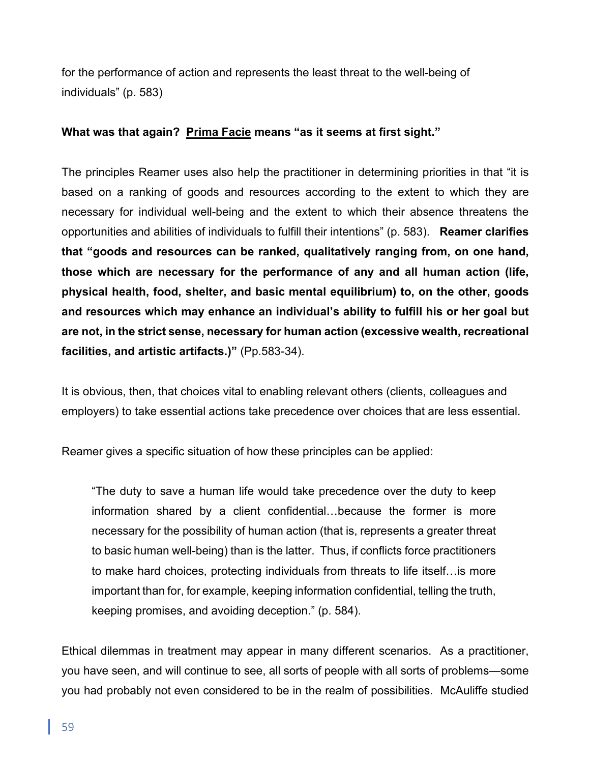for the performance of action and represents the least threat to the well-being of individuals" (p. 583)

**What was that again? <u>Prima Facie</u> means "as it seems at first sight."**

The principles Reamer uses also help the practitioner in determining priorities in that "it is based on a ranking of goods and resources according to the extent to which they are necessary for individual well-being and the extent to which their absence threatens the opportunities and abilities of individuals to fulfill their intentions" (p. 583). **Reamer clarifies that "goods and resources can be ranked, qualitatively ranging from, on one hand, those which are necessary for the performance of any and all human action (life, physical health, food, shelter, and basic mental equilibrium) to, on the other, goods and resources which may enhance an individual's ability to fulfill his or her goal but are not, in the strict sense, necessary for human action (excessive wealth, recreational facilities, and artistic artifacts.)"** (Pp.583-34).

It is obvious, then, that choices vital to enabling relevant others (clients, colleagues and employers) to take essential actions take precedence over choices that are less essential.

Reamer gives a specific situation of how these principles can be applied:

> "The duty to save a human life would take precedence over the duty to keep information shared by a client confidential…because the former is more necessary for the possibility of human action (that is, represents a greater threat to basic human well-being) than is the latter. Thus, if conflicts force practitioners to make hard choices, protecting individuals from threats to life itself…is more important than for, for example, keeping information confidential, telling the truth, keeping promises, and avoiding deception." (p. 584).

Ethical dilemmas in treatment may appear in many different scenarios. As a practitioner, you have seen, and will continue to see, all sorts of people with all sorts of problems—some you had probably not even considered to be in the realm of possibilities. McAuliffe studied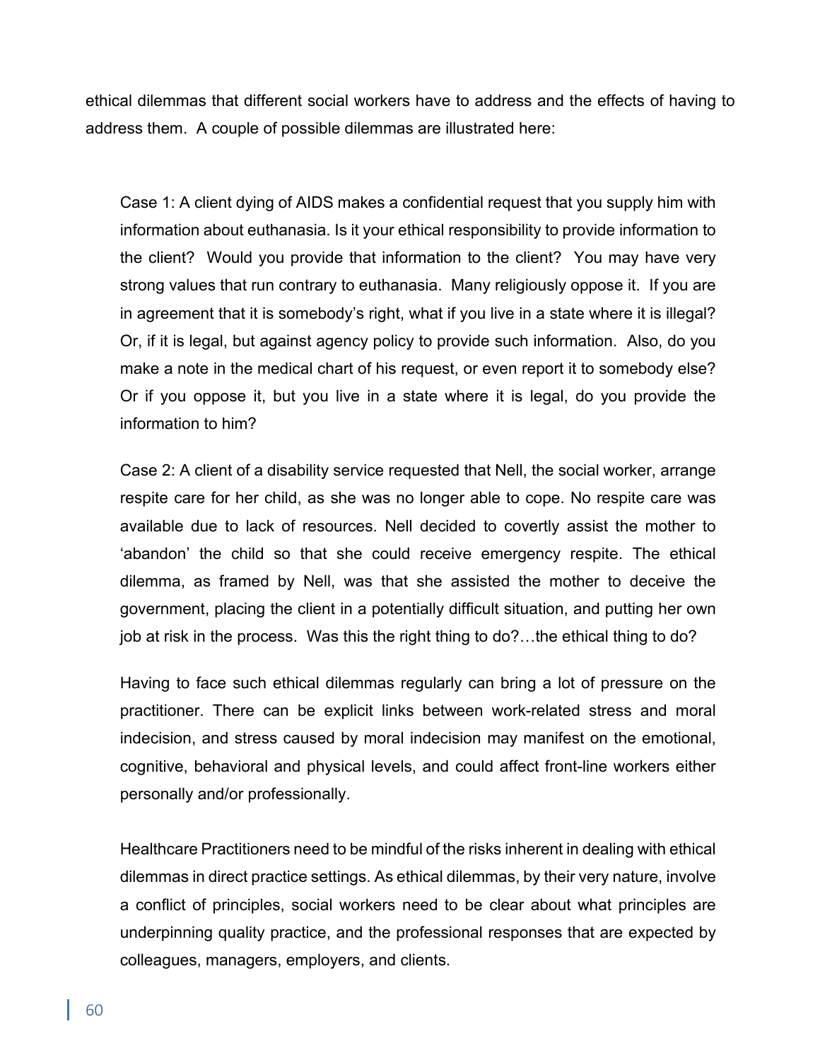ethical dilemmas that different social workers have to address and the effects of having to address them. A couple of possible dilemmas are illustrated here:

> Case 1: A client dying of AIDS makes a confidential request that you supply him with information about euthanasia. Is it your ethical responsibility to provide information to the client? Would you provide that information to the client? You may have very strong values that run contrary to euthanasia. Many religiously oppose it. If you are in agreement that it is somebody's right, what if you live in a state where it is illegal? Or, if it is legal, but against agency policy to provide such information. Also, do you make a note in the medical chart of his request, or even report it to somebody else? Or if you oppose it, but you live in a state where it is legal, do you provide the information to him?
>
> Case 2: A client of a disability service requested that Nell, the social worker, arrange respite care for her child, as she was no longer able to cope. No respite care was available due to lack of resources. Nell decided to covertly assist the mother to 'abandon' the child so that she could receive emergency respite. The ethical dilemma, as framed by Nell, was that she assisted the mother to deceive the government, placing the client in a potentially difficult situation, and putting her own job at risk in the process. Was this the right thing to do?…the ethical thing to do?
>
> Having to face such ethical dilemmas regularly can bring a lot of pressure on the practitioner. There can be explicit links between work-related stress and moral indecision, and stress caused by moral indecision may manifest on the emotional, cognitive, behavioral and physical levels, and could affect front-line workers either personally and/or professionally.
>
> Healthcare Practitioners need to be mindful of the risks inherent in dealing with ethical dilemmas in direct practice settings. As ethical dilemmas, by their very nature, involve a conflict of principles, social workers need to be clear about what principles are underpinning quality practice, and the professional responses that are expected by colleagues, managers, employers, and clients.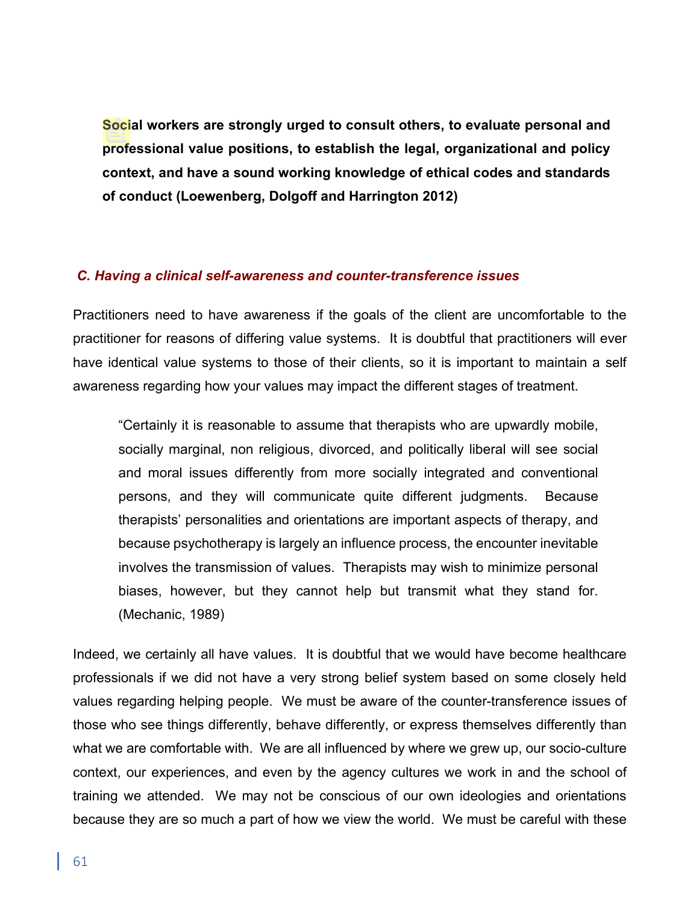**Social workers are strongly urged to consult others, to evaluate personal and professional value positions, to establish the legal, organizational and policy context, and have a sound working knowledge of ethical codes and standards of conduct (Loewenberg, Dolgoff and Harrington 2012)**

### *C. Having a clinical self-awareness and counter-transference issues*

Practitioners need to have awareness if the goals of the client are uncomfortable to the practitioner for reasons of differing value systems. It is doubtful that practitioners will ever have identical value systems to those of their clients, so it is important to maintain a self awareness regarding how your values may impact the different stages of treatment.

> "Certainly it is reasonable to assume that therapists who are upwardly mobile, socially marginal, non religious, divorced, and politically liberal will see social and moral issues differently from more socially integrated and conventional persons, and they will communicate quite different judgments. Because therapists' personalities and orientations are important aspects of therapy, and because psychotherapy is largely an influence process, the encounter inevitable involves the transmission of values. Therapists may wish to minimize personal biases, however, but they cannot help but transmit what they stand for. (Mechanic, 1989)

Indeed, we certainly all have values. It is doubtful that we would have become healthcare professionals if we did not have a very strong belief system based on some closely held values regarding helping people. We must be aware of the counter-transference issues of those who see things differently, behave differently, or express themselves differently than what we are comfortable with. We are all influenced by where we grew up, our socio-culture context, our experiences, and even by the agency cultures we work in and the school of training we attended. We may not be conscious of our own ideologies and orientations because they are so much a part of how we view the world. We must be careful with these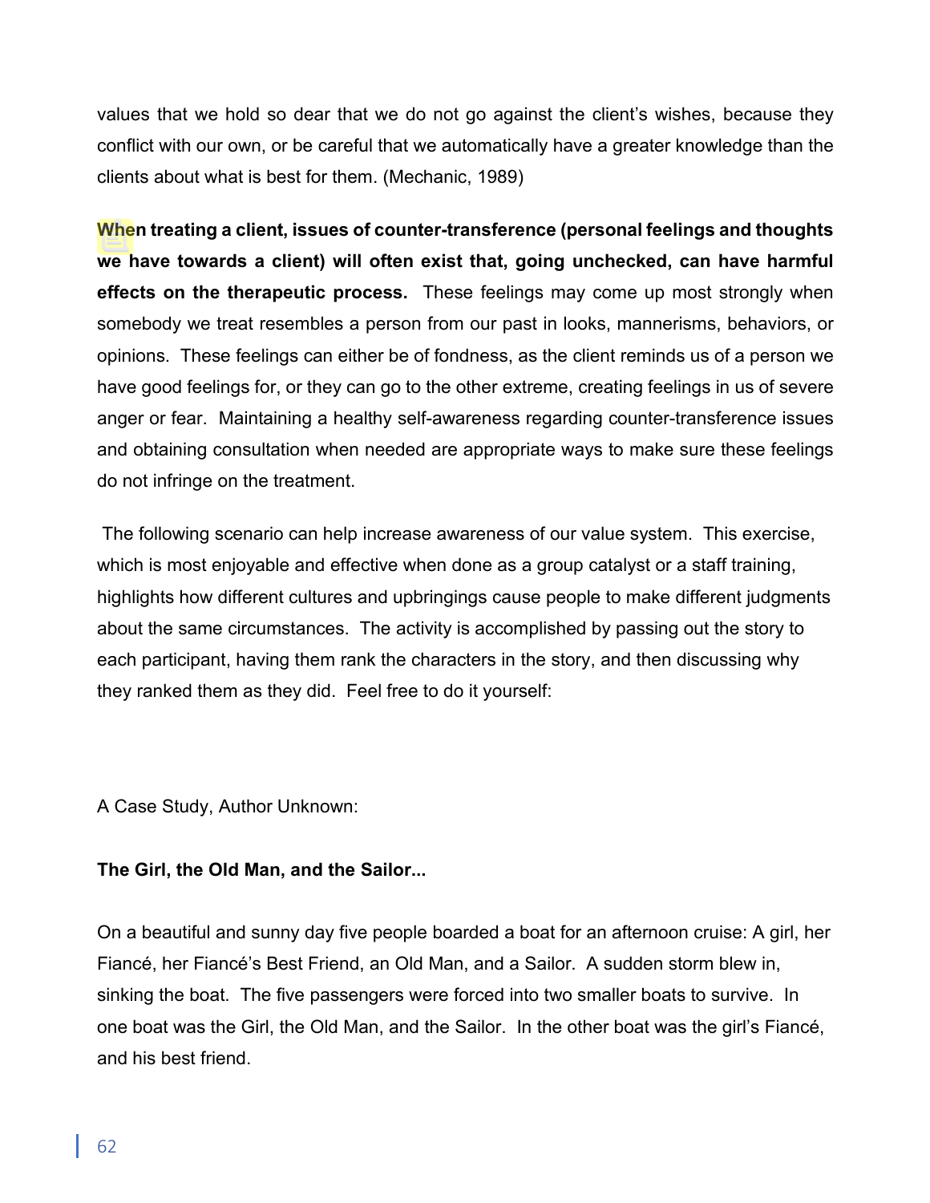values that we hold so dear that we do not go against the client's wishes, because they conflict with our own, or be careful that we automatically have a greater knowledge than the clients about what is best for them. (Mechanic, 1989)

**When treating a client, issues of counter-transference (personal feelings and thoughts we have towards a client) will often exist that, going unchecked, can have harmful effects on the therapeutic process.** These feelings may come up most strongly when somebody we treat resembles a person from our past in looks, mannerisms, behaviors, or opinions. These feelings can either be of fondness, as the client reminds us of a person we have good feelings for, or they can go to the other extreme, creating feelings in us of severe anger or fear. Maintaining a healthy self-awareness regarding counter-transference issues and obtaining consultation when needed are appropriate ways to make sure these feelings do not infringe on the treatment.

The following scenario can help increase awareness of our value system. This exercise, which is most enjoyable and effective when done as a group catalyst or a staff training, highlights how different cultures and upbringings cause people to make different judgments about the same circumstances. The activity is accomplished by passing out the story to each participant, having them rank the characters in the story, and then discussing why they ranked them as they did. Feel free to do it yourself:

A Case Study, Author Unknown:

**The Girl, the Old Man, and the Sailor...**

On a beautiful and sunny day five people boarded a boat for an afternoon cruise: A girl, her Fiancé, her Fiancé's Best Friend, an Old Man, and a Sailor. A sudden storm blew in, sinking the boat. The five passengers were forced into two smaller boats to survive. In one boat was the Girl, the Old Man, and the Sailor. In the other boat was the girl's Fiancé, and his best friend.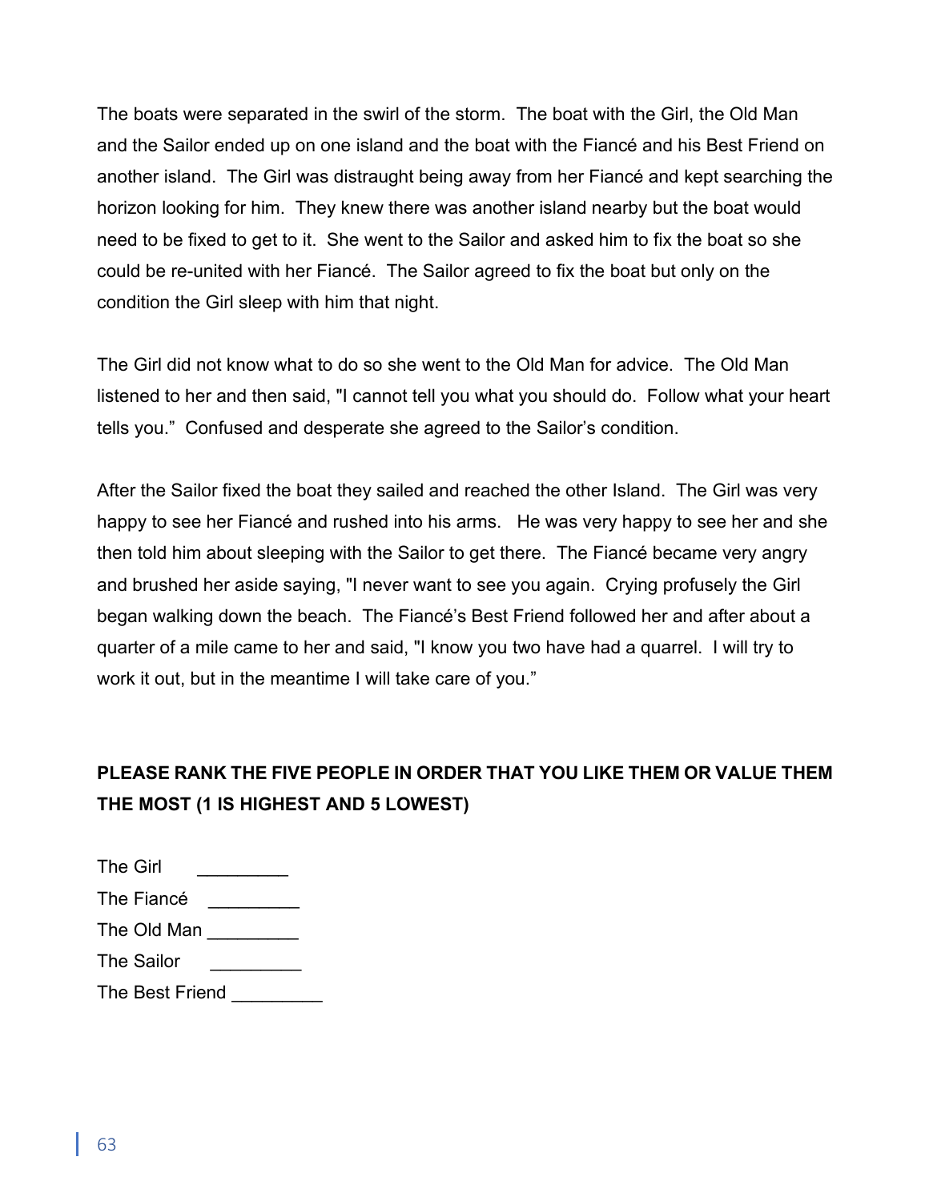The boats were separated in the swirl of the storm. The boat with the Girl, the Old Man and the Sailor ended up on one island and the boat with the Fiancé and his Best Friend on another island. The Girl was distraught being away from her Fiancé and kept searching the horizon looking for him. They knew there was another island nearby but the boat would need to be fixed to get to it. She went to the Sailor and asked him to fix the boat so she could be re-united with her Fiancé. The Sailor agreed to fix the boat but only on the condition the Girl sleep with him that night.

The Girl did not know what to do so she went to the Old Man for advice. The Old Man listened to her and then said, "I cannot tell you what you should do. Follow what your heart tells you." Confused and desperate she agreed to the Sailor's condition.

After the Sailor fixed the boat they sailed and reached the other Island. The Girl was very happy to see her Fiancé and rushed into his arms. He was very happy to see her and she then told him about sleeping with the Sailor to get there. The Fiancé became very angry and brushed her aside saying, "I never want to see you again. Crying profusely the Girl began walking down the beach. The Fiancé's Best Friend followed her and after about a quarter of a mile came to her and said, "I know you two have had a quarrel. I will try to work it out, but in the meantime I will take care of you."

**PLEASE RANK THE FIVE PEOPLE IN ORDER THAT YOU LIKE THEM OR VALUE THEM THE MOST (1 IS HIGHEST AND 5 LOWEST)**

The Girl _________  
The Fiancé _________  
The Old Man _________  
The Sailor _________  
The Best Friend _________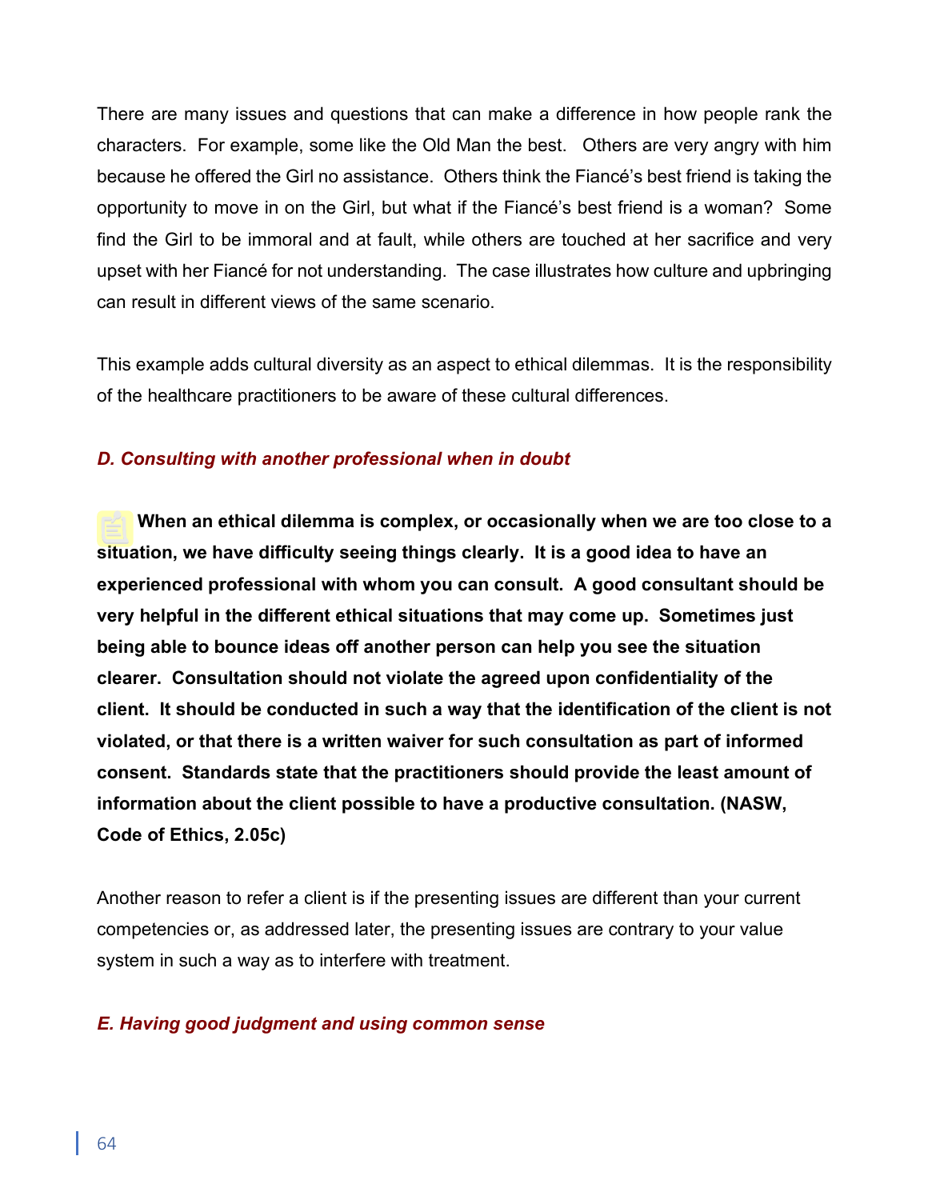There are many issues and questions that can make a difference in how people rank the characters. For example, some like the Old Man the best. Others are very angry with him because he offered the Girl no assistance. Others think the Fiancé's best friend is taking the opportunity to move in on the Girl, but what if the Fiancé's best friend is a woman? Some find the Girl to be immoral and at fault, while others are touched at her sacrifice and very upset with her Fiancé for not understanding. The case illustrates how culture and upbringing can result in different views of the same scenario.

This example adds cultural diversity as an aspect to ethical dilemmas. It is the responsibility of the healthcare practitioners to be aware of these cultural differences.

### *D. Consulting with another professional when in doubt*

**When an ethical dilemma is complex, or occasionally when we are too close to a situation, we have difficulty seeing things clearly. It is a good idea to have an experienced professional with whom you can consult. A good consultant should be very helpful in the different ethical situations that may come up. Sometimes just being able to bounce ideas off another person can help you see the situation clearer. Consultation should not violate the agreed upon confidentiality of the client. It should be conducted in such a way that the identification of the client is not violated, or that there is a written waiver for such consultation as part of informed consent. Standards state that the practitioners should provide the least amount of information about the client possible to have a productive consultation. (NASW, Code of Ethics, 2.05c)**

Another reason to refer a client is if the presenting issues are different than your current competencies or, as addressed later, the presenting issues are contrary to your value system in such a way as to interfere with treatment.

### *E. Having good judgment and using common sense*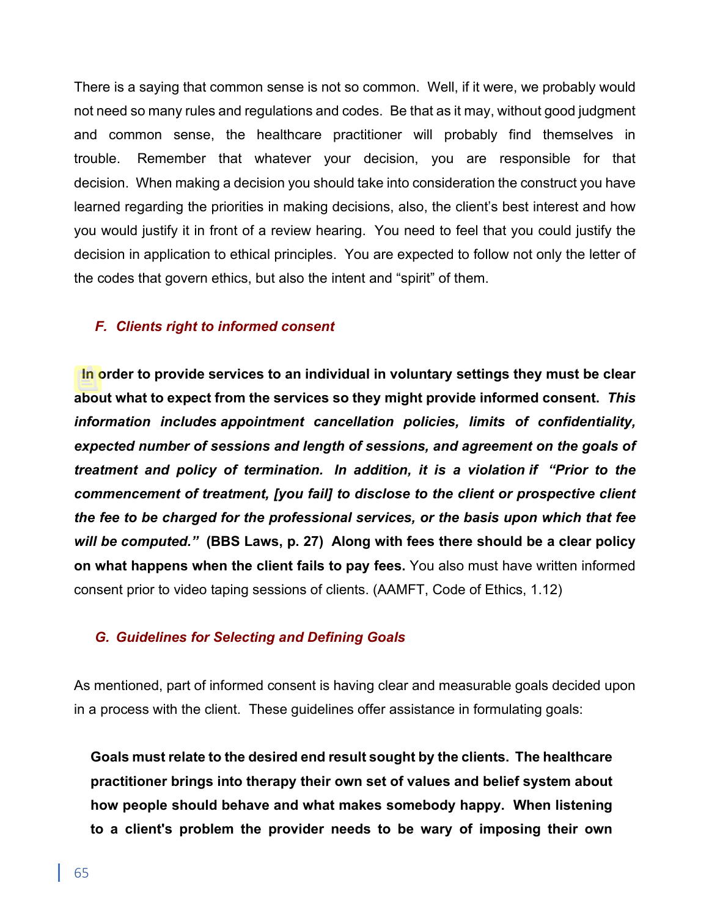There is a saying that common sense is not so common. Well, if it were, we probably would not need so many rules and regulations and codes. Be that as it may, without good judgment and common sense, the healthcare practitioner will probably find themselves in trouble. Remember that whatever your decision, you are responsible for that decision. When making a decision you should take into consideration the construct you have learned regarding the priorities in making decisions, also, the client's best interest and how you would justify it in front of a review hearing. You need to feel that you could justify the decision in application to ethical principles. You are expected to follow not only the letter of the codes that govern ethics, but also the intent and "spirit" of them.

### *F. Clients right to informed consent*

**In order to provide services to an individual in voluntary settings they must be clear about what to expect from the services so they might provide informed consent.** ***This information includes appointment cancellation policies, limits of confidentiality, expected number of sessions and length of sessions, and agreement on the goals of treatment and policy of termination. In addition, it is a violation if "Prior to the commencement of treatment, [you fail] to disclose to the client or prospective client the fee to be charged for the professional services, or the basis upon which that fee will be computed."*** **(BBS Laws, p. 27) Along with fees there should be a clear policy on what happens when the client fails to pay fees.** You also must have written informed consent prior to video taping sessions of clients. (AAMFT, Code of Ethics, 1.12)

### *G. Guidelines for Selecting and Defining Goals*

As mentioned, part of informed consent is having clear and measurable goals decided upon in a process with the client. These guidelines offer assistance in formulating goals:

**Goals must relate to the desired end result sought by the clients. The healthcare practitioner brings into therapy their own set of values and belief system about how people should behave and what makes somebody happy. When listening to a client's problem the provider needs to be wary of imposing their own**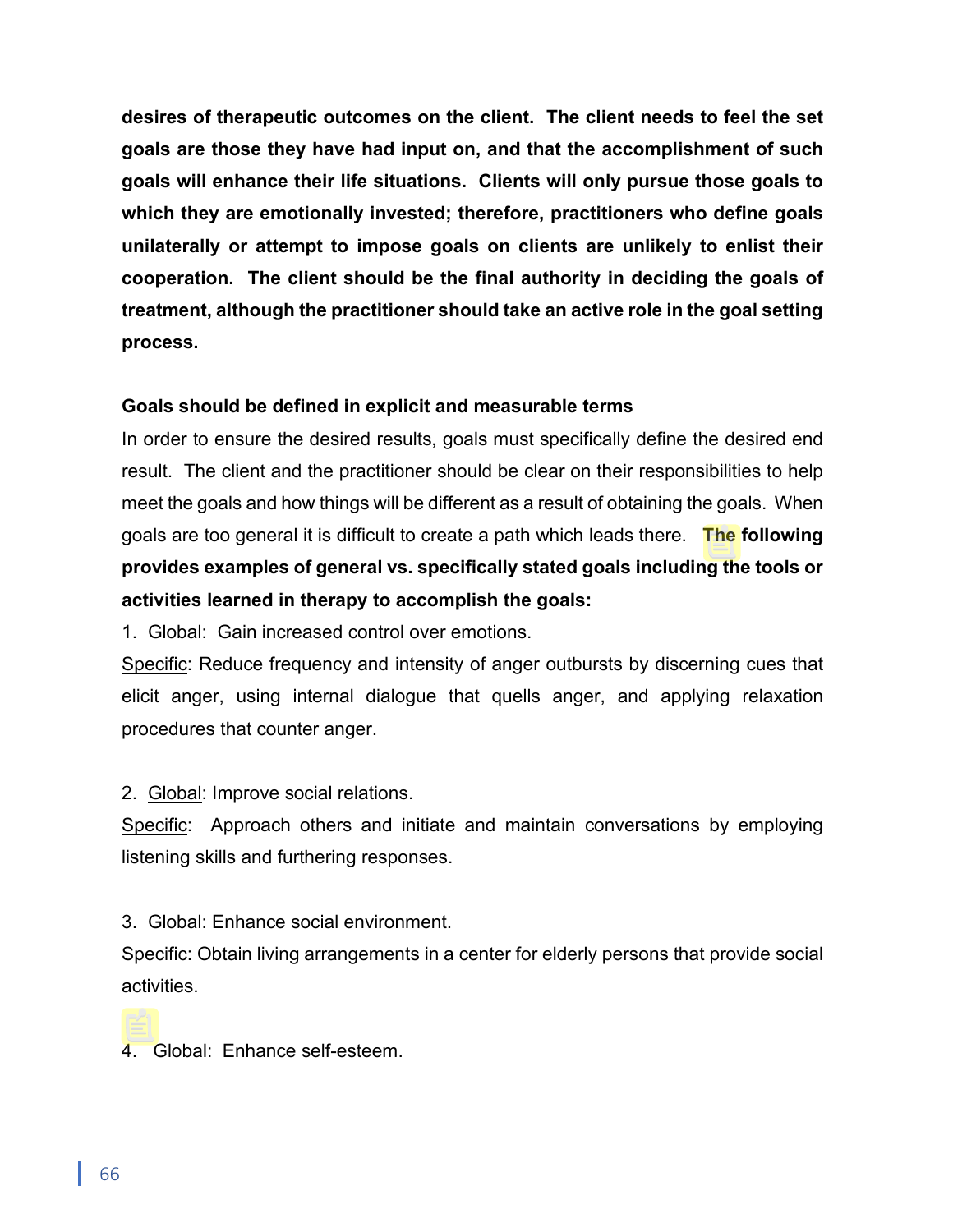**desires of therapeutic outcomes on the client. The client needs to feel the set goals are those they have had input on, and that the accomplishment of such goals will enhance their life situations. Clients will only pursue those goals to which they are emotionally invested; therefore, practitioners who define goals unilaterally or attempt to impose goals on clients are unlikely to enlist their cooperation. The client should be the final authority in deciding the goals of treatment, although the practitioner should take an active role in the goal setting process.**

**Goals should be defined in explicit and measurable terms**

In order to ensure the desired results, goals must specifically define the desired end result. The client and the practitioner should be clear on their responsibilities to help meet the goals and how things will be different as a result of obtaining the goals. When goals are too general it is difficult to create a path which leads there. **The following provides examples of general vs. specifically stated goals including the tools or activities learned in therapy to accomplish the goals:**

1. <u>Global</u>: Gain increased control over emotions.

<u>Specific</u>: Reduce frequency and intensity of anger outbursts by discerning cues that elicit anger, using internal dialogue that quells anger, and applying relaxation procedures that counter anger.

2. <u>Global</u>: Improve social relations.

<u>Specific</u>: Approach others and initiate and maintain conversations by employing listening skills and furthering responses.

3. <u>Global</u>: Enhance social environment.

<u>Specific</u>: Obtain living arrangements in a center for elderly persons that provide social activities.

4. <u>Global</u>: Enhance self-esteem.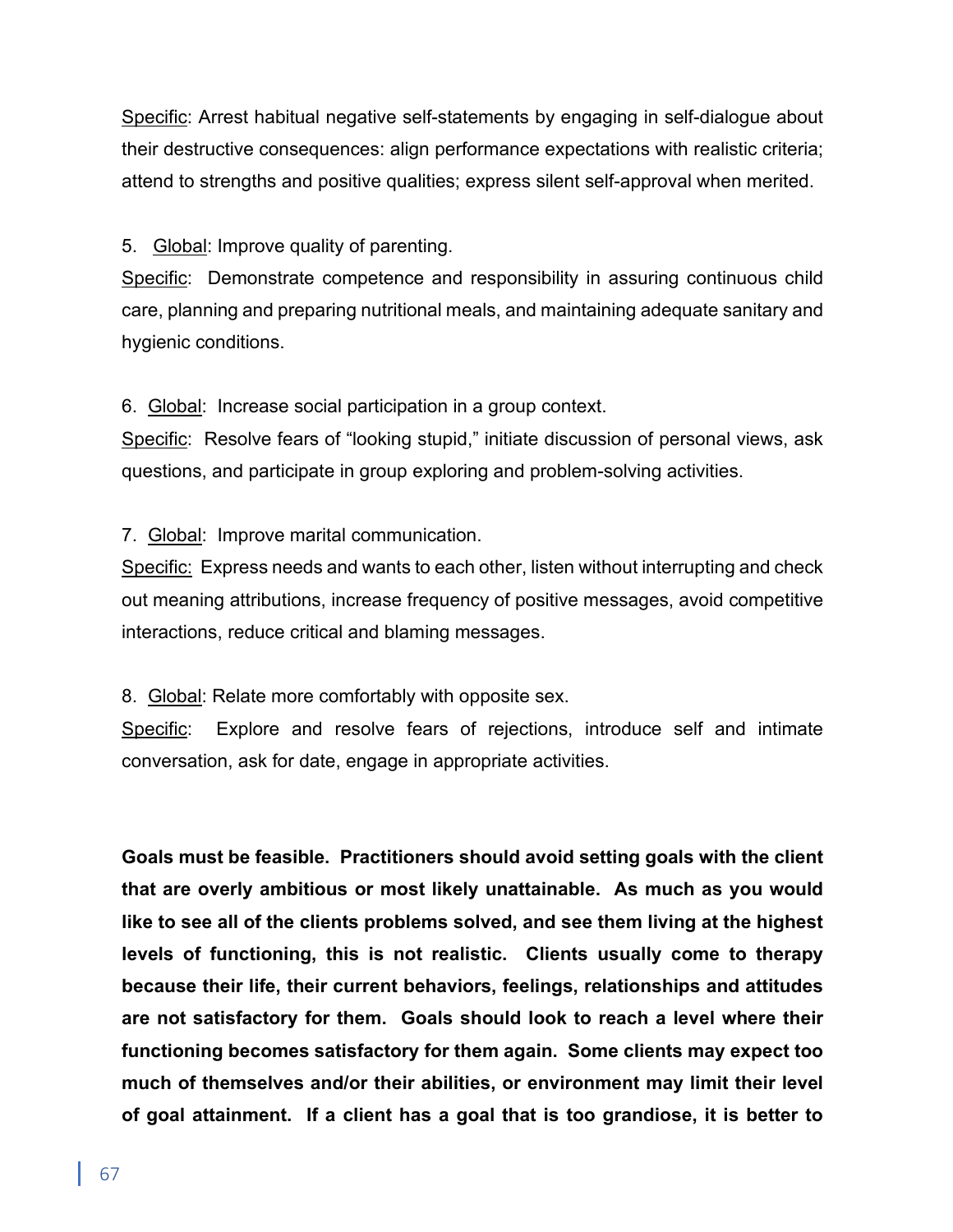<u>Specific</u>: Arrest habitual negative self-statements by engaging in self-dialogue about their destructive consequences: align performance expectations with realistic criteria; attend to strengths and positive qualities; express silent self-approval when merited.

5. <u>Global</u>: Improve quality of parenting.
<u>Specific</u>: Demonstrate competence and responsibility in assuring continuous child care, planning and preparing nutritional meals, and maintaining adequate sanitary and hygienic conditions.

6. <u>Global</u>: Increase social participation in a group context.
<u>Specific</u>: Resolve fears of "looking stupid," initiate discussion of personal views, ask questions, and participate in group exploring and problem-solving activities.

7. <u>Global</u>: Improve marital communication.
<u>Specific:</u> Express needs and wants to each other, listen without interrupting and check out meaning attributions, increase frequency of positive messages, avoid competitive interactions, reduce critical and blaming messages.

8. <u>Global</u>: Relate more comfortably with opposite sex.
<u>Specific</u>: Explore and resolve fears of rejections, introduce self and intimate conversation, ask for date, engage in appropriate activities.

**Goals must be feasible. Practitioners should avoid setting goals with the client that are overly ambitious or most likely unattainable. As much as you would like to see all of the clients problems solved, and see them living at the highest levels of functioning, this is not realistic. Clients usually come to therapy because their life, their current behaviors, feelings, relationships and attitudes are not satisfactory for them. Goals should look to reach a level where their functioning becomes satisfactory for them again. Some clients may expect too much of themselves and/or their abilities, or environment may limit their level of goal attainment. If a client has a goal that is too grandiose, it is better to**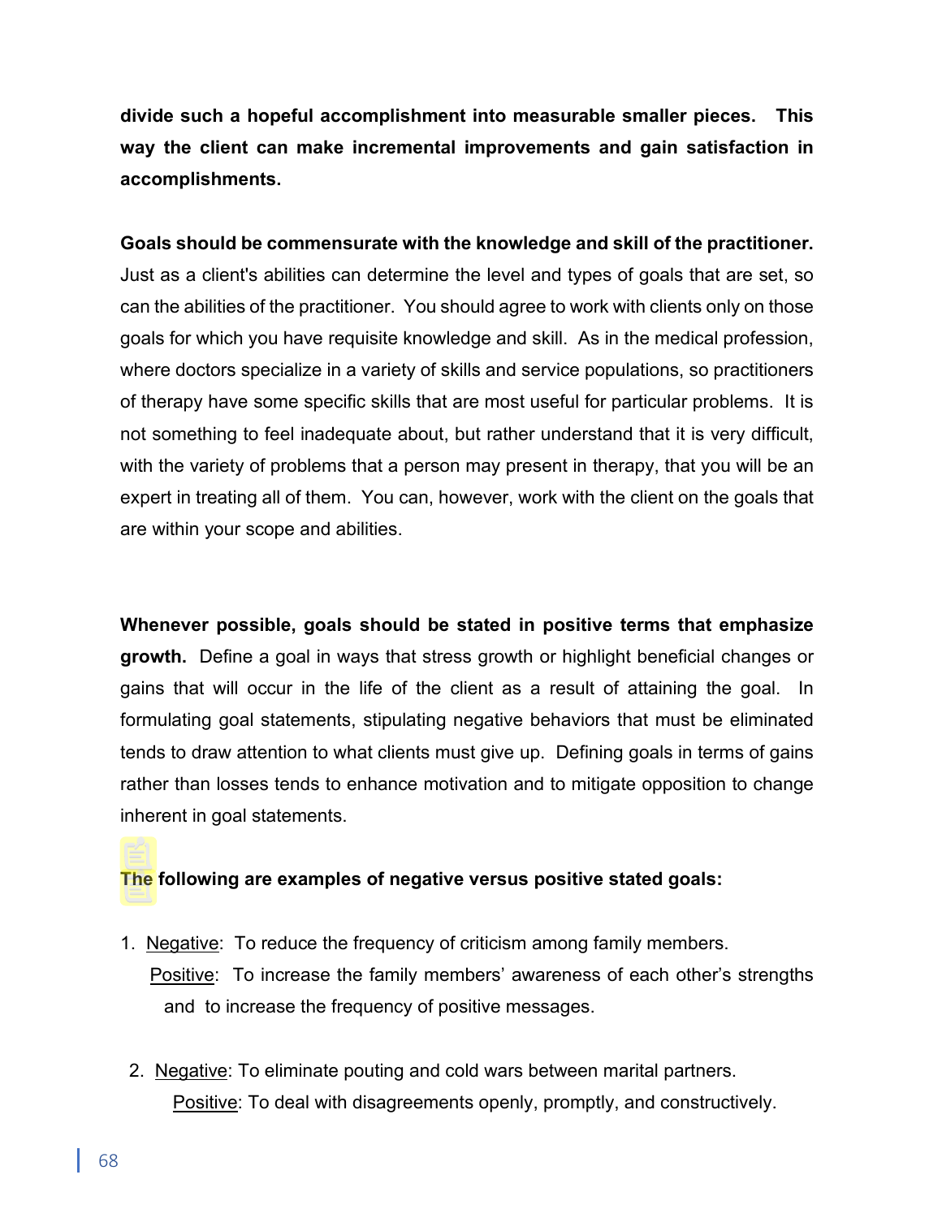**divide such a hopeful accomplishment into measurable smaller pieces. This way the client can make incremental improvements and gain satisfaction in accomplishments.**

**Goals should be commensurate with the knowledge and skill of the practitioner.** Just as a client's abilities can determine the level and types of goals that are set, so can the abilities of the practitioner. You should agree to work with clients only on those goals for which you have requisite knowledge and skill. As in the medical profession, where doctors specialize in a variety of skills and service populations, so practitioners of therapy have some specific skills that are most useful for particular problems. It is not something to feel inadequate about, but rather understand that it is very difficult, with the variety of problems that a person may present in therapy, that you will be an expert in treating all of them. You can, however, work with the client on the goals that are within your scope and abilities.

**Whenever possible, goals should be stated in positive terms that emphasize growth.** Define a goal in ways that stress growth or highlight beneficial changes or gains that will occur in the life of the client as a result of attaining the goal. In formulating goal statements, stipulating negative behaviors that must be eliminated tends to draw attention to what clients must give up. Defining goals in terms of gains rather than losses tends to enhance motivation and to mitigate opposition to change inherent in goal statements.

**The following are examples of negative versus positive stated goals:**

1. Negative: To reduce the frequency of criticism among family members.
   Positive: To increase the family members' awareness of each other's strengths and to increase the frequency of positive messages.

2. Negative: To eliminate pouting and cold wars between marital partners.
   Positive: To deal with disagreements openly, promptly, and constructively.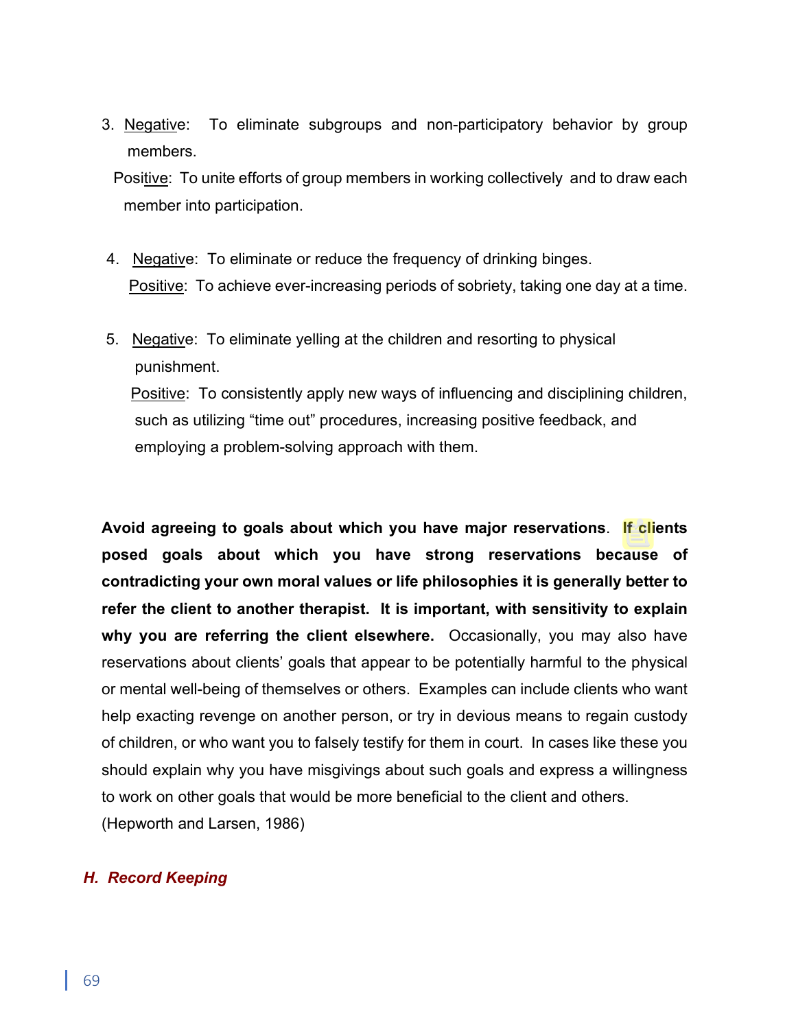3. Negative: To eliminate subgroups and non-participatory behavior by group members.

   Positive: To unite efforts of group members in working collectively and to draw each member into participation.

4. Negative: To eliminate or reduce the frequency of drinking binges.

   Positive: To achieve ever-increasing periods of sobriety, taking one day at a time.

5. Negative: To eliminate yelling at the children and resorting to physical punishment.

   Positive: To consistently apply new ways of influencing and disciplining children, such as utilizing "time out" procedures, increasing positive feedback, and employing a problem-solving approach with them.

**Avoid agreeing to goals about which you have major reservations**. **If clients posed goals about which you have strong reservations because of contradicting your own moral values or life philosophies it is generally better to refer the client to another therapist. It is important, with sensitivity to explain why you are referring the client elsewhere.** Occasionally, you may also have reservations about clients' goals that appear to be potentially harmful to the physical or mental well-being of themselves or others. Examples can include clients who want help exacting revenge on another person, or try in devious means to regain custody of children, or who want you to falsely testify for them in court. In cases like these you should explain why you have misgivings about such goals and express a willingness to work on other goals that would be more beneficial to the client and others. (Hepworth and Larsen, 1986)

### *H. Record Keeping*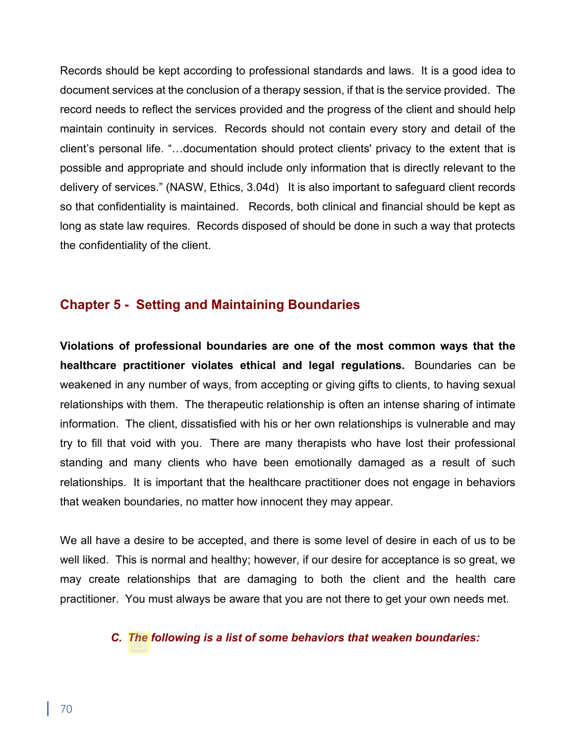Records should be kept according to professional standards and laws. It is a good idea to document services at the conclusion of a therapy session, if that is the service provided. The record needs to reflect the services provided and the progress of the client and should help maintain continuity in services. Records should not contain every story and detail of the client's personal life. "…documentation should protect clients' privacy to the extent that is possible and appropriate and should include only information that is directly relevant to the delivery of services." (NASW, Ethics, 3.04d) It is also important to safeguard client records so that confidentiality is maintained. Records, both clinical and financial should be kept as long as state law requires. Records disposed of should be done in such a way that protects the confidentiality of the client.

## Chapter 5 - Setting and Maintaining Boundaries

**Violations of professional boundaries are one of the most common ways that the healthcare practitioner violates ethical and legal regulations.** Boundaries can be weakened in any number of ways, from accepting or giving gifts to clients, to having sexual relationships with them. The therapeutic relationship is often an intense sharing of intimate information. The client, dissatisfied with his or her own relationships is vulnerable and may try to fill that void with you. There are many therapists who have lost their professional standing and many clients who have been emotionally damaged as a result of such relationships. It is important that the healthcare practitioner does not engage in behaviors that weaken boundaries, no matter how innocent they may appear.

We all have a desire to be accepted, and there is some level of desire in each of us to be well liked. This is normal and healthy; however, if our desire for acceptance is so great, we may create relationships that are damaging to both the client and the health care practitioner. You must always be aware that you are not there to get your own needs met.

***C. The following is a list of some behaviors that weaken boundaries:***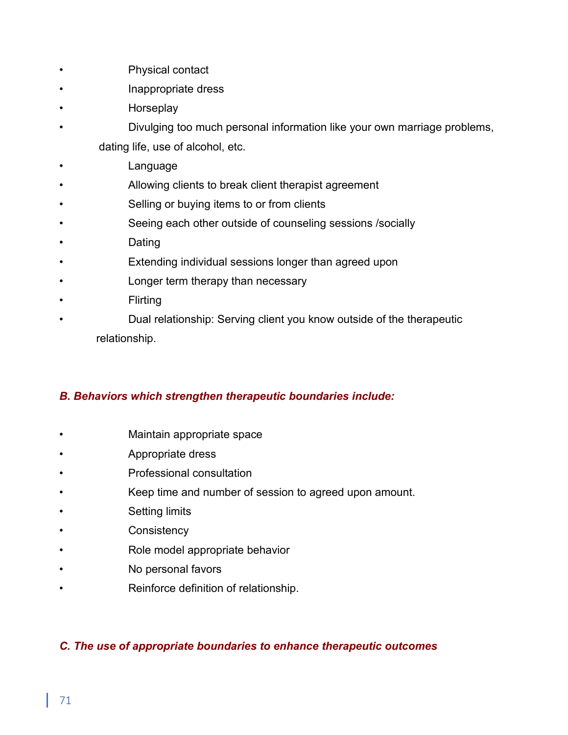- Physical contact
- Inappropriate dress
- Horseplay
- Divulging too much personal information like your own marriage problems, dating life, use of alcohol, etc.
- Language
- Allowing clients to break client therapist agreement
- Selling or buying items to or from clients
- Seeing each other outside of counseling sessions /socially
- Dating
- Extending individual sessions longer than agreed upon
- Longer term therapy than necessary
- Flirting
- Dual relationship: Serving client you know outside of the therapeutic relationship.

### *B. Behaviors which strengthen therapeutic boundaries include:*

- Maintain appropriate space
- Appropriate dress
- Professional consultation
- Keep time and number of session to agreed upon amount.
- Setting limits
- Consistency
- Role model appropriate behavior
- No personal favors
- Reinforce definition of relationship.

### *C. The use of appropriate boundaries to enhance therapeutic outcomes*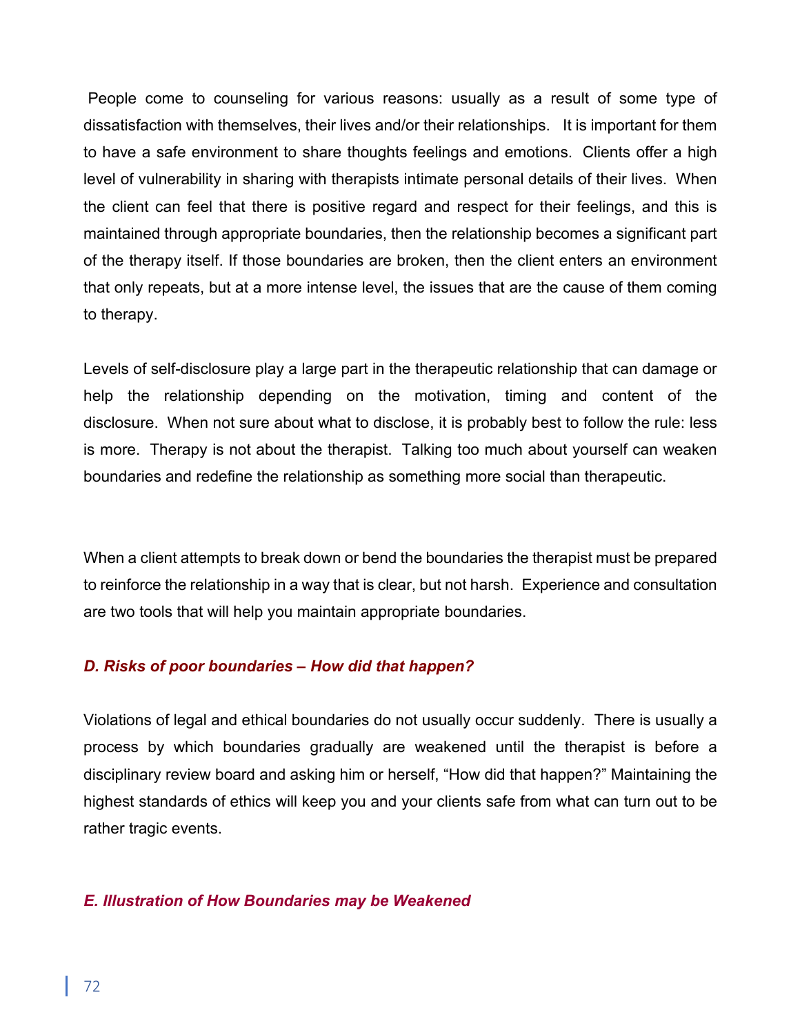People come to counseling for various reasons: usually as a result of some type of dissatisfaction with themselves, their lives and/or their relationships. It is important for them to have a safe environment to share thoughts feelings and emotions. Clients offer a high level of vulnerability in sharing with therapists intimate personal details of their lives. When the client can feel that there is positive regard and respect for their feelings, and this is maintained through appropriate boundaries, then the relationship becomes a significant part of the therapy itself. If those boundaries are broken, then the client enters an environment that only repeats, but at a more intense level, the issues that are the cause of them coming to therapy.

Levels of self-disclosure play a large part in the therapeutic relationship that can damage or help the relationship depending on the motivation, timing and content of the disclosure. When not sure about what to disclose, it is probably best to follow the rule: less is more. Therapy is not about the therapist. Talking too much about yourself can weaken boundaries and redefine the relationship as something more social than therapeutic.

When a client attempts to break down or bend the boundaries the therapist must be prepared to reinforce the relationship in a way that is clear, but not harsh. Experience and consultation are two tools that will help you maintain appropriate boundaries.

### *D. Risks of poor boundaries – How did that happen?*

Violations of legal and ethical boundaries do not usually occur suddenly. There is usually a process by which boundaries gradually are weakened until the therapist is before a disciplinary review board and asking him or herself, "How did that happen?" Maintaining the highest standards of ethics will keep you and your clients safe from what can turn out to be rather tragic events.

### *E. Illustration of How Boundaries may be Weakened*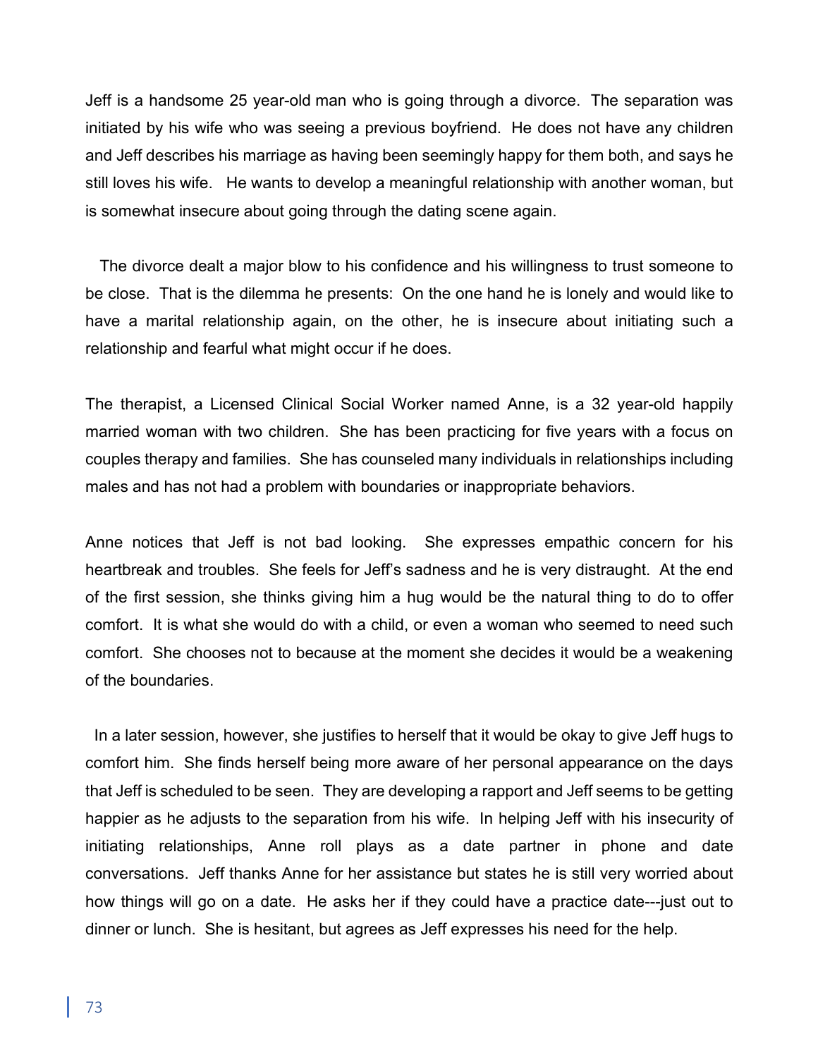Jeff is a handsome 25 year-old man who is going through a divorce. The separation was initiated by his wife who was seeing a previous boyfriend. He does not have any children and Jeff describes his marriage as having been seemingly happy for them both, and says he still loves his wife. He wants to develop a meaningful relationship with another woman, but is somewhat insecure about going through the dating scene again.

The divorce dealt a major blow to his confidence and his willingness to trust someone to be close. That is the dilemma he presents: On the one hand he is lonely and would like to have a marital relationship again, on the other, he is insecure about initiating such a relationship and fearful what might occur if he does.

The therapist, a Licensed Clinical Social Worker named Anne, is a 32 year-old happily married woman with two children. She has been practicing for five years with a focus on couples therapy and families. She has counseled many individuals in relationships including males and has not had a problem with boundaries or inappropriate behaviors.

Anne notices that Jeff is not bad looking. She expresses empathic concern for his heartbreak and troubles. She feels for Jeff's sadness and he is very distraught. At the end of the first session, she thinks giving him a hug would be the natural thing to do to offer comfort. It is what she would do with a child, or even a woman who seemed to need such comfort. She chooses not to because at the moment she decides it would be a weakening of the boundaries.

In a later session, however, she justifies to herself that it would be okay to give Jeff hugs to comfort him. She finds herself being more aware of her personal appearance on the days that Jeff is scheduled to be seen. They are developing a rapport and Jeff seems to be getting happier as he adjusts to the separation from his wife. In helping Jeff with his insecurity of initiating relationships, Anne roll plays as a date partner in phone and date conversations. Jeff thanks Anne for her assistance but states he is still very worried about how things will go on a date. He asks her if they could have a practice date---just out to dinner or lunch. She is hesitant, but agrees as Jeff expresses his need for the help.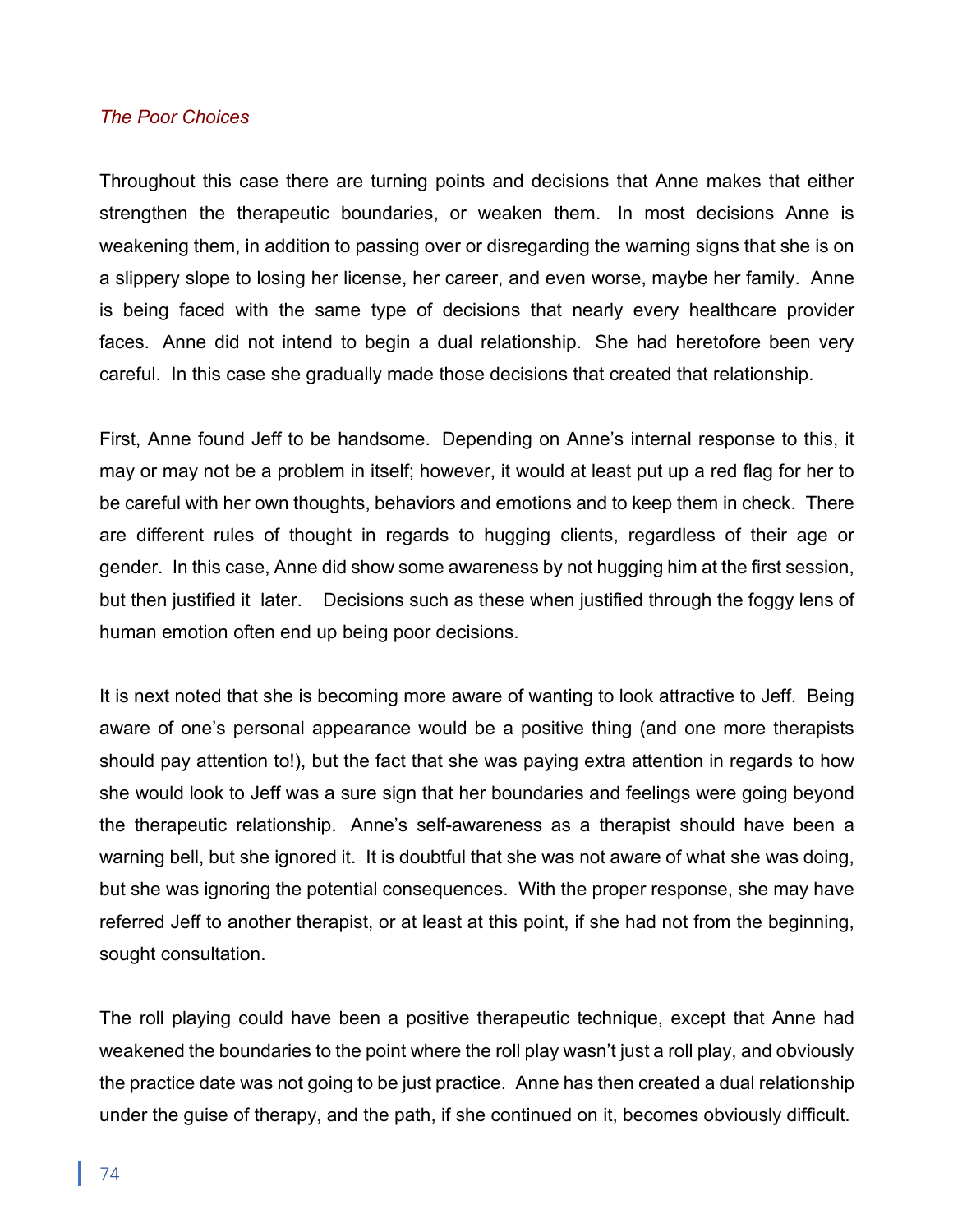*The Poor Choices*

Throughout this case there are turning points and decisions that Anne makes that either strengthen the therapeutic boundaries, or weaken them. In most decisions Anne is weakening them, in addition to passing over or disregarding the warning signs that she is on a slippery slope to losing her license, her career, and even worse, maybe her family. Anne is being faced with the same type of decisions that nearly every healthcare provider faces. Anne did not intend to begin a dual relationship. She had heretofore been very careful. In this case she gradually made those decisions that created that relationship.

First, Anne found Jeff to be handsome. Depending on Anne's internal response to this, it may or may not be a problem in itself; however, it would at least put up a red flag for her to be careful with her own thoughts, behaviors and emotions and to keep them in check. There are different rules of thought in regards to hugging clients, regardless of their age or gender. In this case, Anne did show some awareness by not hugging him at the first session, but then justified it later. Decisions such as these when justified through the foggy lens of human emotion often end up being poor decisions.

It is next noted that she is becoming more aware of wanting to look attractive to Jeff. Being aware of one's personal appearance would be a positive thing (and one more therapists should pay attention to!), but the fact that she was paying extra attention in regards to how she would look to Jeff was a sure sign that her boundaries and feelings were going beyond the therapeutic relationship. Anne's self-awareness as a therapist should have been a warning bell, but she ignored it. It is doubtful that she was not aware of what she was doing, but she was ignoring the potential consequences. With the proper response, she may have referred Jeff to another therapist, or at least at this point, if she had not from the beginning, sought consultation.

The roll playing could have been a positive therapeutic technique, except that Anne had weakened the boundaries to the point where the roll play wasn't just a roll play, and obviously the practice date was not going to be just practice. Anne has then created a dual relationship under the guise of therapy, and the path, if she continued on it, becomes obviously difficult.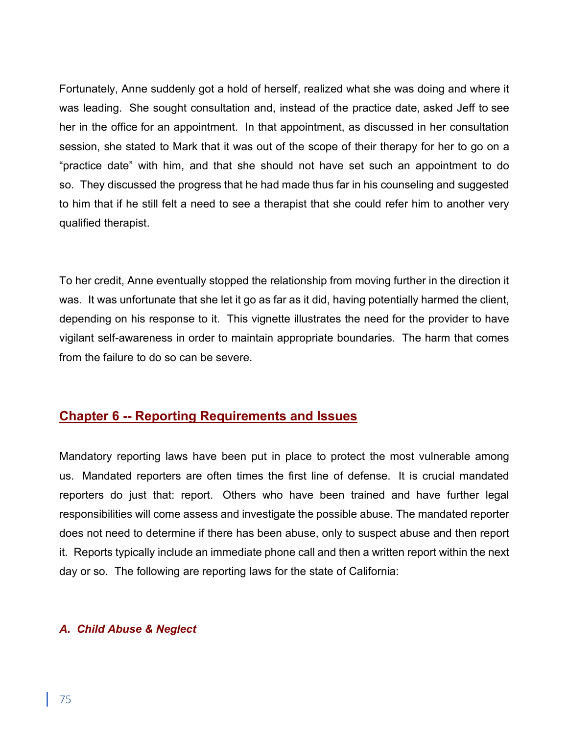Fortunately, Anne suddenly got a hold of herself, realized what she was doing and where it was leading. She sought consultation and, instead of the practice date, asked Jeff to see her in the office for an appointment. In that appointment, as discussed in her consultation session, she stated to Mark that it was out of the scope of their therapy for her to go on a "practice date" with him, and that she should not have set such an appointment to do so. They discussed the progress that he had made thus far in his counseling and suggested to him that if he still felt a need to see a therapist that she could refer him to another very qualified therapist.

To her credit, Anne eventually stopped the relationship from moving further in the direction it was. It was unfortunate that she let it go as far as it did, having potentially harmed the client, depending on his response to it. This vignette illustrates the need for the provider to have vigilant self-awareness in order to maintain appropriate boundaries. The harm that comes from the failure to do so can be severe.

## Chapter 6 -- Reporting Requirements and Issues

Mandatory reporting laws have been put in place to protect the most vulnerable among us. Mandated reporters are often times the first line of defense. It is crucial mandated reporters do just that: report. Others who have been trained and have further legal responsibilities will come assess and investigate the possible abuse. The mandated reporter does not need to determine if there has been abuse, only to suspect abuse and then report it. Reports typically include an immediate phone call and then a written report within the next day or so. The following are reporting laws for the state of California:

### *A. Child Abuse & Neglect*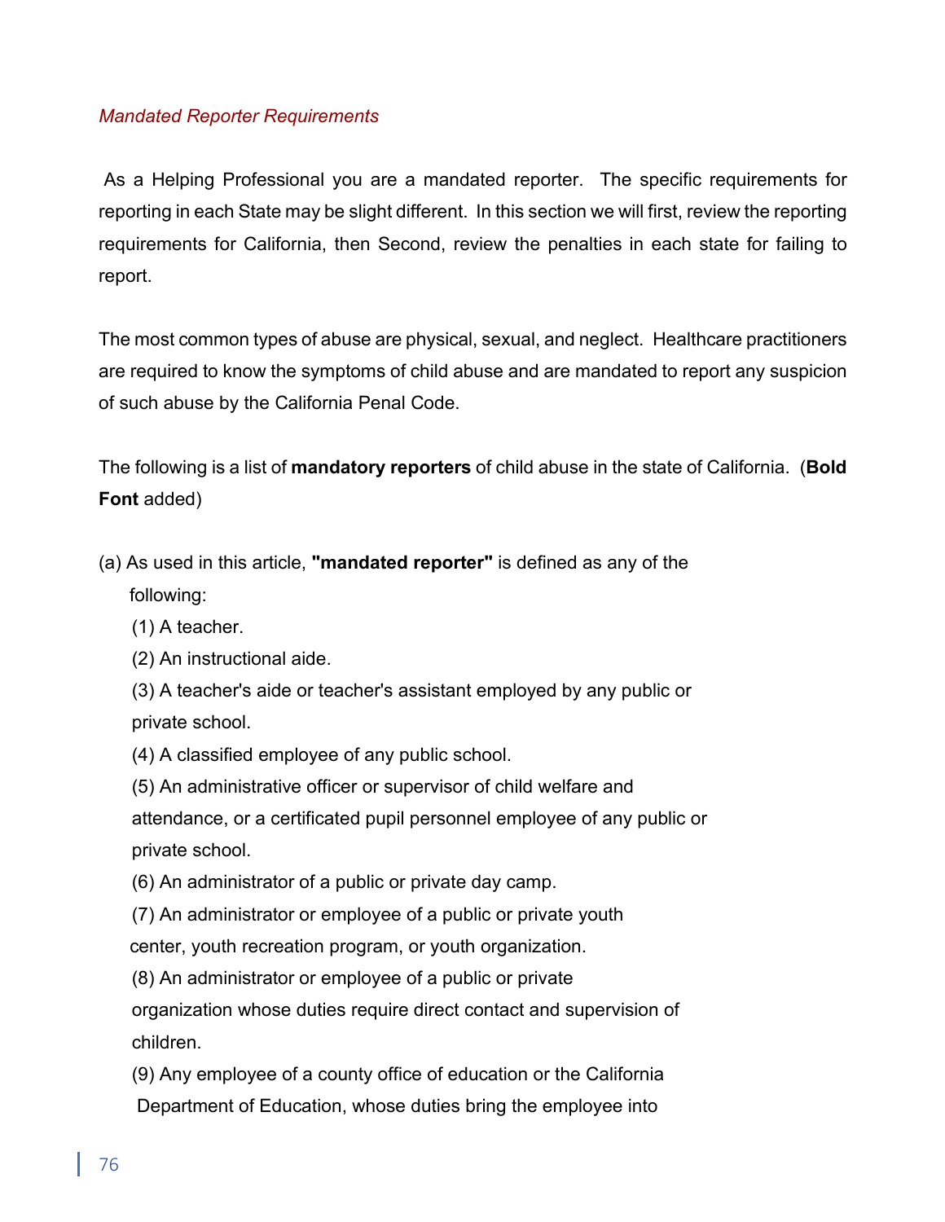*Mandated Reporter Requirements*

As a Helping Professional you are a mandated reporter. The specific requirements for reporting in each State may be slight different. In this section we will first, review the reporting requirements for California, then Second, review the penalties in each state for failing to report.

The most common types of abuse are physical, sexual, and neglect. Healthcare practitioners are required to know the symptoms of child abuse and are mandated to report any suspicion of such abuse by the California Penal Code.

The following is a list of **mandatory reporters** of child abuse in the state of California. (**Bold Font** added)

(a) As used in this article, **"mandated reporter"** is defined as any of the following:

(1) A teacher.

(2) An instructional aide.

(3) A teacher's aide or teacher's assistant employed by any public or private school.

(4) A classified employee of any public school.

(5) An administrative officer or supervisor of child welfare and attendance, or a certificated pupil personnel employee of any public or private school.

(6) An administrator of a public or private day camp.

(7) An administrator or employee of a public or private youth center, youth recreation program, or youth organization.

(8) An administrator or employee of a public or private organization whose duties require direct contact and supervision of children.

(9) Any employee of a county office of education or the California Department of Education, whose duties bring the employee into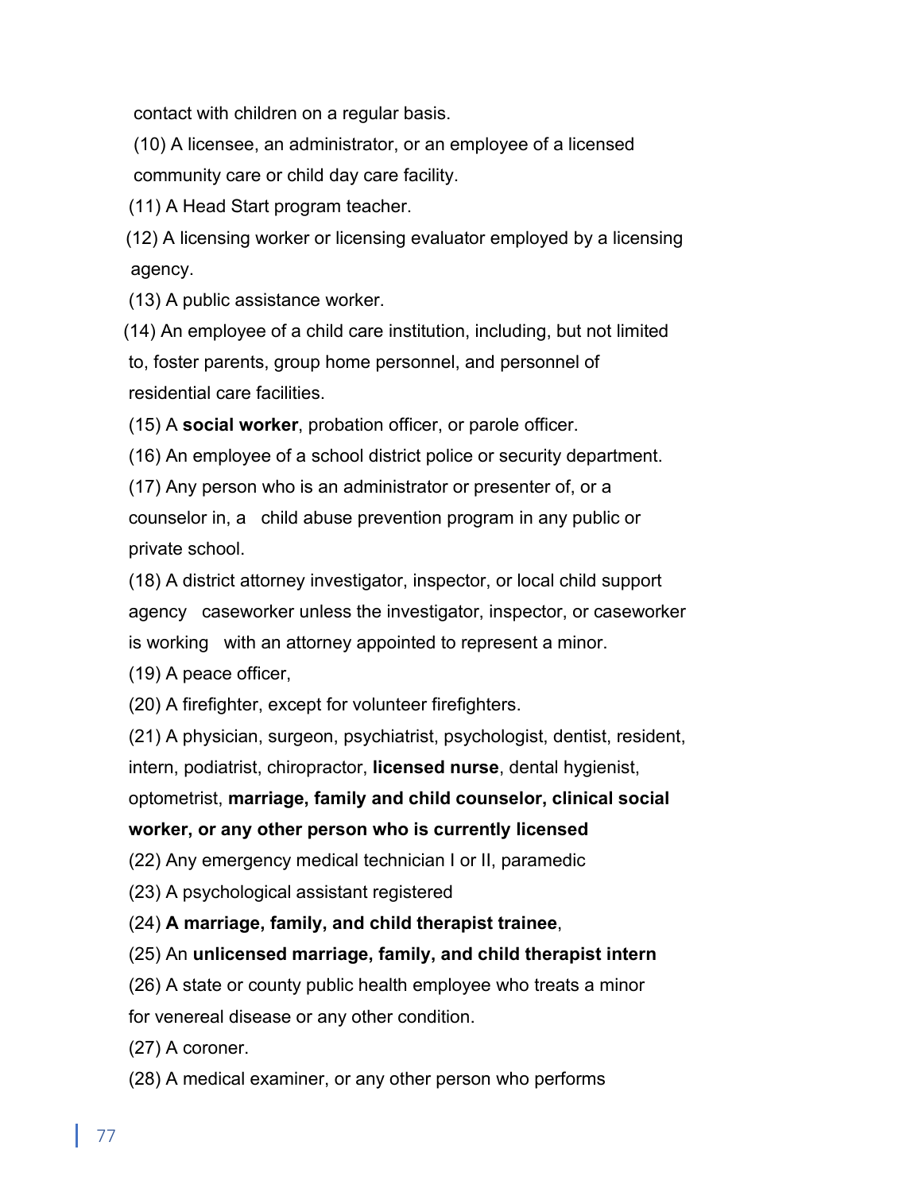contact with children on a regular basis.

(10) A licensee, an administrator, or an employee of a licensed community care or child day care facility.

(11) A Head Start program teacher.

(12) A licensing worker or licensing evaluator employed by a licensing agency.

(13) A public assistance worker.

(14) An employee of a child care institution, including, but not limited to, foster parents, group home personnel, and personnel of residential care facilities.

(15) A **social worker**, probation officer, or parole officer.

(16) An employee of a school district police or security department.

(17) Any person who is an administrator or presenter of, or a counselor in, a child abuse prevention program in any public or private school.

(18) A district attorney investigator, inspector, or local child support agency caseworker unless the investigator, inspector, or caseworker is working with an attorney appointed to represent a minor.

(19) A peace officer,

(20) A firefighter, except for volunteer firefighters.

(21) A physician, surgeon, psychiatrist, psychologist, dentist, resident, intern, podiatrist, chiropractor, **licensed nurse**, dental hygienist, optometrist, **marriage, family and child counselor, clinical social worker, or any other person who is currently licensed**

(22) Any emergency medical technician I or II, paramedic

(23) A psychological assistant registered

(24) **A marriage, family, and child therapist trainee**,

(25) An **unlicensed marriage, family, and child therapist intern**

(26) A state or county public health employee who treats a minor for venereal disease or any other condition.

(27) A coroner.

(28) A medical examiner, or any other person who performs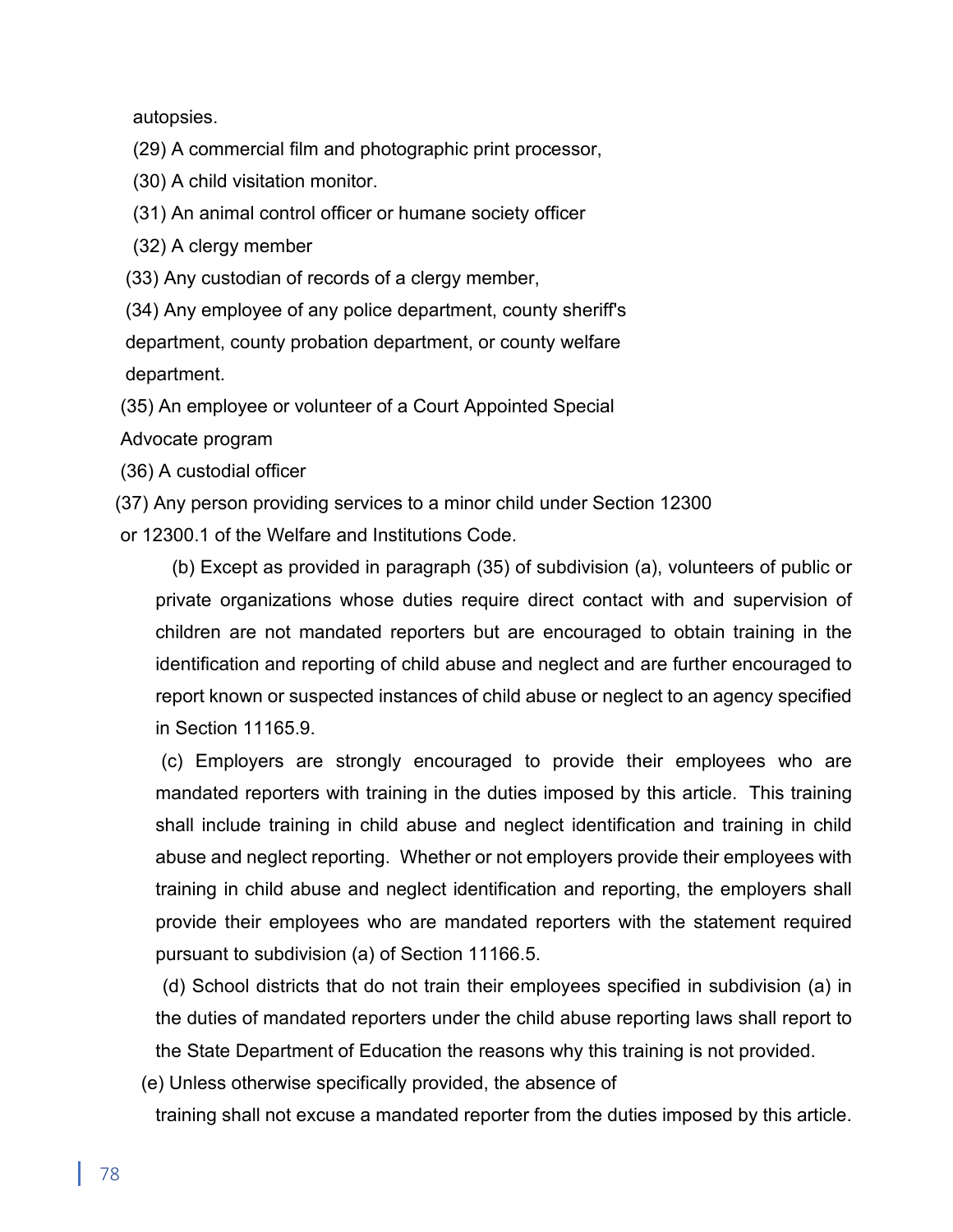autopsies.

(29) A commercial film and photographic print processor,

(30) A child visitation monitor.

(31) An animal control officer or humane society officer

(32) A clergy member

(33) Any custodian of records of a clergy member,

(34) Any employee of any police department, county sheriff's department, county probation department, or county welfare department.

(35) An employee or volunteer of a Court Appointed Special Advocate program

(36) A custodial officer

(37) Any person providing services to a minor child under Section 12300 or 12300.1 of the Welfare and Institutions Code.

(b) Except as provided in paragraph (35) of subdivision (a), volunteers of public or private organizations whose duties require direct contact with and supervision of children are not mandated reporters but are encouraged to obtain training in the identification and reporting of child abuse and neglect and are further encouraged to report known or suspected instances of child abuse or neglect to an agency specified in Section 11165.9.

(c) Employers are strongly encouraged to provide their employees who are mandated reporters with training in the duties imposed by this article. This training shall include training in child abuse and neglect identification and training in child abuse and neglect reporting. Whether or not employers provide their employees with training in child abuse and neglect identification and reporting, the employers shall provide their employees who are mandated reporters with the statement required pursuant to subdivision (a) of Section 11166.5.

(d) School districts that do not train their employees specified in subdivision (a) in the duties of mandated reporters under the child abuse reporting laws shall report to the State Department of Education the reasons why this training is not provided.

(e) Unless otherwise specifically provided, the absence of training shall not excuse a mandated reporter from the duties imposed by this article.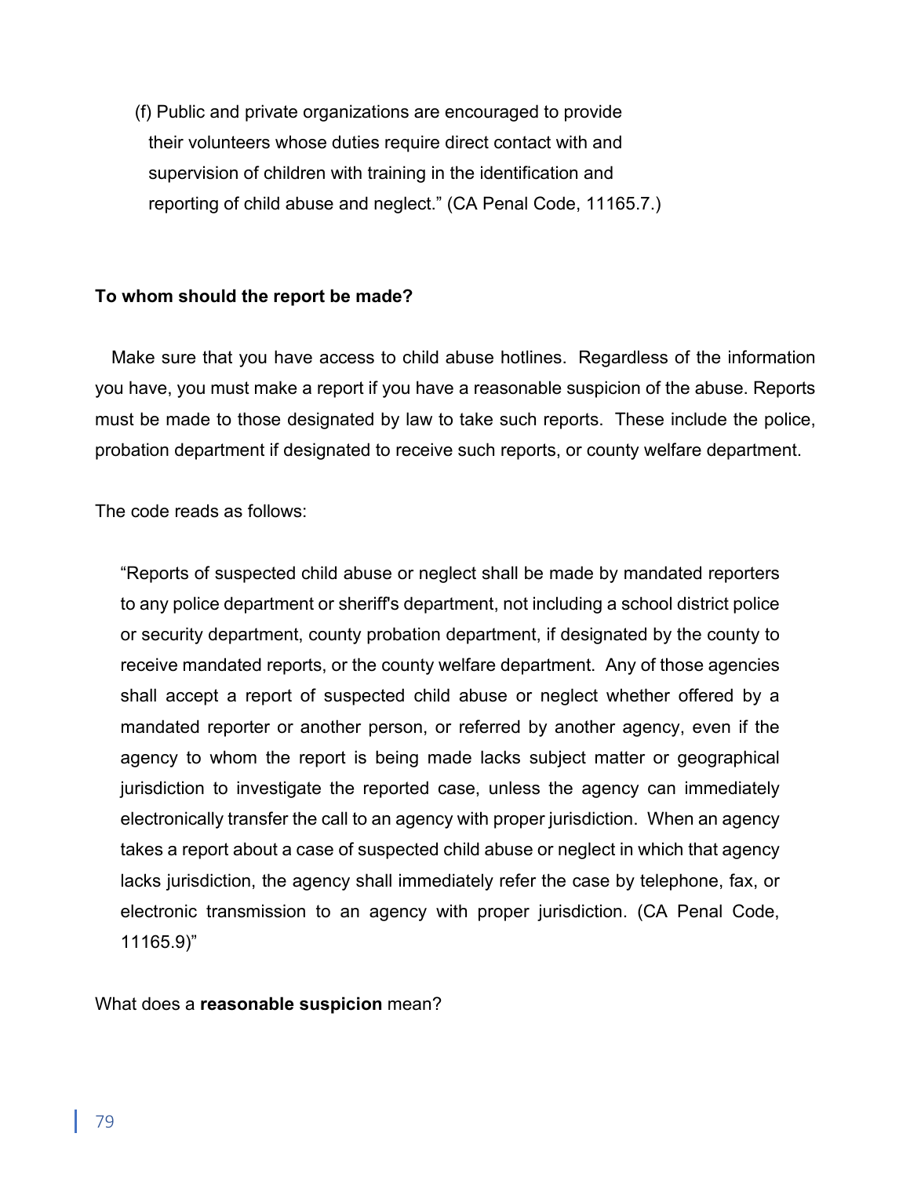(f) Public and private organizations are encouraged to provide their volunteers whose duties require direct contact with and supervision of children with training in the identification and reporting of child abuse and neglect." (CA Penal Code, 11165.7.)

**To whom should the report be made?**

Make sure that you have access to child abuse hotlines. Regardless of the information you have, you must make a report if you have a reasonable suspicion of the abuse. Reports must be made to those designated by law to take such reports. These include the police, probation department if designated to receive such reports, or county welfare department.

The code reads as follows:

> "Reports of suspected child abuse or neglect shall be made by mandated reporters to any police department or sheriff's department, not including a school district police or security department, county probation department, if designated by the county to receive mandated reports, or the county welfare department. Any of those agencies shall accept a report of suspected child abuse or neglect whether offered by a mandated reporter or another person, or referred by another agency, even if the agency to whom the report is being made lacks subject matter or geographical jurisdiction to investigate the reported case, unless the agency can immediately electronically transfer the call to an agency with proper jurisdiction. When an agency takes a report about a case of suspected child abuse or neglect in which that agency lacks jurisdiction, the agency shall immediately refer the case by telephone, fax, or electronic transmission to an agency with proper jurisdiction. (CA Penal Code, 11165.9)"

What does a **reasonable suspicion** mean?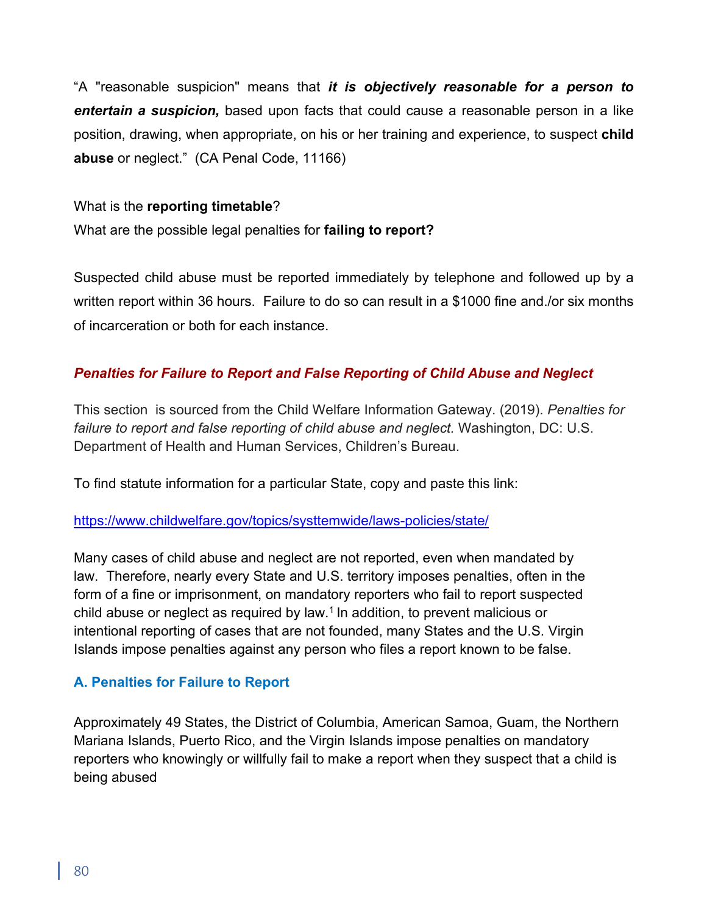“A "reasonable suspicion" means that ***it is objectively reasonable for a person to entertain a suspicion,*** based upon facts that could cause a reasonable person in a like position, drawing, when appropriate, on his or her training and experience, to suspect **child abuse** or neglect.” (CA Penal Code, 11166)

What is the **reporting timetable**?
What are the possible legal penalties for **failing to report?**

Suspected child abuse must be reported immediately by telephone and followed up by a written report within 36 hours. Failure to do so can result in a $1000 fine and./or six months of incarceration or both for each instance.

### *Penalties for Failure to Report and False Reporting of Child Abuse and Neglect*

This section is sourced from the Child Welfare Information Gateway. (2019). *Penalties for failure to report and false reporting of child abuse and neglect.* Washington, DC: U.S. Department of Health and Human Services, Children’s Bureau.

To find statute information for a particular State, copy and paste this link:

https://www.childwelfare.gov/topics/systtemwide/laws-policies/state/

Many cases of child abuse and neglect are not reported, even when mandated by law. Therefore, nearly every State and U.S. territory imposes penalties, often in the form of a fine or imprisonment, on mandatory reporters who fail to report suspected child abuse or neglect as required by law.[1] In addition, to prevent malicious or intentional reporting of cases that are not founded, many States and the U.S. Virgin Islands impose penalties against any person who files a report known to be false.

#### A. Penalties for Failure to Report

Approximately 49 States, the District of Columbia, American Samoa, Guam, the Northern Mariana Islands, Puerto Rico, and the Virgin Islands impose penalties on mandatory reporters who knowingly or willfully fail to make a report when they suspect that a child is being abused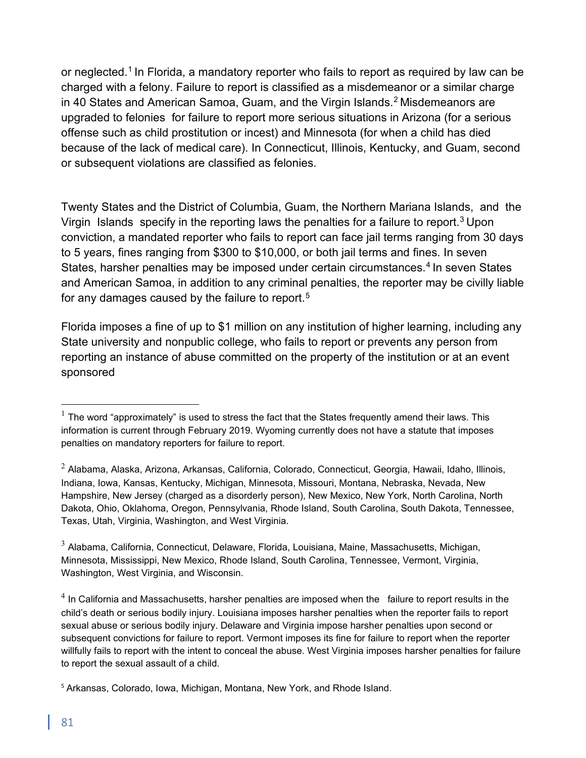or neglected.[1] In Florida, a mandatory reporter who fails to report as required by law can be charged with a felony. Failure to report is classified as a misdemeanor or a similar charge in 40 States and American Samoa, Guam, and the Virgin Islands.[2] Misdemeanors are upgraded to felonies for failure to report more serious situations in Arizona (for a serious offense such as child prostitution or incest) and Minnesota (for when a child has died because of the lack of medical care). In Connecticut, Illinois, Kentucky, and Guam, second or subsequent violations are classified as felonies.

Twenty States and the District of Columbia, Guam, the Northern Mariana Islands, and the Virgin Islands specify in the reporting laws the penalties for a failure to report.[3] Upon conviction, a mandated reporter who fails to report can face jail terms ranging from 30 days to 5 years, fines ranging from $300 to $10,000, or both jail terms and fines. In seven States, harsher penalties may be imposed under certain circumstances.[4] In seven States and American Samoa, in addition to any criminal penalties, the reporter may be civilly liable for any damages caused by the failure to report.[5]

Florida imposes a fine of up to $1 million on any institution of higher learning, including any State university and nonpublic college, who fails to report or prevents any person from reporting an instance of abuse committed on the property of the institution or at an event sponsored

---

[1] The word "approximately" is used to stress the fact that the States frequently amend their laws. This information is current through February 2019. Wyoming currently does not have a statute that imposes penalties on mandatory reporters for failure to report.

[2] Alabama, Alaska, Arizona, Arkansas, California, Colorado, Connecticut, Georgia, Hawaii, Idaho, Illinois, Indiana, Iowa, Kansas, Kentucky, Michigan, Minnesota, Missouri, Montana, Nebraska, Nevada, New Hampshire, New Jersey (charged as a disorderly person), New Mexico, New York, North Carolina, North Dakota, Ohio, Oklahoma, Oregon, Pennsylvania, Rhode Island, South Carolina, South Dakota, Tennessee, Texas, Utah, Virginia, Washington, and West Virginia.

[3] Alabama, California, Connecticut, Delaware, Florida, Louisiana, Maine, Massachusetts, Michigan, Minnesota, Mississippi, New Mexico, Rhode Island, South Carolina, Tennessee, Vermont, Virginia, Washington, West Virginia, and Wisconsin.

[4] In California and Massachusetts, harsher penalties are imposed when the failure to report results in the child's death or serious bodily injury. Louisiana imposes harsher penalties when the reporter fails to report sexual abuse or serious bodily injury. Delaware and Virginia impose harsher penalties upon second or subsequent convictions for failure to report. Vermont imposes its fine for failure to report when the reporter willfully fails to report with the intent to conceal the abuse. West Virginia imposes harsher penalties for failure to report the sexual assault of a child.

[5] Arkansas, Colorado, Iowa, Michigan, Montana, New York, and Rhode Island.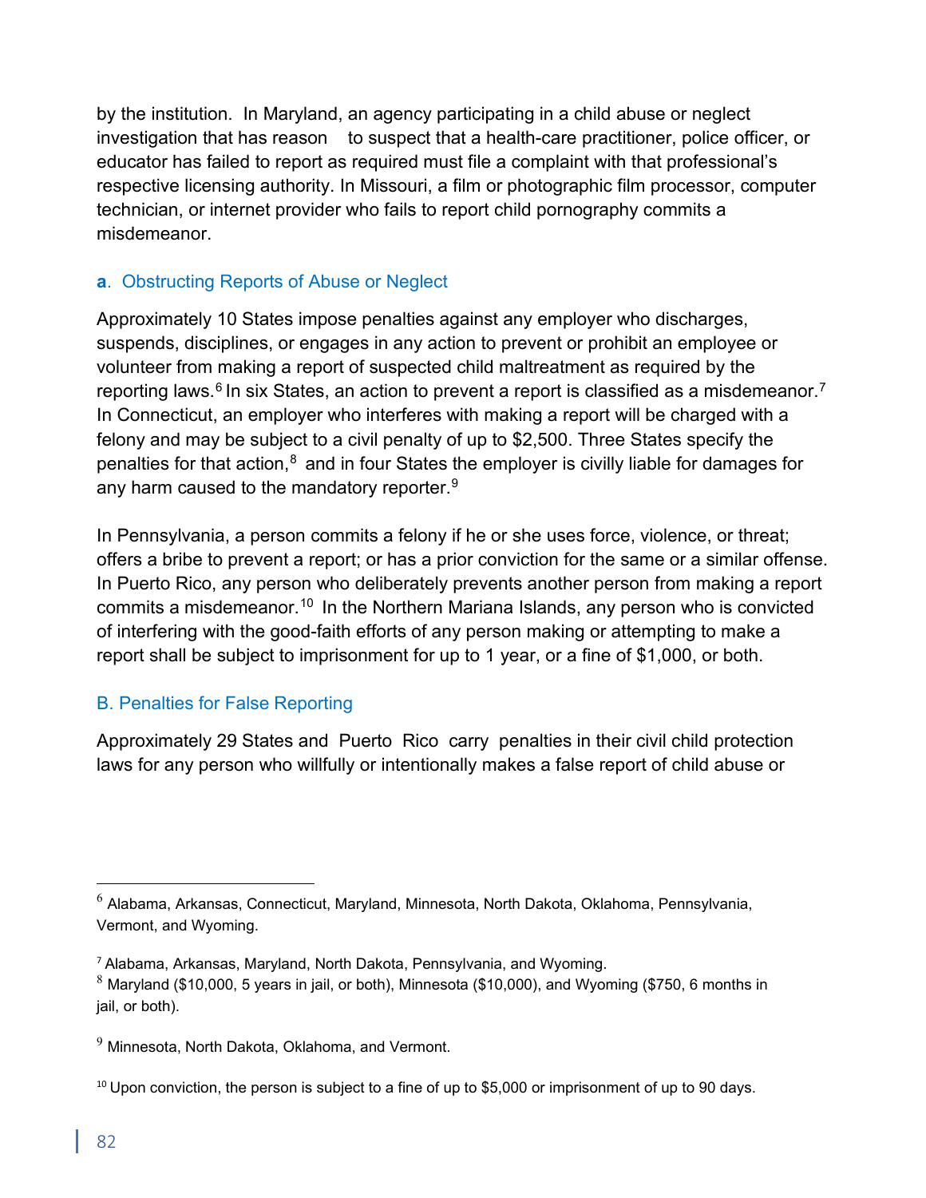by the institution. In Maryland, an agency participating in a child abuse or neglect investigation that has reason to suspect that a health-care practitioner, police officer, or educator has failed to report as required must file a complaint with that professional's respective licensing authority. In Missouri, a film or photographic film processor, computer technician, or internet provider who fails to report child pornography commits a misdemeanor.

### **a**. Obstructing Reports of Abuse or Neglect

Approximately 10 States impose penalties against any employer who discharges, suspends, disciplines, or engages in any action to prevent or prohibit an employee or volunteer from making a report of suspected child maltreatment as required by the reporting laws.[6] In six States, an action to prevent a report is classified as a misdemeanor.[7] In Connecticut, an employer who interferes with making a report will be charged with a felony and may be subject to a civil penalty of up to $2,500. Three States specify the penalties for that action,[8] and in four States the employer is civilly liable for damages for any harm caused to the mandatory reporter.[9]

In Pennsylvania, a person commits a felony if he or she uses force, violence, or threat; offers a bribe to prevent a report; or has a prior conviction for the same or a similar offense. In Puerto Rico, any person who deliberately prevents another person from making a report commits a misdemeanor.[10] In the Northern Mariana Islands, any person who is convicted of interfering with the good-faith efforts of any person making or attempting to make a report shall be subject to imprisonment for up to 1 year, or a fine of $1,000, or both.

## B. Penalties for False Reporting

Approximately 29 States and Puerto Rico carry penalties in their civil child protection laws for any person who willfully or intentionally makes a false report of child abuse or

---

[6] Alabama, Arkansas, Connecticut, Maryland, Minnesota, North Dakota, Oklahoma, Pennsylvania, Vermont, and Wyoming.

[7] Alabama, Arkansas, Maryland, North Dakota, Pennsylvania, and Wyoming.

[8] Maryland ($10,000, 5 years in jail, or both), Minnesota ($10,000), and Wyoming ($750, 6 months in jail, or both).

[9] Minnesota, North Dakota, Oklahoma, and Vermont.

[10] Upon conviction, the person is subject to a fine of up to $5,000 or imprisonment of up to 90 days.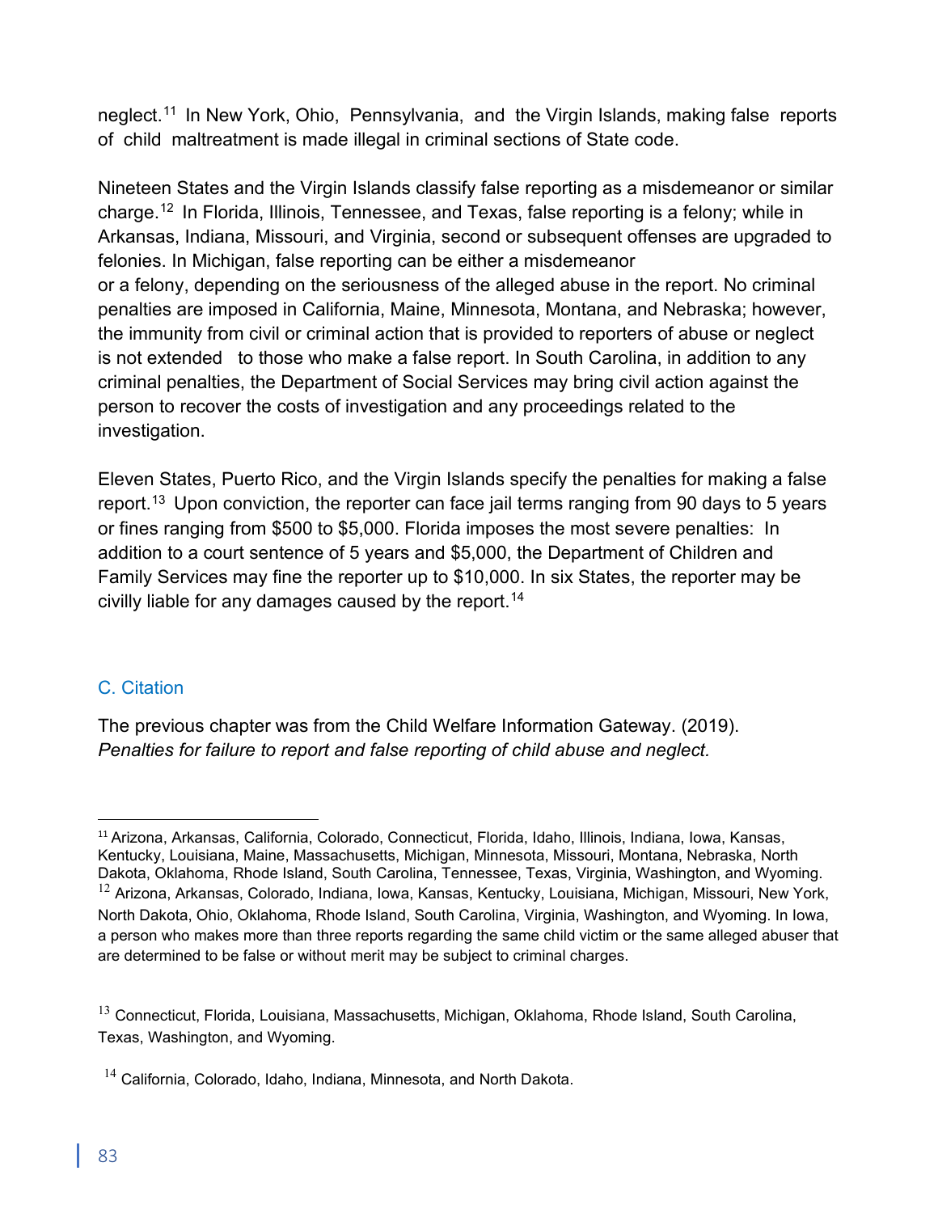neglect.[11] In New York, Ohio, Pennsylvania, and the Virgin Islands, making false reports of child maltreatment is made illegal in criminal sections of State code.

Nineteen States and the Virgin Islands classify false reporting as a misdemeanor or similar charge.[12] In Florida, Illinois, Tennessee, and Texas, false reporting is a felony; while in Arkansas, Indiana, Missouri, and Virginia, second or subsequent offenses are upgraded to felonies. In Michigan, false reporting can be either a misdemeanor or a felony, depending on the seriousness of the alleged abuse in the report. No criminal penalties are imposed in California, Maine, Minnesota, Montana, and Nebraska; however, the immunity from civil or criminal action that is provided to reporters of abuse or neglect is not extended to those who make a false report. In South Carolina, in addition to any criminal penalties, the Department of Social Services may bring civil action against the person to recover the costs of investigation and any proceedings related to the investigation.

Eleven States, Puerto Rico, and the Virgin Islands specify the penalties for making a false report.[13] Upon conviction, the reporter can face jail terms ranging from 90 days to 5 years or fines ranging from $500 to $5,000. Florida imposes the most severe penalties: In addition to a court sentence of 5 years and $5,000, the Department of Children and Family Services may fine the reporter up to $10,000. In six States, the reporter may be civilly liable for any damages caused by the report.[14]

## C. Citation

The previous chapter was from the Child Welfare Information Gateway. (2019). *Penalties for failure to report and false reporting of child abuse and neglect.*

---

[11] Arizona, Arkansas, California, Colorado, Connecticut, Florida, Idaho, Illinois, Indiana, Iowa, Kansas, Kentucky, Louisiana, Maine, Massachusetts, Michigan, Minnesota, Missouri, Montana, Nebraska, North Dakota, Oklahoma, Rhode Island, South Carolina, Tennessee, Texas, Virginia, Washington, and Wyoming.

[12] Arizona, Arkansas, Colorado, Indiana, Iowa, Kansas, Kentucky, Louisiana, Michigan, Missouri, New York, North Dakota, Ohio, Oklahoma, Rhode Island, South Carolina, Virginia, Washington, and Wyoming. In Iowa, a person who makes more than three reports regarding the same child victim or the same alleged abuser that are determined to be false or without merit may be subject to criminal charges.

[13] Connecticut, Florida, Louisiana, Massachusetts, Michigan, Oklahoma, Rhode Island, South Carolina, Texas, Washington, and Wyoming.

[14] California, Colorado, Idaho, Indiana, Minnesota, and North Dakota.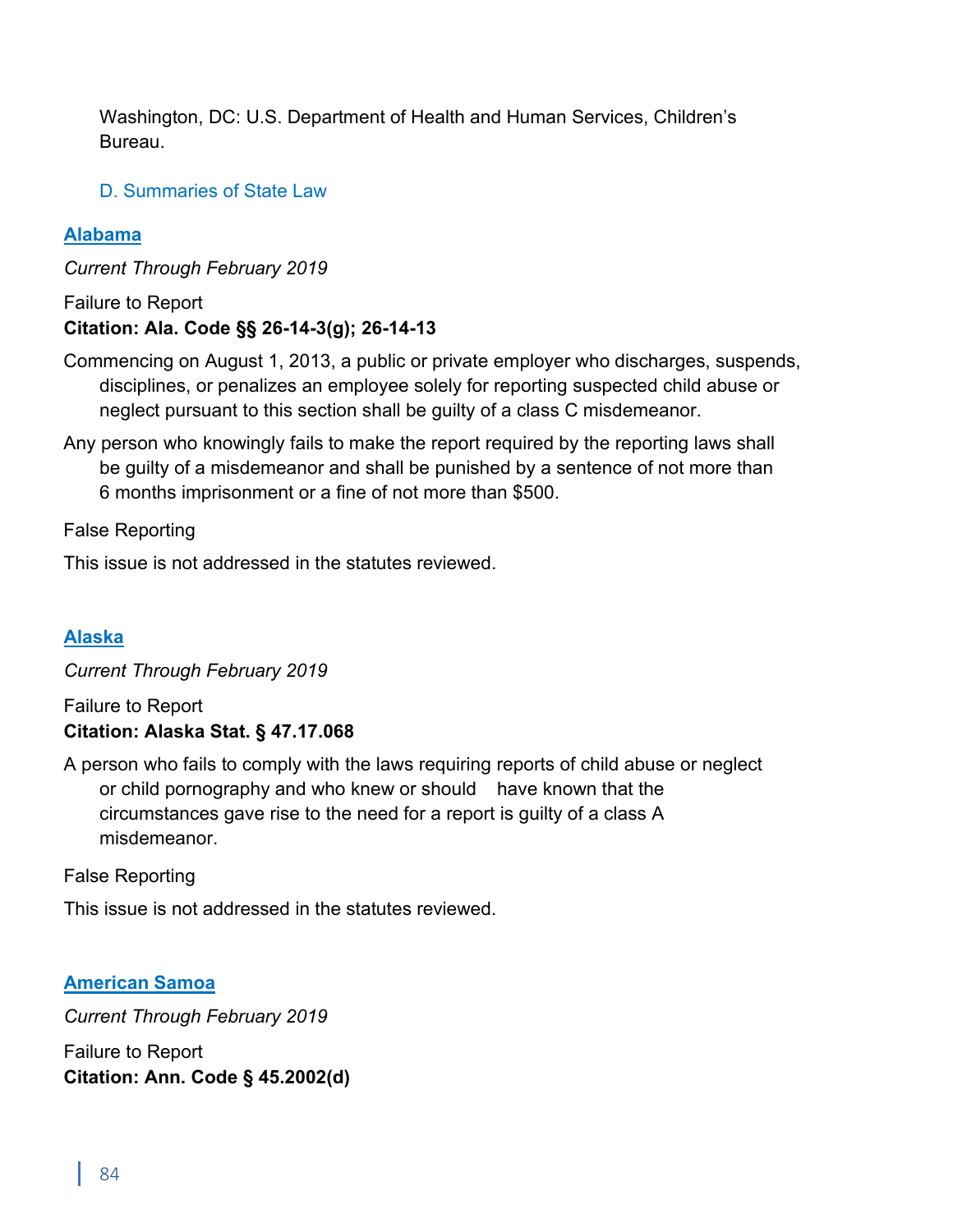Washington, DC: U.S. Department of Health and Human Services, Children's Bureau.

### D. Summaries of State Law

#### Alabama

*Current Through February 2019*

Failure to Report

**Citation: Ala. Code §§ 26-14-3(g); 26-14-13**

Commencing on August 1, 2013, a public or private employer who discharges, suspends, disciplines, or penalizes an employee solely for reporting suspected child abuse or neglect pursuant to this section shall be guilty of a class C misdemeanor.

Any person who knowingly fails to make the report required by the reporting laws shall be guilty of a misdemeanor and shall be punished by a sentence of not more than 6 months imprisonment or a fine of not more than $500.

False Reporting

This issue is not addressed in the statutes reviewed.

#### Alaska

*Current Through February 2019*

Failure to Report

**Citation: Alaska Stat. § 47.17.068**

A person who fails to comply with the laws requiring reports of child abuse or neglect or child pornography and who knew or should have known that the circumstances gave rise to the need for a report is guilty of a class A misdemeanor.

False Reporting

This issue is not addressed in the statutes reviewed.

#### American Samoa

*Current Through February 2019*

Failure to Report

**Citation: Ann. Code § 45.2002(d)**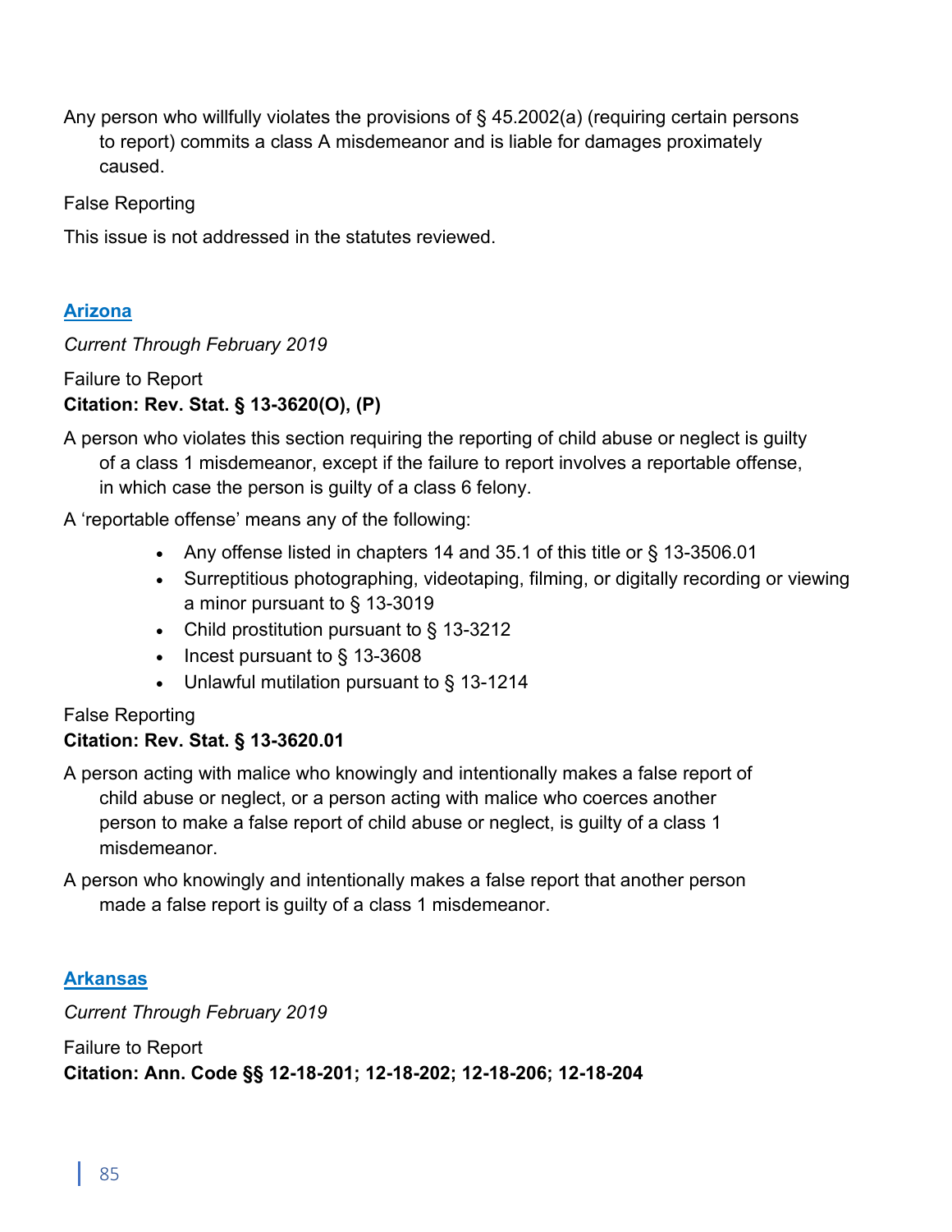Any person who willfully violates the provisions of § 45.2002(a) (requiring certain persons to report) commits a class A misdemeanor and is liable for damages proximately caused.

False Reporting

This issue is not addressed in the statutes reviewed.

## Arizona

*Current Through February 2019*

Failure to Report
**Citation: Rev. Stat. § 13-3620(O), (P)**

A person who violates this section requiring the reporting of child abuse or neglect is guilty of a class 1 misdemeanor, except if the failure to report involves a reportable offense, in which case the person is guilty of a class 6 felony.

A 'reportable offense' means any of the following:

- Any offense listed in chapters 14 and 35.1 of this title or § 13-3506.01
- Surreptitious photographing, videotaping, filming, or digitally recording or viewing a minor pursuant to § 13-3019
- Child prostitution pursuant to § 13-3212
- Incest pursuant to § 13-3608
- Unlawful mutilation pursuant to § 13-1214

False Reporting
**Citation: Rev. Stat. § 13-3620.01**

A person acting with malice who knowingly and intentionally makes a false report of child abuse or neglect, or a person acting with malice who coerces another person to make a false report of child abuse or neglect, is guilty of a class 1 misdemeanor.

A person who knowingly and intentionally makes a false report that another person made a false report is guilty of a class 1 misdemeanor.

## Arkansas

*Current Through February 2019*

Failure to Report
**Citation: Ann. Code §§ 12-18-201; 12-18-202; 12-18-206; 12-18-204**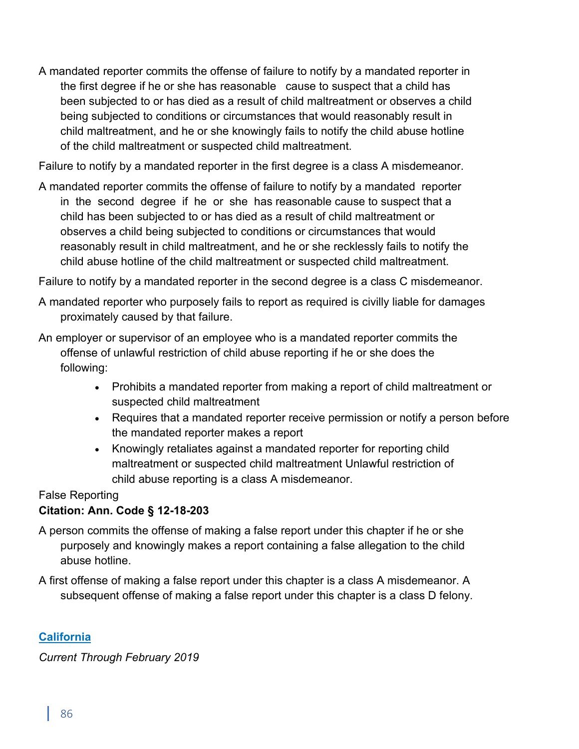A mandated reporter commits the offense of failure to notify by a mandated reporter in the first degree if he or she has reasonable cause to suspect that a child has been subjected to or has died as a result of child maltreatment or observes a child being subjected to conditions or circumstances that would reasonably result in child maltreatment, and he or she knowingly fails to notify the child abuse hotline of the child maltreatment or suspected child maltreatment.

Failure to notify by a mandated reporter in the first degree is a class A misdemeanor.

A mandated reporter commits the offense of failure to notify by a mandated reporter in the second degree if he or she has reasonable cause to suspect that a child has been subjected to or has died as a result of child maltreatment or observes a child being subjected to conditions or circumstances that would reasonably result in child maltreatment, and he or she recklessly fails to notify the child abuse hotline of the child maltreatment or suspected child maltreatment.

Failure to notify by a mandated reporter in the second degree is a class C misdemeanor.

A mandated reporter who purposely fails to report as required is civilly liable for damages proximately caused by that failure.

An employer or supervisor of an employee who is a mandated reporter commits the offense of unlawful restriction of child abuse reporting if he or she does the following:

- Prohibits a mandated reporter from making a report of child maltreatment or suspected child maltreatment
- Requires that a mandated reporter receive permission or notify a person before the mandated reporter makes a report
- Knowingly retaliates against a mandated reporter for reporting child maltreatment or suspected child maltreatment Unlawful restriction of child abuse reporting is a class A misdemeanor.

False Reporting

**Citation: Ann. Code § 12-18-203**

A person commits the offense of making a false report under this chapter if he or she purposely and knowingly makes a report containing a false allegation to the child abuse hotline.

A first offense of making a false report under this chapter is a class A misdemeanor. A subsequent offense of making a false report under this chapter is a class D felony.

## California

*Current Through February 2019*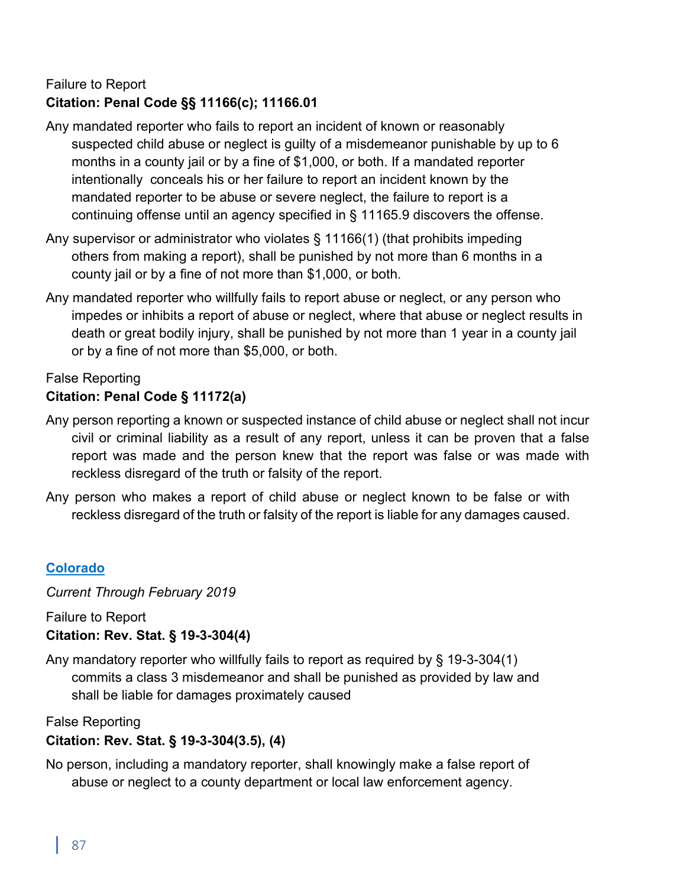Failure to Report
**Citation: Penal Code §§ 11166(c); 11166.01**

Any mandated reporter who fails to report an incident of known or reasonably suspected child abuse or neglect is guilty of a misdemeanor punishable by up to 6 months in a county jail or by a fine of $1,000, or both. If a mandated reporter intentionally conceals his or her failure to report an incident known by the mandated reporter to be abuse or severe neglect, the failure to report is a continuing offense until an agency specified in § 11165.9 discovers the offense.

Any supervisor or administrator who violates § 11166(1) (that prohibits impeding others from making a report), shall be punished by not more than 6 months in a county jail or by a fine of not more than $1,000, or both.

Any mandated reporter who willfully fails to report abuse or neglect, or any person who impedes or inhibits a report of abuse or neglect, where that abuse or neglect results in death or great bodily injury, shall be punished by not more than 1 year in a county jail or by a fine of not more than $5,000, or both.

False Reporting
**Citation: Penal Code § 11172(a)**

Any person reporting a known or suspected instance of child abuse or neglect shall not incur civil or criminal liability as a result of any report, unless it can be proven that a false report was made and the person knew that the report was false or was made with reckless disregard of the truth or falsity of the report.

Any person who makes a report of child abuse or neglect known to be false or with reckless disregard of the truth or falsity of the report is liable for any damages caused.

## Colorado

*Current Through February 2019*

Failure to Report
**Citation: Rev. Stat. § 19-3-304(4)**

Any mandatory reporter who willfully fails to report as required by § 19-3-304(1) commits a class 3 misdemeanor and shall be punished as provided by law and shall be liable for damages proximately caused

False Reporting
**Citation: Rev. Stat. § 19-3-304(3.5), (4)**

No person, including a mandatory reporter, shall knowingly make a false report of abuse or neglect to a county department or local law enforcement agency.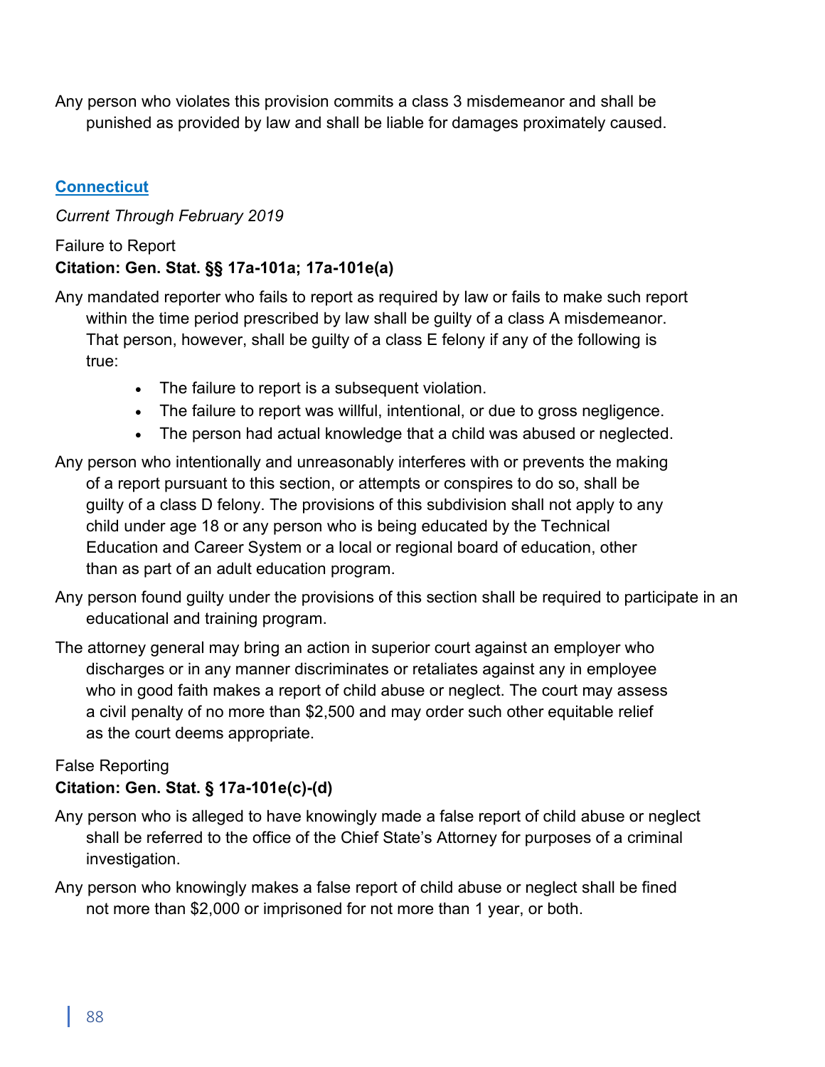Any person who violates this provision commits a class 3 misdemeanor and shall be punished as provided by law and shall be liable for damages proximately caused.

## Connecticut

*Current Through February 2019*

Failure to Report
**Citation: Gen. Stat. §§ 17a-101a; 17a-101e(a)**

Any mandated reporter who fails to report as required by law or fails to make such report within the time period prescribed by law shall be guilty of a class A misdemeanor. That person, however, shall be guilty of a class E felony if any of the following is true:

- The failure to report is a subsequent violation.
- The failure to report was willful, intentional, or due to gross negligence.
- The person had actual knowledge that a child was abused or neglected.

Any person who intentionally and unreasonably interferes with or prevents the making of a report pursuant to this section, or attempts or conspires to do so, shall be guilty of a class D felony. The provisions of this subdivision shall not apply to any child under age 18 or any person who is being educated by the Technical Education and Career System or a local or regional board of education, other than as part of an adult education program.

Any person found guilty under the provisions of this section shall be required to participate in an educational and training program.

The attorney general may bring an action in superior court against an employer who discharges or in any manner discriminates or retaliates against any in employee who in good faith makes a report of child abuse or neglect. The court may assess a civil penalty of no more than $2,500 and may order such other equitable relief as the court deems appropriate.

False Reporting
**Citation: Gen. Stat. § 17a-101e(c)-(d)**

Any person who is alleged to have knowingly made a false report of child abuse or neglect shall be referred to the office of the Chief State's Attorney for purposes of a criminal investigation.

Any person who knowingly makes a false report of child abuse or neglect shall be fined not more than $2,000 or imprisoned for not more than 1 year, or both.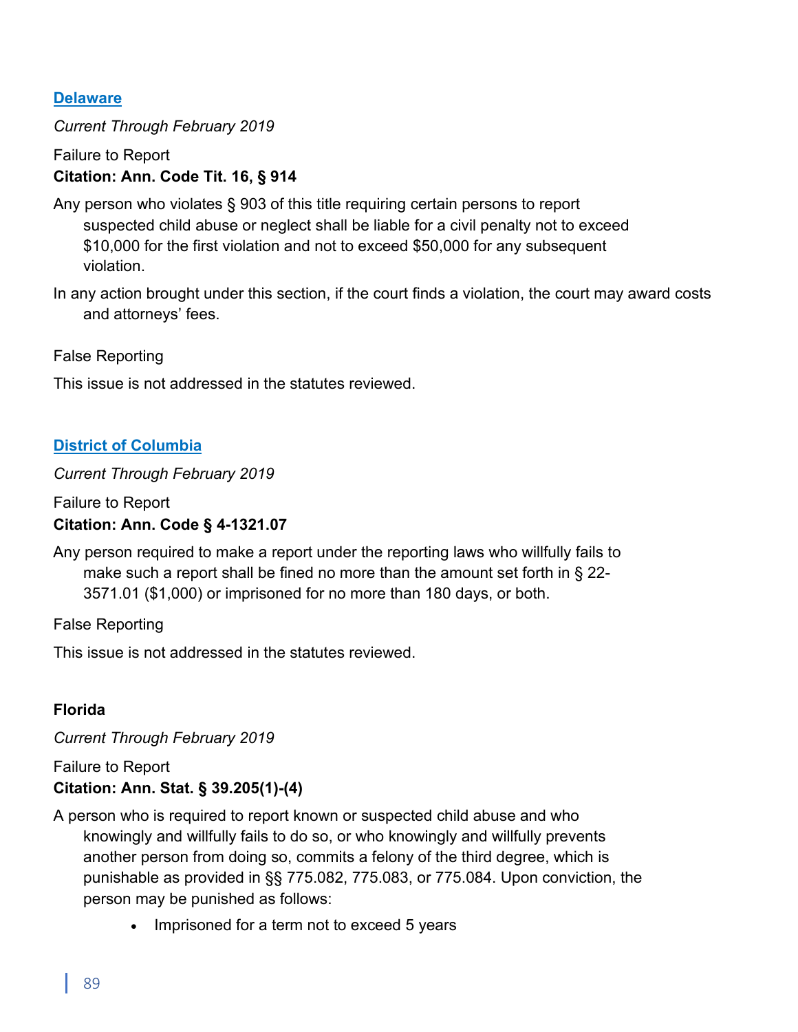## [Delaware]

*Current Through February 2019*

Failure to Report
**Citation: Ann. Code Tit. 16, § 914**

Any person who violates § 903 of this title requiring certain persons to report suspected child abuse or neglect shall be liable for a civil penalty not to exceed $10,000 for the first violation and not to exceed $50,000 for any subsequent violation.

In any action brought under this section, if the court finds a violation, the court may award costs and attorneys' fees.

False Reporting

This issue is not addressed in the statutes reviewed.

## [District of Columbia]

*Current Through February 2019*

Failure to Report
**Citation: Ann. Code § 4-1321.07**

Any person required to make a report under the reporting laws who willfully fails to make such a report shall be fined no more than the amount set forth in § 22-3571.01 ($1,000) or imprisoned for no more than 180 days, or both.

False Reporting

This issue is not addressed in the statutes reviewed.

## Florida

*Current Through February 2019*

Failure to Report
**Citation: Ann. Stat. § 39.205(1)-(4)**

A person who is required to report known or suspected child abuse and who knowingly and willfully fails to do so, or who knowingly and willfully prevents another person from doing so, commits a felony of the third degree, which is punishable as provided in §§ 775.082, 775.083, or 775.084. Upon conviction, the person may be punished as follows:

- Imprisoned for a term not to exceed 5 years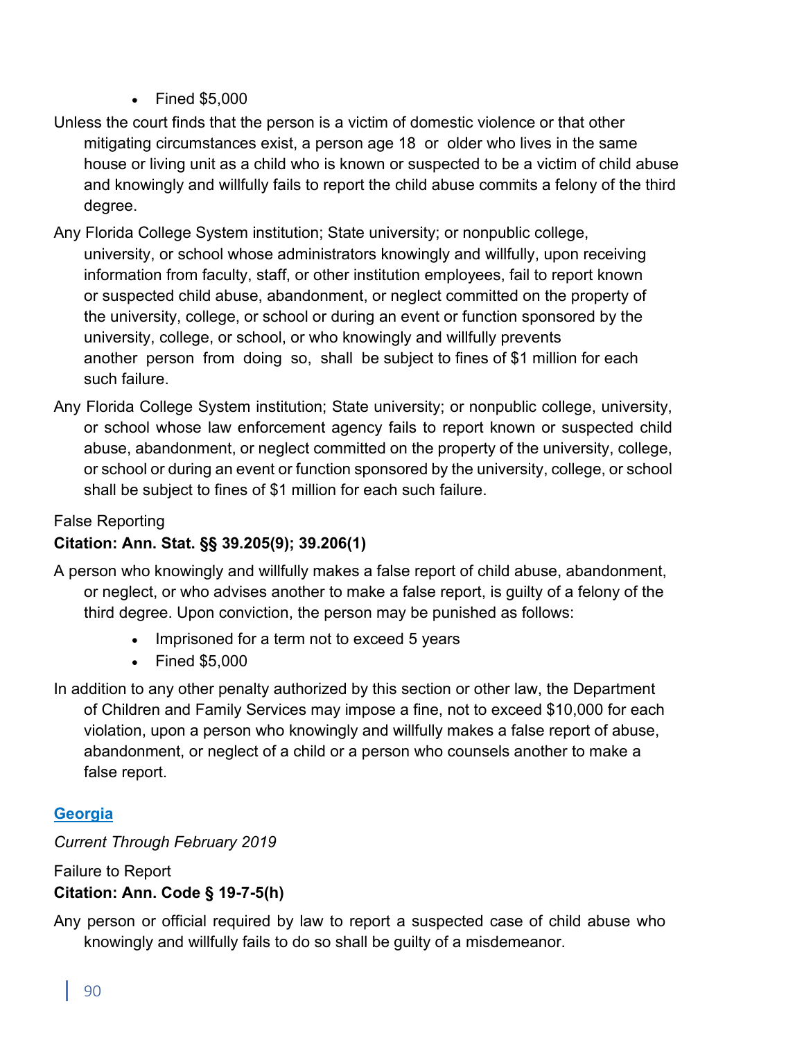- Fined $5,000

Unless the court finds that the person is a victim of domestic violence or that other mitigating circumstances exist, a person age 18 or older who lives in the same house or living unit as a child who is known or suspected to be a victim of child abuse and knowingly and willfully fails to report the child abuse commits a felony of the third degree.

Any Florida College System institution; State university; or nonpublic college, university, or school whose administrators knowingly and willfully, upon receiving information from faculty, staff, or other institution employees, fail to report known or suspected child abuse, abandonment, or neglect committed on the property of the university, college, or school or during an event or function sponsored by the university, college, or school, or who knowingly and willfully prevents another person from doing so, shall be subject to fines of $1 million for each such failure.

Any Florida College System institution; State university; or nonpublic college, university, or school whose law enforcement agency fails to report known or suspected child abuse, abandonment, or neglect committed on the property of the university, college, or school or during an event or function sponsored by the university, college, or school shall be subject to fines of $1 million for each such failure.

False Reporting

**Citation: Ann. Stat. §§ 39.205(9); 39.206(1)**

A person who knowingly and willfully makes a false report of child abuse, abandonment, or neglect, or who advises another to make a false report, is guilty of a felony of the third degree. Upon conviction, the person may be punished as follows:

- Imprisoned for a term not to exceed 5 years
- Fined $5,000

In addition to any other penalty authorized by this section or other law, the Department of Children and Family Services may impose a fine, not to exceed $10,000 for each violation, upon a person who knowingly and willfully makes a false report of abuse, abandonment, or neglect of a child or a person who counsels another to make a false report.

## Georgia

*Current Through February 2019*

Failure to Report

**Citation: Ann. Code § 19-7-5(h)**

Any person or official required by law to report a suspected case of child abuse who knowingly and willfully fails to do so shall be guilty of a misdemeanor.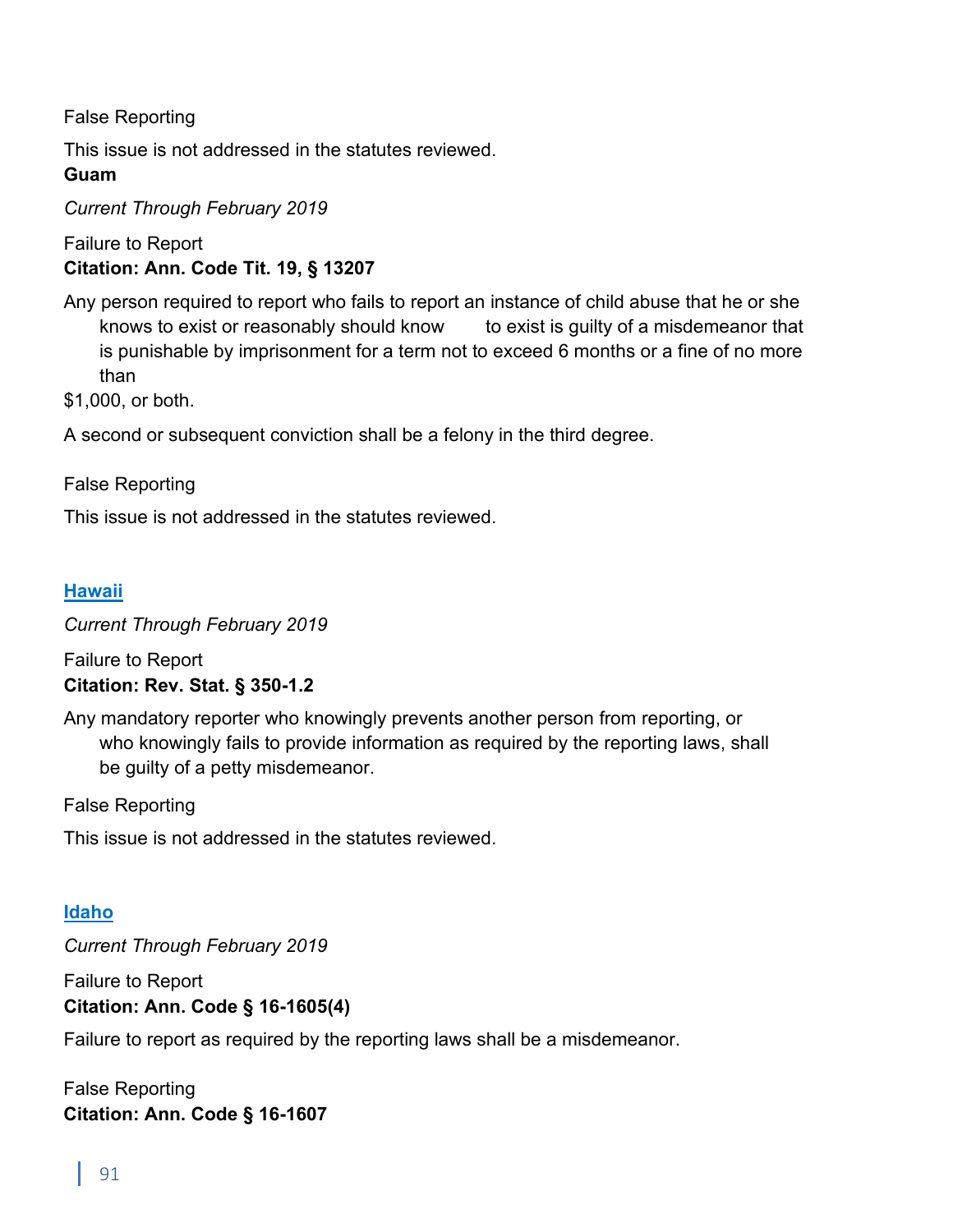False Reporting

This issue is not addressed in the statutes reviewed.

**Guam**

*Current Through February 2019*

Failure to Report

**Citation: Ann. Code Tit. 19, § 13207**

Any person required to report who fails to report an instance of child abuse that he or she knows to exist or reasonably should know to exist is guilty of a misdemeanor that is punishable by imprisonment for a term not to exceed 6 months or a fine of no more than $1,000, or both.

A second or subsequent conviction shall be a felony in the third degree.

False Reporting

This issue is not addressed in the statutes reviewed.

## Hawaii

*Current Through February 2019*

Failure to Report

**Citation: Rev. Stat. § 350-1.2**

Any mandatory reporter who knowingly prevents another person from reporting, or who knowingly fails to provide information as required by the reporting laws, shall be guilty of a petty misdemeanor.

False Reporting

This issue is not addressed in the statutes reviewed.

## Idaho

*Current Through February 2019*

Failure to Report

**Citation: Ann. Code § 16-1605(4)**

Failure to report as required by the reporting laws shall be a misdemeanor.

False Reporting

**Citation: Ann. Code § 16-1607**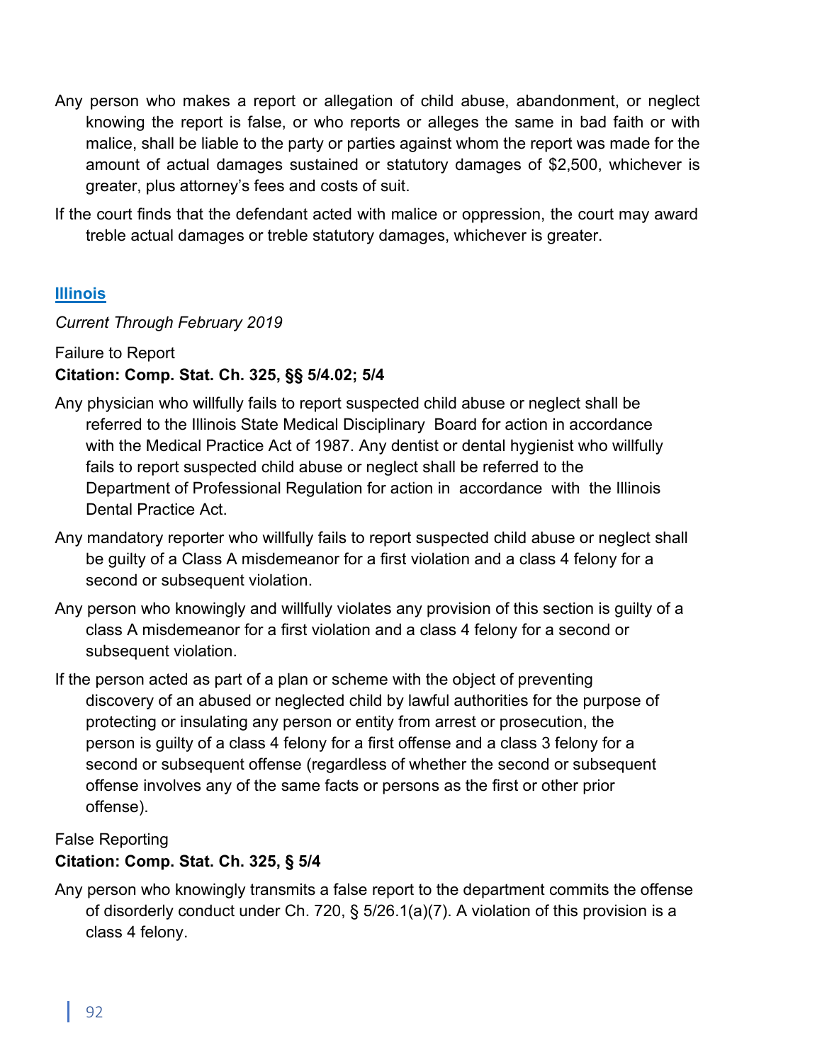Any person who makes a report or allegation of child abuse, abandonment, or neglect knowing the report is false, or who reports or alleges the same in bad faith or with malice, shall be liable to the party or parties against whom the report was made for the amount of actual damages sustained or statutory damages of $2,500, whichever is greater, plus attorney's fees and costs of suit.

If the court finds that the defendant acted with malice or oppression, the court may award treble actual damages or treble statutory damages, whichever is greater.

## Illinois

*Current Through February 2019*

Failure to Report
**Citation: Comp. Stat. Ch. 325, §§ 5/4.02; 5/4**

Any physician who willfully fails to report suspected child abuse or neglect shall be referred to the Illinois State Medical Disciplinary Board for action in accordance with the Medical Practice Act of 1987. Any dentist or dental hygienist who willfully fails to report suspected child abuse or neglect shall be referred to the Department of Professional Regulation for action in accordance with the Illinois Dental Practice Act.

Any mandatory reporter who willfully fails to report suspected child abuse or neglect shall be guilty of a Class A misdemeanor for a first violation and a class 4 felony for a second or subsequent violation.

Any person who knowingly and willfully violates any provision of this section is guilty of a class A misdemeanor for a first violation and a class 4 felony for a second or subsequent violation.

If the person acted as part of a plan or scheme with the object of preventing discovery of an abused or neglected child by lawful authorities for the purpose of protecting or insulating any person or entity from arrest or prosecution, the person is guilty of a class 4 felony for a first offense and a class 3 felony for a second or subsequent offense (regardless of whether the second or subsequent offense involves any of the same facts or persons as the first or other prior offense).

False Reporting
**Citation: Comp. Stat. Ch. 325, § 5/4**

Any person who knowingly transmits a false report to the department commits the offense of disorderly conduct under Ch. 720, § 5/26.1(a)(7). A violation of this provision is a class 4 felony.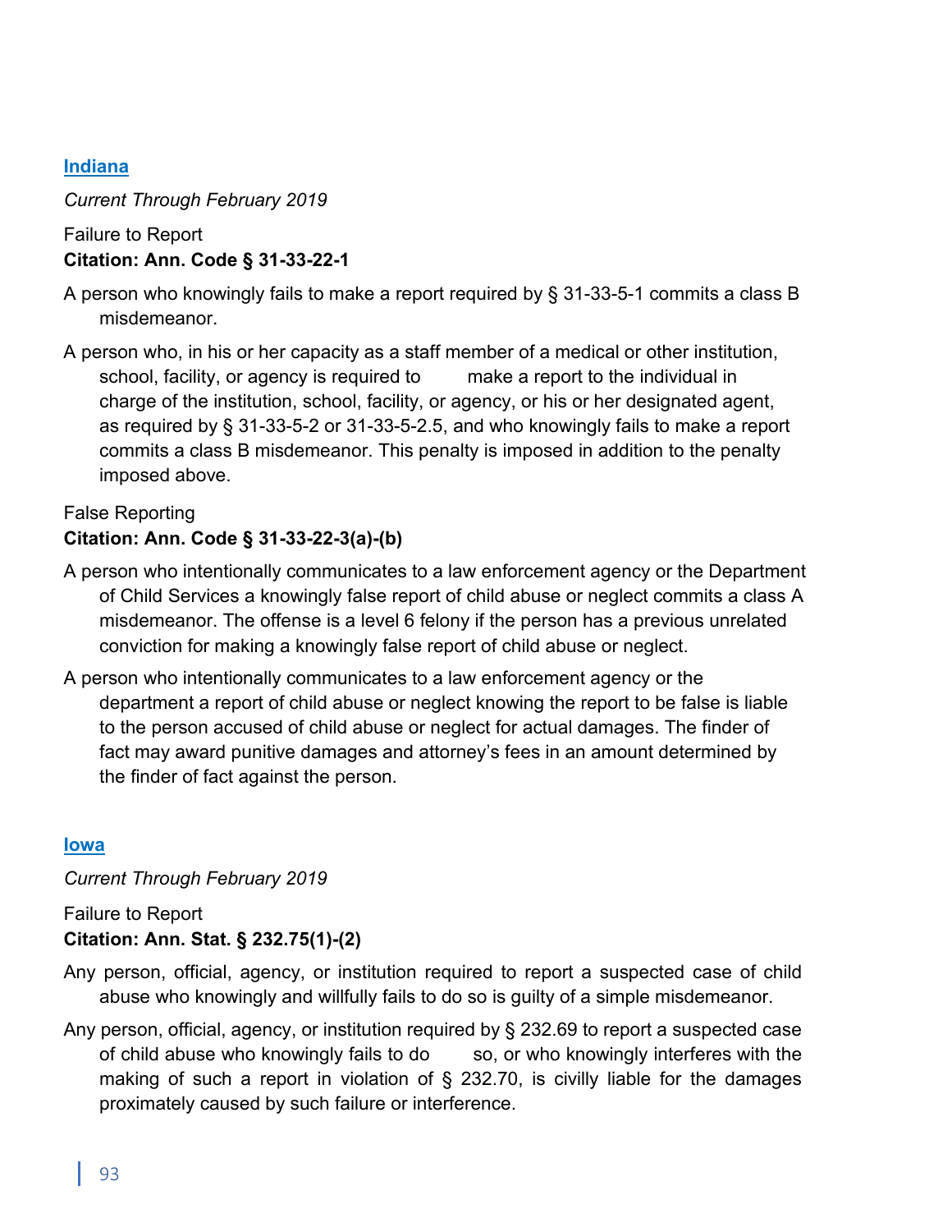## [Indiana](#)

*Current Through February 2019*

Failure to Report
**Citation: Ann. Code § 31-33-22-1**

A person who knowingly fails to make a report required by § 31-33-5-1 commits a class B misdemeanor.

A person who, in his or her capacity as a staff member of a medical or other institution, school, facility, or agency is required to make a report to the individual in charge of the institution, school, facility, or agency, or his or her designated agent, as required by § 31-33-5-2 or 31-33-5-2.5, and who knowingly fails to make a report commits a class B misdemeanor. This penalty is imposed in addition to the penalty imposed above.

False Reporting
**Citation: Ann. Code § 31-33-22-3(a)-(b)**

A person who intentionally communicates to a law enforcement agency or the Department of Child Services a knowingly false report of child abuse or neglect commits a class A misdemeanor. The offense is a level 6 felony if the person has a previous unrelated conviction for making a knowingly false report of child abuse or neglect.

A person who intentionally communicates to a law enforcement agency or the department a report of child abuse or neglect knowing the report to be false is liable to the person accused of child abuse or neglect for actual damages. The finder of fact may award punitive damages and attorney's fees in an amount determined by the finder of fact against the person.

## [Iowa](#)

*Current Through February 2019*

Failure to Report
**Citation: Ann. Stat. § 232.75(1)-(2)**

Any person, official, agency, or institution required to report a suspected case of child abuse who knowingly and willfully fails to do so is guilty of a simple misdemeanor.

Any person, official, agency, or institution required by § 232.69 to report a suspected case of child abuse who knowingly fails to do so, or who knowingly interferes with the making of such a report in violation of § 232.70, is civilly liable for the damages proximately caused by such failure or interference.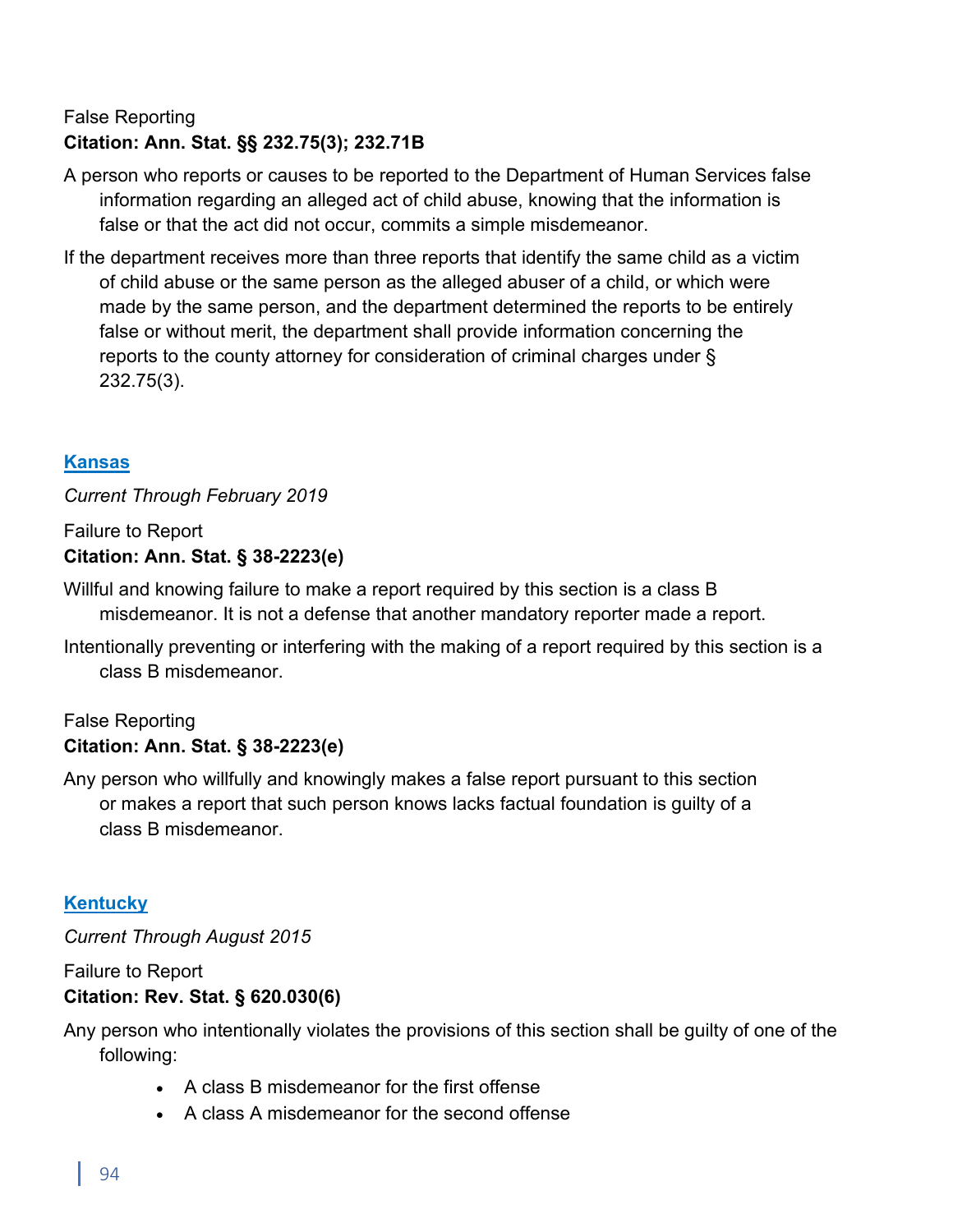False Reporting
**Citation: Ann. Stat. §§ 232.75(3); 232.71B**

A person who reports or causes to be reported to the Department of Human Services false information regarding an alleged act of child abuse, knowing that the information is false or that the act did not occur, commits a simple misdemeanor.

If the department receives more than three reports that identify the same child as a victim of child abuse or the same person as the alleged abuser of a child, or which were made by the same person, and the department determined the reports to be entirely false or without merit, the department shall provide information concerning the reports to the county attorney for consideration of criminal charges under § 232.75(3).

## Kansas

*Current Through February 2019*

Failure to Report
**Citation: Ann. Stat. § 38-2223(e)**

Willful and knowing failure to make a report required by this section is a class B misdemeanor. It is not a defense that another mandatory reporter made a report.

Intentionally preventing or interfering with the making of a report required by this section is a class B misdemeanor.

False Reporting
**Citation: Ann. Stat. § 38-2223(e)**

Any person who willfully and knowingly makes a false report pursuant to this section or makes a report that such person knows lacks factual foundation is guilty of a class B misdemeanor.

## Kentucky

*Current Through August 2015*

Failure to Report
**Citation: Rev. Stat. § 620.030(6)**

Any person who intentionally violates the provisions of this section shall be guilty of one of the following:

- A class B misdemeanor for the first offense
- A class A misdemeanor for the second offense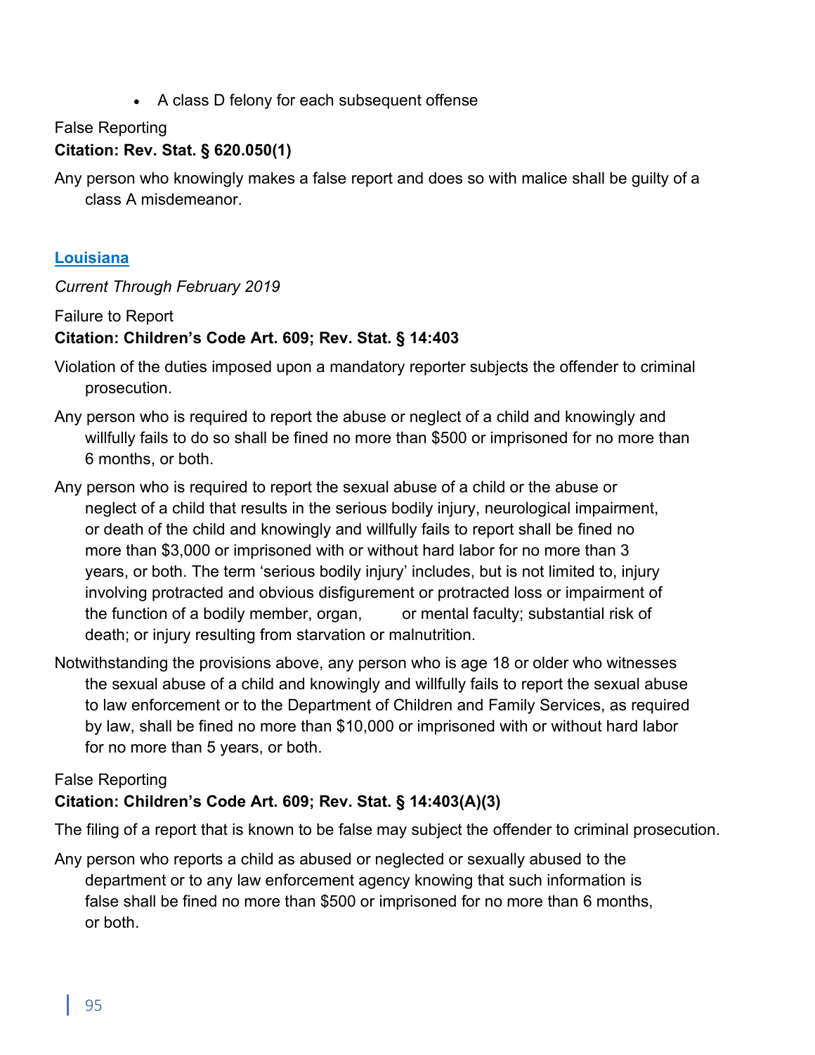- A class D felony for each subsequent offense

False Reporting
**Citation: Rev. Stat. § 620.050(1)**

Any person who knowingly makes a false report and does so with malice shall be guilty of a class A misdemeanor.

## Louisiana

*Current Through February 2019*

Failure to Report
**Citation: Children's Code Art. 609; Rev. Stat. § 14:403**

Violation of the duties imposed upon a mandatory reporter subjects the offender to criminal prosecution.

Any person who is required to report the abuse or neglect of a child and knowingly and willfully fails to do so shall be fined no more than $500 or imprisoned for no more than 6 months, or both.

Any person who is required to report the sexual abuse of a child or the abuse or neglect of a child that results in the serious bodily injury, neurological impairment, or death of the child and knowingly and willfully fails to report shall be fined no more than $3,000 or imprisoned with or without hard labor for no more than 3 years, or both. The term 'serious bodily injury' includes, but is not limited to, injury involving protracted and obvious disfigurement or protracted loss or impairment of the function of a bodily member, organ, or mental faculty; substantial risk of death; or injury resulting from starvation or malnutrition.

Notwithstanding the provisions above, any person who is age 18 or older who witnesses the sexual abuse of a child and knowingly and willfully fails to report the sexual abuse to law enforcement or to the Department of Children and Family Services, as required by law, shall be fined no more than $10,000 or imprisoned with or without hard labor for no more than 5 years, or both.

False Reporting
**Citation: Children's Code Art. 609; Rev. Stat. § 14:403(A)(3)**

The filing of a report that is known to be false may subject the offender to criminal prosecution.

Any person who reports a child as abused or neglected or sexually abused to the department or to any law enforcement agency knowing that such information is false shall be fined no more than $500 or imprisoned for no more than 6 months, or both.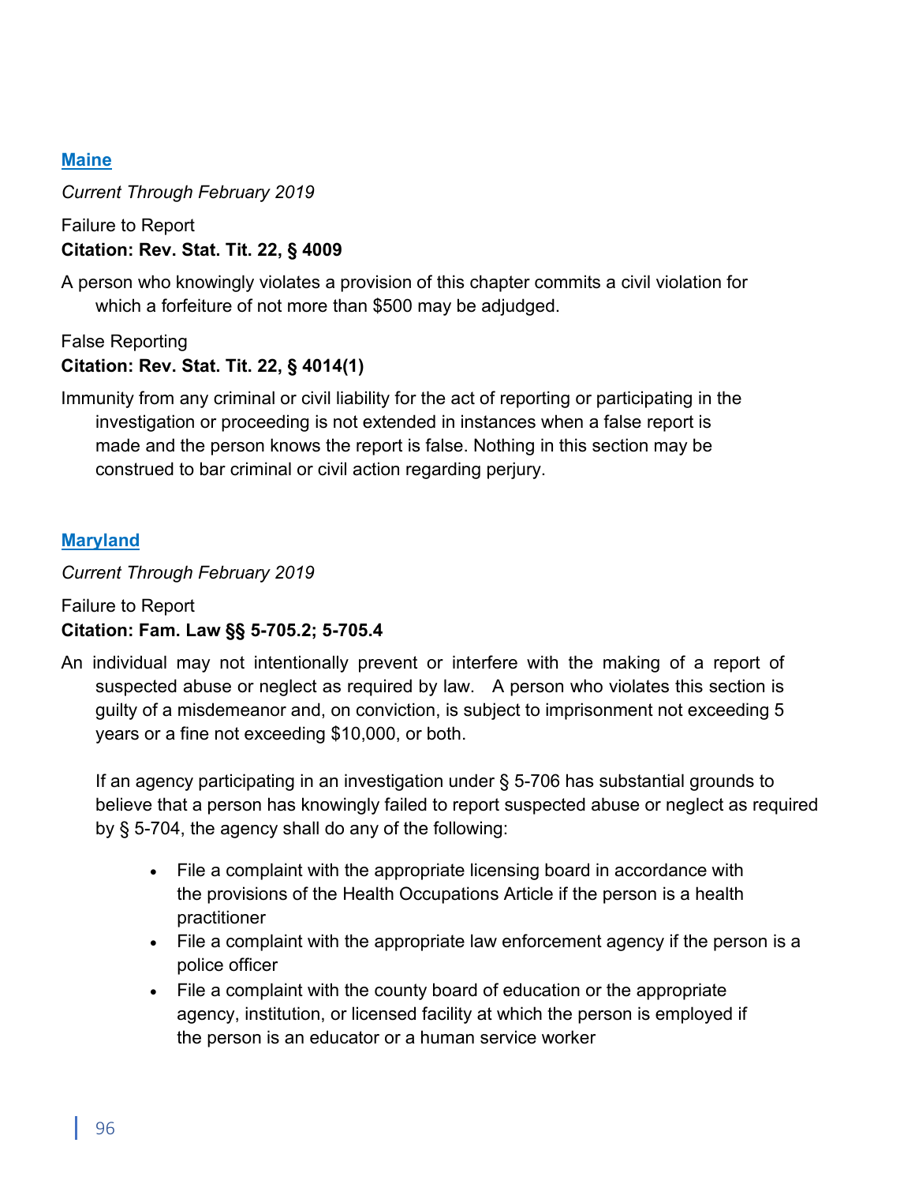## Maine

*Current Through February 2019*

Failure to Report
**Citation: Rev. Stat. Tit. 22, § 4009**

A person who knowingly violates a provision of this chapter commits a civil violation for which a forfeiture of not more than $500 may be adjudged.

False Reporting
**Citation: Rev. Stat. Tit. 22, § 4014(1)**

Immunity from any criminal or civil liability for the act of reporting or participating in the investigation or proceeding is not extended in instances when a false report is made and the person knows the report is false. Nothing in this section may be construed to bar criminal or civil action regarding perjury.

## Maryland

*Current Through February 2019*

Failure to Report
**Citation: Fam. Law §§ 5-705.2; 5-705.4**

An individual may not intentionally prevent or interfere with the making of a report of suspected abuse or neglect as required by law. A person who violates this section is guilty of a misdemeanor and, on conviction, is subject to imprisonment not exceeding 5 years or a fine not exceeding $10,000, or both.

If an agency participating in an investigation under § 5-706 has substantial grounds to believe that a person has knowingly failed to report suspected abuse or neglect as required by § 5-704, the agency shall do any of the following:

- File a complaint with the appropriate licensing board in accordance with the provisions of the Health Occupations Article if the person is a health practitioner
- File a complaint with the appropriate law enforcement agency if the person is a police officer
- File a complaint with the county board of education or the appropriate agency, institution, or licensed facility at which the person is employed if the person is an educator or a human service worker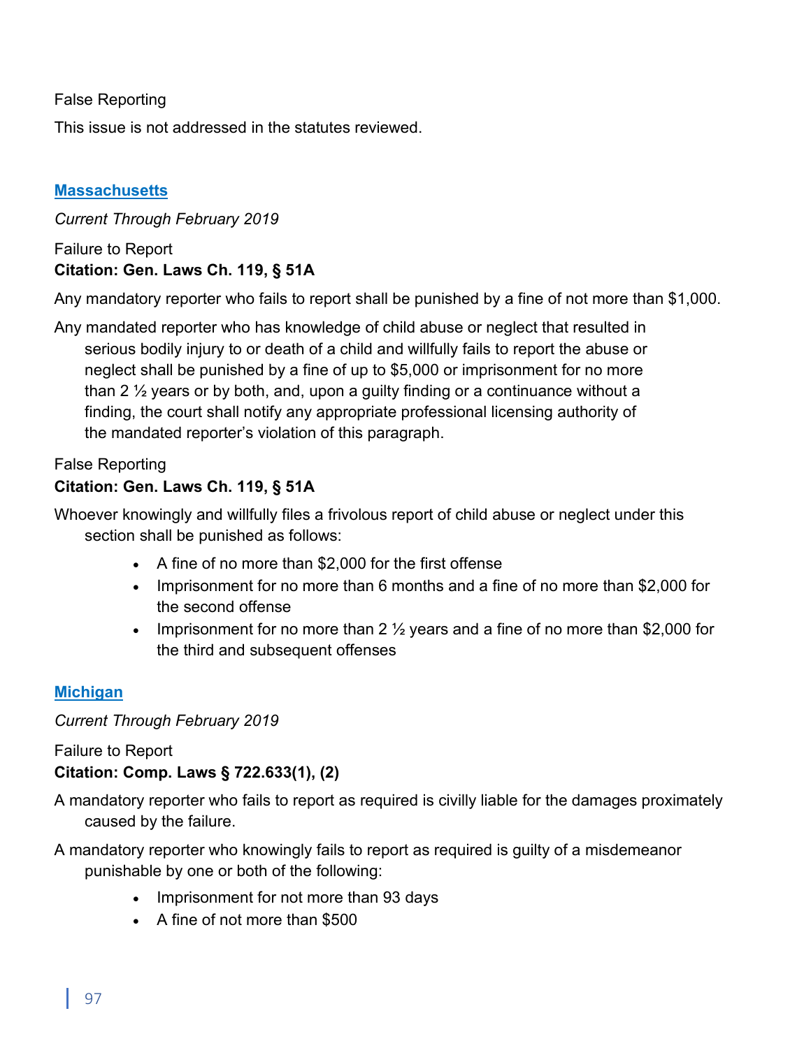False Reporting

This issue is not addressed in the statutes reviewed.

## Massachusetts

*Current Through February 2019*

Failure to Report
**Citation: Gen. Laws Ch. 119, § 51A**

Any mandatory reporter who fails to report shall be punished by a fine of not more than $1,000.

Any mandated reporter who has knowledge of child abuse or neglect that resulted in serious bodily injury to or death of a child and willfully fails to report the abuse or neglect shall be punished by a fine of up to $5,000 or imprisonment for no more than 2 ½ years or by both, and, upon a guilty finding or a continuance without a finding, the court shall notify any appropriate professional licensing authority of the mandated reporter's violation of this paragraph.

False Reporting
**Citation: Gen. Laws Ch. 119, § 51A**

Whoever knowingly and willfully files a frivolous report of child abuse or neglect under this section shall be punished as follows:

- A fine of no more than $2,000 for the first offense
- Imprisonment for no more than 6 months and a fine of no more than $2,000 for the second offense
- Imprisonment for no more than 2 ½ years and a fine of no more than $2,000 for the third and subsequent offenses

## Michigan

*Current Through February 2019*

Failure to Report
**Citation: Comp. Laws § 722.633(1), (2)**

A mandatory reporter who fails to report as required is civilly liable for the damages proximately caused by the failure.

A mandatory reporter who knowingly fails to report as required is guilty of a misdemeanor punishable by one or both of the following:

- Imprisonment for not more than 93 days
- A fine of not more than $500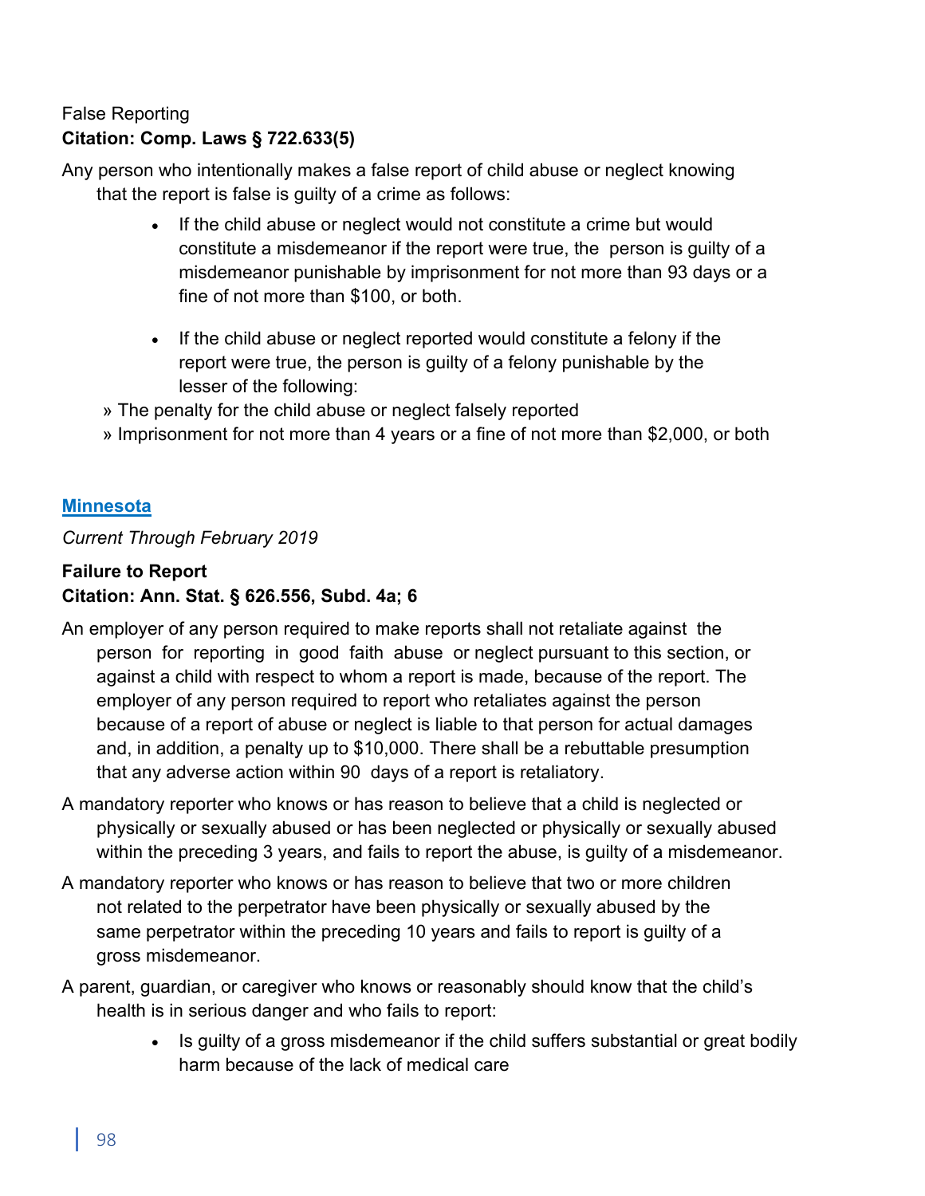False Reporting

**Citation: Comp. Laws § 722.633(5)**

Any person who intentionally makes a false report of child abuse or neglect knowing that the report is false is guilty of a crime as follows:

- If the child abuse or neglect would not constitute a crime but would constitute a misdemeanor if the report were true, the person is guilty of a misdemeanor punishable by imprisonment for not more than 93 days or a fine of not more than $100, or both.
- If the child abuse or neglect reported would constitute a felony if the report were true, the person is guilty of a felony punishable by the lesser of the following:

» The penalty for the child abuse or neglect falsely reported

» Imprisonment for not more than 4 years or a fine of not more than $2,000, or both

## Minnesota

*Current Through February 2019*

**Failure to Report**

**Citation: Ann. Stat. § 626.556, Subd. 4a; 6**

An employer of any person required to make reports shall not retaliate against the person for reporting in good faith abuse or neglect pursuant to this section, or against a child with respect to whom a report is made, because of the report. The employer of any person required to report who retaliates against the person because of a report of abuse or neglect is liable to that person for actual damages and, in addition, a penalty up to $10,000. There shall be a rebuttable presumption that any adverse action within 90 days of a report is retaliatory.

A mandatory reporter who knows or has reason to believe that a child is neglected or physically or sexually abused or has been neglected or physically or sexually abused within the preceding 3 years, and fails to report the abuse, is guilty of a misdemeanor.

A mandatory reporter who knows or has reason to believe that two or more children not related to the perpetrator have been physically or sexually abused by the same perpetrator within the preceding 10 years and fails to report is guilty of a gross misdemeanor.

A parent, guardian, or caregiver who knows or reasonably should know that the child's health is in serious danger and who fails to report:

- Is guilty of a gross misdemeanor if the child suffers substantial or great bodily harm because of the lack of medical care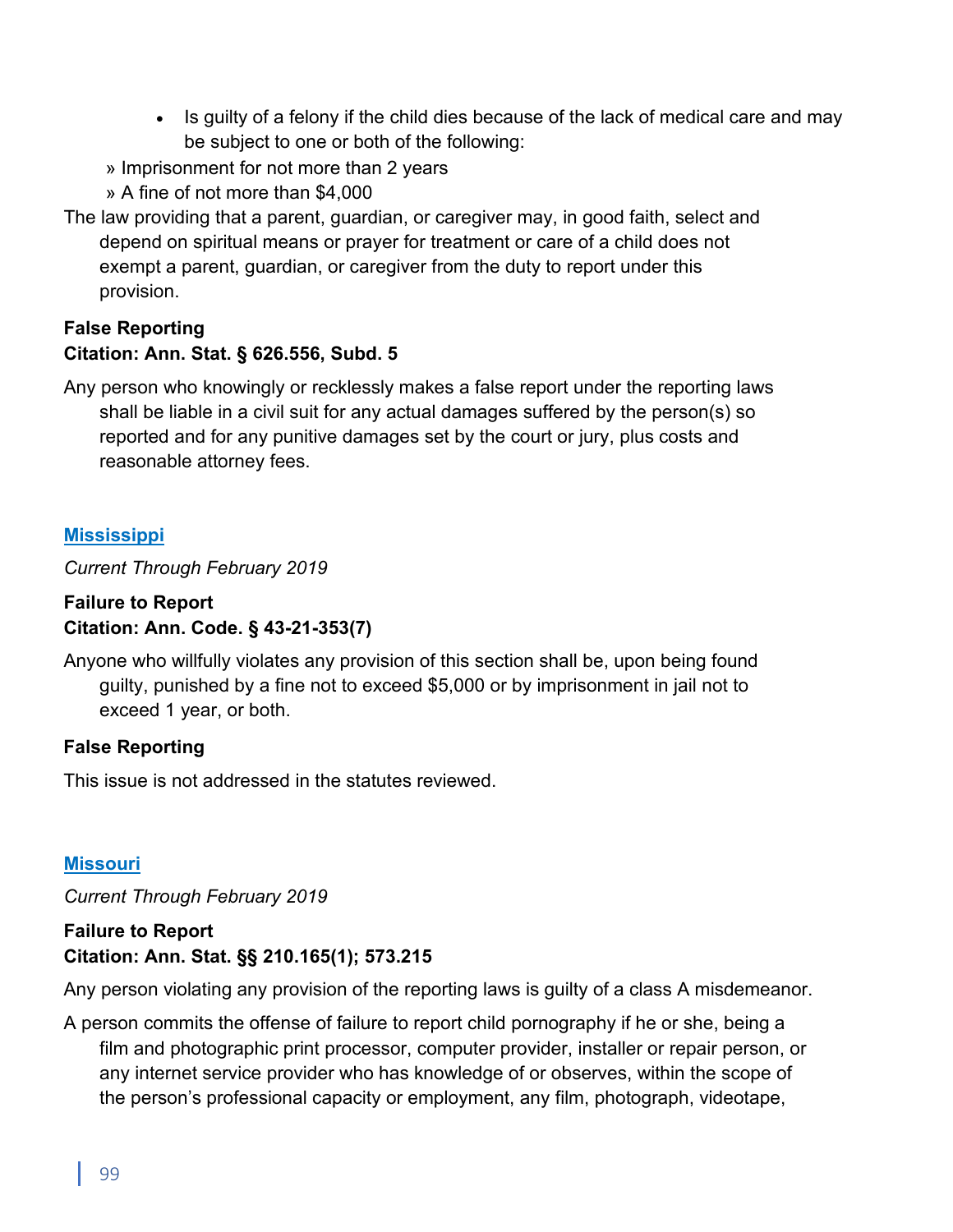- Is guilty of a felony if the child dies because of the lack of medical care and may be subject to one or both of the following:
  - » Imprisonment for not more than 2 years
  - » A fine of not more than $4,000

The law providing that a parent, guardian, or caregiver may, in good faith, select and depend on spiritual means or prayer for treatment or care of a child does not exempt a parent, guardian, or caregiver from the duty to report under this provision.

**False Reporting**
**Citation: Ann. Stat. § 626.556, Subd. 5**

Any person who knowingly or recklessly makes a false report under the reporting laws shall be liable in a civil suit for any actual damages suffered by the person(s) so reported and for any punitive damages set by the court or jury, plus costs and reasonable attorney fees.

## Mississippi

*Current Through February 2019*

**Failure to Report**
**Citation: Ann. Code. § 43-21-353(7)**

Anyone who willfully violates any provision of this section shall be, upon being found guilty, punished by a fine not to exceed $5,000 or by imprisonment in jail not to exceed 1 year, or both.

**False Reporting**

This issue is not addressed in the statutes reviewed.

## Missouri

*Current Through February 2019*

**Failure to Report**
**Citation: Ann. Stat. §§ 210.165(1); 573.215**

Any person violating any provision of the reporting laws is guilty of a class A misdemeanor.

A person commits the offense of failure to report child pornography if he or she, being a film and photographic print processor, computer provider, installer or repair person, or any internet service provider who has knowledge of or observes, within the scope of the person's professional capacity or employment, any film, photograph, videotape,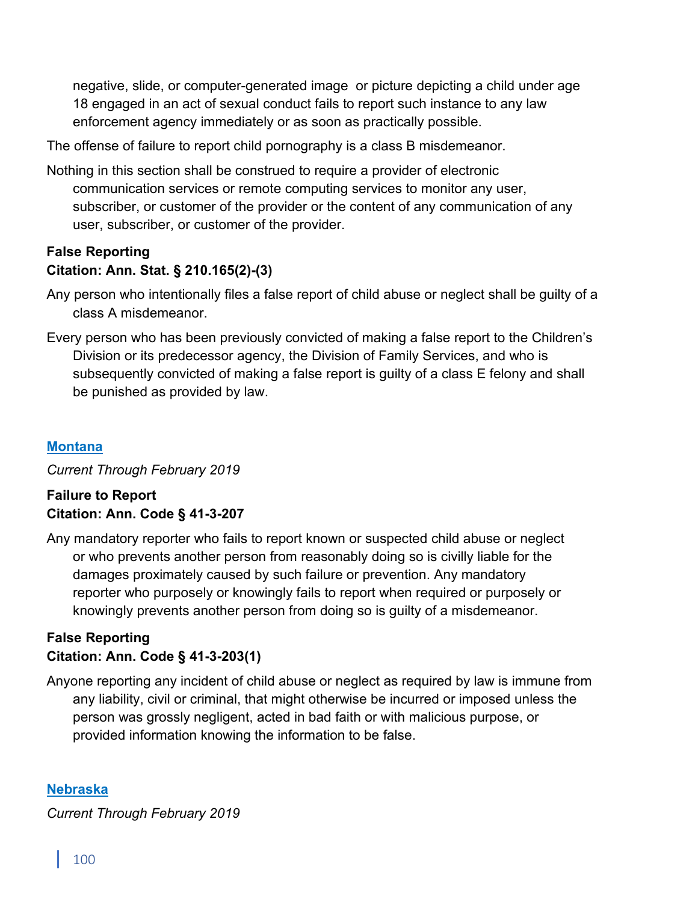negative, slide, or computer-generated image or picture depicting a child under age 18 engaged in an act of sexual conduct fails to report such instance to any law enforcement agency immediately or as soon as practically possible.

The offense of failure to report child pornography is a class B misdemeanor.

Nothing in this section shall be construed to require a provider of electronic communication services or remote computing services to monitor any user, subscriber, or customer of the provider or the content of any communication of any user, subscriber, or customer of the provider.

**False Reporting**
**Citation: Ann. Stat. § 210.165(2)-(3)**

Any person who intentionally files a false report of child abuse or neglect shall be guilty of a class A misdemeanor.

Every person who has been previously convicted of making a false report to the Children's Division or its predecessor agency, the Division of Family Services, and who is subsequently convicted of making a false report is guilty of a class E felony and shall be punished as provided by law.

## Montana

*Current Through February 2019*

**Failure to Report**
**Citation: Ann. Code § 41-3-207**

Any mandatory reporter who fails to report known or suspected child abuse or neglect or who prevents another person from reasonably doing so is civilly liable for the damages proximately caused by such failure or prevention. Any mandatory reporter who purposely or knowingly fails to report when required or purposely or knowingly prevents another person from doing so is guilty of a misdemeanor.

**False Reporting**
**Citation: Ann. Code § 41-3-203(1)**

Anyone reporting any incident of child abuse or neglect as required by law is immune from any liability, civil or criminal, that might otherwise be incurred or imposed unless the person was grossly negligent, acted in bad faith or with malicious purpose, or provided information knowing the information to be false.

## Nebraska

*Current Through February 2019*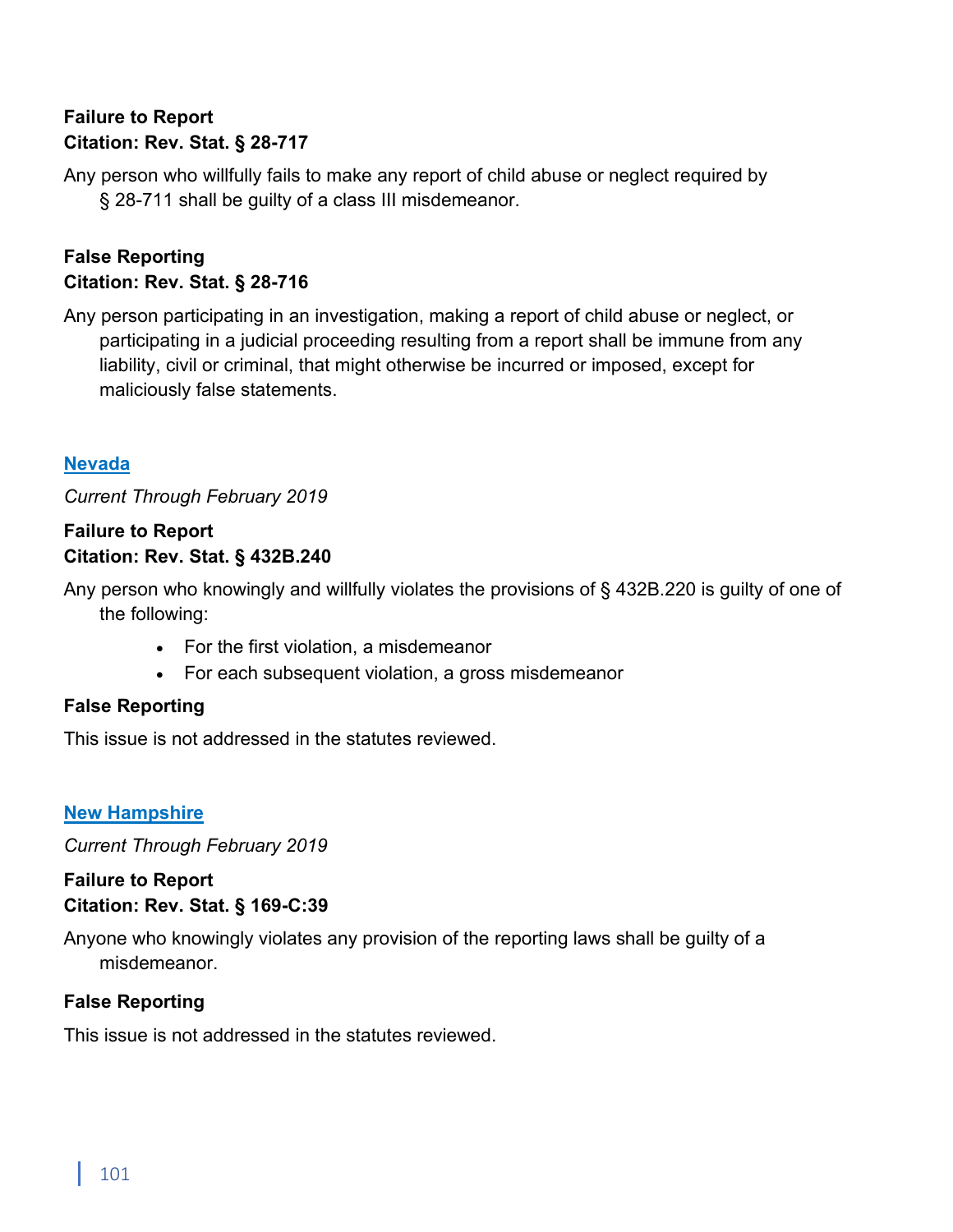**Failure to Report**
**Citation: Rev. Stat. § 28-717**

Any person who willfully fails to make any report of child abuse or neglect required by § 28-711 shall be guilty of a class III misdemeanor.

**False Reporting**
**Citation: Rev. Stat. § 28-716**

Any person participating in an investigation, making a report of child abuse or neglect, or participating in a judicial proceeding resulting from a report shall be immune from any liability, civil or criminal, that might otherwise be incurred or imposed, except for maliciously false statements.

## Nevada

*Current Through February 2019*

**Failure to Report**
**Citation: Rev. Stat. § 432B.240**

Any person who knowingly and willfully violates the provisions of § 432B.220 is guilty of one of the following:

- For the first violation, a misdemeanor
- For each subsequent violation, a gross misdemeanor

**False Reporting**

This issue is not addressed in the statutes reviewed.

## New Hampshire

*Current Through February 2019*

**Failure to Report**
**Citation: Rev. Stat. § 169-C:39**

Anyone who knowingly violates any provision of the reporting laws shall be guilty of a misdemeanor.

**False Reporting**

This issue is not addressed in the statutes reviewed.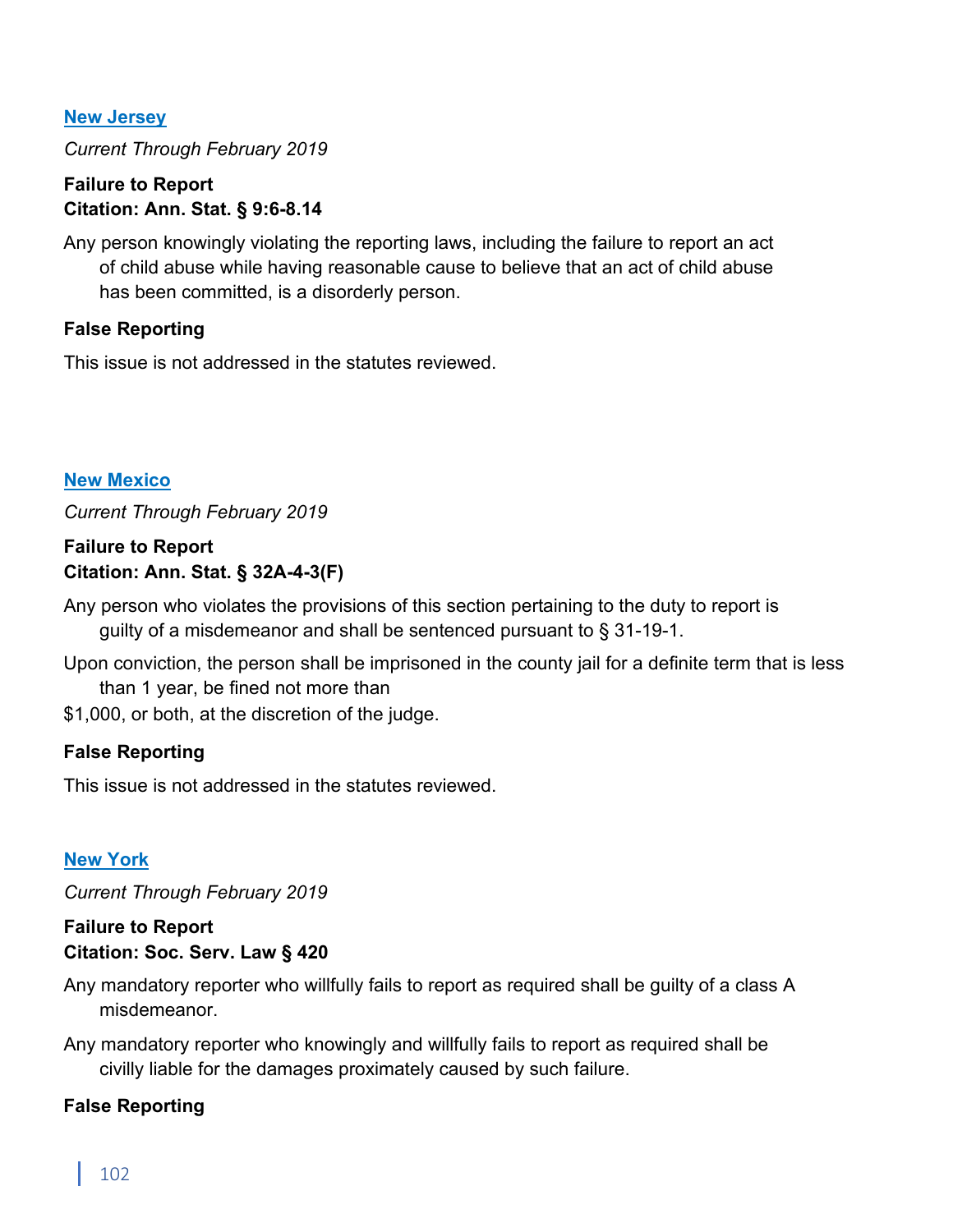## New Jersey

*Current Through February 2019*

**Failure to Report**
**Citation: Ann. Stat. § 9:6-8.14**

Any person knowingly violating the reporting laws, including the failure to report an act of child abuse while having reasonable cause to believe that an act of child abuse has been committed, is a disorderly person.

**False Reporting**

This issue is not addressed in the statutes reviewed.

## New Mexico

*Current Through February 2019*

**Failure to Report**
**Citation: Ann. Stat. § 32A-4-3(F)**

Any person who violates the provisions of this section pertaining to the duty to report is guilty of a misdemeanor and shall be sentenced pursuant to § 31-19-1.

Upon conviction, the person shall be imprisoned in the county jail for a definite term that is less than 1 year, be fined not more than
$1,000, or both, at the discretion of the judge.

**False Reporting**

This issue is not addressed in the statutes reviewed.

## New York

*Current Through February 2019*

**Failure to Report**
**Citation: Soc. Serv. Law § 420**

Any mandatory reporter who willfully fails to report as required shall be guilty of a class A misdemeanor.

Any mandatory reporter who knowingly and willfully fails to report as required shall be civilly liable for the damages proximately caused by such failure.

**False Reporting**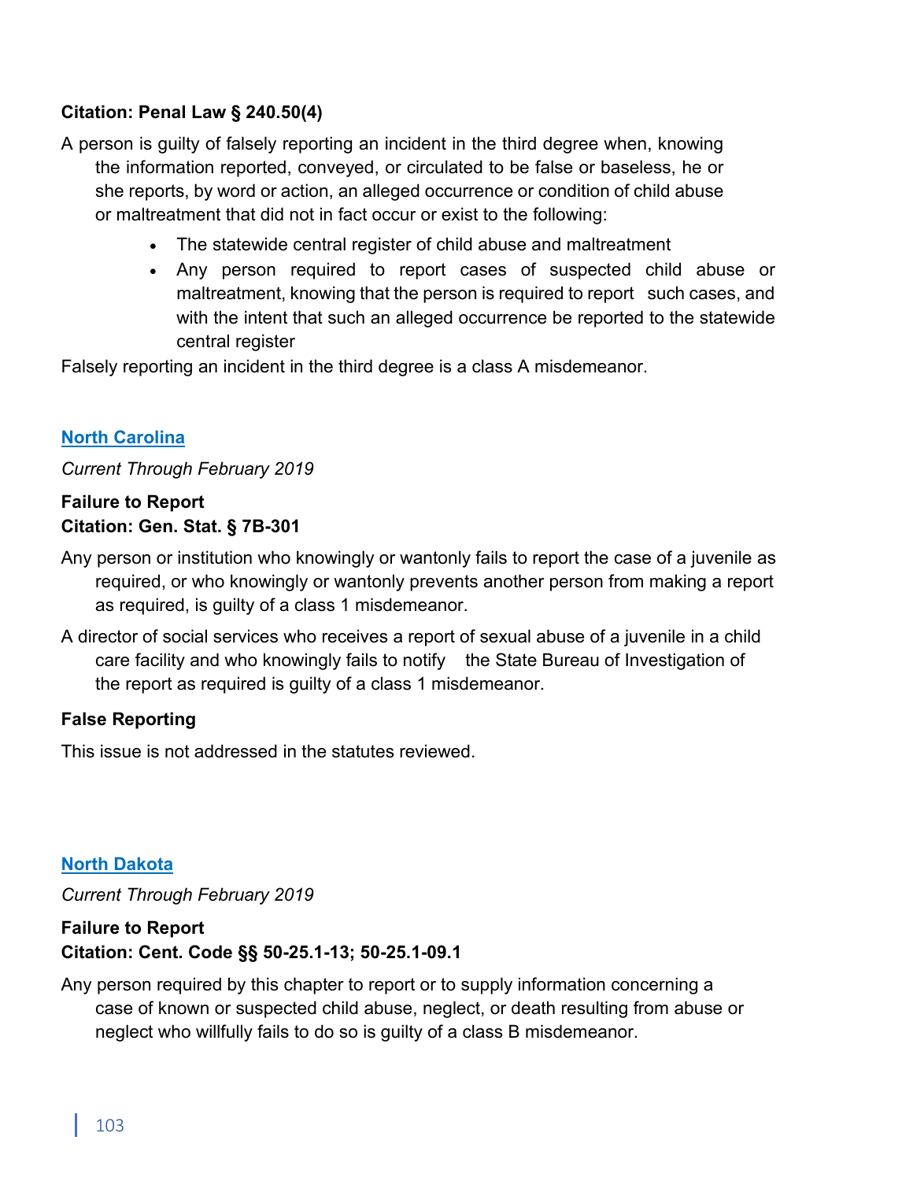**Citation: Penal Law § 240.50(4)**

A person is guilty of falsely reporting an incident in the third degree when, knowing the information reported, conveyed, or circulated to be false or baseless, he or she reports, by word or action, an alleged occurrence or condition of child abuse or maltreatment that did not in fact occur or exist to the following:

- The statewide central register of child abuse and maltreatment
- Any person required to report cases of suspected child abuse or maltreatment, knowing that the person is required to report such cases, and with the intent that such an alleged occurrence be reported to the statewide central register

Falsely reporting an incident in the third degree is a class A misdemeanor.

## North Carolina

*Current Through February 2019*

**Failure to Report**
**Citation: Gen. Stat. § 7B-301**

Any person or institution who knowingly or wantonly fails to report the case of a juvenile as required, or who knowingly or wantonly prevents another person from making a report as required, is guilty of a class 1 misdemeanor.

A director of social services who receives a report of sexual abuse of a juvenile in a child care facility and who knowingly fails to notify the State Bureau of Investigation of the report as required is guilty of a class 1 misdemeanor.

**False Reporting**

This issue is not addressed in the statutes reviewed.

## North Dakota

*Current Through February 2019*

**Failure to Report**
**Citation: Cent. Code §§ 50-25.1-13; 50-25.1-09.1**

Any person required by this chapter to report or to supply information concerning a case of known or suspected child abuse, neglect, or death resulting from abuse or neglect who willfully fails to do so is guilty of a class B misdemeanor.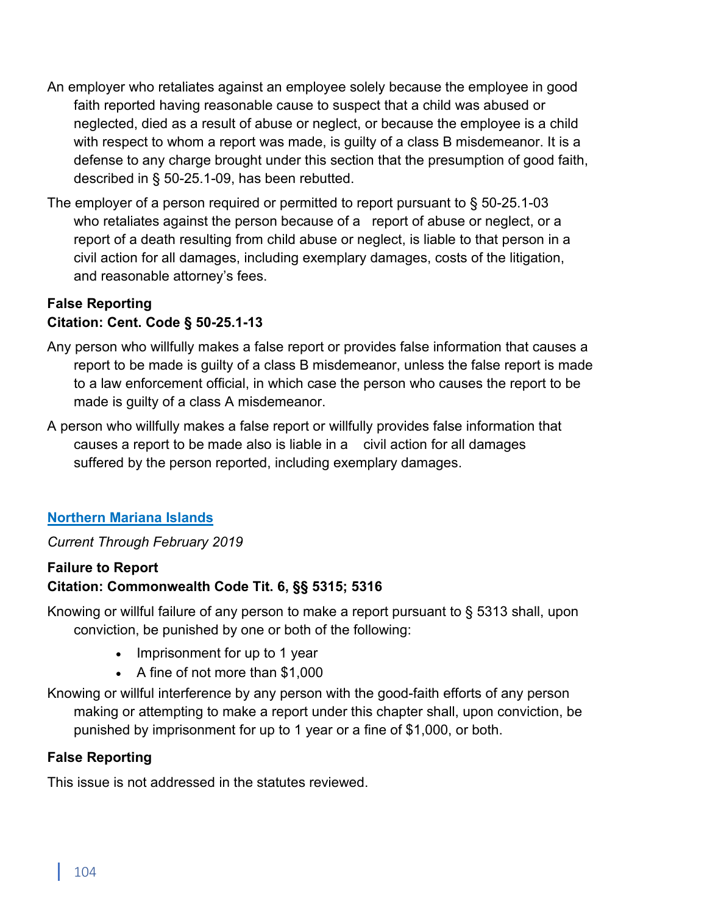An employer who retaliates against an employee solely because the employee in good faith reported having reasonable cause to suspect that a child was abused or neglected, died as a result of abuse or neglect, or because the employee is a child with respect to whom a report was made, is guilty of a class B misdemeanor. It is a defense to any charge brought under this section that the presumption of good faith, described in § 50-25.1-09, has been rebutted.

The employer of a person required or permitted to report pursuant to § 50-25.1-03 who retaliates against the person because of a report of abuse or neglect, or a report of a death resulting from child abuse or neglect, is liable to that person in a civil action for all damages, including exemplary damages, costs of the litigation, and reasonable attorney's fees.

**False Reporting**
**Citation: Cent. Code § 50-25.1-13**

Any person who willfully makes a false report or provides false information that causes a report to be made is guilty of a class B misdemeanor, unless the false report is made to a law enforcement official, in which case the person who causes the report to be made is guilty of a class A misdemeanor.

A person who willfully makes a false report or willfully provides false information that causes a report to be made also is liable in a civil action for all damages suffered by the person reported, including exemplary damages.

## Northern Mariana Islands

*Current Through February 2019*

**Failure to Report**
**Citation: Commonwealth Code Tit. 6, §§ 5315; 5316**

Knowing or willful failure of any person to make a report pursuant to § 5313 shall, upon conviction, be punished by one or both of the following:

- Imprisonment for up to 1 year
- A fine of not more than $1,000

Knowing or willful interference by any person with the good-faith efforts of any person making or attempting to make a report under this chapter shall, upon conviction, be punished by imprisonment for up to 1 year or a fine of $1,000, or both.

**False Reporting**

This issue is not addressed in the statutes reviewed.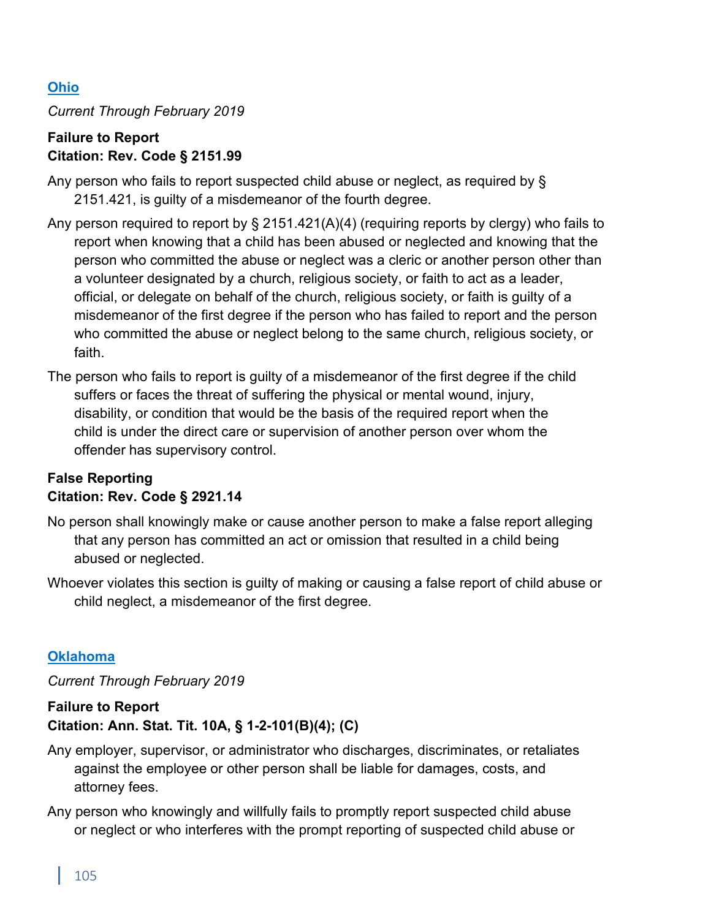## [Ohio](#)

*Current Through February 2019*

**Failure to Report**
**Citation: Rev. Code § 2151.99**

Any person who fails to report suspected child abuse or neglect, as required by § 2151.421, is guilty of a misdemeanor of the fourth degree.

Any person required to report by § 2151.421(A)(4) (requiring reports by clergy) who fails to report when knowing that a child has been abused or neglected and knowing that the person who committed the abuse or neglect was a cleric or another person other than a volunteer designated by a church, religious society, or faith to act as a leader, official, or delegate on behalf of the church, religious society, or faith is guilty of a misdemeanor of the first degree if the person who has failed to report and the person who committed the abuse or neglect belong to the same church, religious society, or faith.

The person who fails to report is guilty of a misdemeanor of the first degree if the child suffers or faces the threat of suffering the physical or mental wound, injury, disability, or condition that would be the basis of the required report when the child is under the direct care or supervision of another person over whom the offender has supervisory control.

**False Reporting**
**Citation: Rev. Code § 2921.14**

No person shall knowingly make or cause another person to make a false report alleging that any person has committed an act or omission that resulted in a child being abused or neglected.

Whoever violates this section is guilty of making or causing a false report of child abuse or child neglect, a misdemeanor of the first degree.

## [Oklahoma](#)

*Current Through February 2019*

**Failure to Report**
**Citation: Ann. Stat. Tit. 10A, § 1-2-101(B)(4); (C)**

Any employer, supervisor, or administrator who discharges, discriminates, or retaliates against the employee or other person shall be liable for damages, costs, and attorney fees.

Any person who knowingly and willfully fails to promptly report suspected child abuse or neglect or who interferes with the prompt reporting of suspected child abuse or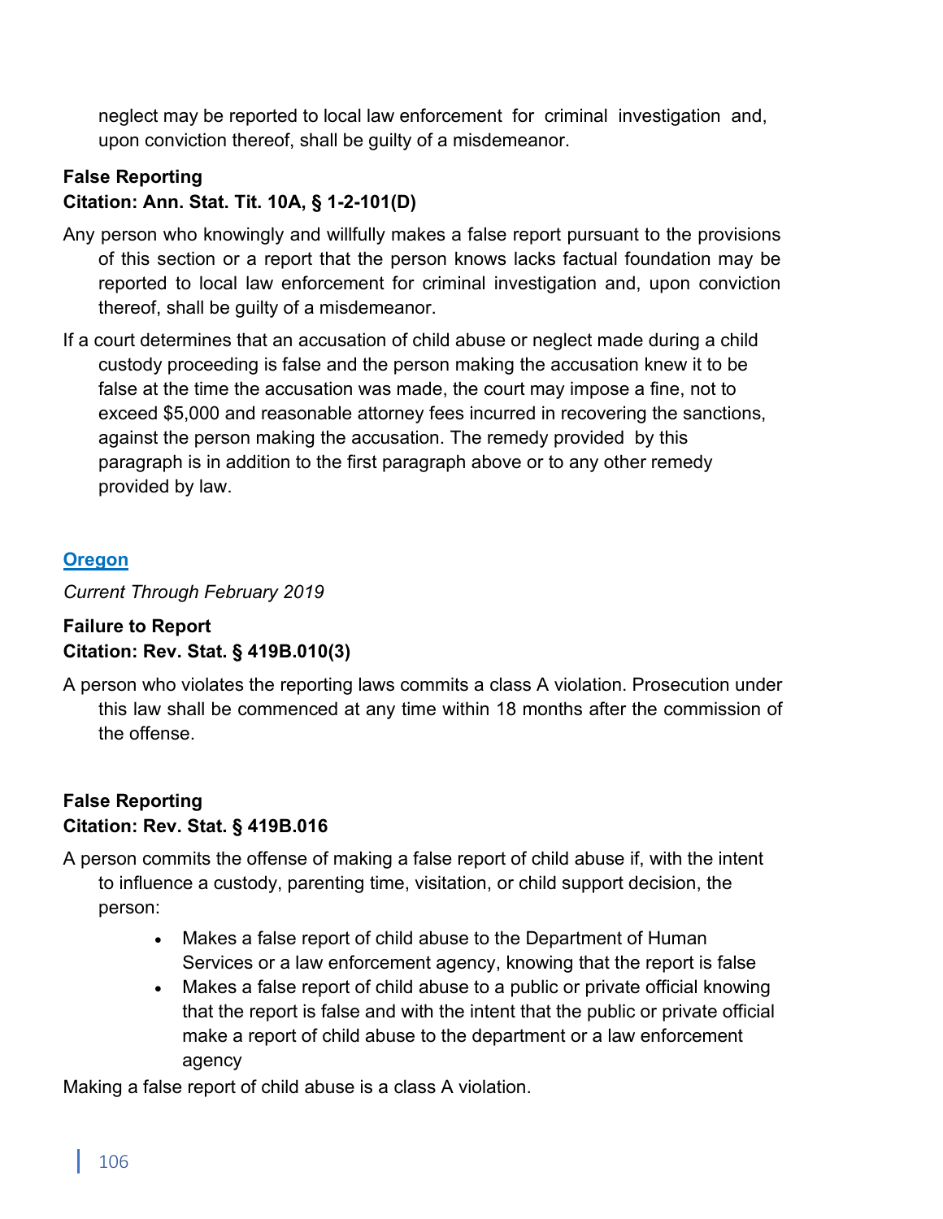neglect may be reported to local law enforcement for criminal investigation and, upon conviction thereof, shall be guilty of a misdemeanor.

**False Reporting**
**Citation: Ann. Stat. Tit. 10A, § 1-2-101(D)**

Any person who knowingly and willfully makes a false report pursuant to the provisions of this section or a report that the person knows lacks factual foundation may be reported to local law enforcement for criminal investigation and, upon conviction thereof, shall be guilty of a misdemeanor.

If a court determines that an accusation of child abuse or neglect made during a child custody proceeding is false and the person making the accusation knew it to be false at the time the accusation was made, the court may impose a fine, not to exceed $5,000 and reasonable attorney fees incurred in recovering the sanctions, against the person making the accusation. The remedy provided by this paragraph is in addition to the first paragraph above or to any other remedy provided by law.

## Oregon

*Current Through February 2019*

**Failure to Report**
**Citation: Rev. Stat. § 419B.010(3)**

A person who violates the reporting laws commits a class A violation. Prosecution under this law shall be commenced at any time within 18 months after the commission of the offense.

**False Reporting**
**Citation: Rev. Stat. § 419B.016**

A person commits the offense of making a false report of child abuse if, with the intent to influence a custody, parenting time, visitation, or child support decision, the person:

- Makes a false report of child abuse to the Department of Human Services or a law enforcement agency, knowing that the report is false
- Makes a false report of child abuse to a public or private official knowing that the report is false and with the intent that the public or private official make a report of child abuse to the department or a law enforcement agency

Making a false report of child abuse is a class A violation.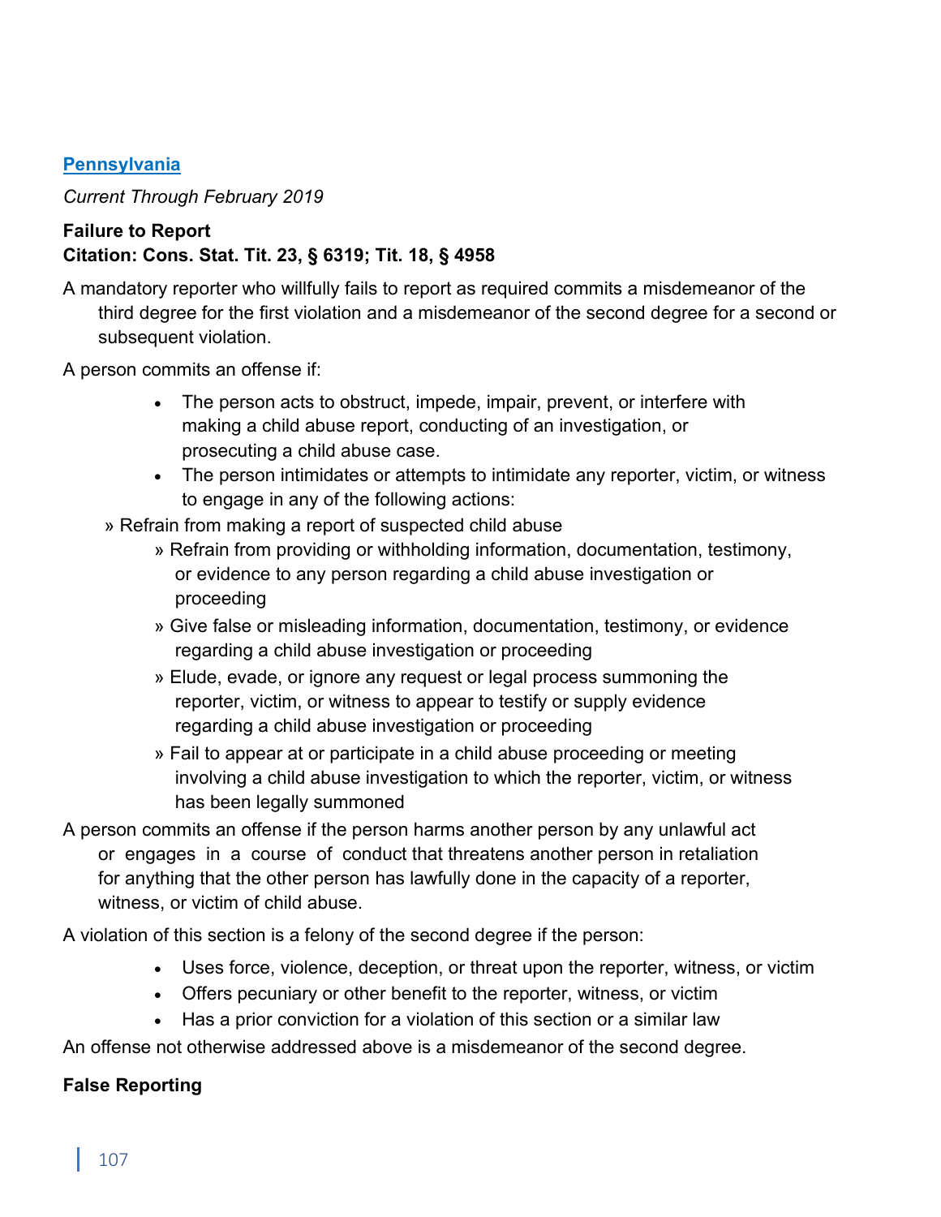## [Pennsylvania](#)

*Current Through February 2019*

**Failure to Report**
**Citation: Cons. Stat. Tit. 23, § 6319; Tit. 18, § 4958**

A mandatory reporter who willfully fails to report as required commits a misdemeanor of the third degree for the first violation and a misdemeanor of the second degree for a second or subsequent violation.

A person commits an offense if:

- The person acts to obstruct, impede, impair, prevent, or interfere with making a child abuse report, conducting of an investigation, or prosecuting a child abuse case.
- The person intimidates or attempts to intimidate any reporter, victim, or witness to engage in any of the following actions:
  - » Refrain from making a report of suspected child abuse
  - » Refrain from providing or withholding information, documentation, testimony, or evidence to any person regarding a child abuse investigation or proceeding
  - » Give false or misleading information, documentation, testimony, or evidence regarding a child abuse investigation or proceeding
  - » Elude, evade, or ignore any request or legal process summoning the reporter, victim, or witness to appear to testify or supply evidence regarding a child abuse investigation or proceeding
  - » Fail to appear at or participate in a child abuse proceeding or meeting involving a child abuse investigation to which the reporter, victim, or witness has been legally summoned

A person commits an offense if the person harms another person by any unlawful act or engages in a course of conduct that threatens another person in retaliation for anything that the other person has lawfully done in the capacity of a reporter, witness, or victim of child abuse.

A violation of this section is a felony of the second degree if the person:

- Uses force, violence, deception, or threat upon the reporter, witness, or victim
- Offers pecuniary or other benefit to the reporter, witness, or victim
- Has a prior conviction for a violation of this section or a similar law

An offense not otherwise addressed above is a misdemeanor of the second degree.

**False Reporting**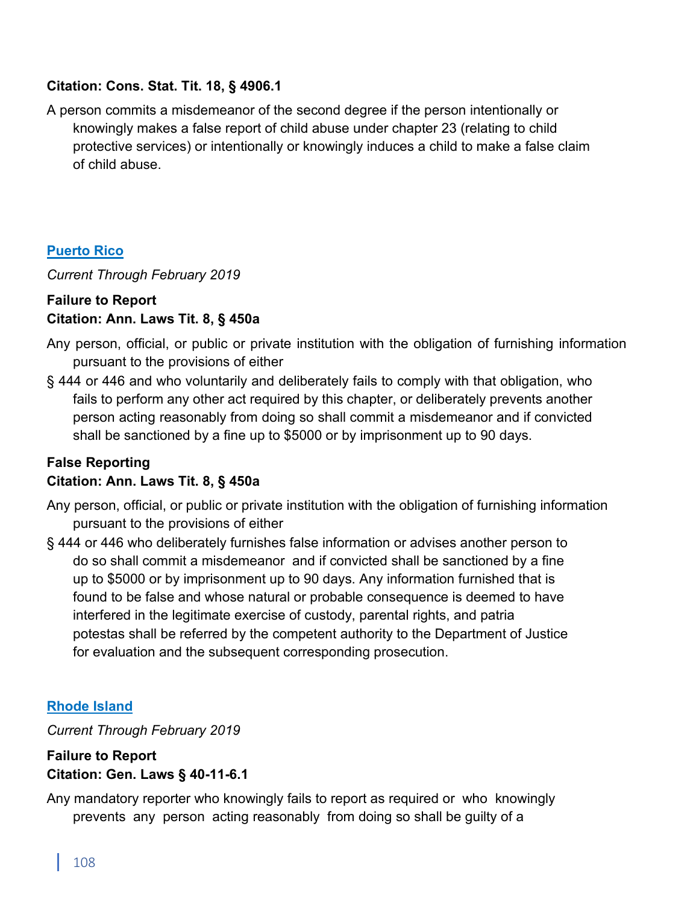**Citation: Cons. Stat. Tit. 18, § 4906.1**

A person commits a misdemeanor of the second degree if the person intentionally or knowingly makes a false report of child abuse under chapter 23 (relating to child protective services) or intentionally or knowingly induces a child to make a false claim of child abuse.

## [Puerto Rico]

*Current Through February 2019*

**Failure to Report**
**Citation: Ann. Laws Tit. 8, § 450a**

Any person, official, or public or private institution with the obligation of furnishing information pursuant to the provisions of either § 444 or 446 and who voluntarily and deliberately fails to comply with that obligation, who fails to perform any other act required by this chapter, or deliberately prevents another person acting reasonably from doing so shall commit a misdemeanor and if convicted shall be sanctioned by a fine up to $5000 or by imprisonment up to 90 days.

**False Reporting**
**Citation: Ann. Laws Tit. 8, § 450a**

Any person, official, or public or private institution with the obligation of furnishing information pursuant to the provisions of either § 444 or 446 who deliberately furnishes false information or advises another person to do so shall commit a misdemeanor and if convicted shall be sanctioned by a fine up to $5000 or by imprisonment up to 90 days. Any information furnished that is found to be false and whose natural or probable consequence is deemed to have interfered in the legitimate exercise of custody, parental rights, and patria potestas shall be referred by the competent authority to the Department of Justice for evaluation and the subsequent corresponding prosecution.

## [Rhode Island]

*Current Through February 2019*

**Failure to Report**
**Citation: Gen. Laws § 40-11-6.1**

Any mandatory reporter who knowingly fails to report as required or who knowingly prevents any person acting reasonably from doing so shall be guilty of a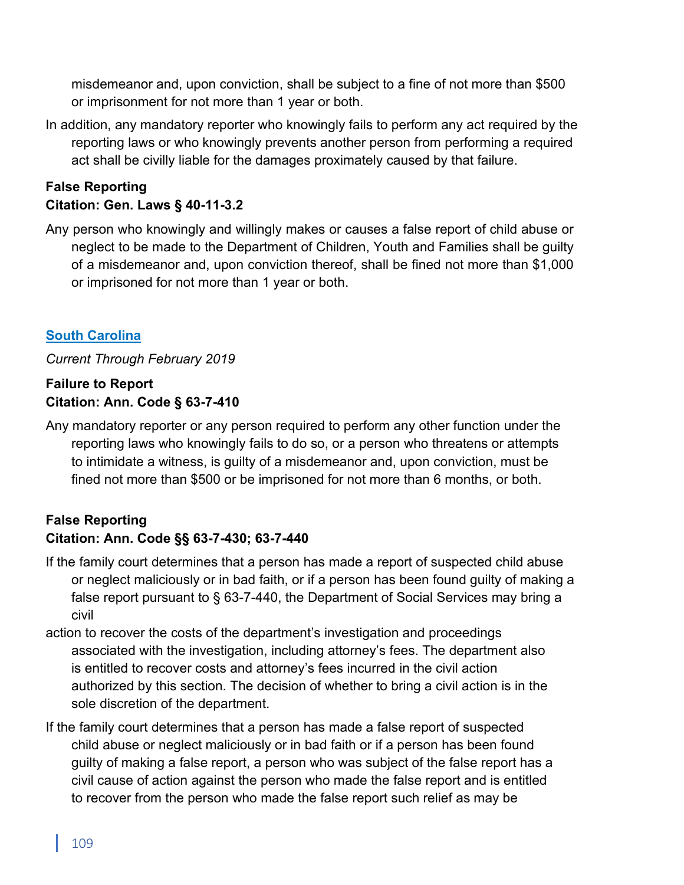misdemeanor and, upon conviction, shall be subject to a fine of not more than $500 or imprisonment for not more than 1 year or both.

In addition, any mandatory reporter who knowingly fails to perform any act required by the reporting laws or who knowingly prevents another person from performing a required act shall be civilly liable for the damages proximately caused by that failure.

**False Reporting**
**Citation: Gen. Laws § 40-11-3.2**

Any person who knowingly and willingly makes or causes a false report of child abuse or neglect to be made to the Department of Children, Youth and Families shall be guilty of a misdemeanor and, upon conviction thereof, shall be fined not more than $1,000 or imprisoned for not more than 1 year or both.

## South Carolina

*Current Through February 2019*

**Failure to Report**
**Citation: Ann. Code § 63-7-410**

Any mandatory reporter or any person required to perform any other function under the reporting laws who knowingly fails to do so, or a person who threatens or attempts to intimidate a witness, is guilty of a misdemeanor and, upon conviction, must be fined not more than $500 or be imprisoned for not more than 6 months, or both.

**False Reporting**
**Citation: Ann. Code §§ 63-7-430; 63-7-440**

If the family court determines that a person has made a report of suspected child abuse or neglect maliciously or in bad faith, or if a person has been found guilty of making a false report pursuant to § 63-7-440, the Department of Social Services may bring a civil action to recover the costs of the department's investigation and proceedings associated with the investigation, including attorney's fees. The department also is entitled to recover costs and attorney's fees incurred in the civil action authorized by this section. The decision of whether to bring a civil action is in the sole discretion of the department.

If the family court determines that a person has made a false report of suspected child abuse or neglect maliciously or in bad faith or if a person has been found guilty of making a false report, a person who was subject of the false report has a civil cause of action against the person who made the false report and is entitled to recover from the person who made the false report such relief as may be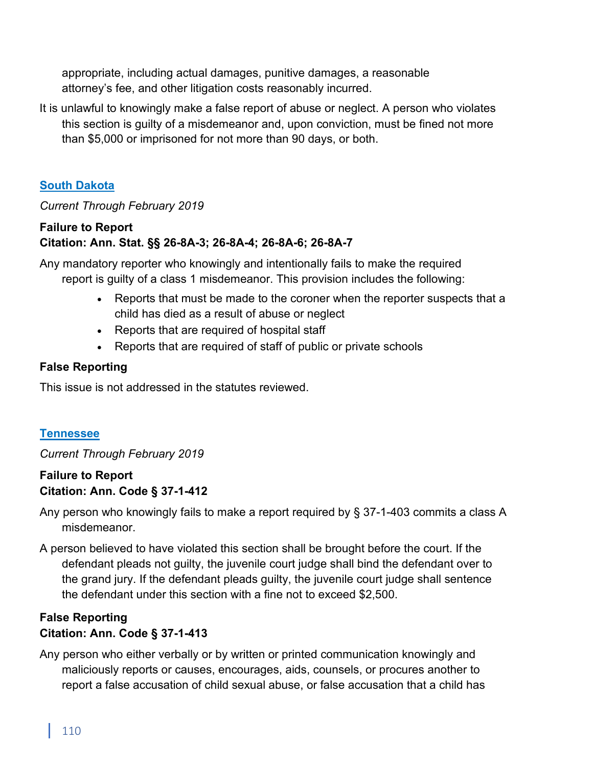appropriate, including actual damages, punitive damages, a reasonable attorney's fee, and other litigation costs reasonably incurred.

It is unlawful to knowingly make a false report of abuse or neglect. A person who violates this section is guilty of a misdemeanor and, upon conviction, must be fined not more than $5,000 or imprisoned for not more than 90 days, or both.

## South Dakota

*Current Through February 2019*

**Failure to Report**
**Citation: Ann. Stat. §§ 26-8A-3; 26-8A-4; 26-8A-6; 26-8A-7**

Any mandatory reporter who knowingly and intentionally fails to make the required report is guilty of a class 1 misdemeanor. This provision includes the following:

- Reports that must be made to the coroner when the reporter suspects that a child has died as a result of abuse or neglect
- Reports that are required of hospital staff
- Reports that are required of staff of public or private schools

**False Reporting**

This issue is not addressed in the statutes reviewed.

## Tennessee

*Current Through February 2019*

**Failure to Report**
**Citation: Ann. Code § 37-1-412**

Any person who knowingly fails to make a report required by § 37-1-403 commits a class A misdemeanor.

A person believed to have violated this section shall be brought before the court. If the defendant pleads not guilty, the juvenile court judge shall bind the defendant over to the grand jury. If the defendant pleads guilty, the juvenile court judge shall sentence the defendant under this section with a fine not to exceed $2,500.

**False Reporting**
**Citation: Ann. Code § 37-1-413**

Any person who either verbally or by written or printed communication knowingly and maliciously reports or causes, encourages, aids, counsels, or procures another to report a false accusation of child sexual abuse, or false accusation that a child has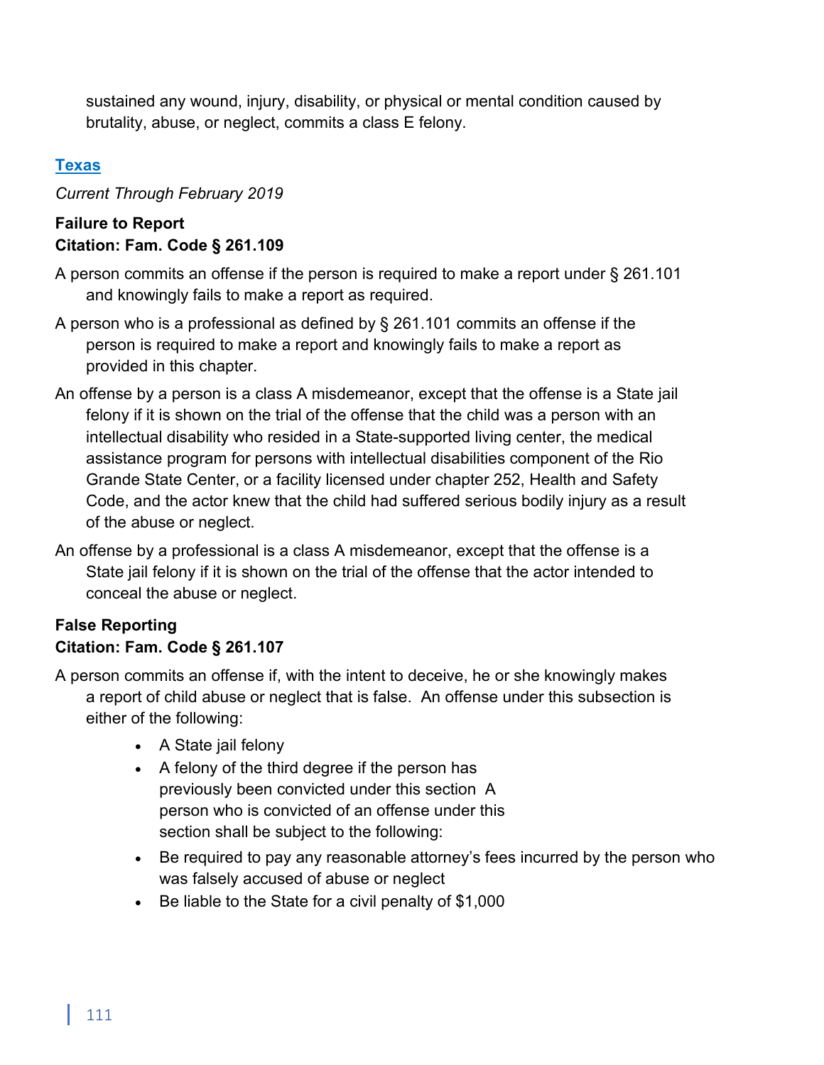sustained any wound, injury, disability, or physical or mental condition caused by brutality, abuse, or neglect, commits a class E felony.

## Texas

*Current Through February 2019*

**Failure to Report**
**Citation: Fam. Code § 261.109**

A person commits an offense if the person is required to make a report under § 261.101 and knowingly fails to make a report as required.

A person who is a professional as defined by § 261.101 commits an offense if the person is required to make a report and knowingly fails to make a report as provided in this chapter.

An offense by a person is a class A misdemeanor, except that the offense is a State jail felony if it is shown on the trial of the offense that the child was a person with an intellectual disability who resided in a State-supported living center, the medical assistance program for persons with intellectual disabilities component of the Rio Grande State Center, or a facility licensed under chapter 252, Health and Safety Code, and the actor knew that the child had suffered serious bodily injury as a result of the abuse or neglect.

An offense by a professional is a class A misdemeanor, except that the offense is a State jail felony if it is shown on the trial of the offense that the actor intended to conceal the abuse or neglect.

**False Reporting**
**Citation: Fam. Code § 261.107**

A person commits an offense if, with the intent to deceive, he or she knowingly makes a report of child abuse or neglect that is false. An offense under this subsection is either of the following:

- A State jail felony
- A felony of the third degree if the person has previously been convicted under this section A person who is convicted of an offense under this section shall be subject to the following:
- Be required to pay any reasonable attorney's fees incurred by the person who was falsely accused of abuse or neglect
- Be liable to the State for a civil penalty of $1,000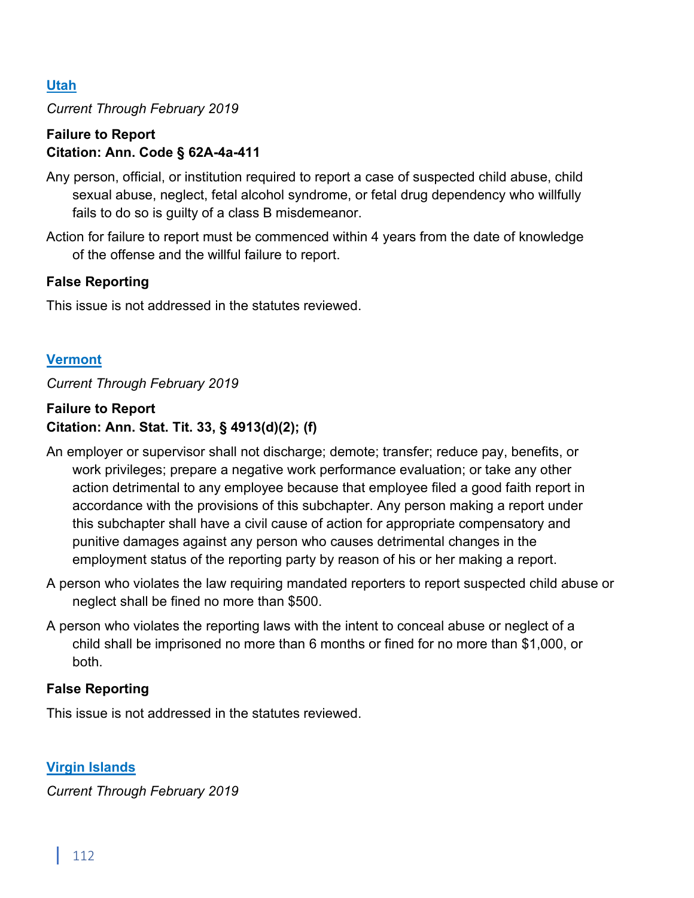## Utah

*Current Through February 2019*

**Failure to Report**
**Citation: Ann. Code § 62A-4a-411**

Any person, official, or institution required to report a case of suspected child abuse, child sexual abuse, neglect, fetal alcohol syndrome, or fetal drug dependency who willfully fails to do so is guilty of a class B misdemeanor.

Action for failure to report must be commenced within 4 years from the date of knowledge of the offense and the willful failure to report.

**False Reporting**

This issue is not addressed in the statutes reviewed.

## Vermont

*Current Through February 2019*

**Failure to Report**
**Citation: Ann. Stat. Tit. 33, § 4913(d)(2); (f)**

An employer or supervisor shall not discharge; demote; transfer; reduce pay, benefits, or work privileges; prepare a negative work performance evaluation; or take any other action detrimental to any employee because that employee filed a good faith report in accordance with the provisions of this subchapter. Any person making a report under this subchapter shall have a civil cause of action for appropriate compensatory and punitive damages against any person who causes detrimental changes in the employment status of the reporting party by reason of his or her making a report.

A person who violates the law requiring mandated reporters to report suspected child abuse or neglect shall be fined no more than $500.

A person who violates the reporting laws with the intent to conceal abuse or neglect of a child shall be imprisoned no more than 6 months or fined for no more than $1,000, or both.

**False Reporting**

This issue is not addressed in the statutes reviewed.

## Virgin Islands

*Current Through February 2019*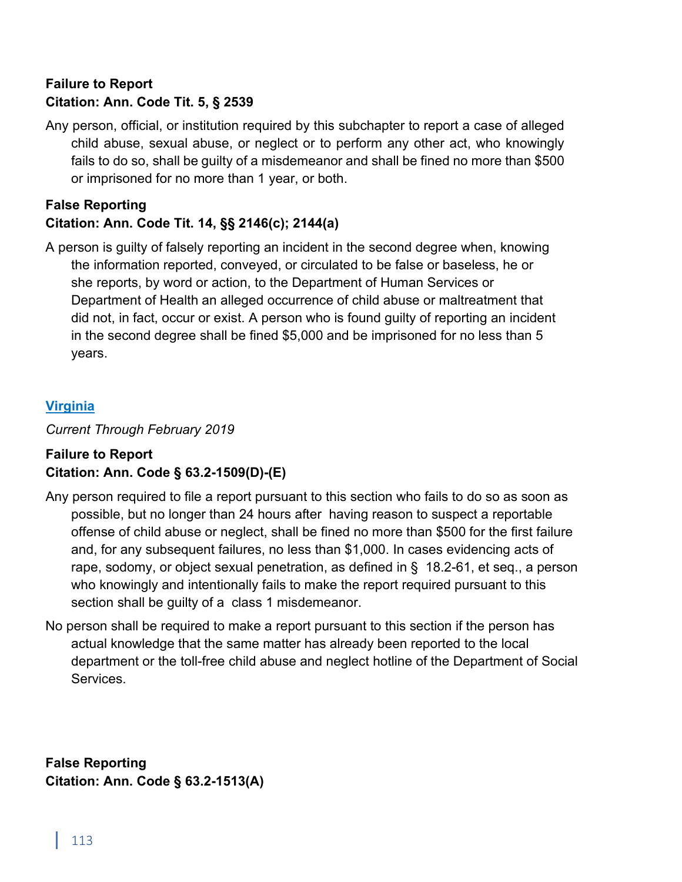**Failure to Report**
**Citation: Ann. Code Tit. 5, § 2539**

Any person, official, or institution required by this subchapter to report a case of alleged child abuse, sexual abuse, or neglect or to perform any other act, who knowingly fails to do so, shall be guilty of a misdemeanor and shall be fined no more than $500 or imprisoned for no more than 1 year, or both.

**False Reporting**
**Citation: Ann. Code Tit. 14, §§ 2146(c); 2144(a)**

A person is guilty of falsely reporting an incident in the second degree when, knowing the information reported, conveyed, or circulated to be false or baseless, he or she reports, by word or action, to the Department of Human Services or Department of Health an alleged occurrence of child abuse or maltreatment that did not, in fact, occur or exist. A person who is found guilty of reporting an incident in the second degree shall be fined $5,000 and be imprisoned for no less than 5 years.

## Virginia

*Current Through February 2019*

**Failure to Report**
**Citation: Ann. Code § 63.2-1509(D)-(E)**

Any person required to file a report pursuant to this section who fails to do so as soon as possible, but no longer than 24 hours after having reason to suspect a reportable offense of child abuse or neglect, shall be fined no more than $500 for the first failure and, for any subsequent failures, no less than $1,000. In cases evidencing acts of rape, sodomy, or object sexual penetration, as defined in § 18.2-61, et seq., a person who knowingly and intentionally fails to make the report required pursuant to this section shall be guilty of a class 1 misdemeanor.

No person shall be required to make a report pursuant to this section if the person has actual knowledge that the same matter has already been reported to the local department or the toll-free child abuse and neglect hotline of the Department of Social Services.

**False Reporting**
**Citation: Ann. Code § 63.2-1513(A)**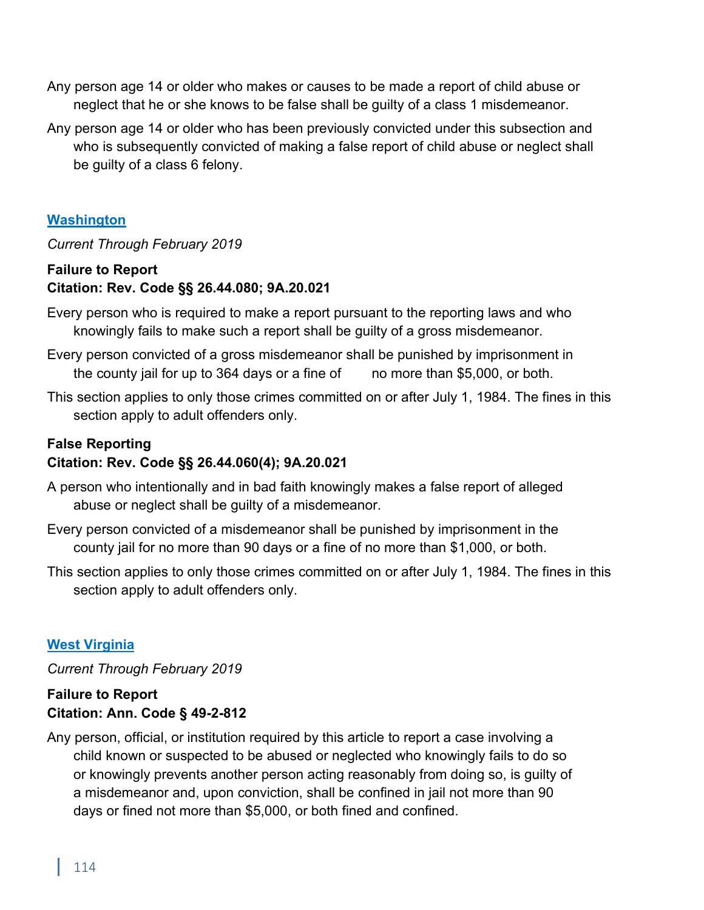Any person age 14 or older who makes or causes to be made a report of child abuse or neglect that he or she knows to be false shall be guilty of a class 1 misdemeanor.

Any person age 14 or older who has been previously convicted under this subsection and who is subsequently convicted of making a false report of child abuse or neglect shall be guilty of a class 6 felony.

## Washington

*Current Through February 2019*

**Failure to Report**
**Citation: Rev. Code §§ 26.44.080; 9A.20.021**

Every person who is required to make a report pursuant to the reporting laws and who knowingly fails to make such a report shall be guilty of a gross misdemeanor.

Every person convicted of a gross misdemeanor shall be punished by imprisonment in the county jail for up to 364 days or a fine of no more than $5,000, or both.

This section applies to only those crimes committed on or after July 1, 1984. The fines in this section apply to adult offenders only.

**False Reporting**
**Citation: Rev. Code §§ 26.44.060(4); 9A.20.021**

A person who intentionally and in bad faith knowingly makes a false report of alleged abuse or neglect shall be guilty of a misdemeanor.

Every person convicted of a misdemeanor shall be punished by imprisonment in the county jail for no more than 90 days or a fine of no more than $1,000, or both.

This section applies to only those crimes committed on or after July 1, 1984. The fines in this section apply to adult offenders only.

## West Virginia

*Current Through February 2019*

**Failure to Report**
**Citation: Ann. Code § 49-2-812**

Any person, official, or institution required by this article to report a case involving a child known or suspected to be abused or neglected who knowingly fails to do so or knowingly prevents another person acting reasonably from doing so, is guilty of a misdemeanor and, upon conviction, shall be confined in jail not more than 90 days or fined not more than $5,000, or both fined and confined.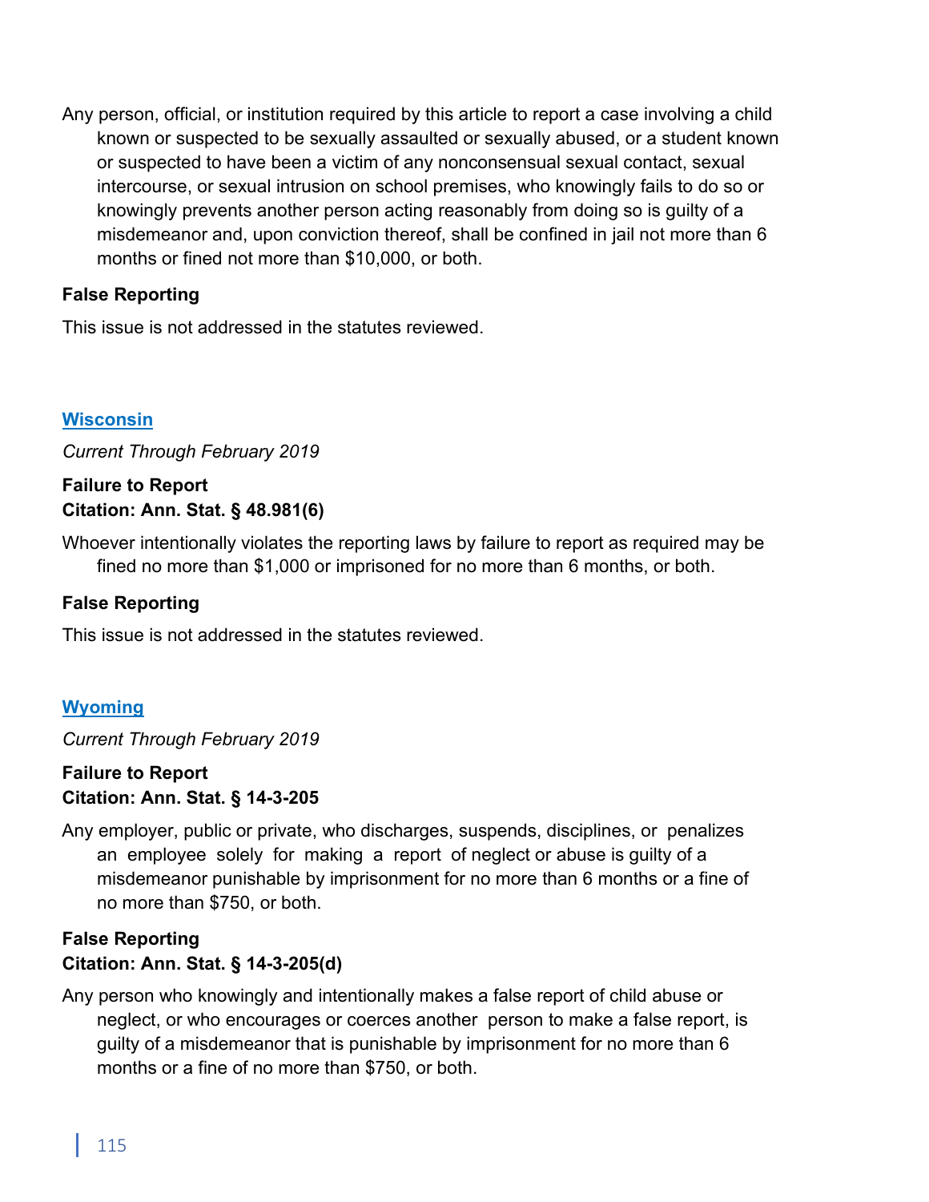Any person, official, or institution required by this article to report a case involving a child known or suspected to be sexually assaulted or sexually abused, or a student known or suspected to have been a victim of any nonconsensual sexual contact, sexual intercourse, or sexual intrusion on school premises, who knowingly fails to do so or knowingly prevents another person acting reasonably from doing so is guilty of a misdemeanor and, upon conviction thereof, shall be confined in jail not more than 6 months or fined not more than $10,000, or both.

**False Reporting**

This issue is not addressed in the statutes reviewed.

## Wisconsin

*Current Through February 2019*

**Failure to Report**
**Citation: Ann. Stat. § 48.981(6)**

Whoever intentionally violates the reporting laws by failure to report as required may be fined no more than $1,000 or imprisoned for no more than 6 months, or both.

**False Reporting**

This issue is not addressed in the statutes reviewed.

## Wyoming

*Current Through February 2019*

**Failure to Report**
**Citation: Ann. Stat. § 14-3-205**

Any employer, public or private, who discharges, suspends, disciplines, or penalizes an employee solely for making a report of neglect or abuse is guilty of a misdemeanor punishable by imprisonment for no more than 6 months or a fine of no more than $750, or both.

**False Reporting**
**Citation: Ann. Stat. § 14-3-205(d)**

Any person who knowingly and intentionally makes a false report of child abuse or neglect, or who encourages or coerces another person to make a false report, is guilty of a misdemeanor that is punishable by imprisonment for no more than 6 months or a fine of no more than $750, or both.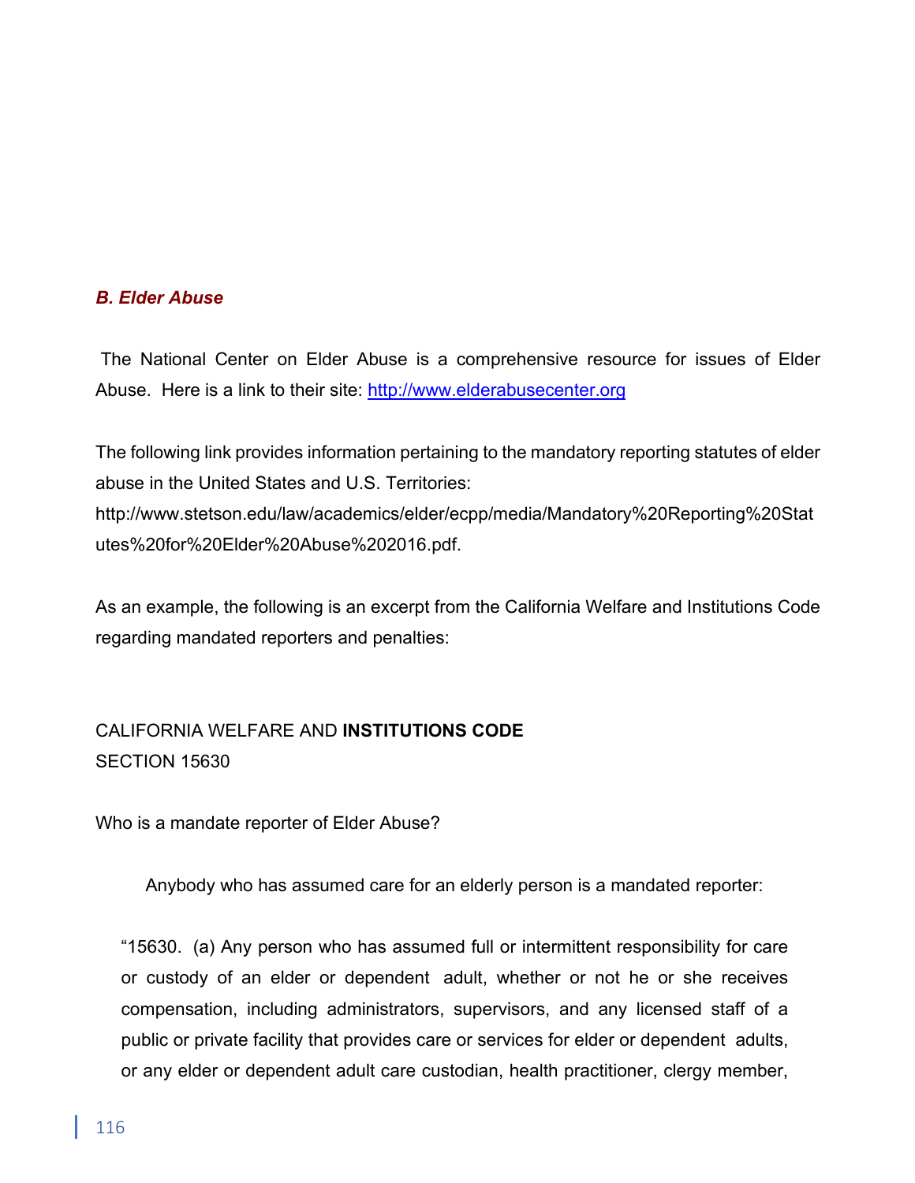### *B. Elder Abuse*

The National Center on Elder Abuse is a comprehensive resource for issues of Elder Abuse. Here is a link to their site: [http://www.elderabusecenter.org](http://www.elderabusecenter.org)

The following link provides information pertaining to the mandatory reporting statutes of elder abuse in the United States and U.S. Territories: http://www.stetson.edu/law/academics/elder/ecpp/media/Mandatory%20Reporting%20Statutes%20for%20Elder%20Abuse%202016.pdf.

As an example, the following is an excerpt from the California Welfare and Institutions Code regarding mandated reporters and penalties:

CALIFORNIA WELFARE AND **INSTITUTIONS CODE**
SECTION 15630

Who is a mandate reporter of Elder Abuse?

Anybody who has assumed care for an elderly person is a mandated reporter:

"15630. (a) Any person who has assumed full or intermittent responsibility for care or custody of an elder or dependent adult, whether or not he or she receives compensation, including administrators, supervisors, and any licensed staff of a public or private facility that provides care or services for elder or dependent adults, or any elder or dependent adult care custodian, health practitioner, clergy member,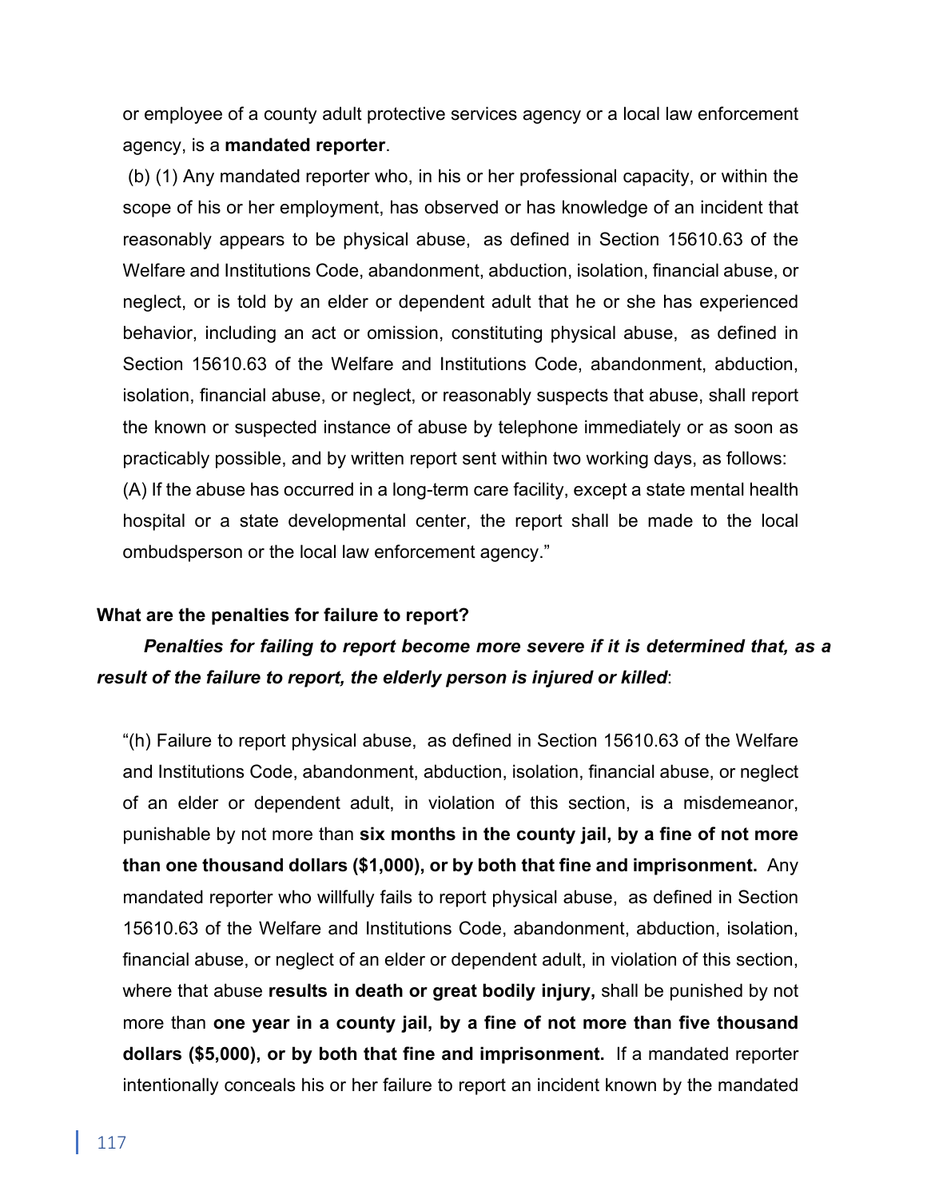or employee of a county adult protective services agency or a local law enforcement agency, is a **mandated reporter**.

(b) (1) Any mandated reporter who, in his or her professional capacity, or within the scope of his or her employment, has observed or has knowledge of an incident that reasonably appears to be physical abuse, as defined in Section 15610.63 of the Welfare and Institutions Code, abandonment, abduction, isolation, financial abuse, or neglect, or is told by an elder or dependent adult that he or she has experienced behavior, including an act or omission, constituting physical abuse, as defined in Section 15610.63 of the Welfare and Institutions Code, abandonment, abduction, isolation, financial abuse, or neglect, or reasonably suspects that abuse, shall report the known or suspected instance of abuse by telephone immediately or as soon as practicably possible, and by written report sent within two working days, as follows:

(A) If the abuse has occurred in a long-term care facility, except a state mental health hospital or a state developmental center, the report shall be made to the local ombudsperson or the local law enforcement agency."

**What are the penalties for failure to report?**

***Penalties for failing to report become more severe if it is determined that, as a result of the failure to report, the elderly person is injured or killed***:

"(h) Failure to report physical abuse, as defined in Section 15610.63 of the Welfare and Institutions Code, abandonment, abduction, isolation, financial abuse, or neglect of an elder or dependent adult, in violation of this section, is a misdemeanor, punishable by not more than **six months in the county jail, by a fine of not more than one thousand dollars ($1,000), or by both that fine and imprisonment.** Any mandated reporter who willfully fails to report physical abuse, as defined in Section 15610.63 of the Welfare and Institutions Code, abandonment, abduction, isolation, financial abuse, or neglect of an elder or dependent adult, in violation of this section, where that abuse **results in death or great bodily injury,** shall be punished by not more than **one year in a county jail, by a fine of not more than five thousand dollars ($5,000), or by both that fine and imprisonment.** If a mandated reporter intentionally conceals his or her failure to report an incident known by the mandated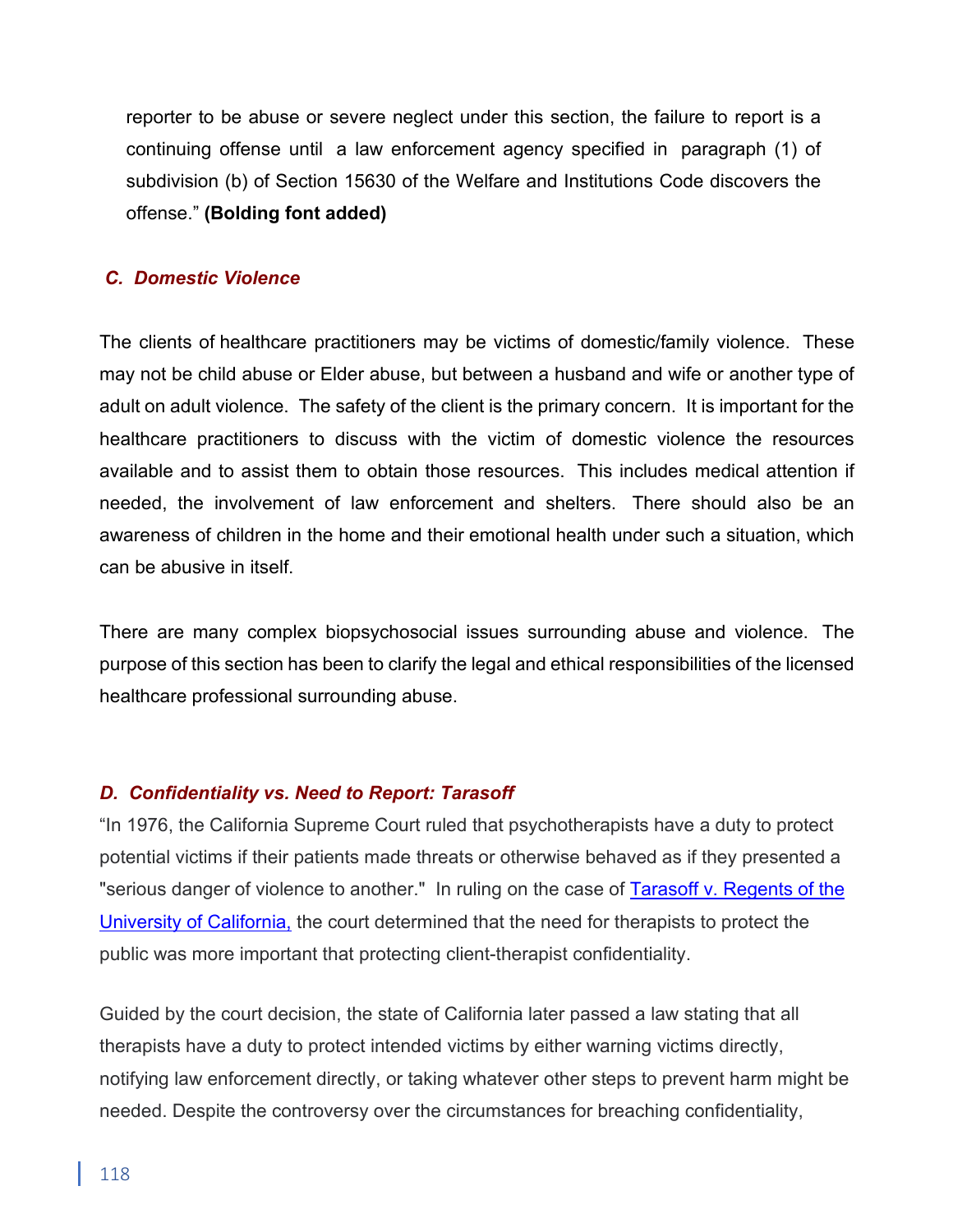reporter to be abuse or severe neglect under this section, the failure to report is a continuing offense until a law enforcement agency specified in paragraph (1) of subdivision (b) of Section 15630 of the Welfare and Institutions Code discovers the offense." **(Bolding font added)**

### *C. Domestic Violence*

The clients of healthcare practitioners may be victims of domestic/family violence. These may not be child abuse or Elder abuse, but between a husband and wife or another type of adult on adult violence. The safety of the client is the primary concern. It is important for the healthcare practitioners to discuss with the victim of domestic violence the resources available and to assist them to obtain those resources. This includes medical attention if needed, the involvement of law enforcement and shelters. There should also be an awareness of children in the home and their emotional health under such a situation, which can be abusive in itself.

There are many complex biopsychosocial issues surrounding abuse and violence. The purpose of this section has been to clarify the legal and ethical responsibilities of the licensed healthcare professional surrounding abuse.

### *D. Confidentiality vs. Need to Report: Tarasoff*

"In 1976, the California Supreme Court ruled that psychotherapists have a duty to protect potential victims if their patients made threats or otherwise behaved as if they presented a "serious danger of violence to another." In ruling on the case of Tarasoff v. Regents of the University of California, the court determined that the need for therapists to protect the public was more important that protecting client-therapist confidentiality.

Guided by the court decision, the state of California later passed a law stating that all therapists have a duty to protect intended victims by either warning victims directly, notifying law enforcement directly, or taking whatever other steps to prevent harm might be needed. Despite the controversy over the circumstances for breaching confidentiality,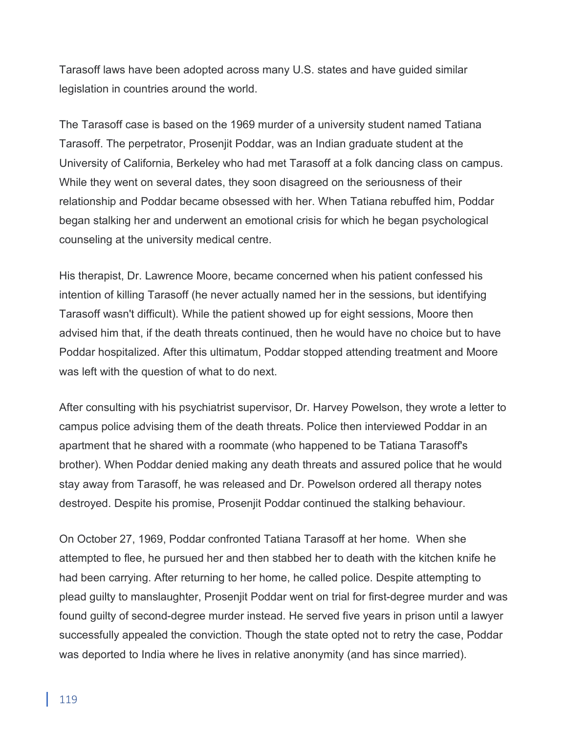Tarasoff laws have been adopted across many U.S. states and have guided similar legislation in countries around the world.

The Tarasoff case is based on the 1969 murder of a university student named Tatiana Tarasoff. The perpetrator, Prosenjit Poddar, was an Indian graduate student at the University of California, Berkeley who had met Tarasoff at a folk dancing class on campus. While they went on several dates, they soon disagreed on the seriousness of their relationship and Poddar became obsessed with her. When Tatiana rebuffed him, Poddar began stalking her and underwent an emotional crisis for which he began psychological counseling at the university medical centre.

His therapist, Dr. Lawrence Moore, became concerned when his patient confessed his intention of killing Tarasoff (he never actually named her in the sessions, but identifying Tarasoff wasn't difficult). While the patient showed up for eight sessions, Moore then advised him that, if the death threats continued, then he would have no choice but to have Poddar hospitalized. After this ultimatum, Poddar stopped attending treatment and Moore was left with the question of what to do next.

After consulting with his psychiatrist supervisor, Dr. Harvey Powelson, they wrote a letter to campus police advising them of the death threats. Police then interviewed Poddar in an apartment that he shared with a roommate (who happened to be Tatiana Tarasoff's brother). When Poddar denied making any death threats and assured police that he would stay away from Tarasoff, he was released and Dr. Powelson ordered all therapy notes destroyed. Despite his promise, Prosenjit Poddar continued the stalking behaviour.

On October 27, 1969, Poddar confronted Tatiana Tarasoff at her home. When she attempted to flee, he pursued her and then stabbed her to death with the kitchen knife he had been carrying. After returning to her home, he called police. Despite attempting to plead guilty to manslaughter, Prosenjit Poddar went on trial for first-degree murder and was found guilty of second-degree murder instead. He served five years in prison until a lawyer successfully appealed the conviction. Though the state opted not to retry the case, Poddar was deported to India where he lives in relative anonymity (and has since married).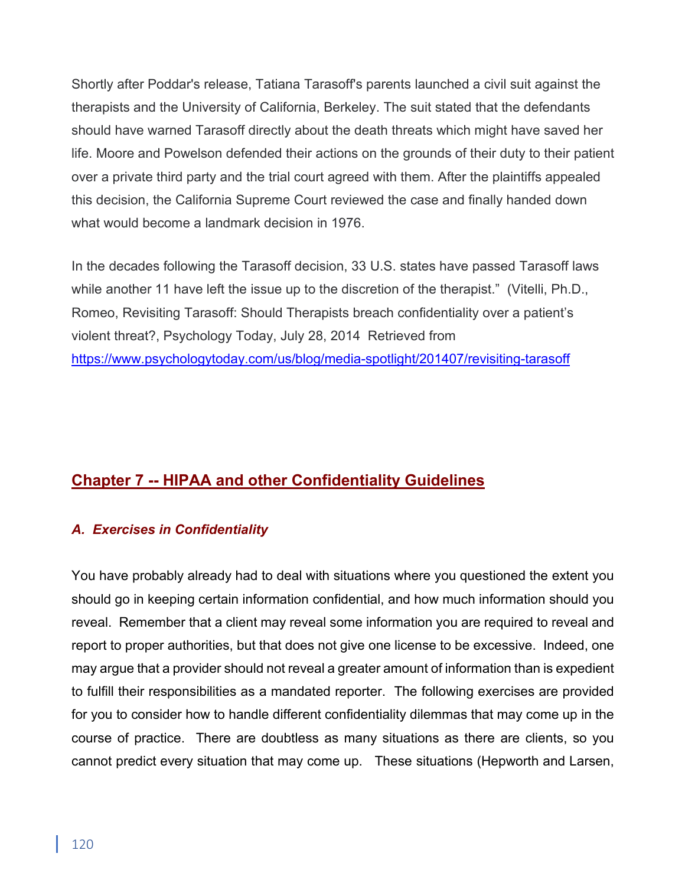Shortly after Poddar's release, Tatiana Tarasoff's parents launched a civil suit against the therapists and the University of California, Berkeley. The suit stated that the defendants should have warned Tarasoff directly about the death threats which might have saved her life. Moore and Powelson defended their actions on the grounds of their duty to their patient over a private third party and the trial court agreed with them. After the plaintiffs appealed this decision, the California Supreme Court reviewed the case and finally handed down what would become a landmark decision in 1976.

In the decades following the Tarasoff decision, 33 U.S. states have passed Tarasoff laws while another 11 have left the issue up to the discretion of the therapist." (Vitelli, Ph.D., Romeo, Revisiting Tarasoff: Should Therapists breach confidentiality over a patient's violent threat?, Psychology Today, July 28, 2014 Retrieved from [https://www.psychologytoday.com/us/blog/media-spotlight/201407/revisiting-tarasoff](https://www.psychologytoday.com/us/blog/media-spotlight/201407/revisiting-tarasoff)

## Chapter 7 -- HIPAA and other Confidentiality Guidelines

### *A. Exercises in Confidentiality*

You have probably already had to deal with situations where you questioned the extent you should go in keeping certain information confidential, and how much information should you reveal. Remember that a client may reveal some information you are required to reveal and report to proper authorities, but that does not give one license to be excessive. Indeed, one may argue that a provider should not reveal a greater amount of information than is expedient to fulfill their responsibilities as a mandated reporter. The following exercises are provided for you to consider how to handle different confidentiality dilemmas that may come up in the course of practice. There are doubtless as many situations as there are clients, so you cannot predict every situation that may come up. These situations (Hepworth and Larsen,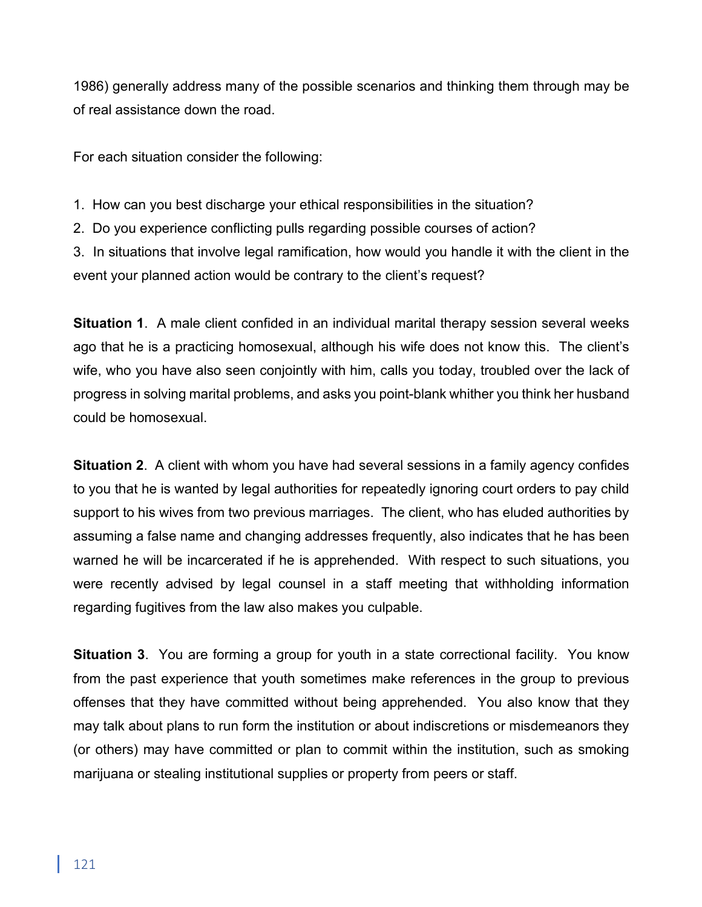1986) generally address many of the possible scenarios and thinking them through may be of real assistance down the road.

For each situation consider the following:

1. How can you best discharge your ethical responsibilities in the situation?
2. Do you experience conflicting pulls regarding possible courses of action?
3. In situations that involve legal ramification, how would you handle it with the client in the event your planned action would be contrary to the client's request?

**Situation 1**. A male client confided in an individual marital therapy session several weeks ago that he is a practicing homosexual, although his wife does not know this. The client's wife, who you have also seen conjointly with him, calls you today, troubled over the lack of progress in solving marital problems, and asks you point-blank whither you think her husband could be homosexual.

**Situation 2**. A client with whom you have had several sessions in a family agency confides to you that he is wanted by legal authorities for repeatedly ignoring court orders to pay child support to his wives from two previous marriages. The client, who has eluded authorities by assuming a false name and changing addresses frequently, also indicates that he has been warned he will be incarcerated if he is apprehended. With respect to such situations, you were recently advised by legal counsel in a staff meeting that withholding information regarding fugitives from the law also makes you culpable.

**Situation 3**. You are forming a group for youth in a state correctional facility. You know from the past experience that youth sometimes make references in the group to previous offenses that they have committed without being apprehended. You also know that they may talk about plans to run form the institution or about indiscretions or misdemeanors they (or others) may have committed or plan to commit within the institution, such as smoking marijuana or stealing institutional supplies or property from peers or staff.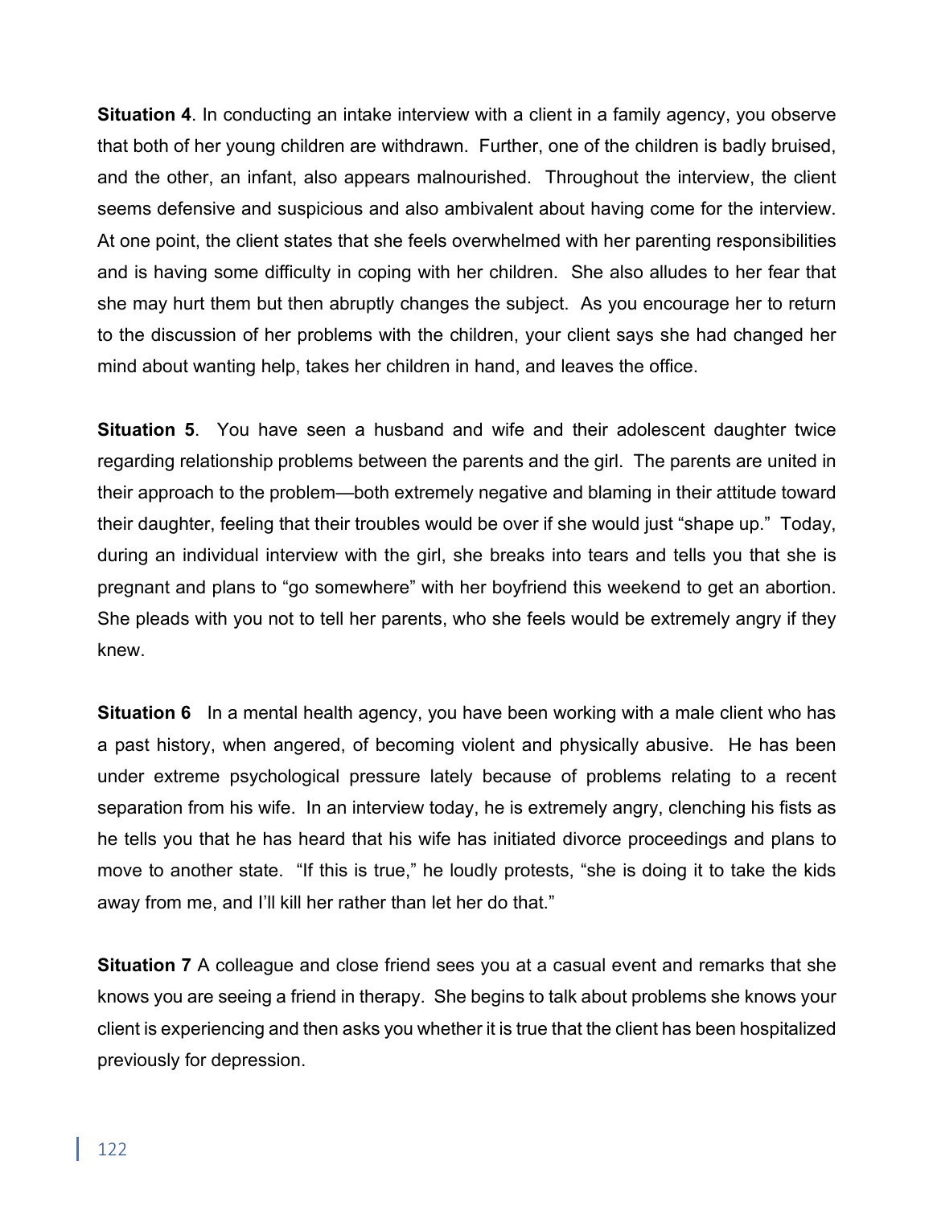**Situation 4**. In conducting an intake interview with a client in a family agency, you observe that both of her young children are withdrawn. Further, one of the children is badly bruised, and the other, an infant, also appears malnourished. Throughout the interview, the client seems defensive and suspicious and also ambivalent about having come for the interview. At one point, the client states that she feels overwhelmed with her parenting responsibilities and is having some difficulty in coping with her children. She also alludes to her fear that she may hurt them but then abruptly changes the subject. As you encourage her to return to the discussion of her problems with the children, your client says she had changed her mind about wanting help, takes her children in hand, and leaves the office.

**Situation 5**. You have seen a husband and wife and their adolescent daughter twice regarding relationship problems between the parents and the girl. The parents are united in their approach to the problem—both extremely negative and blaming in their attitude toward their daughter, feeling that their troubles would be over if she would just "shape up." Today, during an individual interview with the girl, she breaks into tears and tells you that she is pregnant and plans to "go somewhere" with her boyfriend this weekend to get an abortion. She pleads with you not to tell her parents, who she feels would be extremely angry if they knew.

**Situation 6** In a mental health agency, you have been working with a male client who has a past history, when angered, of becoming violent and physically abusive. He has been under extreme psychological pressure lately because of problems relating to a recent separation from his wife. In an interview today, he is extremely angry, clenching his fists as he tells you that he has heard that his wife has initiated divorce proceedings and plans to move to another state. "If this is true," he loudly protests, "she is doing it to take the kids away from me, and I'll kill her rather than let her do that."

**Situation 7** A colleague and close friend sees you at a casual event and remarks that she knows you are seeing a friend in therapy. She begins to talk about problems she knows your client is experiencing and then asks you whether it is true that the client has been hospitalized previously for depression.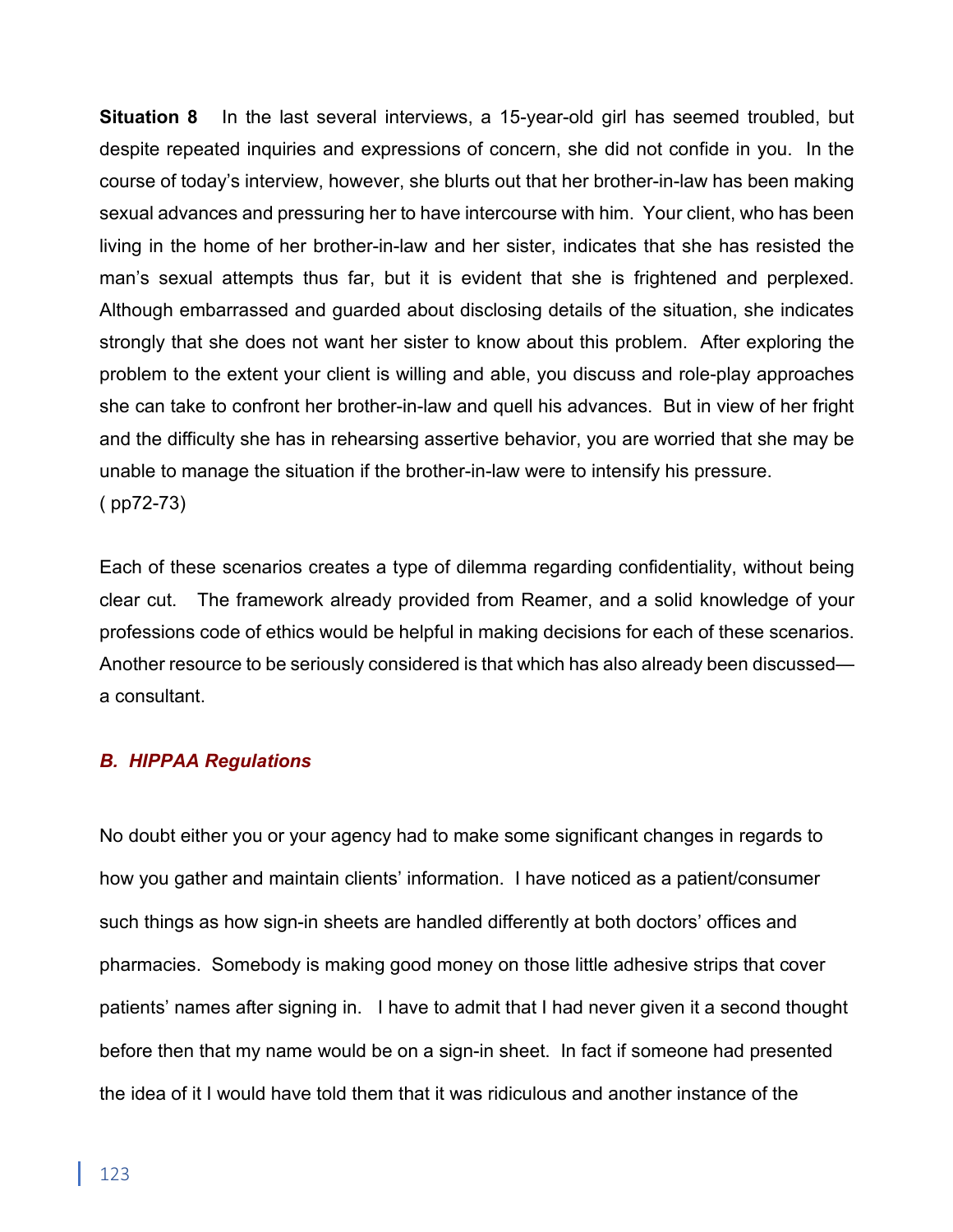**Situation 8** In the last several interviews, a 15-year-old girl has seemed troubled, but despite repeated inquiries and expressions of concern, she did not confide in you. In the course of today's interview, however, she blurts out that her brother-in-law has been making sexual advances and pressuring her to have intercourse with him. Your client, who has been living in the home of her brother-in-law and her sister, indicates that she has resisted the man's sexual attempts thus far, but it is evident that she is frightened and perplexed. Although embarrassed and guarded about disclosing details of the situation, she indicates strongly that she does not want her sister to know about this problem. After exploring the problem to the extent your client is willing and able, you discuss and role-play approaches she can take to confront her brother-in-law and quell his advances. But in view of her fright and the difficulty she has in rehearsing assertive behavior, you are worried that she may be unable to manage the situation if the brother-in-law were to intensify his pressure. ( pp72-73)

Each of these scenarios creates a type of dilemma regarding confidentiality, without being clear cut. The framework already provided from Reamer, and a solid knowledge of your professions code of ethics would be helpful in making decisions for each of these scenarios. Another resource to be seriously considered is that which has also already been discussed—a consultant.

### *B. HIPPAA Regulations*

No doubt either you or your agency had to make some significant changes in regards to how you gather and maintain clients' information. I have noticed as a patient/consumer such things as how sign-in sheets are handled differently at both doctors' offices and pharmacies. Somebody is making good money on those little adhesive strips that cover patients' names after signing in. I have to admit that I had never given it a second thought before then that my name would be on a sign-in sheet. In fact if someone had presented the idea of it I would have told them that it was ridiculous and another instance of the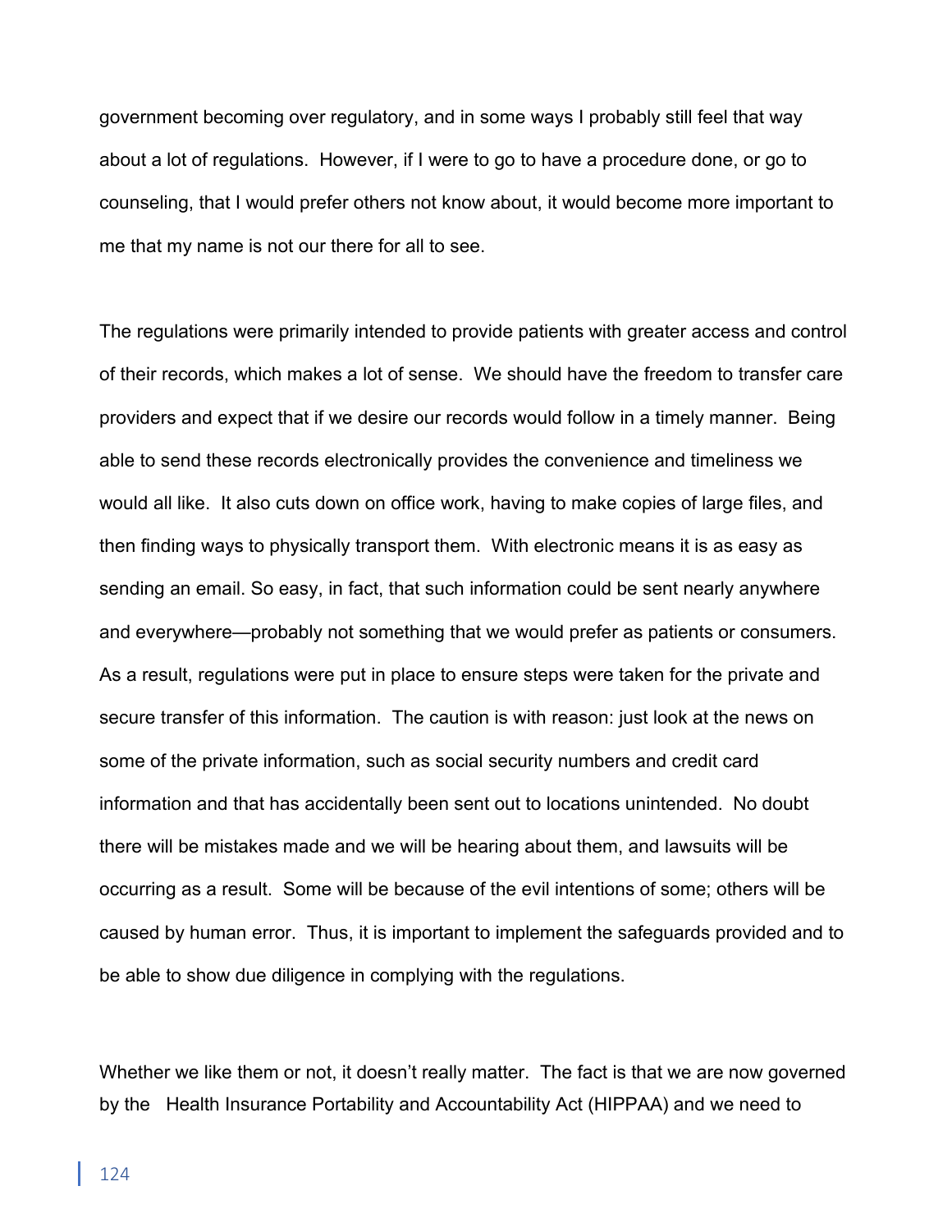government becoming over regulatory, and in some ways I probably still feel that way about a lot of regulations. However, if I were to go to have a procedure done, or go to counseling, that I would prefer others not know about, it would become more important to me that my name is not our there for all to see.

The regulations were primarily intended to provide patients with greater access and control of their records, which makes a lot of sense. We should have the freedom to transfer care providers and expect that if we desire our records would follow in a timely manner. Being able to send these records electronically provides the convenience and timeliness we would all like. It also cuts down on office work, having to make copies of large files, and then finding ways to physically transport them. With electronic means it is as easy as sending an email. So easy, in fact, that such information could be sent nearly anywhere and everywhere—probably not something that we would prefer as patients or consumers. As a result, regulations were put in place to ensure steps were taken for the private and secure transfer of this information. The caution is with reason: just look at the news on some of the private information, such as social security numbers and credit card information and that has accidentally been sent out to locations unintended. No doubt there will be mistakes made and we will be hearing about them, and lawsuits will be occurring as a result. Some will be because of the evil intentions of some; others will be caused by human error. Thus, it is important to implement the safeguards provided and to be able to show due diligence in complying with the regulations.

Whether we like them or not, it doesn't really matter. The fact is that we are now governed by the Health Insurance Portability and Accountability Act (HIPPAA) and we need to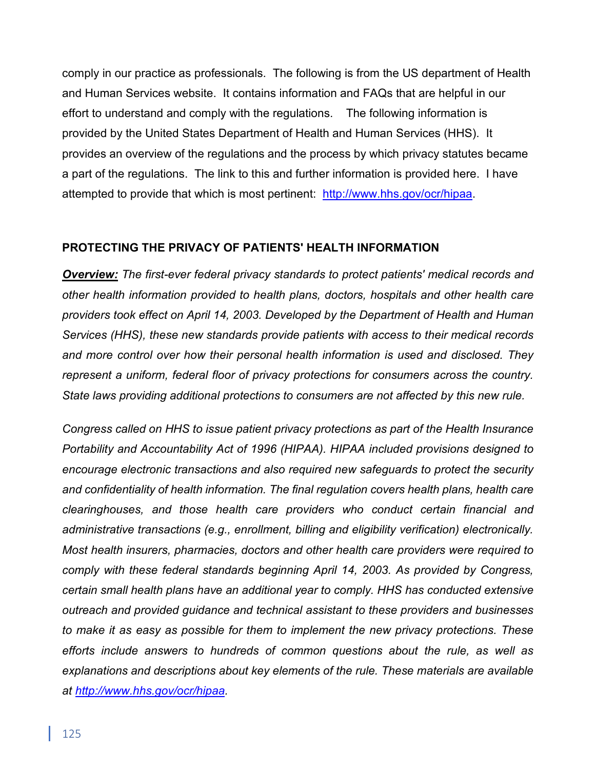comply in our practice as professionals. The following is from the US department of Health and Human Services website. It contains information and FAQs that are helpful in our effort to understand and comply with the regulations. The following information is provided by the United States Department of Health and Human Services (HHS). It provides an overview of the regulations and the process by which privacy statutes became a part of the regulations. The link to this and further information is provided here. I have attempted to provide that which is most pertinent: [http://www.hhs.gov/ocr/hipaa](http://www.hhs.gov/ocr/hipaa).

**PROTECTING THE PRIVACY OF PATIENTS' HEALTH INFORMATION**

***Overview:*** *The first-ever federal privacy standards to protect patients' medical records and other health information provided to health plans, doctors, hospitals and other health care providers took effect on April 14, 2003. Developed by the Department of Health and Human Services (HHS), these new standards provide patients with access to their medical records and more control over how their personal health information is used and disclosed. They represent a uniform, federal floor of privacy protections for consumers across the country. State laws providing additional protections to consumers are not affected by this new rule.*

*Congress called on HHS to issue patient privacy protections as part of the Health Insurance Portability and Accountability Act of 1996 (HIPAA). HIPAA included provisions designed to encourage electronic transactions and also required new safeguards to protect the security and confidentiality of health information. The final regulation covers health plans, health care clearinghouses, and those health care providers who conduct certain financial and administrative transactions (e.g., enrollment, billing and eligibility verification) electronically. Most health insurers, pharmacies, doctors and other health care providers were required to comply with these federal standards beginning April 14, 2003. As provided by Congress, certain small health plans have an additional year to comply. HHS has conducted extensive outreach and provided guidance and technical assistant to these providers and businesses to make it as easy as possible for them to implement the new privacy protections. These efforts include answers to hundreds of common questions about the rule, as well as explanations and descriptions about key elements of the rule. These materials are available at [http://www.hhs.gov/ocr/hipaa](http://www.hhs.gov/ocr/hipaa).*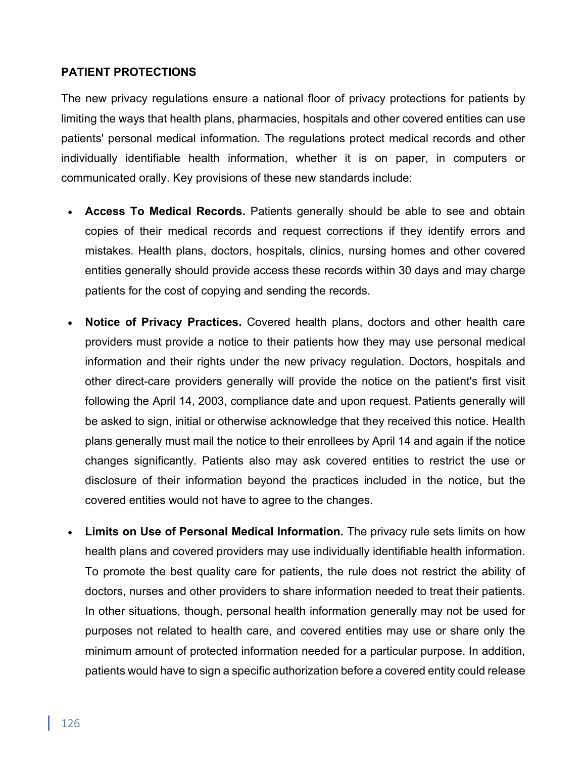**PATIENT PROTECTIONS**

The new privacy regulations ensure a national floor of privacy protections for patients by limiting the ways that health plans, pharmacies, hospitals and other covered entities can use patients' personal medical information. The regulations protect medical records and other individually identifiable health information, whether it is on paper, in computers or communicated orally. Key provisions of these new standards include:

- **Access To Medical Records.** Patients generally should be able to see and obtain copies of their medical records and request corrections if they identify errors and mistakes. Health plans, doctors, hospitals, clinics, nursing homes and other covered entities generally should provide access these records within 30 days and may charge patients for the cost of copying and sending the records.

- **Notice of Privacy Practices.** Covered health plans, doctors and other health care providers must provide a notice to their patients how they may use personal medical information and their rights under the new privacy regulation. Doctors, hospitals and other direct-care providers generally will provide the notice on the patient's first visit following the April 14, 2003, compliance date and upon request. Patients generally will be asked to sign, initial or otherwise acknowledge that they received this notice. Health plans generally must mail the notice to their enrollees by April 14 and again if the notice changes significantly. Patients also may ask covered entities to restrict the use or disclosure of their information beyond the practices included in the notice, but the covered entities would not have to agree to the changes.

- **Limits on Use of Personal Medical Information.** The privacy rule sets limits on how health plans and covered providers may use individually identifiable health information. To promote the best quality care for patients, the rule does not restrict the ability of doctors, nurses and other providers to share information needed to treat their patients. In other situations, though, personal health information generally may not be used for purposes not related to health care, and covered entities may use or share only the minimum amount of protected information needed for a particular purpose. In addition, patients would have to sign a specific authorization before a covered entity could release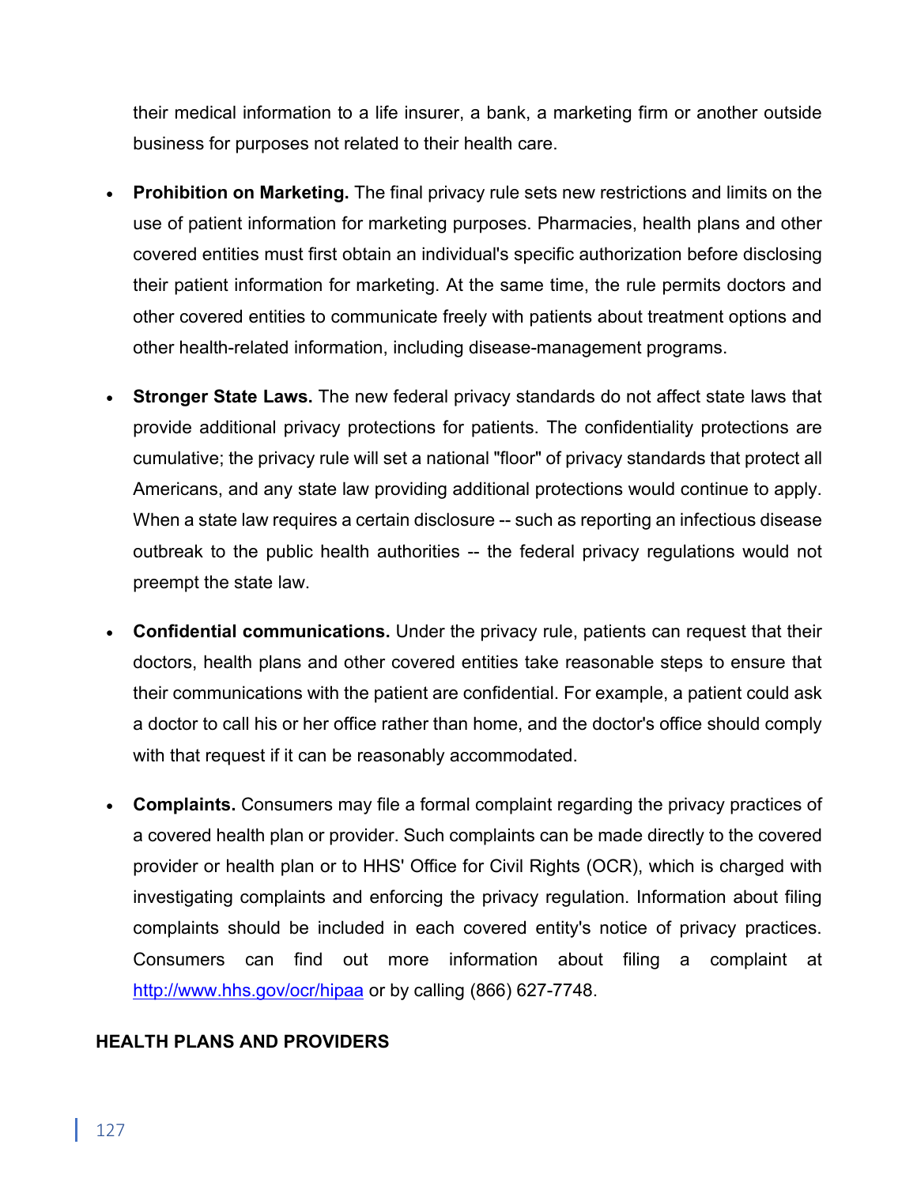their medical information to a life insurer, a bank, a marketing firm or another outside business for purposes not related to their health care.

- **Prohibition on Marketing.** The final privacy rule sets new restrictions and limits on the use of patient information for marketing purposes. Pharmacies, health plans and other covered entities must first obtain an individual's specific authorization before disclosing their patient information for marketing. At the same time, the rule permits doctors and other covered entities to communicate freely with patients about treatment options and other health-related information, including disease-management programs.
- **Stronger State Laws.** The new federal privacy standards do not affect state laws that provide additional privacy protections for patients. The confidentiality protections are cumulative; the privacy rule will set a national "floor" of privacy standards that protect all Americans, and any state law providing additional protections would continue to apply. When a state law requires a certain disclosure -- such as reporting an infectious disease outbreak to the public health authorities -- the federal privacy regulations would not preempt the state law.
- **Confidential communications.** Under the privacy rule, patients can request that their doctors, health plans and other covered entities take reasonable steps to ensure that their communications with the patient are confidential. For example, a patient could ask a doctor to call his or her office rather than home, and the doctor's office should comply with that request if it can be reasonably accommodated.
- **Complaints.** Consumers may file a formal complaint regarding the privacy practices of a covered health plan or provider. Such complaints can be made directly to the covered provider or health plan or to HHS' Office for Civil Rights (OCR), which is charged with investigating complaints and enforcing the privacy regulation. Information about filing complaints should be included in each covered entity's notice of privacy practices. Consumers can find out more information about filing a complaint at http://www.hhs.gov/ocr/hipaa or by calling (866) 627-7748.

**HEALTH PLANS AND PROVIDERS**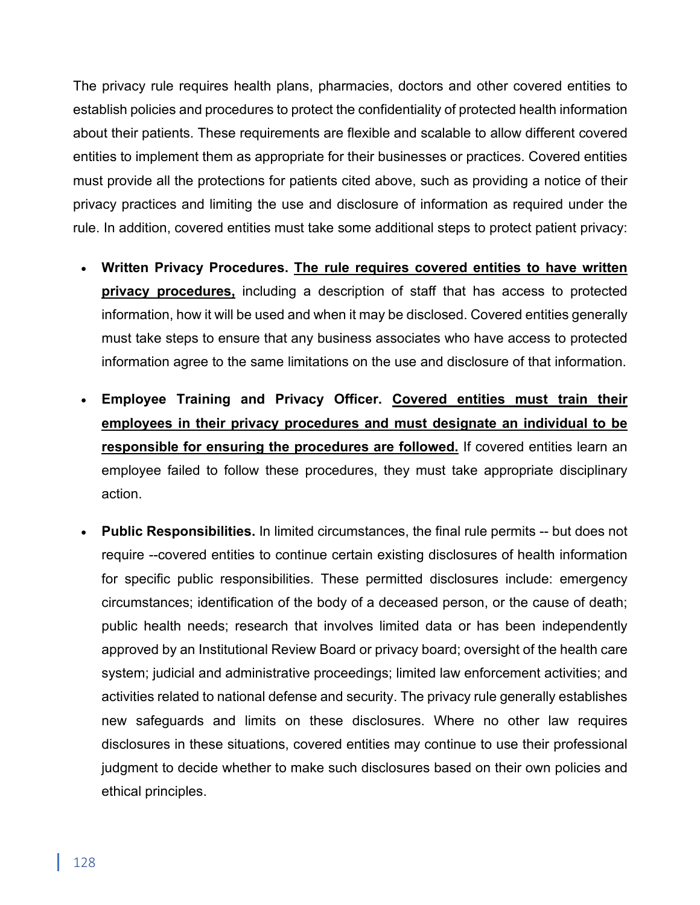The privacy rule requires health plans, pharmacies, doctors and other covered entities to establish policies and procedures to protect the confidentiality of protected health information about their patients. These requirements are flexible and scalable to allow different covered entities to implement them as appropriate for their businesses or practices. Covered entities must provide all the protections for patients cited above, such as providing a notice of their privacy practices and limiting the use and disclosure of information as required under the rule. In addition, covered entities must take some additional steps to protect patient privacy:

- **Written Privacy Procedures.** <u>**The rule requires covered entities to have written privacy procedures,**</u> including a description of staff that has access to protected information, how it will be used and when it may be disclosed. Covered entities generally must take steps to ensure that any business associates who have access to protected information agree to the same limitations on the use and disclosure of that information.

- **Employee Training and Privacy Officer.** <u>**Covered entities must train their employees in their privacy procedures and must designate an individual to be responsible for ensuring the procedures are followed.**</u> If covered entities learn an employee failed to follow these procedures, they must take appropriate disciplinary action.

- **Public Responsibilities.** In limited circumstances, the final rule permits -- but does not require --covered entities to continue certain existing disclosures of health information for specific public responsibilities. These permitted disclosures include: emergency circumstances; identification of the body of a deceased person, or the cause of death; public health needs; research that involves limited data or has been independently approved by an Institutional Review Board or privacy board; oversight of the health care system; judicial and administrative proceedings; limited law enforcement activities; and activities related to national defense and security. The privacy rule generally establishes new safeguards and limits on these disclosures. Where no other law requires disclosures in these situations, covered entities may continue to use their professional judgment to decide whether to make such disclosures based on their own policies and ethical principles.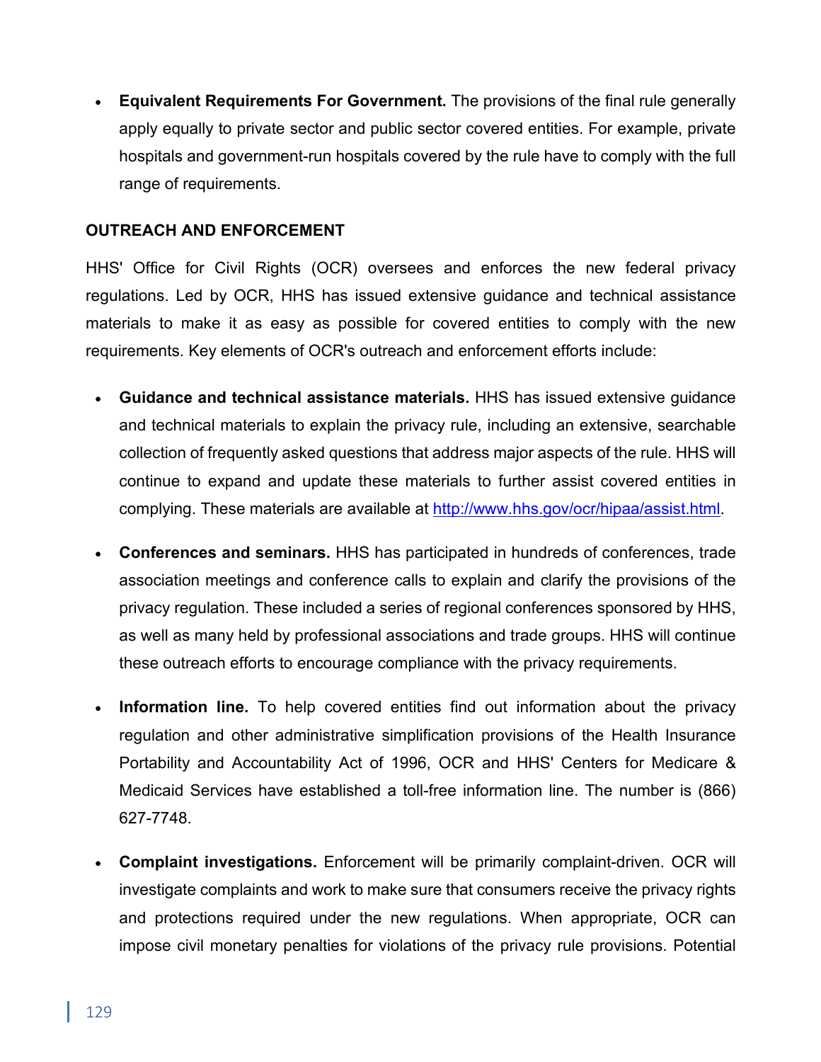- **Equivalent Requirements For Government.** The provisions of the final rule generally apply equally to private sector and public sector covered entities. For example, private hospitals and government-run hospitals covered by the rule have to comply with the full range of requirements.

**OUTREACH AND ENFORCEMENT**

HHS' Office for Civil Rights (OCR) oversees and enforces the new federal privacy regulations. Led by OCR, HHS has issued extensive guidance and technical assistance materials to make it as easy as possible for covered entities to comply with the new requirements. Key elements of OCR's outreach and enforcement efforts include:

- **Guidance and technical assistance materials.** HHS has issued extensive guidance and technical materials to explain the privacy rule, including an extensive, searchable collection of frequently asked questions that address major aspects of the rule. HHS will continue to expand and update these materials to further assist covered entities in complying. These materials are available at [http://www.hhs.gov/ocr/hipaa/assist.html](http://www.hhs.gov/ocr/hipaa/assist.html).

- **Conferences and seminars.** HHS has participated in hundreds of conferences, trade association meetings and conference calls to explain and clarify the provisions of the privacy regulation. These included a series of regional conferences sponsored by HHS, as well as many held by professional associations and trade groups. HHS will continue these outreach efforts to encourage compliance with the privacy requirements.

- **Information line.** To help covered entities find out information about the privacy regulation and other administrative simplification provisions of the Health Insurance Portability and Accountability Act of 1996, OCR and HHS' Centers for Medicare & Medicaid Services have established a toll-free information line. The number is (866) 627-7748.

- **Complaint investigations.** Enforcement will be primarily complaint-driven. OCR will investigate complaints and work to make sure that consumers receive the privacy rights and protections required under the new regulations. When appropriate, OCR can impose civil monetary penalties for violations of the privacy rule provisions. Potential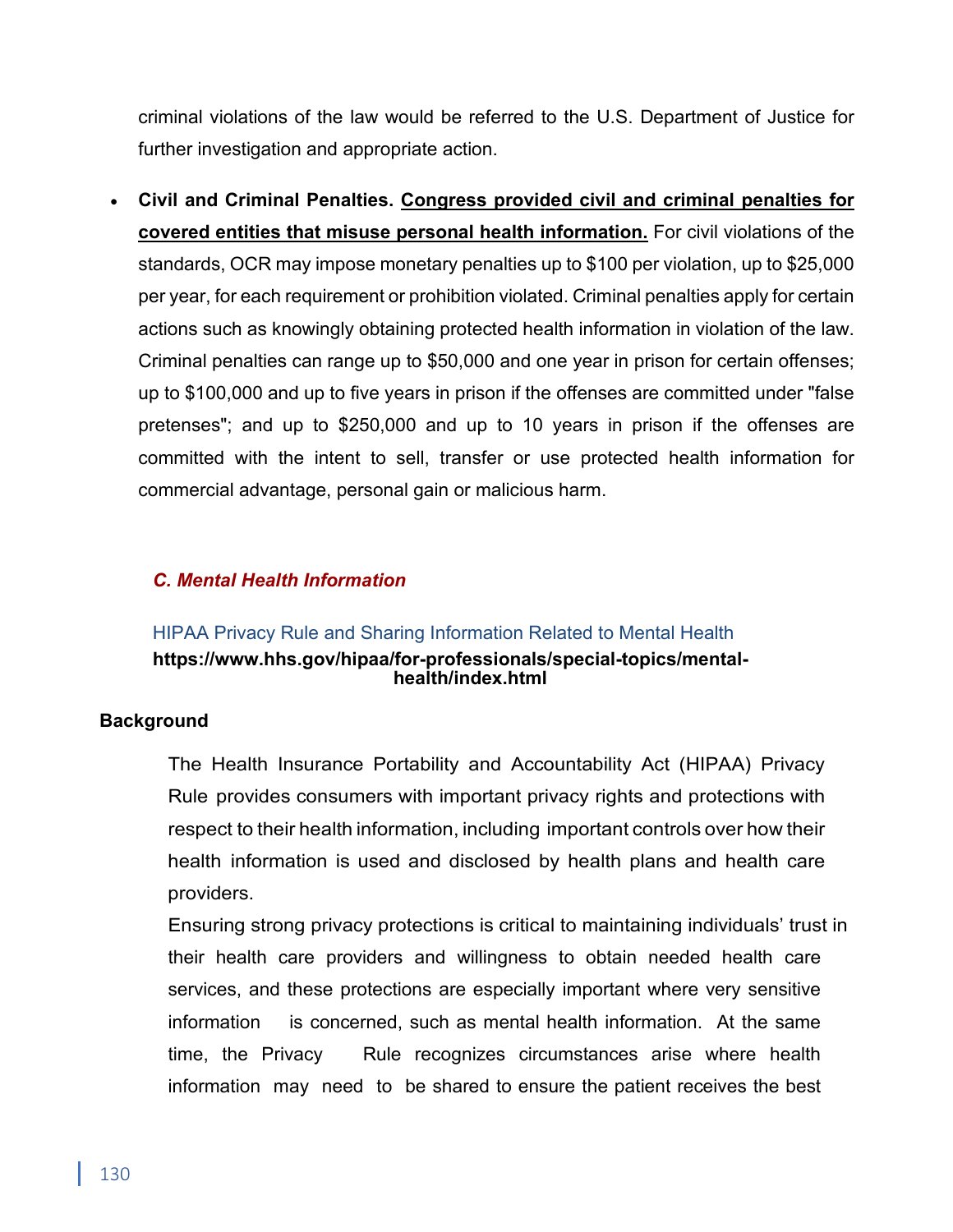criminal violations of the law would be referred to the U.S. Department of Justice for further investigation and appropriate action.

- **Civil and Criminal Penalties.** **Congress provided civil and criminal penalties for covered entities that misuse personal health information.** For civil violations of the standards, OCR may impose monetary penalties up to $100 per violation, up to $25,000 per year, for each requirement or prohibition violated. Criminal penalties apply for certain actions such as knowingly obtaining protected health information in violation of the law. Criminal penalties can range up to $50,000 and one year in prison for certain offenses; up to $100,000 and up to five years in prison if the offenses are committed under "false pretenses"; and up to $250,000 and up to 10 years in prison if the offenses are committed with the intent to sell, transfer or use protected health information for commercial advantage, personal gain or malicious harm.

### *C. Mental Health Information*

HIPAA Privacy Rule and Sharing Information Related to Mental Health
**https://www.hhs.gov/hipaa/for-professionals/special-topics/mental-health/index.html**

**Background**

The Health Insurance Portability and Accountability Act (HIPAA) Privacy Rule provides consumers with important privacy rights and protections with respect to their health information, including important controls over how their health information is used and disclosed by health plans and health care providers.

Ensuring strong privacy protections is critical to maintaining individuals' trust in their health care providers and willingness to obtain needed health care services, and these protections are especially important where very sensitive information is concerned, such as mental health information. At the same time, the Privacy Rule recognizes circumstances arise where health information may need to be shared to ensure the patient receives the best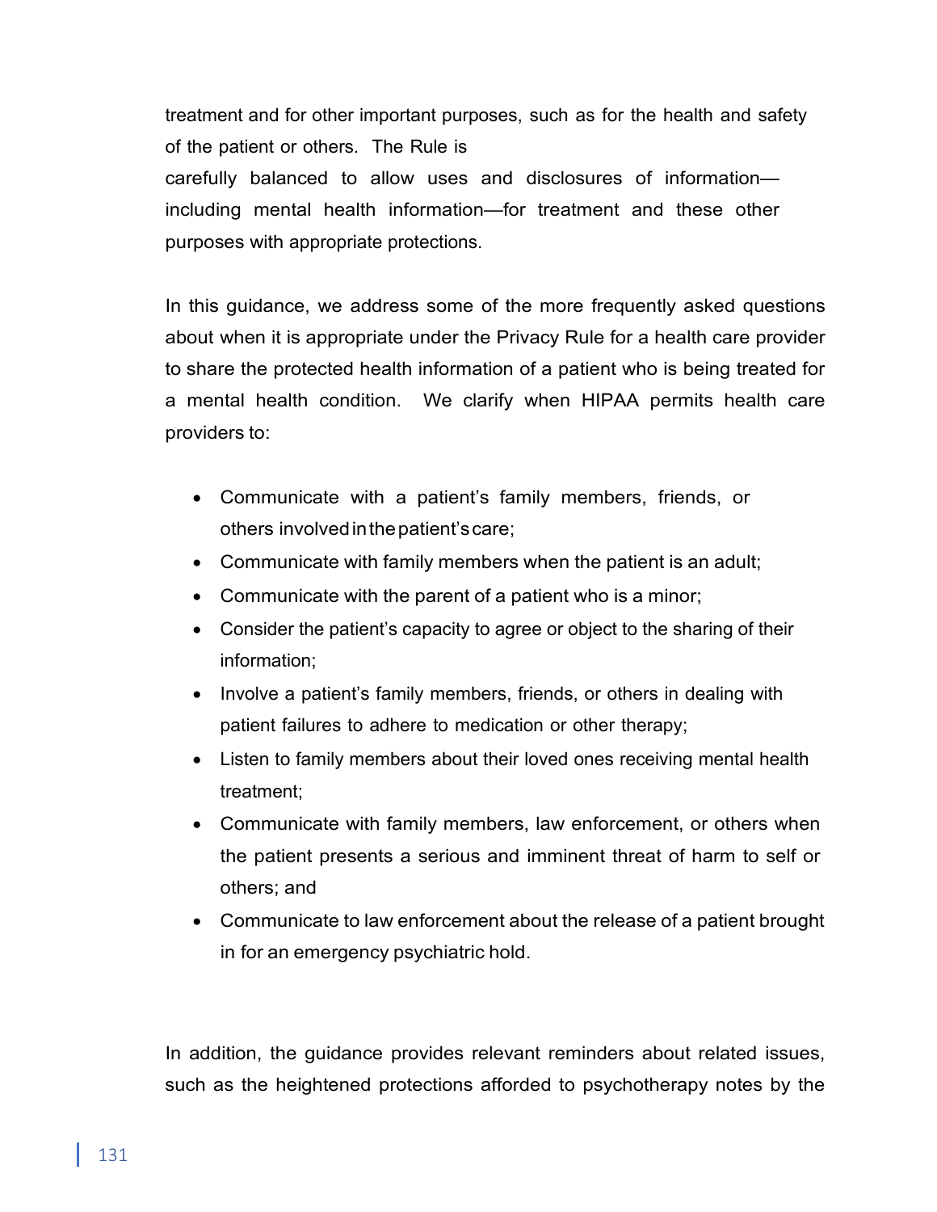treatment and for other important purposes, such as for the health and safety of the patient or others. The Rule is carefully balanced to allow uses and disclosures of information—including mental health information—for treatment and these other purposes with appropriate protections.

In this guidance, we address some of the more frequently asked questions about when it is appropriate under the Privacy Rule for a health care provider to share the protected health information of a patient who is being treated for a mental health condition. We clarify when HIPAA permits health care providers to:

- Communicate with a patient's family members, friends, or others involved in the patient's care;
- Communicate with family members when the patient is an adult;
- Communicate with the parent of a patient who is a minor;
- Consider the patient's capacity to agree or object to the sharing of their information;
- Involve a patient's family members, friends, or others in dealing with patient failures to adhere to medication or other therapy;
- Listen to family members about their loved ones receiving mental health treatment;
- Communicate with family members, law enforcement, or others when the patient presents a serious and imminent threat of harm to self or others; and
- Communicate to law enforcement about the release of a patient brought in for an emergency psychiatric hold.

In addition, the guidance provides relevant reminders about related issues, such as the heightened protections afforded to psychotherapy notes by the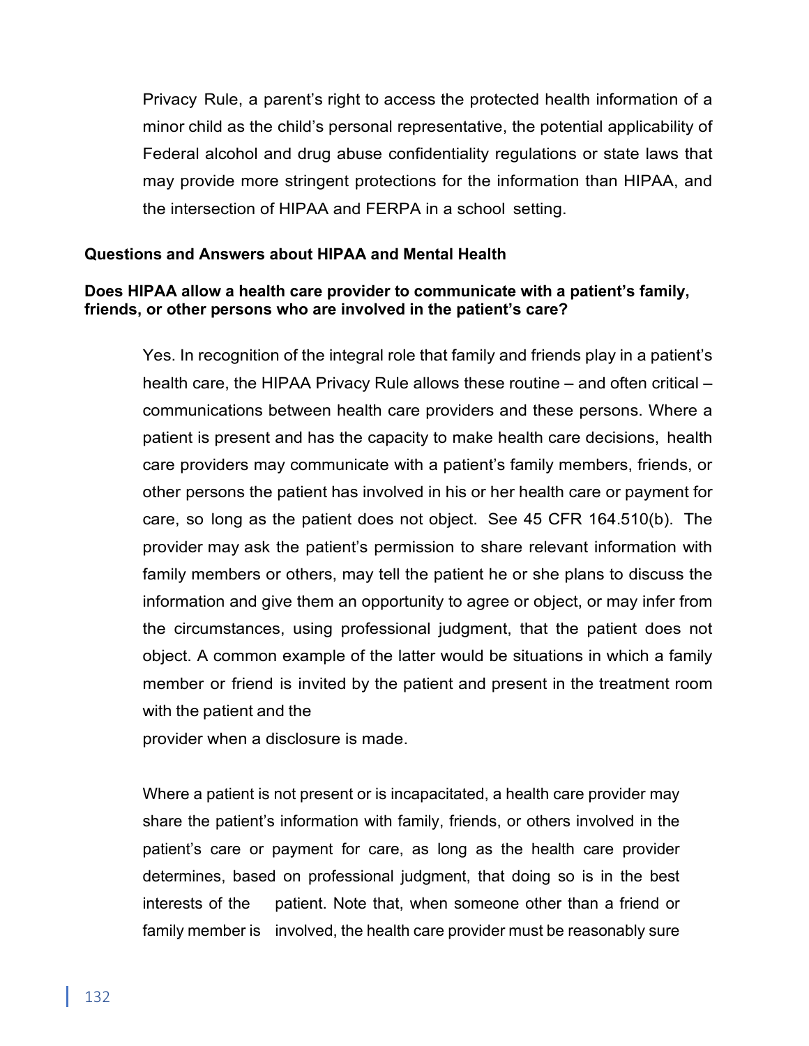Privacy Rule, a parent's right to access the protected health information of a minor child as the child's personal representative, the potential applicability of Federal alcohol and drug abuse confidentiality regulations or state laws that may provide more stringent protections for the information than HIPAA, and the intersection of HIPAA and FERPA in a school setting.

**Questions and Answers about HIPAA and Mental Health**

**Does HIPAA allow a health care provider to communicate with a patient's family, friends, or other persons who are involved in the patient's care?**

Yes. In recognition of the integral role that family and friends play in a patient's health care, the HIPAA Privacy Rule allows these routine – and often critical – communications between health care providers and these persons. Where a patient is present and has the capacity to make health care decisions, health care providers may communicate with a patient's family members, friends, or other persons the patient has involved in his or her health care or payment for care, so long as the patient does not object. See 45 CFR 164.510(b). The provider may ask the patient's permission to share relevant information with family members or others, may tell the patient he or she plans to discuss the information and give them an opportunity to agree or object, or may infer from the circumstances, using professional judgment, that the patient does not object. A common example of the latter would be situations in which a family member or friend is invited by the patient and present in the treatment room with the patient and the provider when a disclosure is made.

Where a patient is not present or is incapacitated, a health care provider may share the patient's information with family, friends, or others involved in the patient's care or payment for care, as long as the health care provider determines, based on professional judgment, that doing so is in the best interests of the patient. Note that, when someone other than a friend or family member is involved, the health care provider must be reasonably sure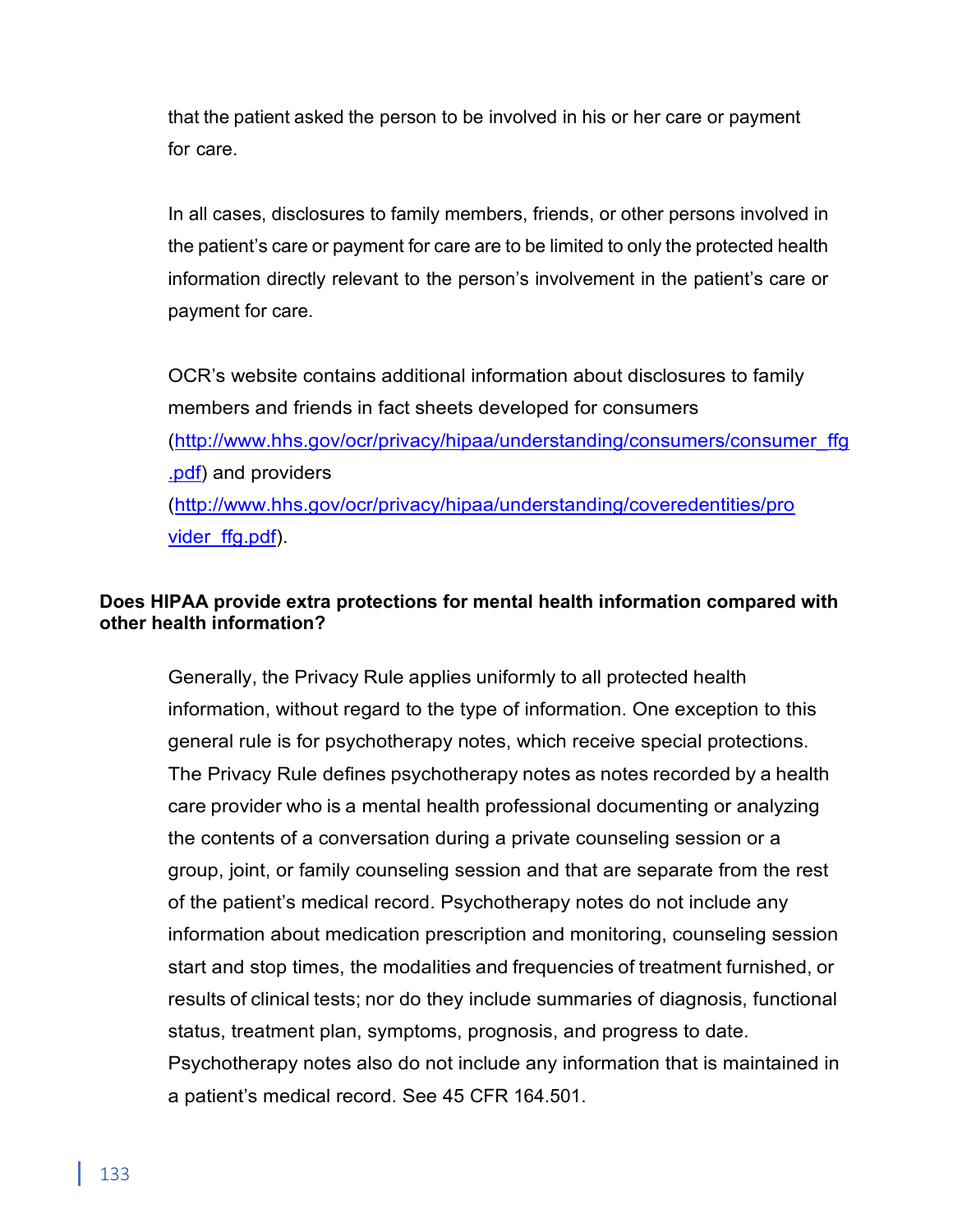that the patient asked the person to be involved in his or her care or payment for care.

In all cases, disclosures to family members, friends, or other persons involved in the patient's care or payment for care are to be limited to only the protected health information directly relevant to the person's involvement in the patient's care or payment for care.

OCR's website contains additional information about disclosures to family members and friends in fact sheets developed for consumers (http://www.hhs.gov/ocr/privacy/hipaa/understanding/consumers/consumer_ffg.pdf) and providers (http://www.hhs.gov/ocr/privacy/hipaa/understanding/coveredentities/provider_ffg.pdf).

**Does HIPAA provide extra protections for mental health information compared with other health information?**

Generally, the Privacy Rule applies uniformly to all protected health information, without regard to the type of information. One exception to this general rule is for psychotherapy notes, which receive special protections. The Privacy Rule defines psychotherapy notes as notes recorded by a health care provider who is a mental health professional documenting or analyzing the contents of a conversation during a private counseling session or a group, joint, or family counseling session and that are separate from the rest of the patient's medical record. Psychotherapy notes do not include any information about medication prescription and monitoring, counseling session start and stop times, the modalities and frequencies of treatment furnished, or results of clinical tests; nor do they include summaries of diagnosis, functional status, treatment plan, symptoms, prognosis, and progress to date. Psychotherapy notes also do not include any information that is maintained in a patient's medical record. See 45 CFR 164.501.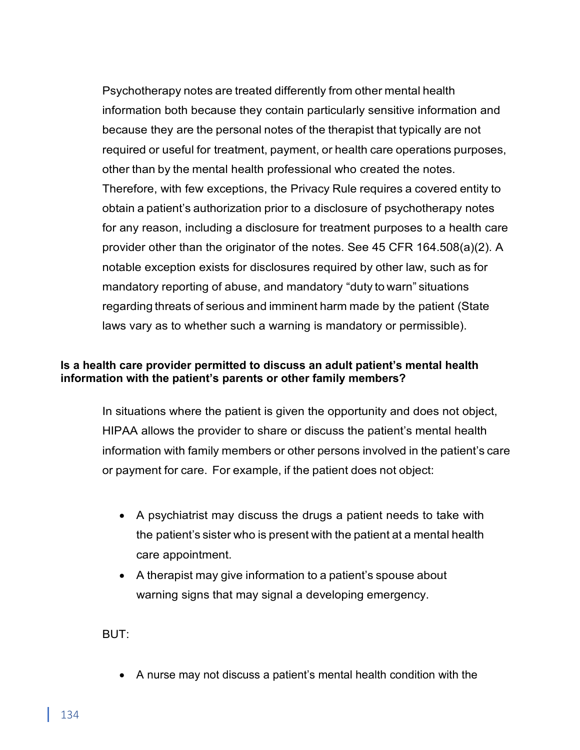Psychotherapy notes are treated differently from other mental health information both because they contain particularly sensitive information and because they are the personal notes of the therapist that typically are not required or useful for treatment, payment, or health care operations purposes, other than by the mental health professional who created the notes. Therefore, with few exceptions, the Privacy Rule requires a covered entity to obtain a patient's authorization prior to a disclosure of psychotherapy notes for any reason, including a disclosure for treatment purposes to a health care provider other than the originator of the notes. See 45 CFR 164.508(a)(2). A notable exception exists for disclosures required by other law, such as for mandatory reporting of abuse, and mandatory "duty to warn" situations regarding threats of serious and imminent harm made by the patient (State laws vary as to whether such a warning is mandatory or permissible).

**Is a health care provider permitted to discuss an adult patient's mental health information with the patient's parents or other family members?**

In situations where the patient is given the opportunity and does not object, HIPAA allows the provider to share or discuss the patient's mental health information with family members or other persons involved in the patient's care or payment for care. For example, if the patient does not object:

- A psychiatrist may discuss the drugs a patient needs to take with the patient's sister who is present with the patient at a mental health care appointment.
- A therapist may give information to a patient's spouse about warning signs that may signal a developing emergency.

BUT:

- A nurse may not discuss a patient's mental health condition with the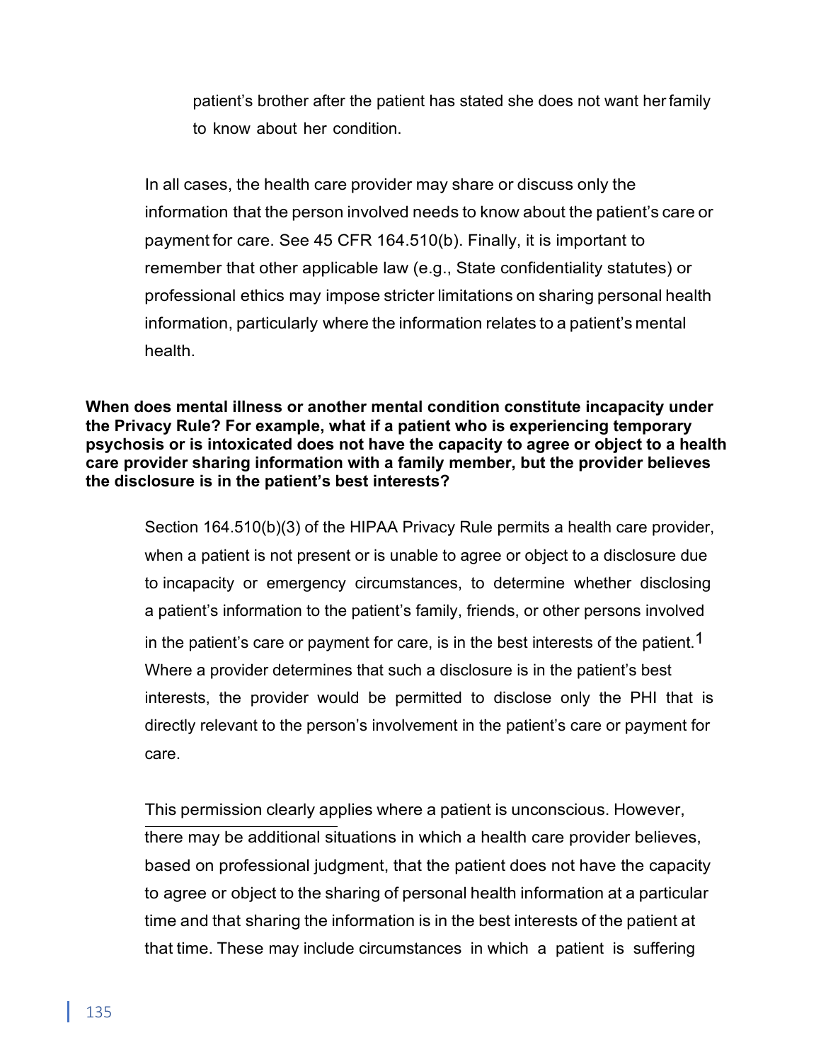patient's brother after the patient has stated she does not want her family to know about her condition.

In all cases, the health care provider may share or discuss only the information that the person involved needs to know about the patient's care or payment for care. See 45 CFR 164.510(b). Finally, it is important to remember that other applicable law (e.g., State confidentiality statutes) or professional ethics may impose stricter limitations on sharing personal health information, particularly where the information relates to a patient's mental health.

**When does mental illness or another mental condition constitute incapacity under the Privacy Rule? For example, what if a patient who is experiencing temporary psychosis or is intoxicated does not have the capacity to agree or object to a health care provider sharing information with a family member, but the provider believes the disclosure is in the patient's best interests?**

Section 164.510(b)(3) of the HIPAA Privacy Rule permits a health care provider, when a patient is not present or is unable to agree or object to a disclosure due to incapacity or emergency circumstances, to determine whether disclosing a patient's information to the patient's family, friends, or other persons involved in the patient's care or payment for care, is in the best interests of the patient.[1] Where a provider determines that such a disclosure is in the patient's best interests, the provider would be permitted to disclose only the PHI that is directly relevant to the person's involvement in the patient's care or payment for care.

This permission clearly applies where a patient is unconscious. However, there may be additional situations in which a health care provider believes, based on professional judgment, that the patient does not have the capacity to agree or object to the sharing of personal health information at a particular time and that sharing the information is in the best interests of the patient at that time. These may include circumstances in which a patient is suffering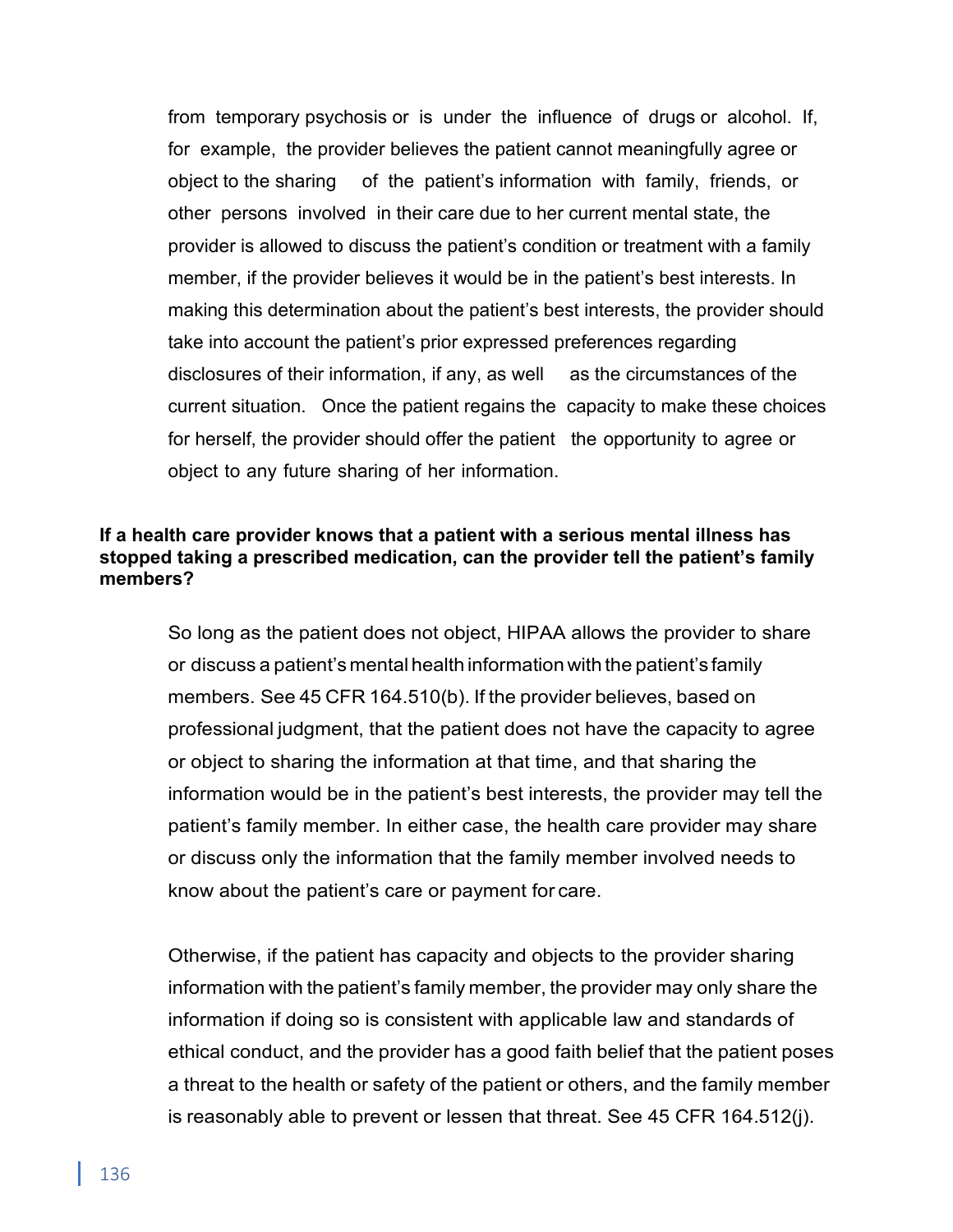from temporary psychosis or is under the influence of drugs or alcohol. If, for example, the provider believes the patient cannot meaningfully agree or object to the sharing of the patient's information with family, friends, or other persons involved in their care due to her current mental state, the provider is allowed to discuss the patient's condition or treatment with a family member, if the provider believes it would be in the patient's best interests. In making this determination about the patient's best interests, the provider should take into account the patient's prior expressed preferences regarding disclosures of their information, if any, as well as the circumstances of the current situation. Once the patient regains the capacity to make these choices for herself, the provider should offer the patient the opportunity to agree or object to any future sharing of her information.

**If a health care provider knows that a patient with a serious mental illness has stopped taking a prescribed medication, can the provider tell the patient's family members?**

So long as the patient does not object, HIPAA allows the provider to share or discuss a patient's mental health information with the patient's family members. See 45 CFR 164.510(b). If the provider believes, based on professional judgment, that the patient does not have the capacity to agree or object to sharing the information at that time, and that sharing the information would be in the patient's best interests, the provider may tell the patient's family member. In either case, the health care provider may share or discuss only the information that the family member involved needs to know about the patient's care or payment for care.

Otherwise, if the patient has capacity and objects to the provider sharing information with the patient's family member, the provider may only share the information if doing so is consistent with applicable law and standards of ethical conduct, and the provider has a good faith belief that the patient poses a threat to the health or safety of the patient or others, and the family member is reasonably able to prevent or lessen that threat. See 45 CFR 164.512(j).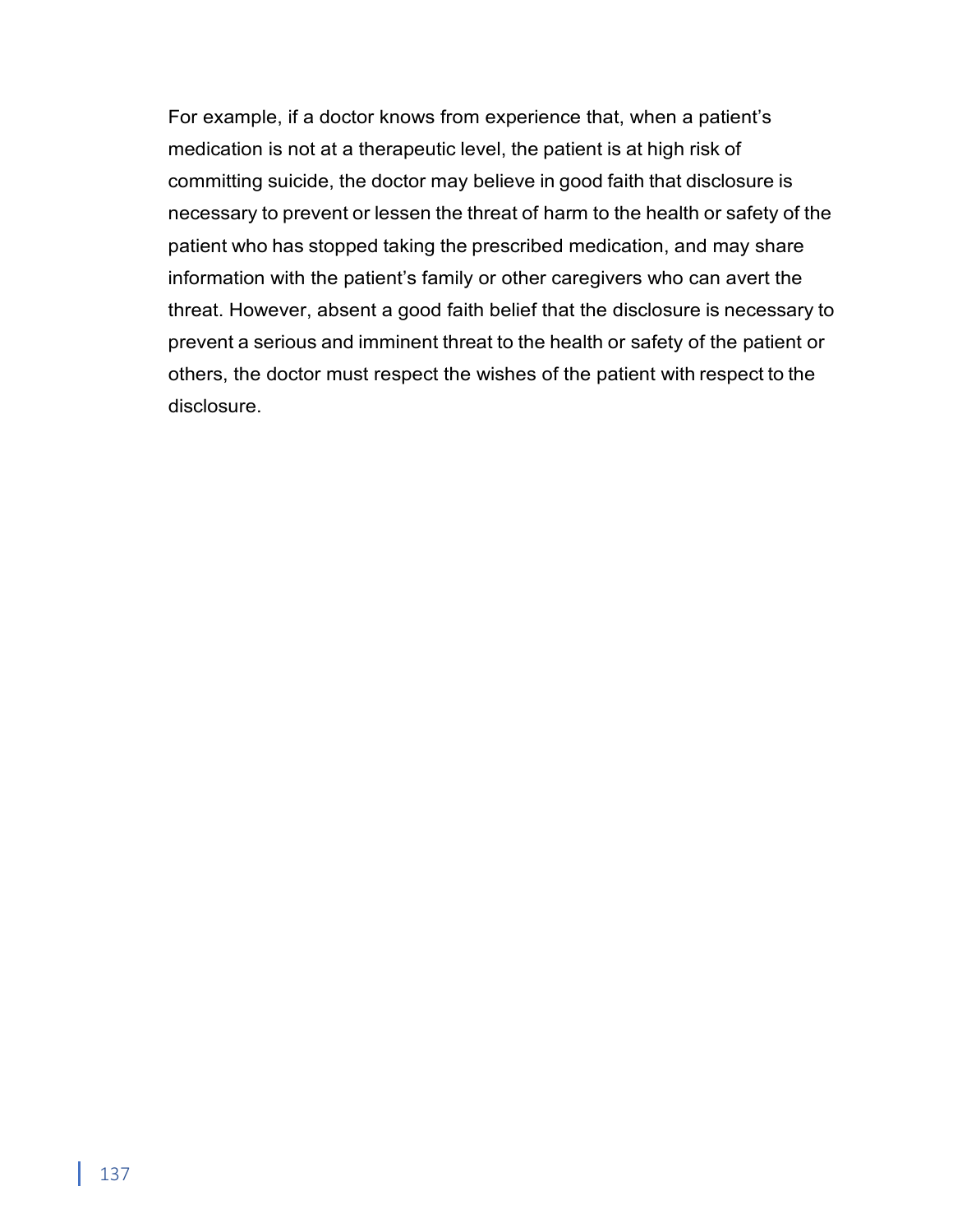For example, if a doctor knows from experience that, when a patient's medication is not at a therapeutic level, the patient is at high risk of committing suicide, the doctor may believe in good faith that disclosure is necessary to prevent or lessen the threat of harm to the health or safety of the patient who has stopped taking the prescribed medication, and may share information with the patient's family or other caregivers who can avert the threat. However, absent a good faith belief that the disclosure is necessary to prevent a serious and imminent threat to the health or safety of the patient or others, the doctor must respect the wishes of the patient with respect to the disclosure.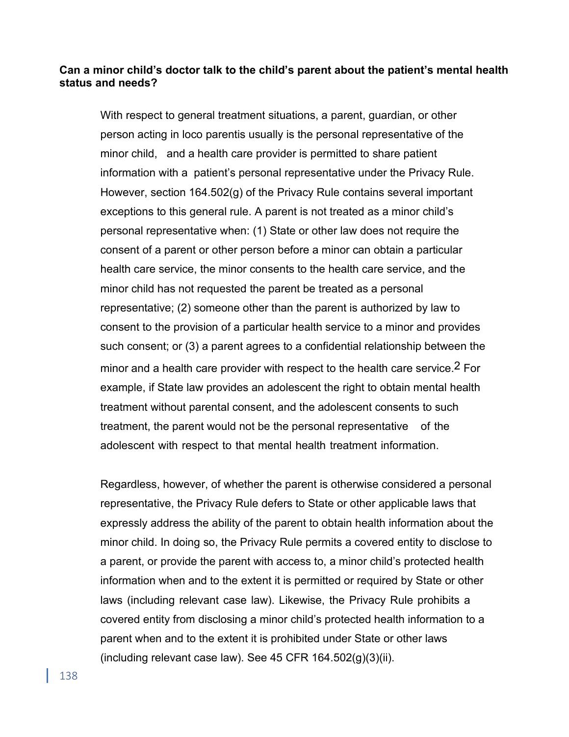**Can a minor child's doctor talk to the child's parent about the patient's mental health status and needs?**

With respect to general treatment situations, a parent, guardian, or other person acting in loco parentis usually is the personal representative of the minor child, and a health care provider is permitted to share patient information with a patient's personal representative under the Privacy Rule. However, section 164.502(g) of the Privacy Rule contains several important exceptions to this general rule. A parent is not treated as a minor child's personal representative when: (1) State or other law does not require the consent of a parent or other person before a minor can obtain a particular health care service, the minor consents to the health care service, and the minor child has not requested the parent be treated as a personal representative; (2) someone other than the parent is authorized by law to consent to the provision of a particular health service to a minor and provides such consent; or (3) a parent agrees to a confidential relationship between the minor and a health care provider with respect to the health care service.[2] For example, if State law provides an adolescent the right to obtain mental health treatment without parental consent, and the adolescent consents to such treatment, the parent would not be the personal representative of the adolescent with respect to that mental health treatment information.

Regardless, however, of whether the parent is otherwise considered a personal representative, the Privacy Rule defers to State or other applicable laws that expressly address the ability of the parent to obtain health information about the minor child. In doing so, the Privacy Rule permits a covered entity to disclose to a parent, or provide the parent with access to, a minor child's protected health information when and to the extent it is permitted or required by State or other laws (including relevant case law). Likewise, the Privacy Rule prohibits a covered entity from disclosing a minor child's protected health information to a parent when and to the extent it is prohibited under State or other laws (including relevant case law). See 45 CFR 164.502(g)(3)(ii).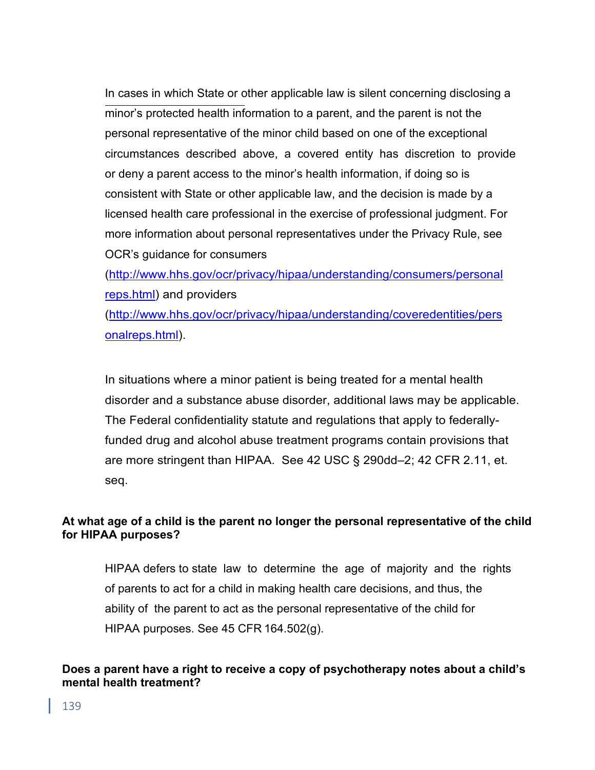In cases in which State or other applicable law is silent concerning disclosing a minor's protected health information to a parent, and the parent is not the personal representative of the minor child based on one of the exceptional circumstances described above, a covered entity has discretion to provide or deny a parent access to the minor's health information, if doing so is consistent with State or other applicable law, and the decision is made by a licensed health care professional in the exercise of professional judgment. For more information about personal representatives under the Privacy Rule, see OCR's guidance for consumers (http://www.hhs.gov/ocr/privacy/hipaa/understanding/consumers/personalreps.html) and providers (http://www.hhs.gov/ocr/privacy/hipaa/understanding/coveredentities/personalreps.html).

In situations where a minor patient is being treated for a mental health disorder and a substance abuse disorder, additional laws may be applicable. The Federal confidentiality statute and regulations that apply to federally-funded drug and alcohol abuse treatment programs contain provisions that are more stringent than HIPAA. See 42 USC § 290dd–2; 42 CFR 2.11, et. seq.

**At what age of a child is the parent no longer the personal representative of the child for HIPAA purposes?**

HIPAA defers to state law to determine the age of majority and the rights of parents to act for a child in making health care decisions, and thus, the ability of the parent to act as the personal representative of the child for HIPAA purposes. See 45 CFR 164.502(g).

**Does a parent have a right to receive a copy of psychotherapy notes about a child's mental health treatment?**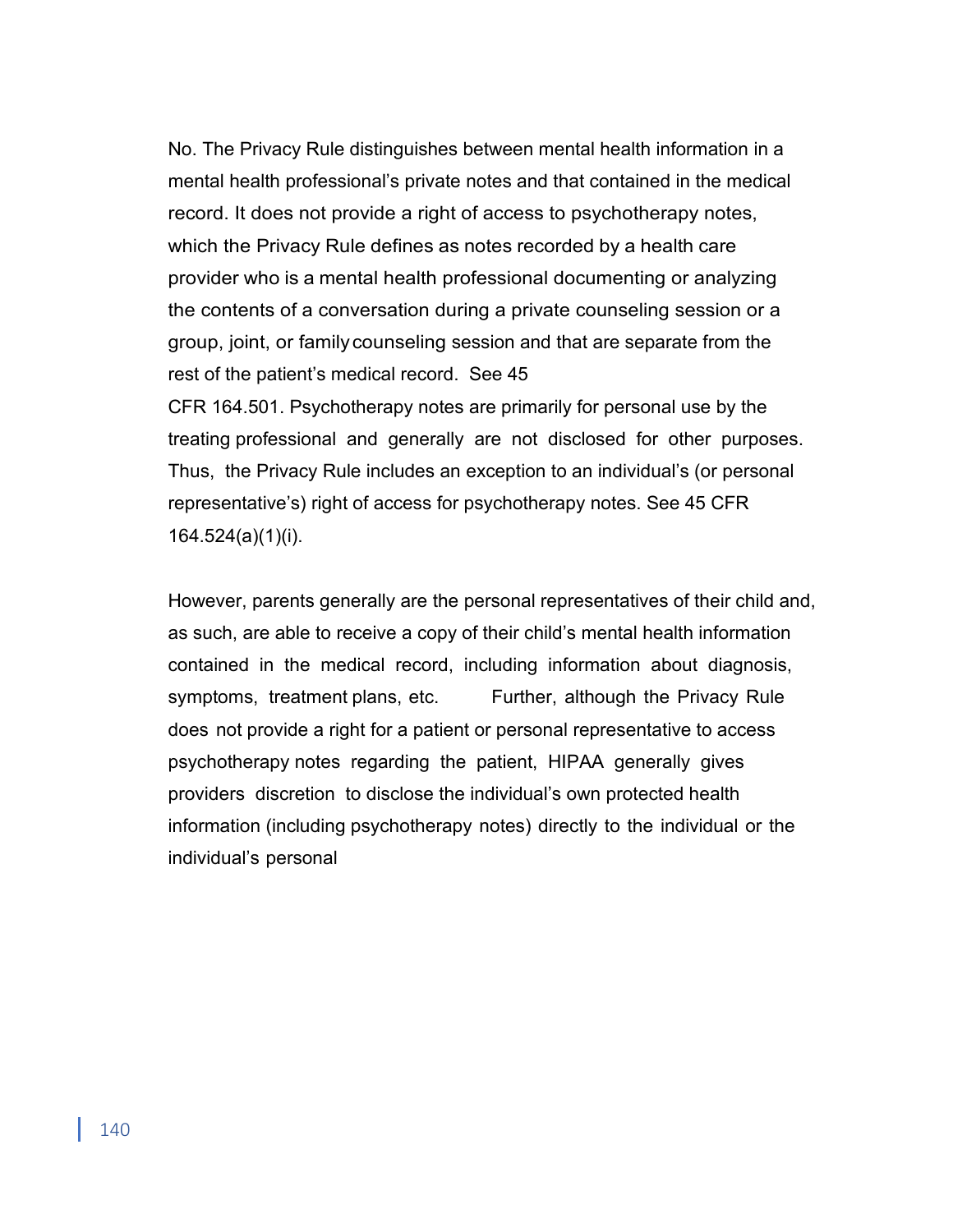No. The Privacy Rule distinguishes between mental health information in a mental health professional's private notes and that contained in the medical record. It does not provide a right of access to psychotherapy notes, which the Privacy Rule defines as notes recorded by a health care provider who is a mental health professional documenting or analyzing the contents of a conversation during a private counseling session or a group, joint, or family counseling session and that are separate from the rest of the patient's medical record. See 45 CFR 164.501. Psychotherapy notes are primarily for personal use by the treating professional and generally are not disclosed for other purposes. Thus, the Privacy Rule includes an exception to an individual's (or personal representative's) right of access for psychotherapy notes. See 45 CFR 164.524(a)(1)(i).

However, parents generally are the personal representatives of their child and, as such, are able to receive a copy of their child's mental health information contained in the medical record, including information about diagnosis, symptoms, treatment plans, etc. Further, although the Privacy Rule does not provide a right for a patient or personal representative to access psychotherapy notes regarding the patient, HIPAA generally gives providers discretion to disclose the individual's own protected health information (including psychotherapy notes) directly to the individual or the individual's personal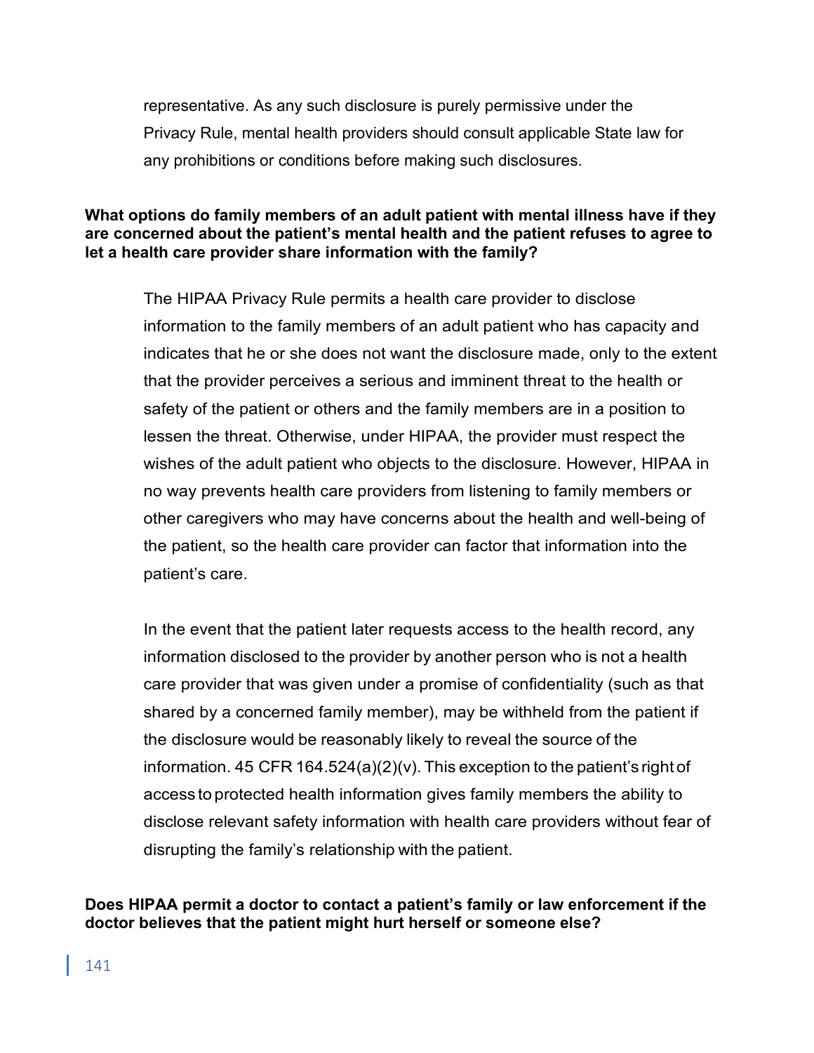representative. As any such disclosure is purely permissive under the Privacy Rule, mental health providers should consult applicable State law for any prohibitions or conditions before making such disclosures.

**What options do family members of an adult patient with mental illness have if they are concerned about the patient's mental health and the patient refuses to agree to let a health care provider share information with the family?**

The HIPAA Privacy Rule permits a health care provider to disclose information to the family members of an adult patient who has capacity and indicates that he or she does not want the disclosure made, only to the extent that the provider perceives a serious and imminent threat to the health or safety of the patient or others and the family members are in a position to lessen the threat. Otherwise, under HIPAA, the provider must respect the wishes of the adult patient who objects to the disclosure. However, HIPAA in no way prevents health care providers from listening to family members or other caregivers who may have concerns about the health and well-being of the patient, so the health care provider can factor that information into the patient's care.

In the event that the patient later requests access to the health record, any information disclosed to the provider by another person who is not a health care provider that was given under a promise of confidentiality (such as that shared by a concerned family member), may be withheld from the patient if the disclosure would be reasonably likely to reveal the source of the information. 45 CFR 164.524(a)(2)(v). This exception to the patient's right of access to protected health information gives family members the ability to disclose relevant safety information with health care providers without fear of disrupting the family's relationship with the patient.

**Does HIPAA permit a doctor to contact a patient's family or law enforcement if the doctor believes that the patient might hurt herself or someone else?**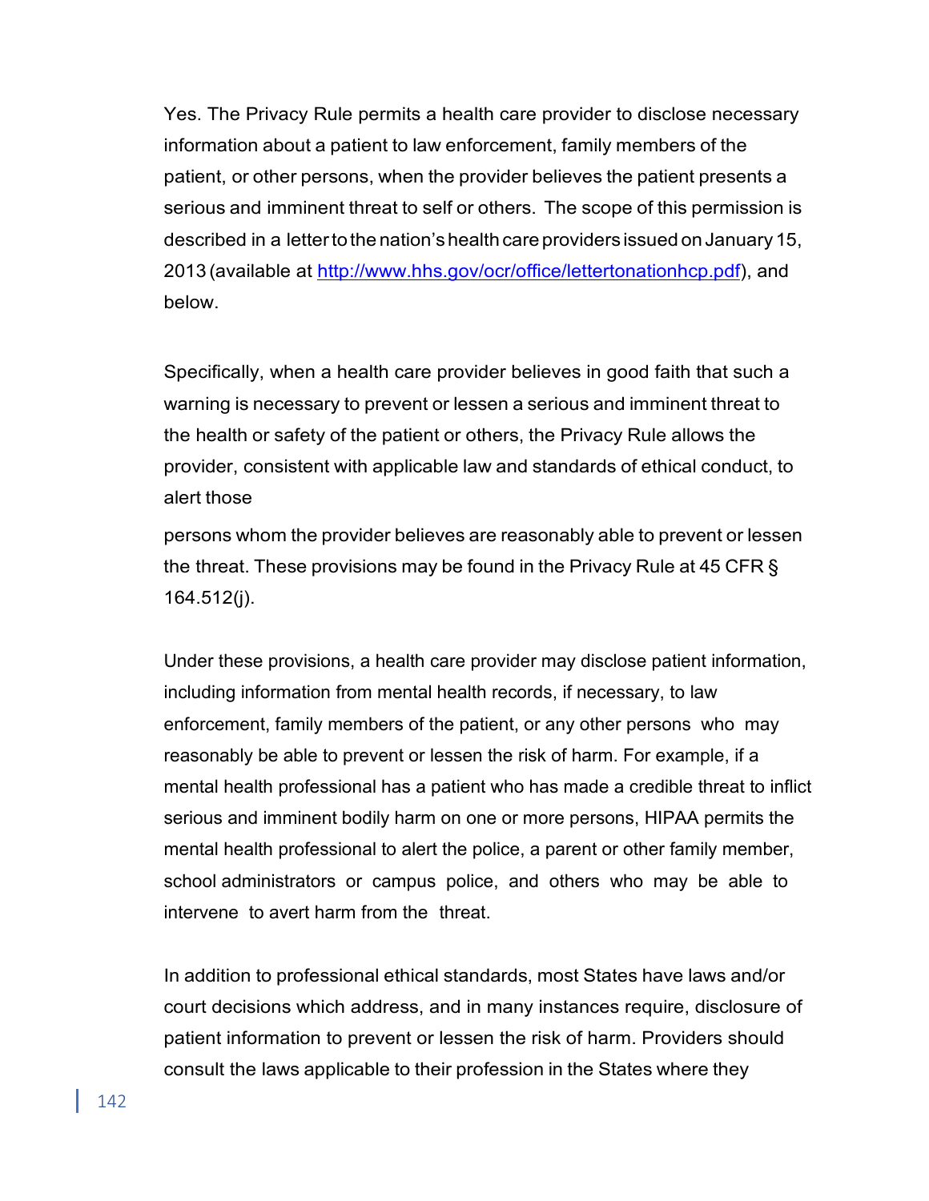Yes. The Privacy Rule permits a health care provider to disclose necessary information about a patient to law enforcement, family members of the patient, or other persons, when the provider believes the patient presents a serious and imminent threat to self or others. The scope of this permission is described in a letter to the nation's health care providers issued on January 15, 2013 (available at [http://www.hhs.gov/ocr/office/lettertonationhcp.pdf](http://www.hhs.gov/ocr/office/lettertonationhcp.pdf)), and below.

Specifically, when a health care provider believes in good faith that such a warning is necessary to prevent or lessen a serious and imminent threat to the health or safety of the patient or others, the Privacy Rule allows the provider, consistent with applicable law and standards of ethical conduct, to alert those persons whom the provider believes are reasonably able to prevent or lessen the threat. These provisions may be found in the Privacy Rule at 45 CFR § 164.512(j).

Under these provisions, a health care provider may disclose patient information, including information from mental health records, if necessary, to law enforcement, family members of the patient, or any other persons who may reasonably be able to prevent or lessen the risk of harm. For example, if a mental health professional has a patient who has made a credible threat to inflict serious and imminent bodily harm on one or more persons, HIPAA permits the mental health professional to alert the police, a parent or other family member, school administrators or campus police, and others who may be able to intervene to avert harm from the threat.

In addition to professional ethical standards, most States have laws and/or court decisions which address, and in many instances require, disclosure of patient information to prevent or lessen the risk of harm. Providers should consult the laws applicable to their profession in the States where they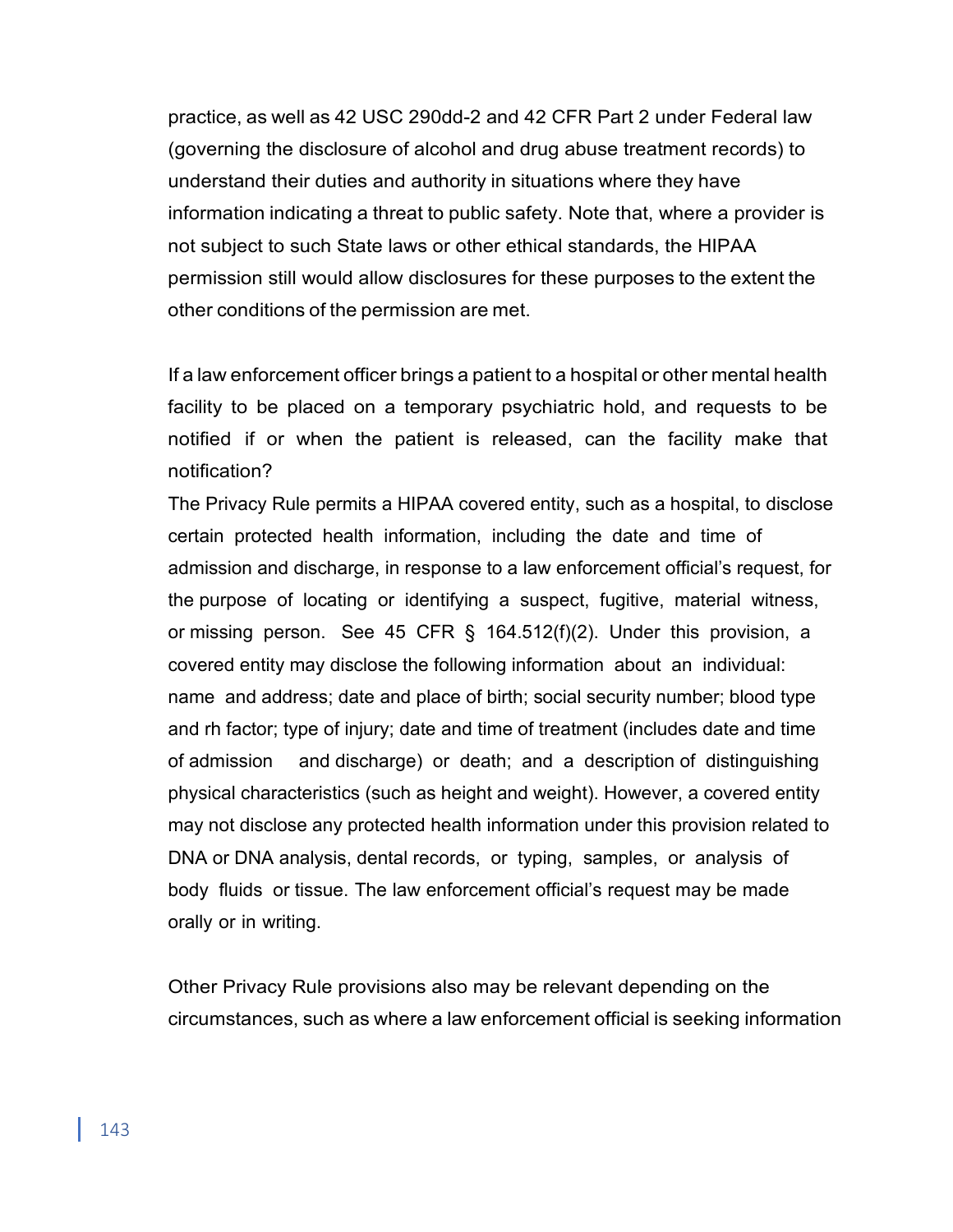practice, as well as 42 USC 290dd-2 and 42 CFR Part 2 under Federal law (governing the disclosure of alcohol and drug abuse treatment records) to understand their duties and authority in situations where they have information indicating a threat to public safety. Note that, where a provider is not subject to such State laws or other ethical standards, the HIPAA permission still would allow disclosures for these purposes to the extent the other conditions of the permission are met.

If a law enforcement officer brings a patient to a hospital or other mental health facility to be placed on a temporary psychiatric hold, and requests to be notified if or when the patient is released, can the facility make that notification?

The Privacy Rule permits a HIPAA covered entity, such as a hospital, to disclose certain protected health information, including the date and time of admission and discharge, in response to a law enforcement official's request, for the purpose of locating or identifying a suspect, fugitive, material witness, or missing person. See 45 CFR § 164.512(f)(2). Under this provision, a covered entity may disclose the following information about an individual: name and address; date and place of birth; social security number; blood type and rh factor; type of injury; date and time of treatment (includes date and time of admission and discharge) or death; and a description of distinguishing physical characteristics (such as height and weight). However, a covered entity may not disclose any protected health information under this provision related to DNA or DNA analysis, dental records, or typing, samples, or analysis of body fluids or tissue. The law enforcement official's request may be made orally or in writing.

Other Privacy Rule provisions also may be relevant depending on the circumstances, such as where a law enforcement official is seeking information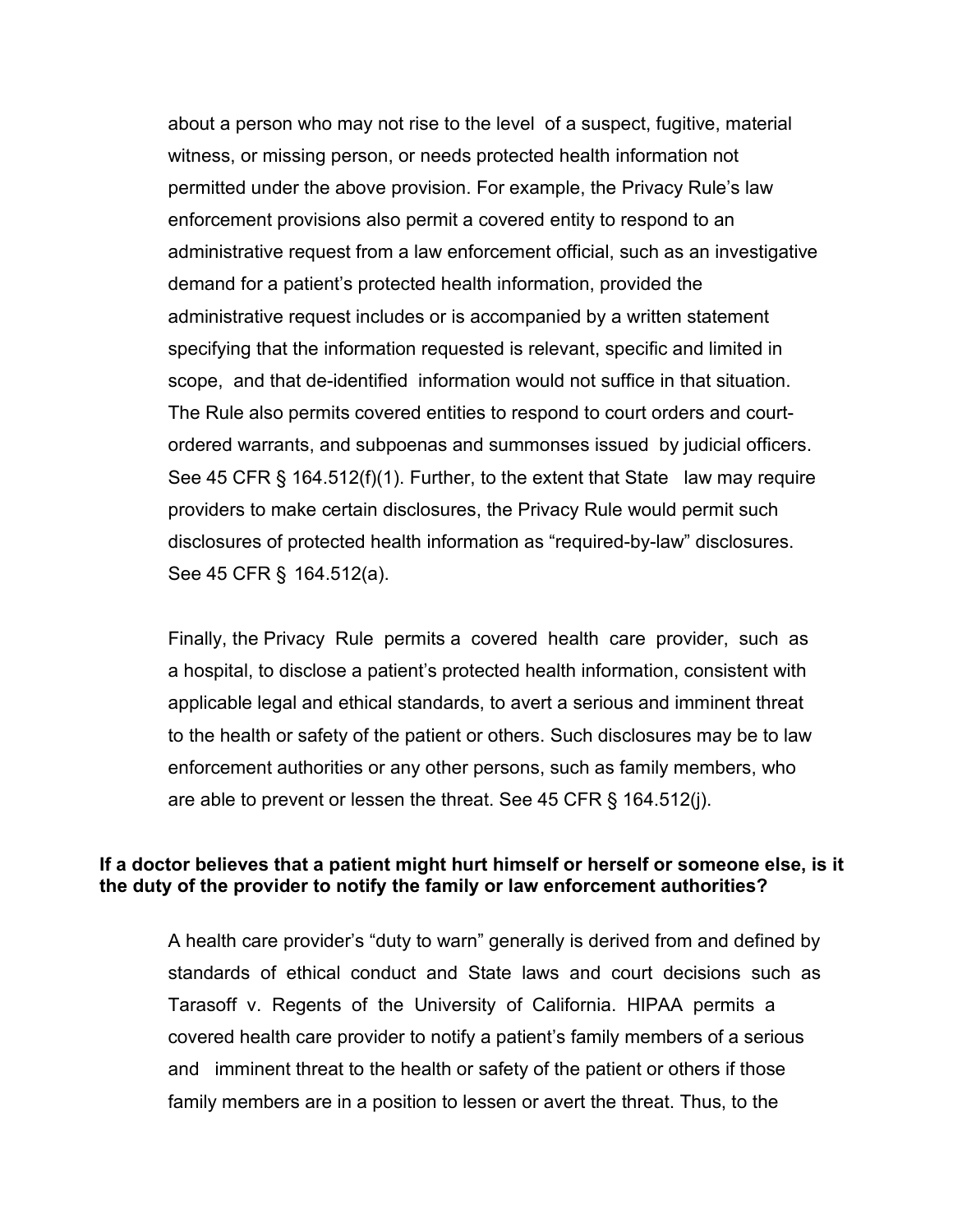about a person who may not rise to the level of a suspect, fugitive, material witness, or missing person, or needs protected health information not permitted under the above provision. For example, the Privacy Rule's law enforcement provisions also permit a covered entity to respond to an administrative request from a law enforcement official, such as an investigative demand for a patient's protected health information, provided the administrative request includes or is accompanied by a written statement specifying that the information requested is relevant, specific and limited in scope, and that de-identified information would not suffice in that situation. The Rule also permits covered entities to respond to court orders and court-ordered warrants, and subpoenas and summonses issued by judicial officers. See 45 CFR § 164.512(f)(1). Further, to the extent that State law may require providers to make certain disclosures, the Privacy Rule would permit such disclosures of protected health information as "required-by-law" disclosures. See 45 CFR § 164.512(a).

Finally, the Privacy Rule permits a covered health care provider, such as a hospital, to disclose a patient's protected health information, consistent with applicable legal and ethical standards, to avert a serious and imminent threat to the health or safety of the patient or others. Such disclosures may be to law enforcement authorities or any other persons, such as family members, who are able to prevent or lessen the threat. See 45 CFR § 164.512(j).

**If a doctor believes that a patient might hurt himself or herself or someone else, is it the duty of the provider to notify the family or law enforcement authorities?**

A health care provider's "duty to warn" generally is derived from and defined by standards of ethical conduct and State laws and court decisions such as Tarasoff v. Regents of the University of California. HIPAA permits a covered health care provider to notify a patient's family members of a serious and imminent threat to the health or safety of the patient or others if those family members are in a position to lessen or avert the threat. Thus, to the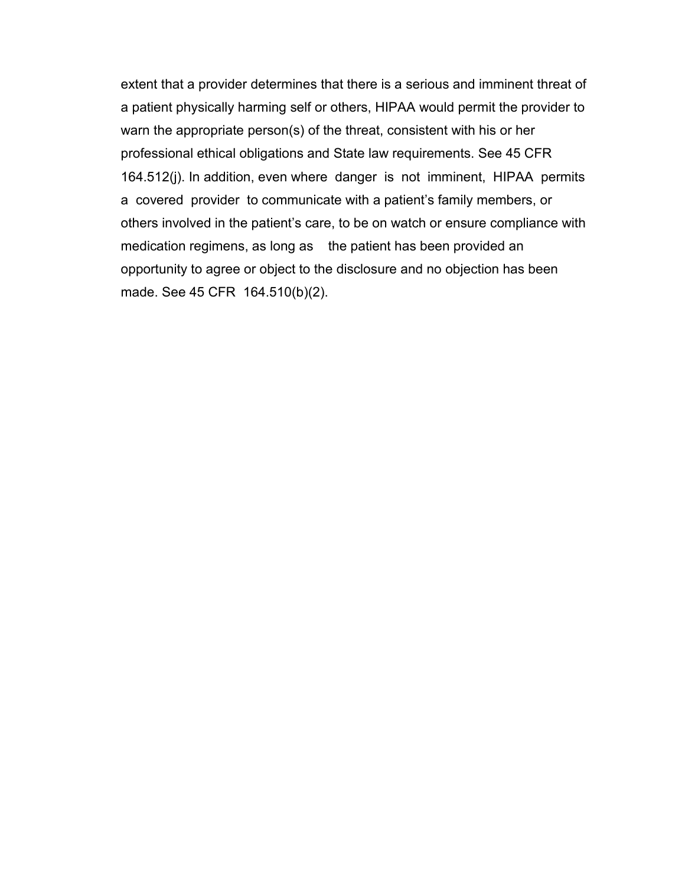extent that a provider determines that there is a serious and imminent threat of a patient physically harming self or others, HIPAA would permit the provider to warn the appropriate person(s) of the threat, consistent with his or her professional ethical obligations and State law requirements. See 45 CFR 164.512(j). In addition, even where danger is not imminent, HIPAA permits a covered provider to communicate with a patient's family members, or others involved in the patient's care, to be on watch or ensure compliance with medication regimens, as long as the patient has been provided an opportunity to agree or object to the disclosure and no objection has been made. See 45 CFR 164.510(b)(2).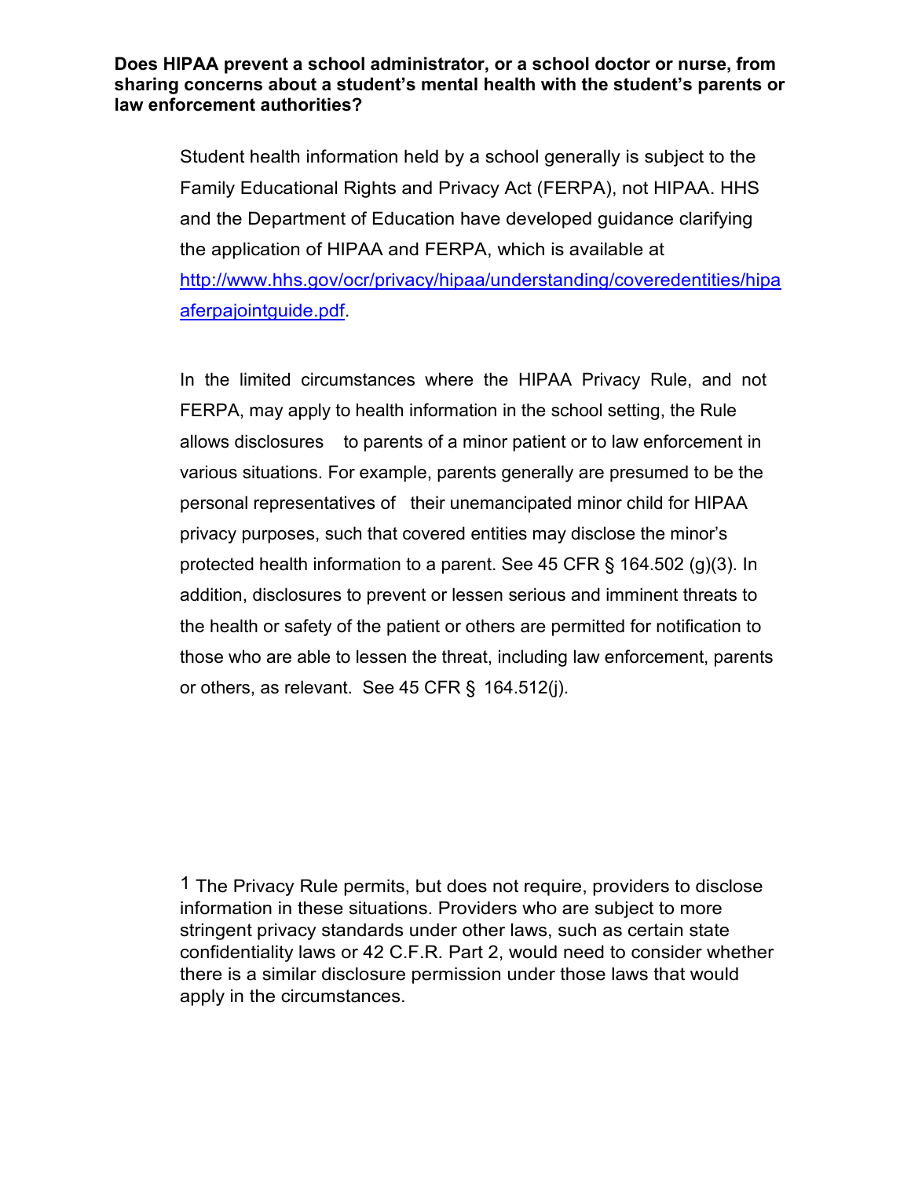**Does HIPAA prevent a school administrator, or a school doctor or nurse, from sharing concerns about a student's mental health with the student's parents or law enforcement authorities?**

Student health information held by a school generally is subject to the Family Educational Rights and Privacy Act (FERPA), not HIPAA. HHS and the Department of Education have developed guidance clarifying the application of HIPAA and FERPA, which is available at http://www.hhs.gov/ocr/privacy/hipaa/understanding/coveredentities/hipaaferpajointguide.pdf.

In the limited circumstances where the HIPAA Privacy Rule, and not FERPA, may apply to health information in the school setting, the Rule allows disclosures to parents of a minor patient or to law enforcement in various situations. For example, parents generally are presumed to be the personal representatives of their unemancipated minor child for HIPAA privacy purposes, such that covered entities may disclose the minor's protected health information to a parent. See 45 CFR § 164.502 (g)(3). In addition, disclosures to prevent or lessen serious and imminent threats to the health or safety of the patient or others are permitted for notification to those who are able to lessen the threat, including law enforcement, parents or others, as relevant. See 45 CFR § 164.512(j).

[1] The Privacy Rule permits, but does not require, providers to disclose information in these situations. Providers who are subject to more stringent privacy standards under other laws, such as certain state confidentiality laws or 42 C.F.R. Part 2, would need to consider whether there is a similar disclosure permission under those laws that would apply in the circumstances.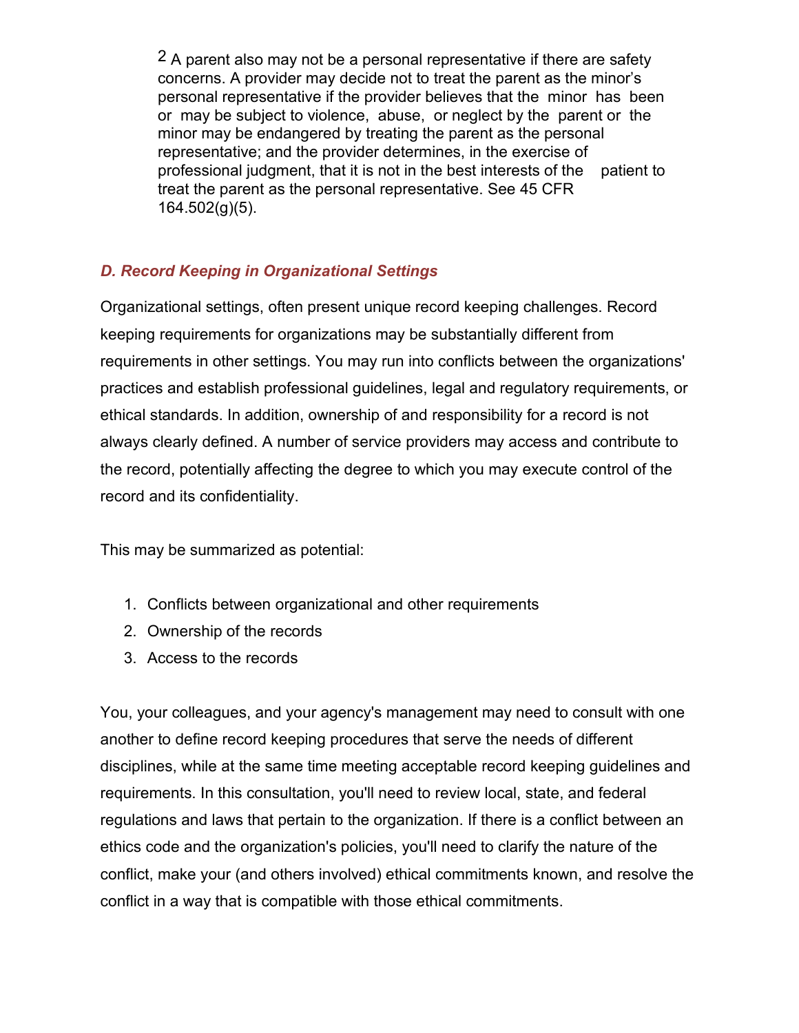[2] A parent also may not be a personal representative if there are safety concerns. A provider may decide not to treat the parent as the minor's personal representative if the provider believes that the minor has been or may be subject to violence, abuse, or neglect by the parent or the minor may be endangered by treating the parent as the personal representative; and the provider determines, in the exercise of professional judgment, that it is not in the best interests of the patient to treat the parent as the personal representative. See 45 CFR 164.502(g)(5).

### *D. Record Keeping in Organizational Settings*

Organizational settings, often present unique record keeping challenges. Record keeping requirements for organizations may be substantially different from requirements in other settings. You may run into conflicts between the organizations' practices and establish professional guidelines, legal and regulatory requirements, or ethical standards. In addition, ownership of and responsibility for a record is not always clearly defined. A number of service providers may access and contribute to the record, potentially affecting the degree to which you may execute control of the record and its confidentiality.

This may be summarized as potential:

1. Conflicts between organizational and other requirements
2. Ownership of the records
3. Access to the records

You, your colleagues, and your agency's management may need to consult with one another to define record keeping procedures that serve the needs of different disciplines, while at the same time meeting acceptable record keeping guidelines and requirements. In this consultation, you'll need to review local, state, and federal regulations and laws that pertain to the organization. If there is a conflict between an ethics code and the organization's policies, you'll need to clarify the nature of the conflict, make your (and others involved) ethical commitments known, and resolve the conflict in a way that is compatible with those ethical commitments.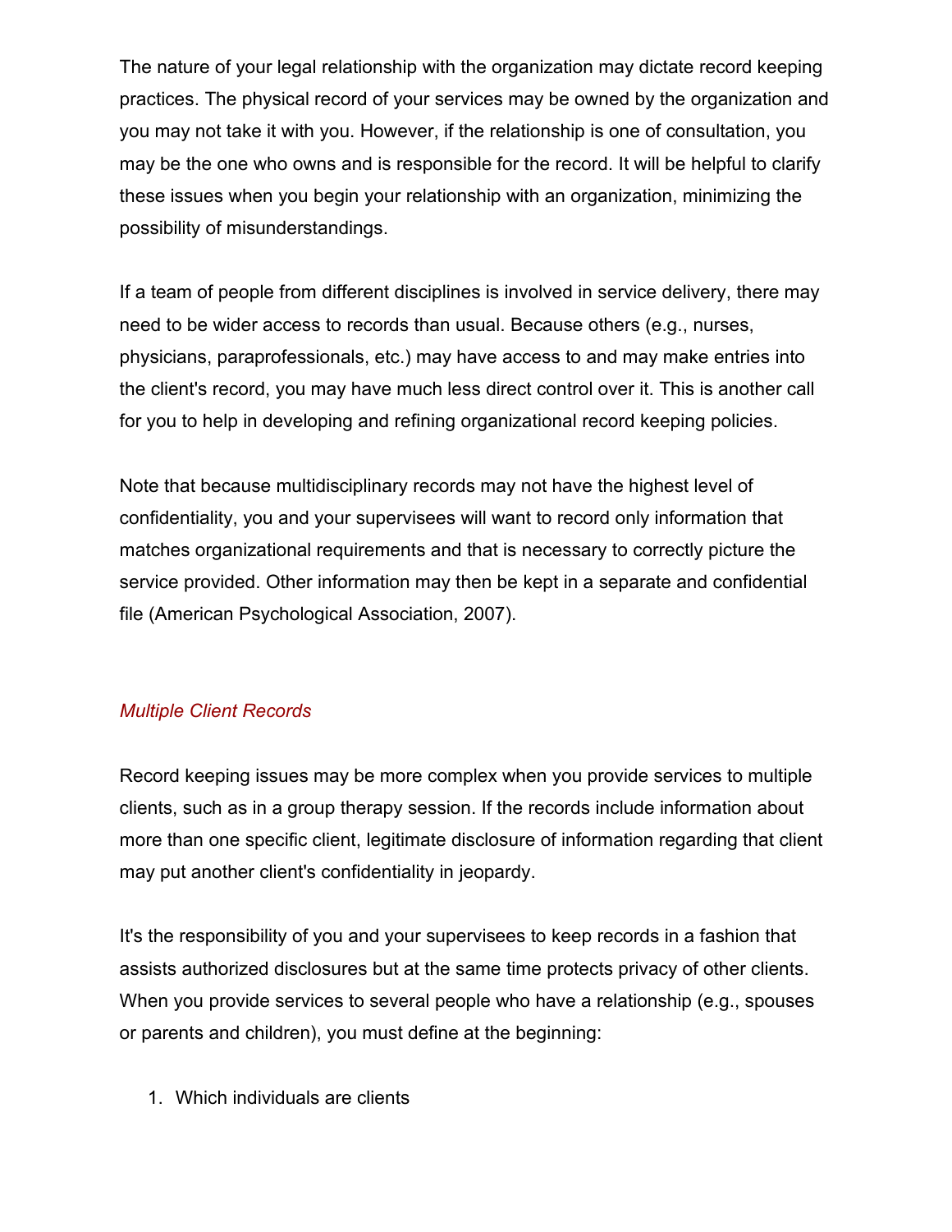The nature of your legal relationship with the organization may dictate record keeping practices. The physical record of your services may be owned by the organization and you may not take it with you. However, if the relationship is one of consultation, you may be the one who owns and is responsible for the record. It will be helpful to clarify these issues when you begin your relationship with an organization, minimizing the possibility of misunderstandings.

If a team of people from different disciplines is involved in service delivery, there may need to be wider access to records than usual. Because others (e.g., nurses, physicians, paraprofessionals, etc.) may have access to and may make entries into the client's record, you may have much less direct control over it. This is another call for you to help in developing and refining organizational record keeping policies.

Note that because multidisciplinary records may not have the highest level of confidentiality, you and your supervisees will want to record only information that matches organizational requirements and that is necessary to correctly picture the service provided. Other information may then be kept in a separate and confidential file (American Psychological Association, 2007).

### *Multiple Client Records*

Record keeping issues may be more complex when you provide services to multiple clients, such as in a group therapy session. If the records include information about more than one specific client, legitimate disclosure of information regarding that client may put another client's confidentiality in jeopardy.

It's the responsibility of you and your supervisees to keep records in a fashion that assists authorized disclosures but at the same time protects privacy of other clients. When you provide services to several people who have a relationship (e.g., spouses or parents and children), you must define at the beginning:

1. Which individuals are clients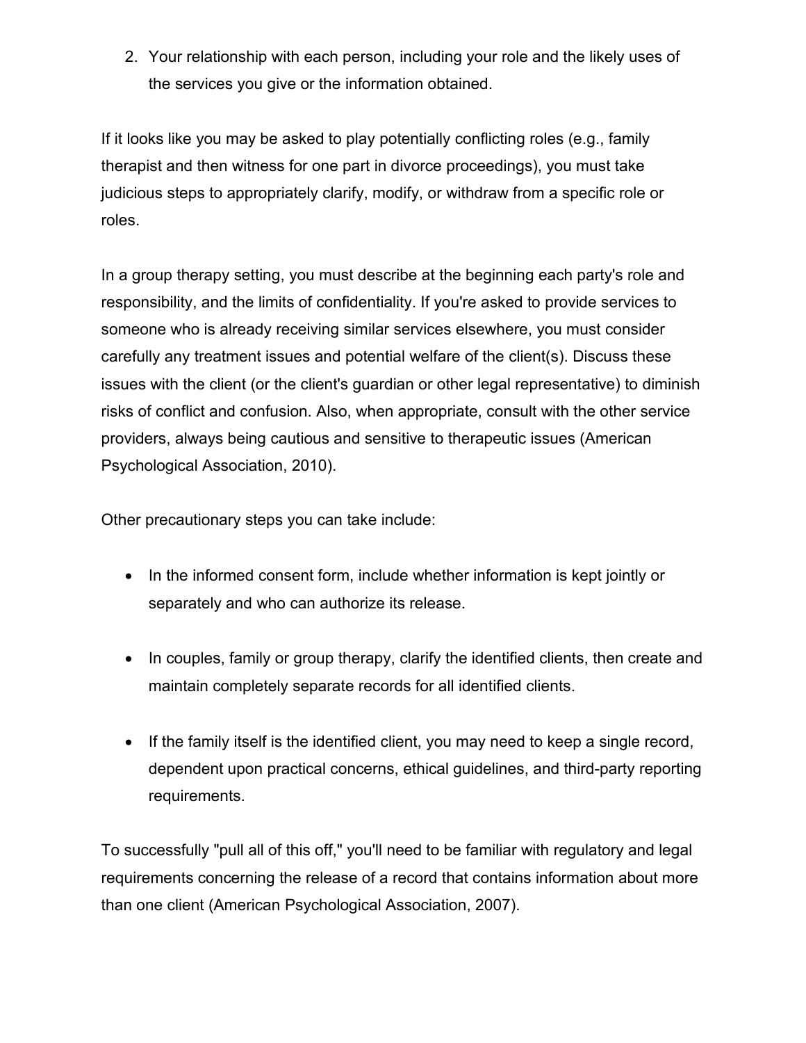2. Your relationship with each person, including your role and the likely uses of the services you give or the information obtained.

If it looks like you may be asked to play potentially conflicting roles (e.g., family therapist and then witness for one part in divorce proceedings), you must take judicious steps to appropriately clarify, modify, or withdraw from a specific role or roles.

In a group therapy setting, you must describe at the beginning each party's role and responsibility, and the limits of confidentiality. If you're asked to provide services to someone who is already receiving similar services elsewhere, you must consider carefully any treatment issues and potential welfare of the client(s). Discuss these issues with the client (or the client's guardian or other legal representative) to diminish risks of conflict and confusion. Also, when appropriate, consult with the other service providers, always being cautious and sensitive to therapeutic issues (American Psychological Association, 2010).

Other precautionary steps you can take include:

- In the informed consent form, include whether information is kept jointly or separately and who can authorize its release.
- In couples, family or group therapy, clarify the identified clients, then create and maintain completely separate records for all identified clients.
- If the family itself is the identified client, you may need to keep a single record, dependent upon practical concerns, ethical guidelines, and third-party reporting requirements.

To successfully "pull all of this off," you'll need to be familiar with regulatory and legal requirements concerning the release of a record that contains information about more than one client (American Psychological Association, 2007).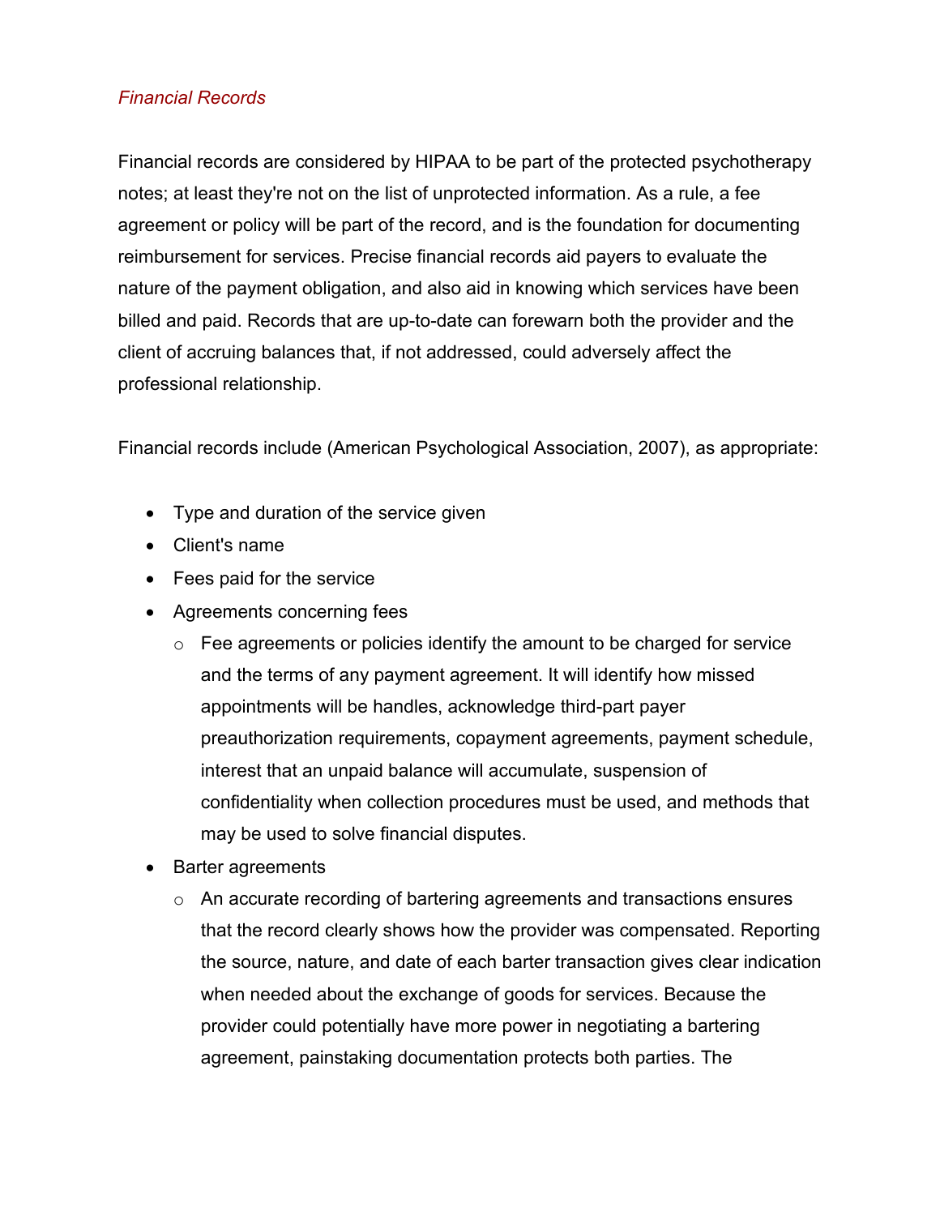*Financial Records*

Financial records are considered by HIPAA to be part of the protected psychotherapy notes; at least they're not on the list of unprotected information. As a rule, a fee agreement or policy will be part of the record, and is the foundation for documenting reimbursement for services. Precise financial records aid payers to evaluate the nature of the payment obligation, and also aid in knowing which services have been billed and paid. Records that are up-to-date can forewarn both the provider and the client of accruing balances that, if not addressed, could adversely affect the professional relationship.

Financial records include (American Psychological Association, 2007), as appropriate:

- Type and duration of the service given
- Client's name
- Fees paid for the service
- Agreements concerning fees
  - Fee agreements or policies identify the amount to be charged for service and the terms of any payment agreement. It will identify how missed appointments will be handles, acknowledge third-part payer preauthorization requirements, copayment agreements, payment schedule, interest that an unpaid balance will accumulate, suspension of confidentiality when collection procedures must be used, and methods that may be used to solve financial disputes.
- Barter agreements
  - An accurate recording of bartering agreements and transactions ensures that the record clearly shows how the provider was compensated. Reporting the source, nature, and date of each barter transaction gives clear indication when needed about the exchange of goods for services. Because the provider could potentially have more power in negotiating a bartering agreement, painstaking documentation protects both parties. The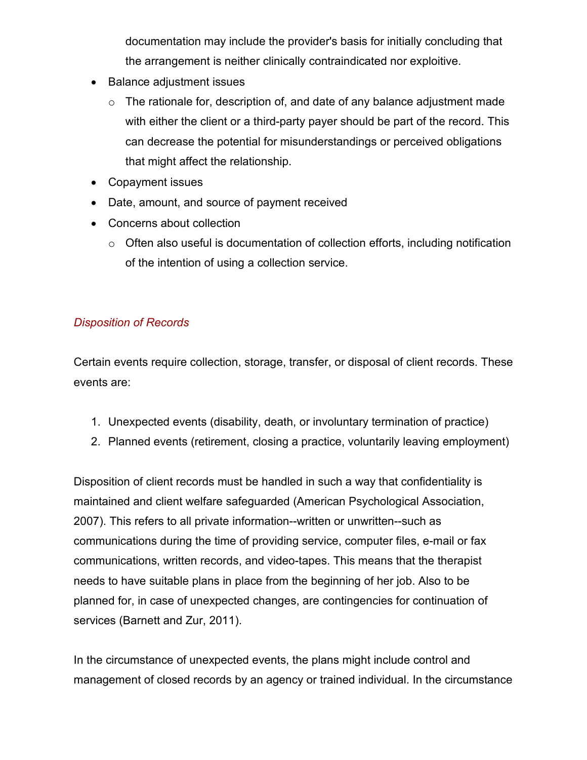documentation may include the provider's basis for initially concluding that the arrangement is neither clinically contraindicated nor exploitive.

- Balance adjustment issues
  - The rationale for, description of, and date of any balance adjustment made with either the client or a third-party payer should be part of the record. This can decrease the potential for misunderstandings or perceived obligations that might affect the relationship.
- Copayment issues
- Date, amount, and source of payment received
- Concerns about collection
  - Often also useful is documentation of collection efforts, including notification of the intention of using a collection service.

*Disposition of Records*

Certain events require collection, storage, transfer, or disposal of client records. These events are:

1. Unexpected events (disability, death, or involuntary termination of practice)
2. Planned events (retirement, closing a practice, voluntarily leaving employment)

Disposition of client records must be handled in such a way that confidentiality is maintained and client welfare safeguarded (American Psychological Association, 2007). This refers to all private information--written or unwritten--such as communications during the time of providing service, computer files, e-mail or fax communications, written records, and video-tapes. This means that the therapist needs to have suitable plans in place from the beginning of her job. Also to be planned for, in case of unexpected changes, are contingencies for continuation of services (Barnett and Zur, 2011).

In the circumstance of unexpected events, the plans might include control and management of closed records by an agency or trained individual. In the circumstance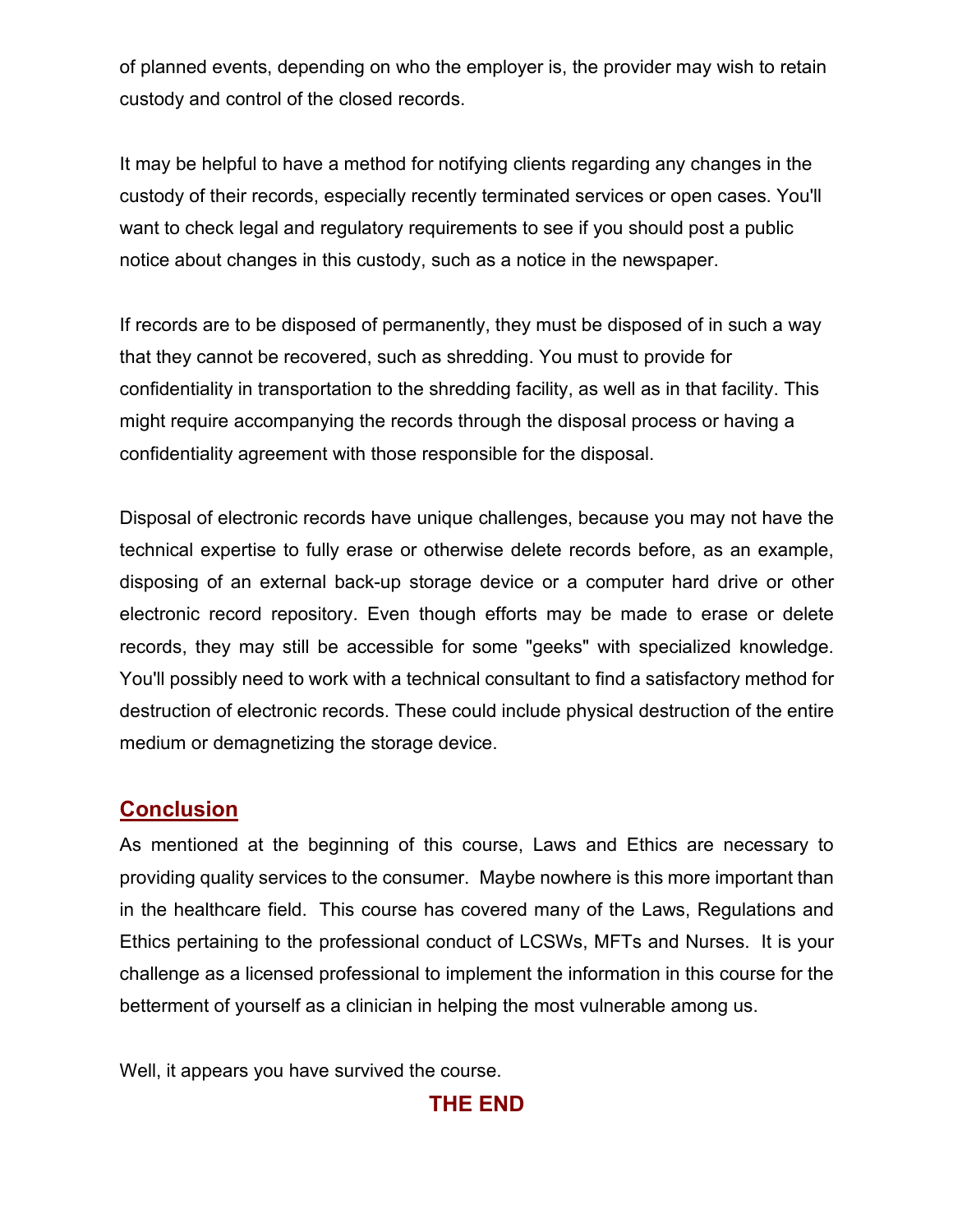of planned events, depending on who the employer is, the provider may wish to retain custody and control of the closed records.

It may be helpful to have a method for notifying clients regarding any changes in the custody of their records, especially recently terminated services or open cases. You'll want to check legal and regulatory requirements to see if you should post a public notice about changes in this custody, such as a notice in the newspaper.

If records are to be disposed of permanently, they must be disposed of in such a way that they cannot be recovered, such as shredding. You must to provide for confidentiality in transportation to the shredding facility, as well as in that facility. This might require accompanying the records through the disposal process or having a confidentiality agreement with those responsible for the disposal.

Disposal of electronic records have unique challenges, because you may not have the technical expertise to fully erase or otherwise delete records before, as an example, disposing of an external back-up storage device or a computer hard drive or other electronic record repository. Even though efforts may be made to erase or delete records, they may still be accessible for some "geeks" with specialized knowledge. You'll possibly need to work with a technical consultant to find a satisfactory method for destruction of electronic records. These could include physical destruction of the entire medium or demagnetizing the storage device.

## Conclusion

As mentioned at the beginning of this course, Laws and Ethics are necessary to providing quality services to the consumer. Maybe nowhere is this more important than in the healthcare field. This course has covered many of the Laws, Regulations and Ethics pertaining to the professional conduct of LCSWs, MFTs and Nurses. It is your challenge as a licensed professional to implement the information in this course for the betterment of yourself as a clinician in helping the most vulnerable among us.

Well, it appears you have survived the course.

**THE END**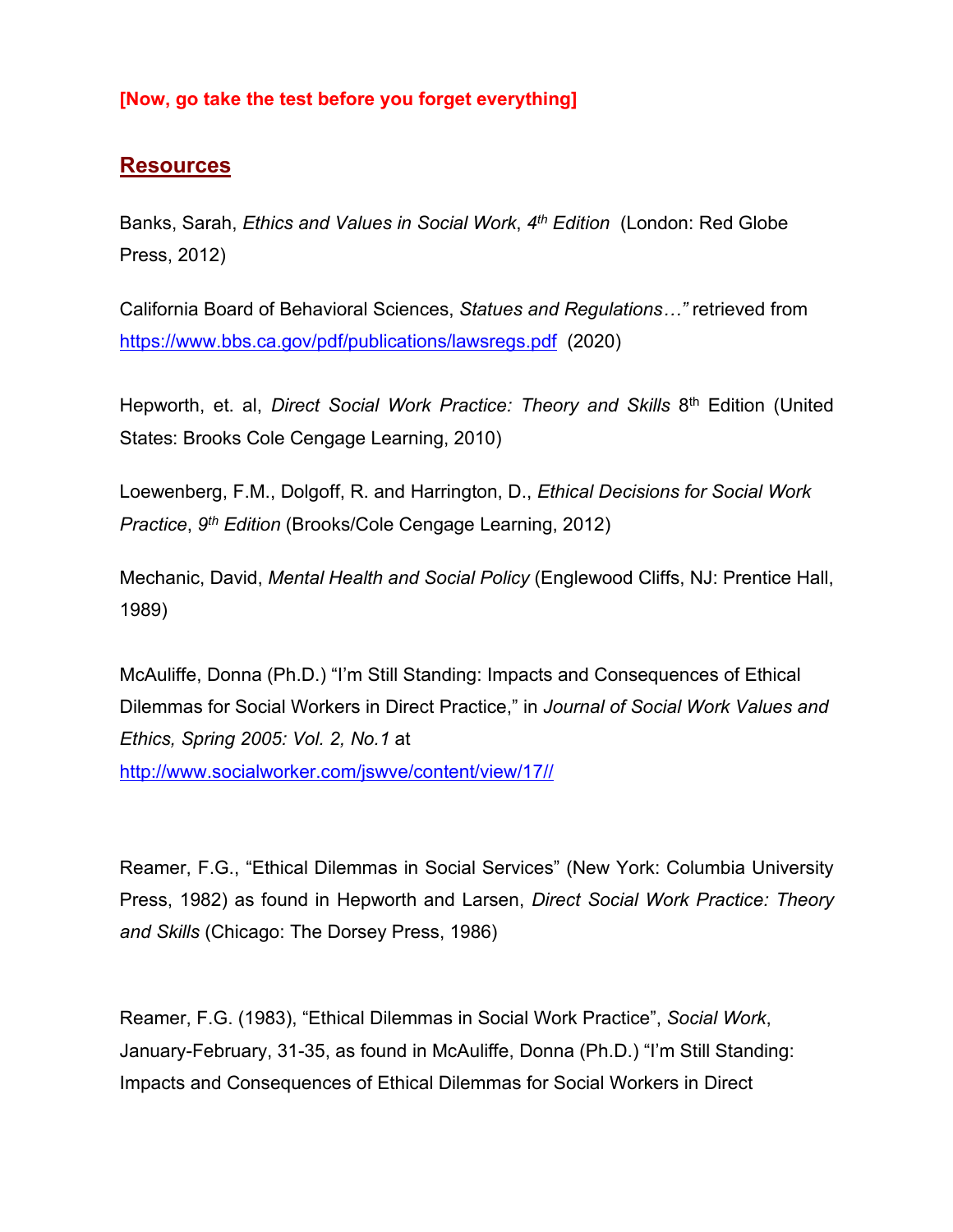**[Now, go take the test before you forget everything]**

## Resources

Banks, Sarah, *Ethics and Values in Social Work*, *4th Edition* (London: Red Globe Press, 2012)

California Board of Behavioral Sciences, *Statues and Regulations…"* retrieved from https://www.bbs.ca.gov/pdf/publications/lawsregs.pdf (2020)

Hepworth, et. al, *Direct Social Work Practice: Theory and Skills* 8th Edition (United States: Brooks Cole Cengage Learning, 2010)

Loewenberg, F.M., Dolgoff, R. and Harrington, D., *Ethical Decisions for Social Work Practice*, *9th Edition* (Brooks/Cole Cengage Learning, 2012)

Mechanic, David, *Mental Health and Social Policy* (Englewood Cliffs, NJ: Prentice Hall, 1989)

McAuliffe, Donna (Ph.D.) "I'm Still Standing: Impacts and Consequences of Ethical Dilemmas for Social Workers in Direct Practice," in *Journal of Social Work Values and Ethics, Spring 2005: Vol. 2, No.1* at http://www.socialworker.com/jswve/content/view/17//

Reamer, F.G., "Ethical Dilemmas in Social Services" (New York: Columbia University Press, 1982) as found in Hepworth and Larsen, *Direct Social Work Practice: Theory and Skills* (Chicago: The Dorsey Press, 1986)

Reamer, F.G. (1983), "Ethical Dilemmas in Social Work Practice", *Social Work*, January-February, 31-35, as found in McAuliffe, Donna (Ph.D.) "I'm Still Standing: Impacts and Consequences of Ethical Dilemmas for Social Workers in Direct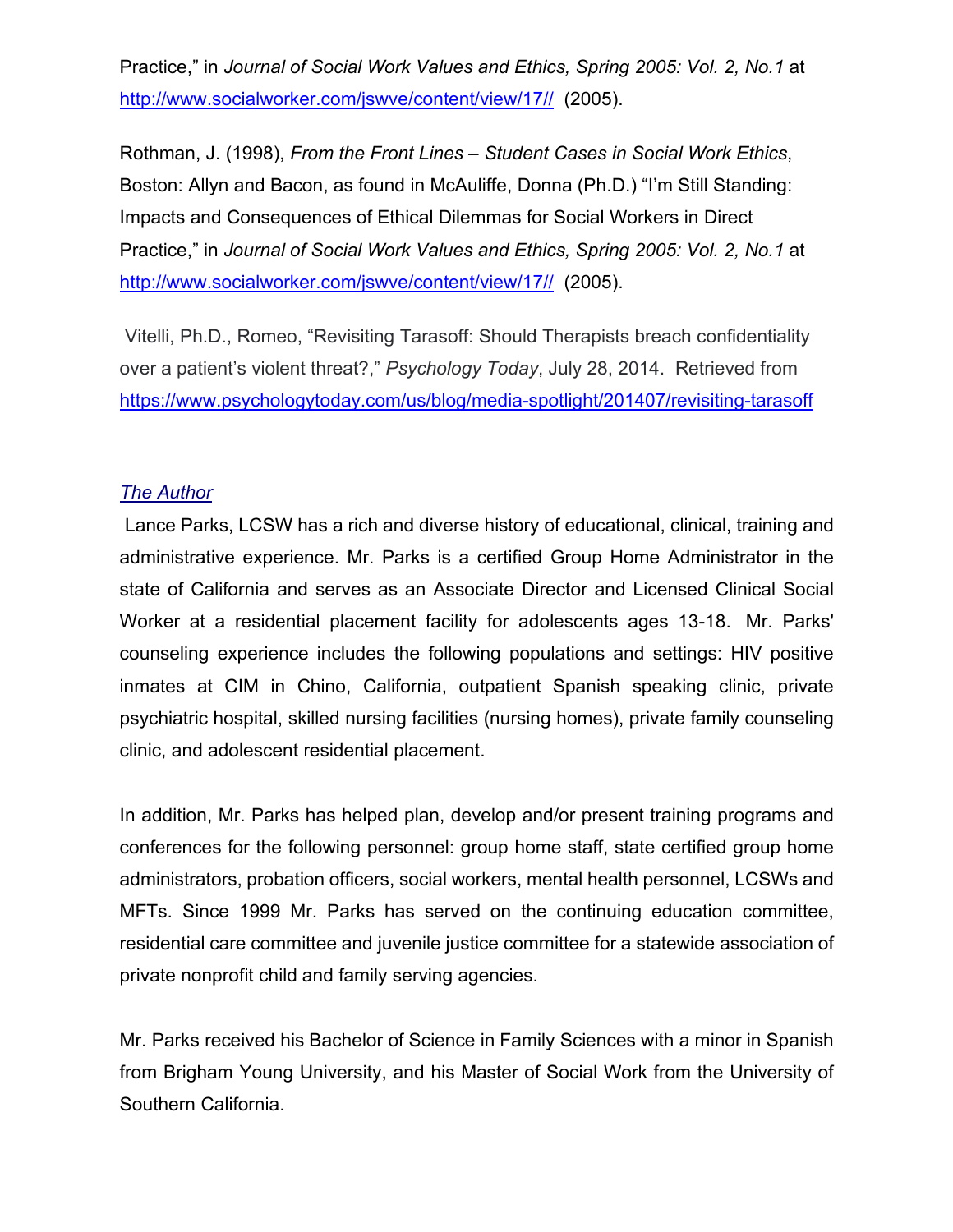Practice," in *Journal of Social Work Values and Ethics, Spring 2005: Vol. 2, No.1* at http://www.socialworker.com/jswve/content/view/17// (2005).

Rothman, J. (1998), *From the Front Lines – Student Cases in Social Work Ethics*, Boston: Allyn and Bacon, as found in McAuliffe, Donna (Ph.D.) "I'm Still Standing: Impacts and Consequences of Ethical Dilemmas for Social Workers in Direct Practice," in *Journal of Social Work Values and Ethics, Spring 2005: Vol. 2, No.1* at http://www.socialworker.com/jswve/content/view/17// (2005).

Vitelli, Ph.D., Romeo, "Revisiting Tarasoff: Should Therapists breach confidentiality over a patient's violent threat?," *Psychology Today*, July 28, 2014. Retrieved from https://www.psychologytoday.com/us/blog/media-spotlight/201407/revisiting-tarasoff

## *The Author*

Lance Parks, LCSW has a rich and diverse history of educational, clinical, training and administrative experience. Mr. Parks is a certified Group Home Administrator in the state of California and serves as an Associate Director and Licensed Clinical Social Worker at a residential placement facility for adolescents ages 13-18. Mr. Parks' counseling experience includes the following populations and settings: HIV positive inmates at CIM in Chino, California, outpatient Spanish speaking clinic, private psychiatric hospital, skilled nursing facilities (nursing homes), private family counseling clinic, and adolescent residential placement.

In addition, Mr. Parks has helped plan, develop and/or present training programs and conferences for the following personnel: group home staff, state certified group home administrators, probation officers, social workers, mental health personnel, LCSWs and MFTs. Since 1999 Mr. Parks has served on the continuing education committee, residential care committee and juvenile justice committee for a statewide association of private nonprofit child and family serving agencies.

Mr. Parks received his Bachelor of Science in Family Sciences with a minor in Spanish from Brigham Young University, and his Master of Social Work from the University of Southern California.